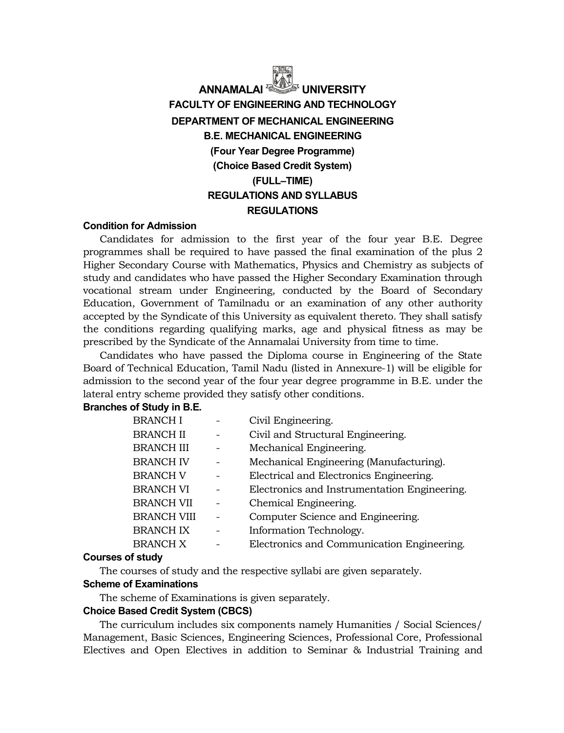# ANNAMALAI UNIVERSITY

## FACULTY OF ENGINEERING AND TECHNOLOGY

## DEPARTMENT OF MECHANICAL ENGINEERING

## B.E. MECHANICAL ENGINEERING

**(Four Year Degree Programme)**

**(Choice Based Credit System)**

**(FULL–TIME)**

**REGULATIONS AND SYLLABUS**

**REGULATIONS**

### Condition for Admission

Candidates for admission to the first year of the four year B.E. Degree programmes shall be required to have passed the final examination of the plus 2 Higher Secondary Course with Mathematics, Physics and Chemistry as subjects of study and candidates who have passed the Higher Secondary Examination through vocational stream under Engineering, conducted by the Board of Secondary Education, Government of Tamilnadu or an examination of any other authority accepted by the Syndicate of this University as equivalent thereto. They shall satisfy the conditions regarding qualifying marks, age and physical fitness as may be prescribed by the Syndicate of the Annamalai University from time to time.

Candidates who have passed the Diploma course in Engineering of the State Board of Technical Education, Tamil Nadu (listed in Annexure-1) will be eligible for admission to the second year of the four year degree programme in B.E. under the lateral entry scheme provided they satisfy other conditions.

### Branches of Study in B.E.

| | | |
|---|---|---|
| BRANCH I | - | Civil Engineering. |
| BRANCH II | - | Civil and Structural Engineering. |
| BRANCH III | - | Mechanical Engineering. |
| BRANCH IV | - | Mechanical Engineering (Manufacturing). |
| BRANCH V | - | Electrical and Electronics Engineering. |
| BRANCH VI | - | Electronics and Instrumentation Engineering. |
| BRANCH VII | - | Chemical Engineering. |
| BRANCH VIII | - | Computer Science and Engineering. |
| BRANCH IX | - | Information Technology. |
| BRANCH X | - | Electronics and Communication Engineering. |

### Courses of study

The courses of study and the respective syllabi are given separately.

### Scheme of Examinations

The scheme of Examinations is given separately.

### Choice Based Credit System (CBCS)

The curriculum includes six components namely Humanities / Social Sciences/ Management, Basic Sciences, Engineering Sciences, Professional Core, Professional Electives and Open Electives in addition to Seminar & Industrial Training and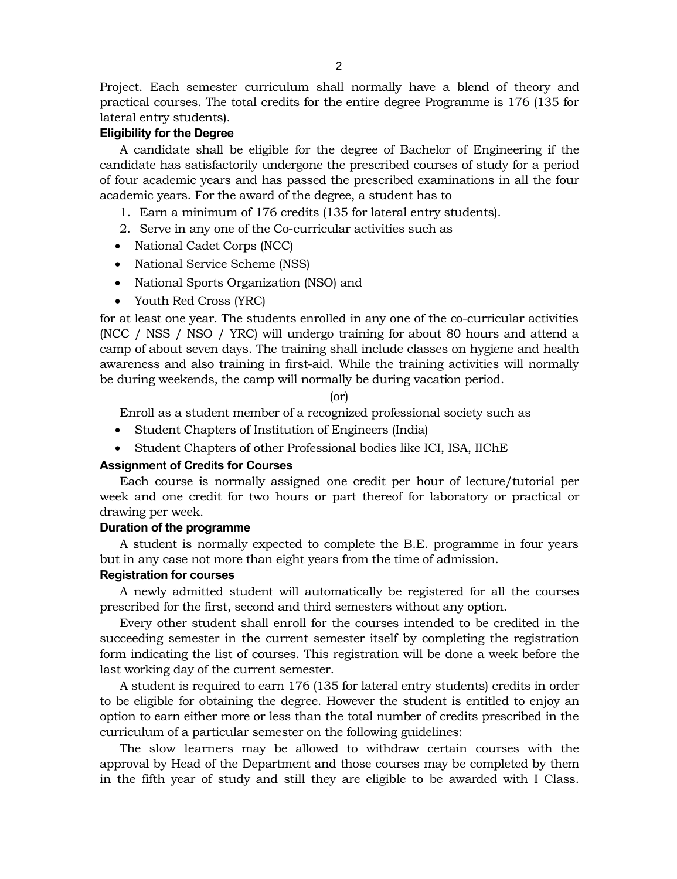Project. Each semester curriculum shall normally have a blend of theory and practical courses. The total credits for the entire degree Programme is 176 (135 for lateral entry students).

### Eligibility for the Degree

A candidate shall be eligible for the degree of Bachelor of Engineering if the candidate has satisfactorily undergone the prescribed courses of study for a period of four academic years and has passed the prescribed examinations in all the four academic years. For the award of the degree, a student has to

1. Earn a minimum of 176 credits (135 for lateral entry students).
2. Serve in any one of the Co-curricular activities such as

- National Cadet Corps (NCC)
- National Service Scheme (NSS)
- National Sports Organization (NSO) and
- Youth Red Cross (YRC)

for at least one year. The students enrolled in any one of the co-curricular activities (NCC / NSS / NSO / YRC) will undergo training for about 80 hours and attend a camp of about seven days. The training shall include classes on hygiene and health awareness and also training in first-aid. While the training activities will normally be during weekends, the camp will normally be during vacation period.

(or)

Enroll as a student member of a recognized professional society such as

- Student Chapters of Institution of Engineers (India)
- Student Chapters of other Professional bodies like ICI, ISA, IIChE

### Assignment of Credits for Courses

Each course is normally assigned one credit per hour of lecture/tutorial per week and one credit for two hours or part thereof for laboratory or practical or drawing per week.

### Duration of the programme

A student is normally expected to complete the B.E. programme in four years but in any case not more than eight years from the time of admission.

### Registration for courses

A newly admitted student will automatically be registered for all the courses prescribed for the first, second and third semesters without any option.

Every other student shall enroll for the courses intended to be credited in the succeeding semester in the current semester itself by completing the registration form indicating the list of courses. This registration will be done a week before the last working day of the current semester.

A student is required to earn 176 (135 for lateral entry students) credits in order to be eligible for obtaining the degree. However the student is entitled to enjoy an option to earn either more or less than the total number of credits prescribed in the curriculum of a particular semester on the following guidelines:

The slow learners may be allowed to withdraw certain courses with the approval by Head of the Department and those courses may be completed by them in the fifth year of study and still they are eligible to be awarded with I Class.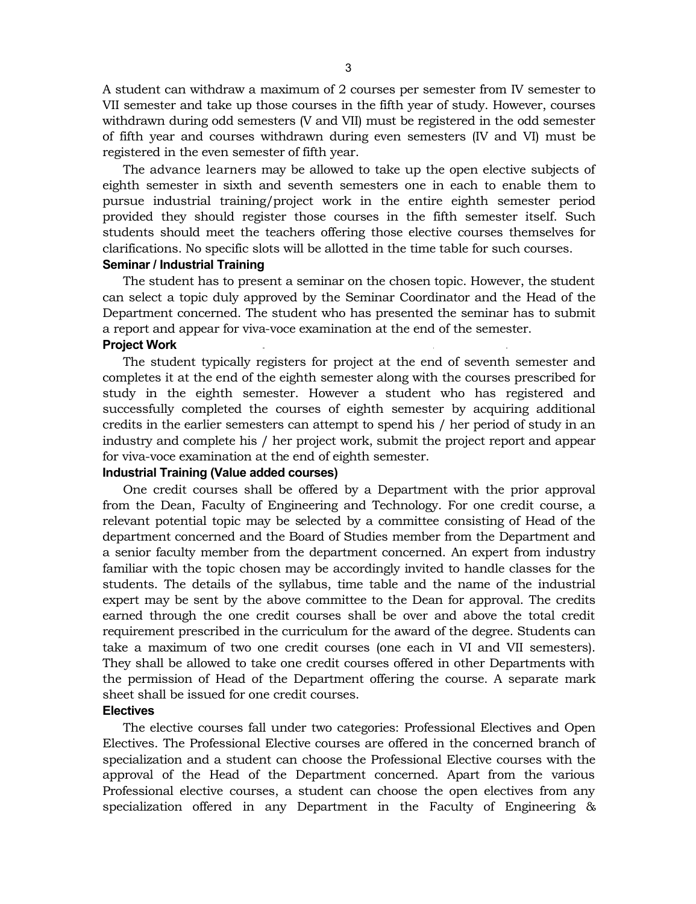A student can withdraw a maximum of 2 courses per semester from IV semester to VII semester and take up those courses in the fifth year of study. However, courses withdrawn during odd semesters (V and VII) must be registered in the odd semester of fifth year and courses withdrawn during even semesters (IV and VI) must be registered in the even semester of fifth year.

The advance learners may be allowed to take up the open elective subjects of eighth semester in sixth and seventh semesters one in each to enable them to pursue industrial training/project work in the entire eighth semester period provided they should register those courses in the fifth semester itself. Such students should meet the teachers offering those elective courses themselves for clarifications. No specific slots will be allotted in the time table for such courses.

### Seminar / Industrial Training

The student has to present a seminar on the chosen topic. However, the student can select a topic duly approved by the Seminar Coordinator and the Head of the Department concerned. The student who has presented the seminar has to submit a report and appear for viva-voce examination at the end of the semester.

### Project Work

The student typically registers for project at the end of seventh semester and completes it at the end of the eighth semester along with the courses prescribed for study in the eighth semester. However a student who has registered and successfully completed the courses of eighth semester by acquiring additional credits in the earlier semesters can attempt to spend his / her period of study in an industry and complete his / her project work, submit the project report and appear for viva-voce examination at the end of eighth semester.

### Industrial Training (Value added courses)

One credit courses shall be offered by a Department with the prior approval from the Dean, Faculty of Engineering and Technology. For one credit course, a relevant potential topic may be selected by a committee consisting of Head of the department concerned and the Board of Studies member from the Department and a senior faculty member from the department concerned. An expert from industry familiar with the topic chosen may be accordingly invited to handle classes for the students. The details of the syllabus, time table and the name of the industrial expert may be sent by the above committee to the Dean for approval. The credits earned through the one credit courses shall be over and above the total credit requirement prescribed in the curriculum for the award of the degree. Students can take a maximum of two one credit courses (one each in VI and VII semesters). They shall be allowed to take one credit courses offered in other Departments with the permission of Head of the Department offering the course. A separate mark sheet shall be issued for one credit courses.

### Electives

The elective courses fall under two categories: Professional Electives and Open Electives. The Professional Elective courses are offered in the concerned branch of specialization and a student can choose the Professional Elective courses with the approval of the Head of the Department concerned. Apart from the various Professional elective courses, a student can choose the open electives from any specialization offered in any Department in the Faculty of Engineering &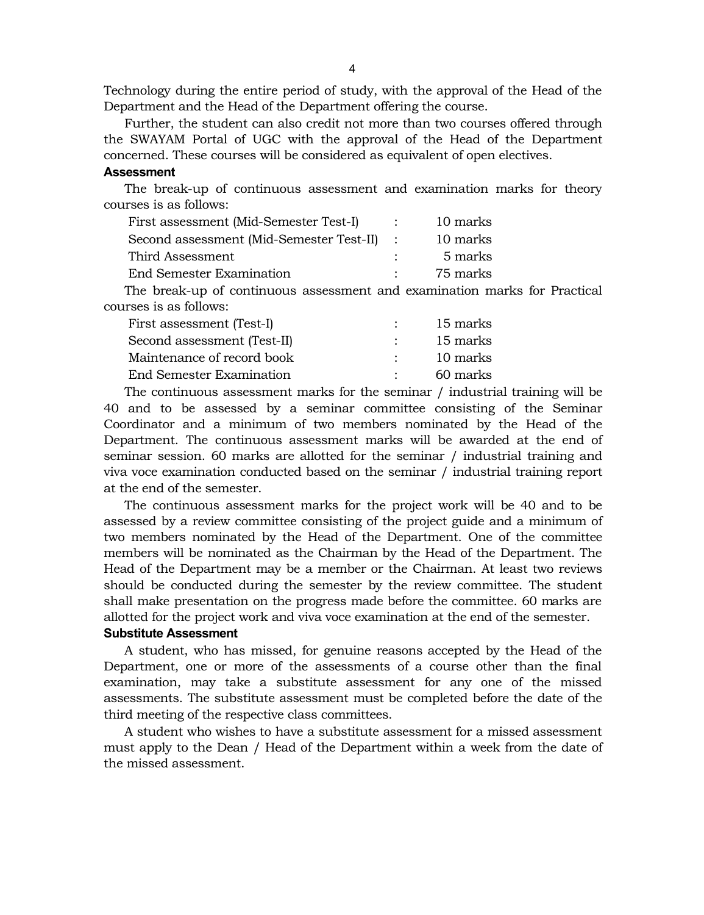Technology during the entire period of study, with the approval of the Head of the Department and the Head of the Department offering the course.

Further, the student can also credit not more than two courses offered through the SWAYAM Portal of UGC with the approval of the Head of the Department concerned. These courses will be considered as equivalent of open electives.

### Assessment

The break-up of continuous assessment and examination marks for theory courses is as follows:

| | | |
|---|---|---|
| First assessment (Mid-Semester Test-I) | : | 10 marks |
| Second assessment (Mid-Semester Test-II) | : | 10 marks |
| Third Assessment | : | 5 marks |
| End Semester Examination | : | 75 marks |

The break-up of continuous assessment and examination marks for Practical courses is as follows:

| | | |
|---|---|---|
| First assessment (Test-I) | : | 15 marks |
| Second assessment (Test-II) | : | 15 marks |
| Maintenance of record book | : | 10 marks |
| End Semester Examination | : | 60 marks |

The continuous assessment marks for the seminar / industrial training will be 40 and to be assessed by a seminar committee consisting of the Seminar Coordinator and a minimum of two members nominated by the Head of the Department. The continuous assessment marks will be awarded at the end of seminar session. 60 marks are allotted for the seminar / industrial training and viva voce examination conducted based on the seminar / industrial training report at the end of the semester.

The continuous assessment marks for the project work will be 40 and to be assessed by a review committee consisting of the project guide and a minimum of two members nominated by the Head of the Department. One of the committee members will be nominated as the Chairman by the Head of the Department. The Head of the Department may be a member or the Chairman. At least two reviews should be conducted during the semester by the review committee. The student shall make presentation on the progress made before the committee. 60 marks are allotted for the project work and viva voce examination at the end of the semester.

### Substitute Assessment

A student, who has missed, for genuine reasons accepted by the Head of the Department, one or more of the assessments of a course other than the final examination, may take a substitute assessment for any one of the missed assessments. The substitute assessment must be completed before the date of the third meeting of the respective class committees.

A student who wishes to have a substitute assessment for a missed assessment must apply to the Dean / Head of the Department within a week from the date of the missed assessment.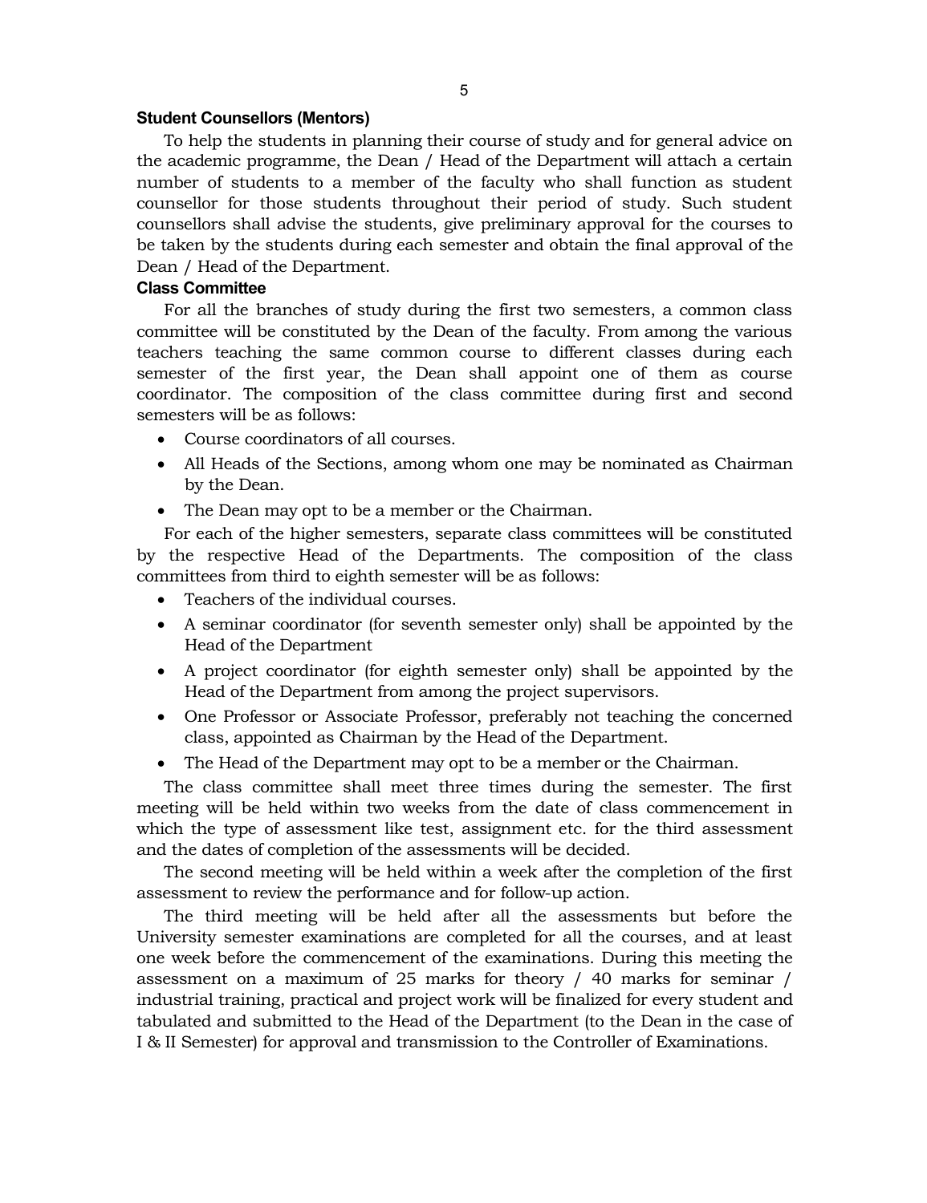**Student Counsellors (Mentors)**

To help the students in planning their course of study and for general advice on the academic programme, the Dean / Head of the Department will attach a certain number of students to a member of the faculty who shall function as student counsellor for those students throughout their period of study. Such student counsellors shall advise the students, give preliminary approval for the courses to be taken by the students during each semester and obtain the final approval of the Dean / Head of the Department.

**Class Committee**

For all the branches of study during the first two semesters, a common class committee will be constituted by the Dean of the faculty. From among the various teachers teaching the same common course to different classes during each semester of the first year, the Dean shall appoint one of them as course coordinator. The composition of the class committee during first and second semesters will be as follows:

- Course coordinators of all courses.
- All Heads of the Sections, among whom one may be nominated as Chairman by the Dean.
- The Dean may opt to be a member or the Chairman.

For each of the higher semesters, separate class committees will be constituted by the respective Head of the Departments. The composition of the class committees from third to eighth semester will be as follows:

- Teachers of the individual courses.
- A seminar coordinator (for seventh semester only) shall be appointed by the Head of the Department
- A project coordinator (for eighth semester only) shall be appointed by the Head of the Department from among the project supervisors.
- One Professor or Associate Professor, preferably not teaching the concerned class, appointed as Chairman by the Head of the Department.
- The Head of the Department may opt to be a member or the Chairman.

The class committee shall meet three times during the semester. The first meeting will be held within two weeks from the date of class commencement in which the type of assessment like test, assignment etc. for the third assessment and the dates of completion of the assessments will be decided.

The second meeting will be held within a week after the completion of the first assessment to review the performance and for follow-up action.

The third meeting will be held after all the assessments but before the University semester examinations are completed for all the courses, and at least one week before the commencement of the examinations. During this meeting the assessment on a maximum of 25 marks for theory / 40 marks for seminar / industrial training, practical and project work will be finalized for every student and tabulated and submitted to the Head of the Department (to the Dean in the case of I & II Semester) for approval and transmission to the Controller of Examinations.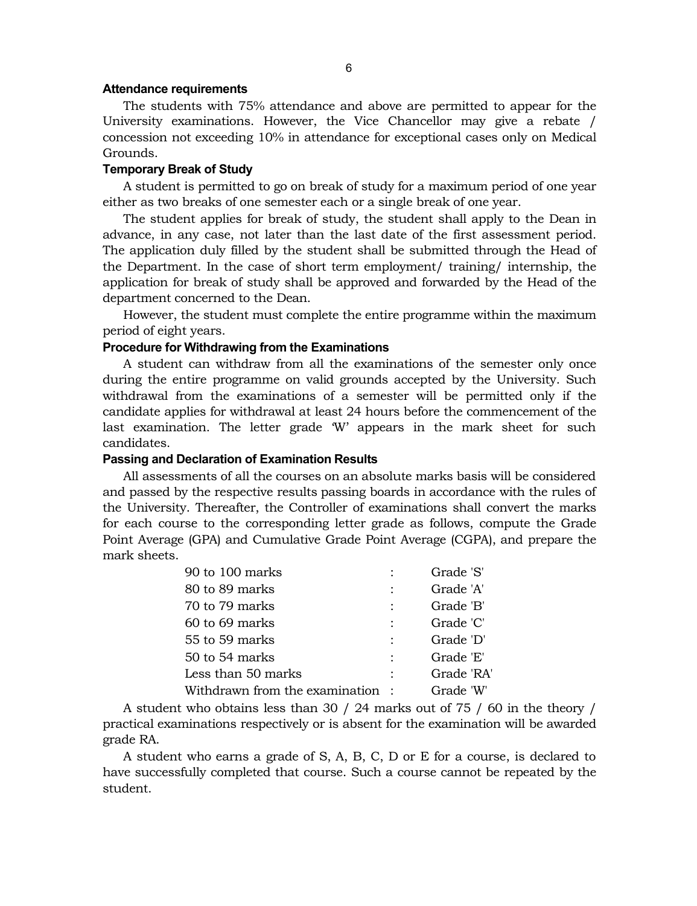### Attendance requirements

The students with 75% attendance and above are permitted to appear for the University examinations. However, the Vice Chancellor may give a rebate / concession not exceeding 10% in attendance for exceptional cases only on Medical Grounds.

### Temporary Break of Study

A student is permitted to go on break of study for a maximum period of one year either as two breaks of one semester each or a single break of one year.

The student applies for break of study, the student shall apply to the Dean in advance, in any case, not later than the last date of the first assessment period. The application duly filled by the student shall be submitted through the Head of the Department. In the case of short term employment/ training/ internship, the application for break of study shall be approved and forwarded by the Head of the department concerned to the Dean.

However, the student must complete the entire programme within the maximum period of eight years.

### Procedure for Withdrawing from the Examinations

A student can withdraw from all the examinations of the semester only once during the entire programme on valid grounds accepted by the University. Such withdrawal from the examinations of a semester will be permitted only if the candidate applies for withdrawal at least 24 hours before the commencement of the last examination. The letter grade 'W' appears in the mark sheet for such candidates.

### Passing and Declaration of Examination Results

All assessments of all the courses on an absolute marks basis will be considered and passed by the respective results passing boards in accordance with the rules of the University. Thereafter, the Controller of examinations shall convert the marks for each course to the corresponding letter grade as follows, compute the Grade Point Average (GPA) and Cumulative Grade Point Average (CGPA), and prepare the mark sheets.

| Marks | | Grade |
|---|---|---|
| 90 to 100 marks | : | Grade 'S' |
| 80 to 89 marks | : | Grade 'A' |
| 70 to 79 marks | : | Grade 'B' |
| 60 to 69 marks | : | Grade 'C' |
| 55 to 59 marks | : | Grade 'D' |
| 50 to 54 marks | : | Grade 'E' |
| Less than 50 marks | : | Grade 'RA' |
| Withdrawn from the examination | : | Grade 'W' |

A student who obtains less than 30 / 24 marks out of 75 / 60 in the theory / practical examinations respectively or is absent for the examination will be awarded grade RA.

A student who earns a grade of S, A, B, C, D or E for a course, is declared to have successfully completed that course. Such a course cannot be repeated by the student.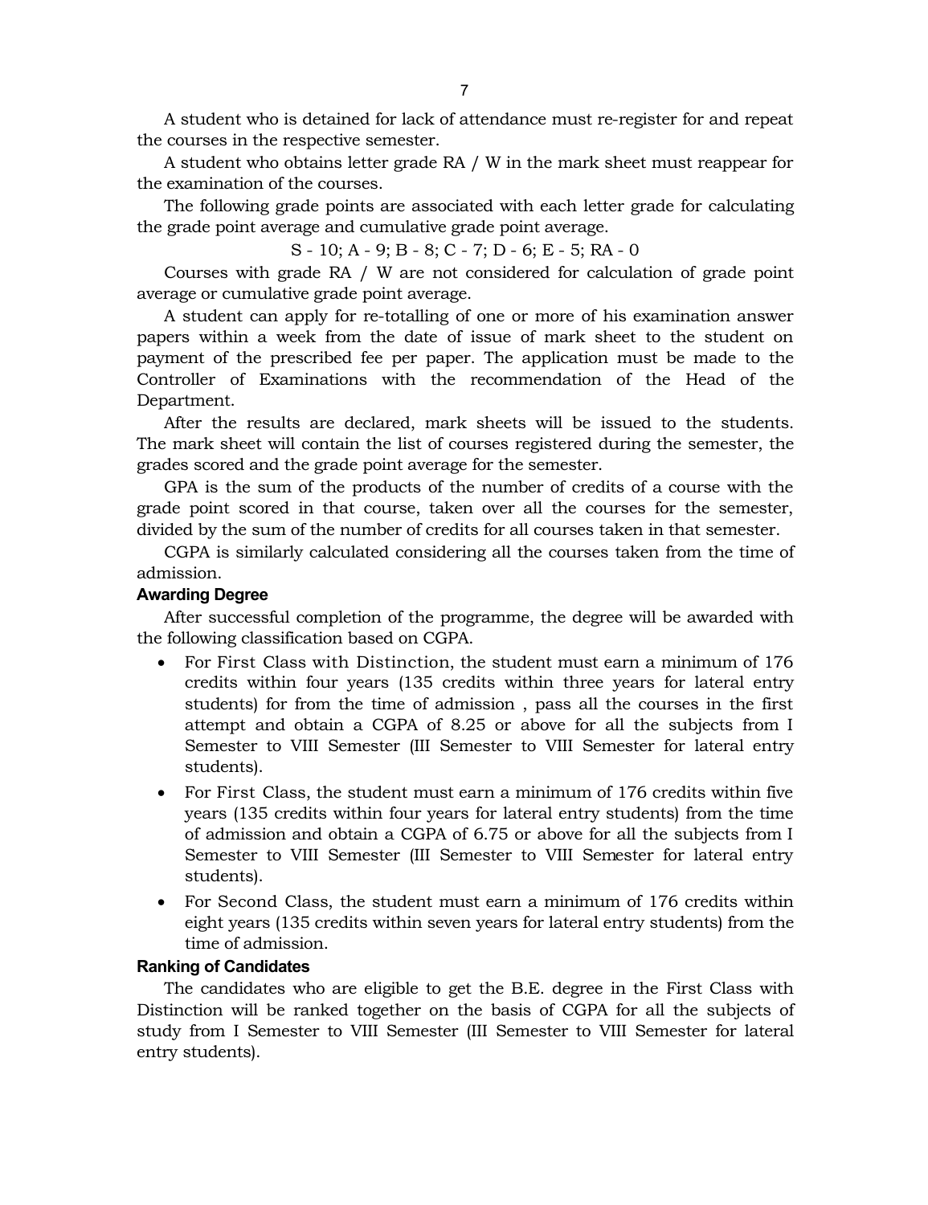A student who is detained for lack of attendance must re-register for and repeat the courses in the respective semester.

A student who obtains letter grade RA / W in the mark sheet must reappear for the examination of the courses.

The following grade points are associated with each letter grade for calculating the grade point average and cumulative grade point average.

S - 10; A - 9; B - 8; C - 7; D - 6; E - 5; RA - 0

Courses with grade RA / W are not considered for calculation of grade point average or cumulative grade point average.

A student can apply for re-totalling of one or more of his examination answer papers within a week from the date of issue of mark sheet to the student on payment of the prescribed fee per paper. The application must be made to the Controller of Examinations with the recommendation of the Head of the Department.

After the results are declared, mark sheets will be issued to the students. The mark sheet will contain the list of courses registered during the semester, the grades scored and the grade point average for the semester.

GPA is the sum of the products of the number of credits of a course with the grade point scored in that course, taken over all the courses for the semester, divided by the sum of the number of credits for all courses taken in that semester.

CGPA is similarly calculated considering all the courses taken from the time of admission.

### Awarding Degree

After successful completion of the programme, the degree will be awarded with the following classification based on CGPA.

- For First Class with Distinction, the student must earn a minimum of 176 credits within four years (135 credits within three years for lateral entry students) for from the time of admission , pass all the courses in the first attempt and obtain a CGPA of 8.25 or above for all the subjects from I Semester to VIII Semester (III Semester to VIII Semester for lateral entry students).
- For First Class, the student must earn a minimum of 176 credits within five years (135 credits within four years for lateral entry students) from the time of admission and obtain a CGPA of 6.75 or above for all the subjects from I Semester to VIII Semester (III Semester to VIII Semester for lateral entry students).
- For Second Class, the student must earn a minimum of 176 credits within eight years (135 credits within seven years for lateral entry students) from the time of admission.

### Ranking of Candidates

The candidates who are eligible to get the B.E. degree in the First Class with Distinction will be ranked together on the basis of CGPA for all the subjects of study from I Semester to VIII Semester (III Semester to VIII Semester for lateral entry students).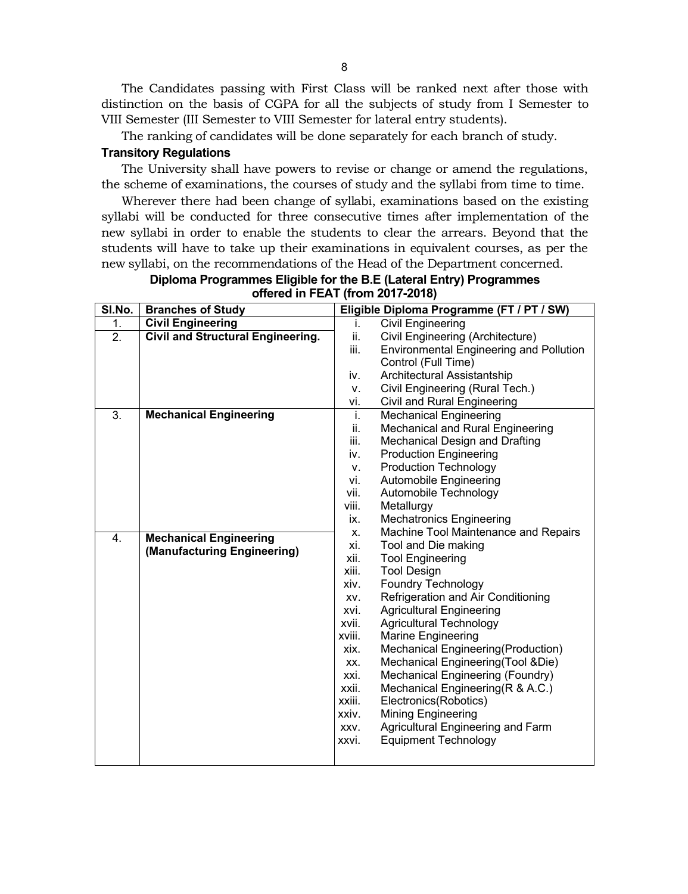The Candidates passing with First Class will be ranked next after those with distinction on the basis of CGPA for all the subjects of study from I Semester to VIII Semester (III Semester to VIII Semester for lateral entry students).

The ranking of candidates will be done separately for each branch of study.

**Transitory Regulations**

The University shall have powers to revise or change or amend the regulations, the scheme of examinations, the courses of study and the syllabi from time to time.

Wherever there had been change of syllabi, examinations based on the existing syllabi will be conducted for three consecutive times after implementation of the new syllabi in order to enable the students to clear the arrears. Beyond that the students will have to take up their examinations in equivalent courses, as per the new syllabi, on the recommendations of the Head of the Department concerned.

**Diploma Programmes Eligible for the B.E (Lateral Entry) Programmes offered in FEAT (from 2017-2018)**

| Sl.No. | Branches of Study | Eligible Diploma Programme (FT / PT / SW) |
|---|---|---|
| 1. | **Civil Engineering** | i. Civil Engineering |
| 2. | **Civil and Structural Engineering.** | ii. Civil Engineering (Architecture) |
| | | iii. Environmental Engineering and Pollution Control (Full Time) |
| | | iv. Architectural Assistantship |
| | | v. Civil Engineering (Rural Tech.) |
| | | vi. Civil and Rural Engineering |
| 3. | **Mechanical Engineering** | i. Mechanical Engineering |
| | | ii. Mechanical and Rural Engineering |
| | | iii. Mechanical Design and Drafting |
| | | iv. Production Engineering |
| | | v. Production Technology |
| | | vi. Automobile Engineering |
| | | vii. Automobile Technology |
| | | viii. Metallurgy |
| | | ix. Mechatronics Engineering |
| 4. | **Mechanical Engineering (Manufacturing Engineering)** | x. Machine Tool Maintenance and Repairs |
| | | xi. Tool and Die making |
| | | xii. Tool Engineering |
| | | xiii. Tool Design |
| | | xiv. Foundry Technology |
| | | xv. Refrigeration and Air Conditioning |
| | | xvi. Agricultural Engineering |
| | | xvii. Agricultural Technology |
| | | xviii. Marine Engineering |
| | | xix. Mechanical Engineering(Production) |
| | | xx. Mechanical Engineering(Tool &Die) |
| | | xxi. Mechanical Engineering (Foundry) |
| | | xxii. Mechanical Engineering(R & A.C.) |
| | | xxiii. Electronics(Robotics) |
| | | xxiv. Mining Engineering |
| | | xxv. Agricultural Engineering and Farm |
| | | xxvi. Equipment Technology |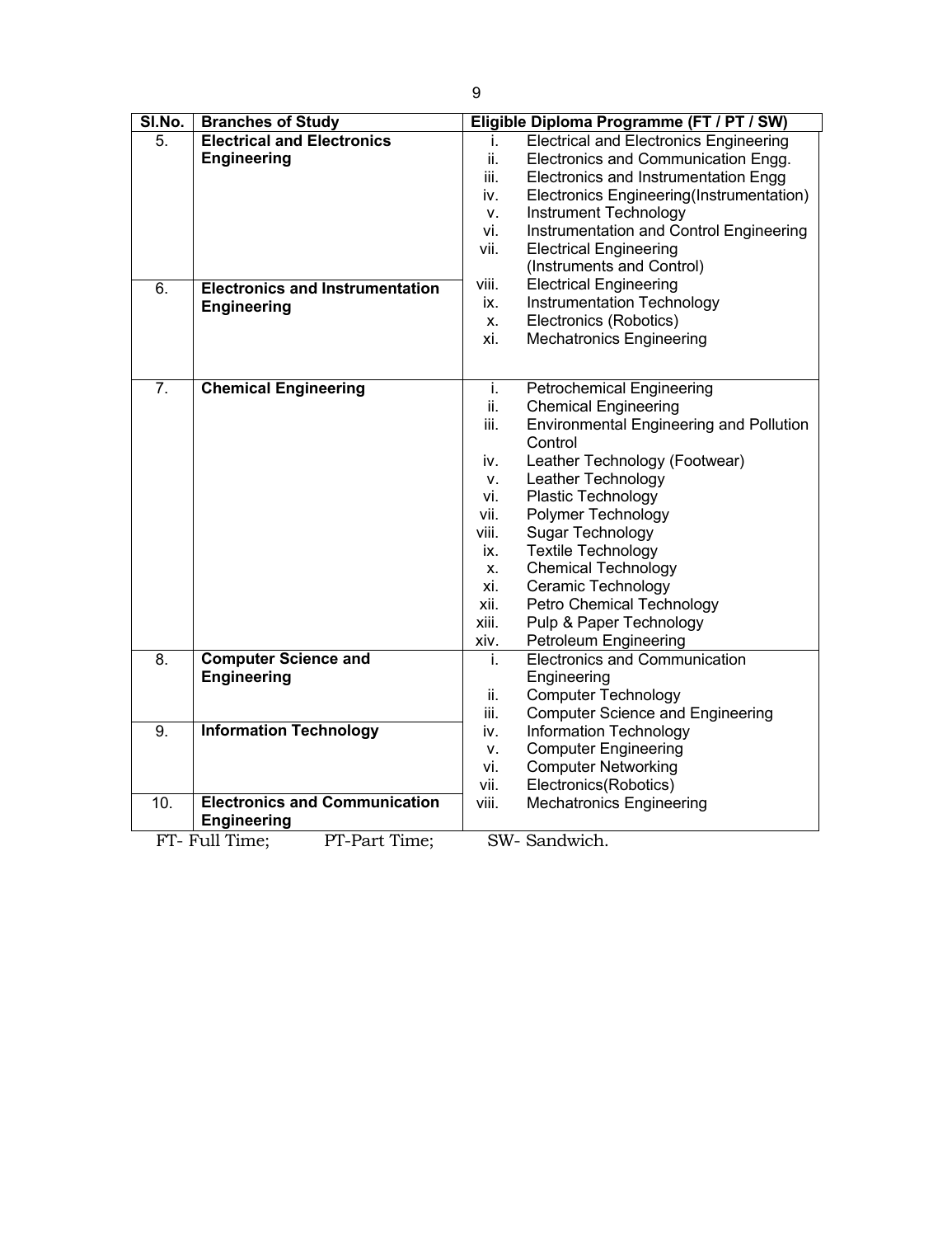| Sl.No. | Branches of Study | Eligible Diploma Programme (FT / PT / SW) |
|---|---|---|
| 5. | **Electrical and Electronics Engineering** | i. Electrical and Electronics Engineering<br>ii. Electronics and Communication Engg.<br>iii. Electronics and Instrumentation Engg<br>iv. Electronics Engineering(Instrumentation)<br>v. Instrument Technology<br>vi. Instrumentation and Control Engineering<br>vii. Electrical Engineering (Instruments and Control)<br>viii. Electrical Engineering<br>ix. Instrumentation Technology<br>x. Electronics (Robotics)<br>xi. Mechatronics Engineering |
| 6. | **Electronics and Instrumentation Engineering** | |
| 7. | **Chemical Engineering** | i. Petrochemical Engineering<br>ii. Chemical Engineering<br>iii. Environmental Engineering and Pollution Control<br>iv. Leather Technology (Footwear)<br>v. Leather Technology<br>vi. Plastic Technology<br>vii. Polymer Technology<br>viii. Sugar Technology<br>ix. Textile Technology<br>x. Chemical Technology<br>xi. Ceramic Technology<br>xii. Petro Chemical Technology<br>xiii. Pulp & Paper Technology<br>xiv. Petroleum Engineering |
| 8. | **Computer Science and Engineering** | i. Electronics and Communication Engineering<br>ii. Computer Technology<br>iii. Computer Science and Engineering<br>iv. Information Technology<br>v. Computer Engineering<br>vi. Computer Networking<br>vii. Electronics(Robotics)<br>viii. Mechatronics Engineering |
| 9. | **Information Technology** | |
| 10. | **Electronics and Communication Engineering** | |

FT- Full Time; PT-Part Time; SW- Sandwich.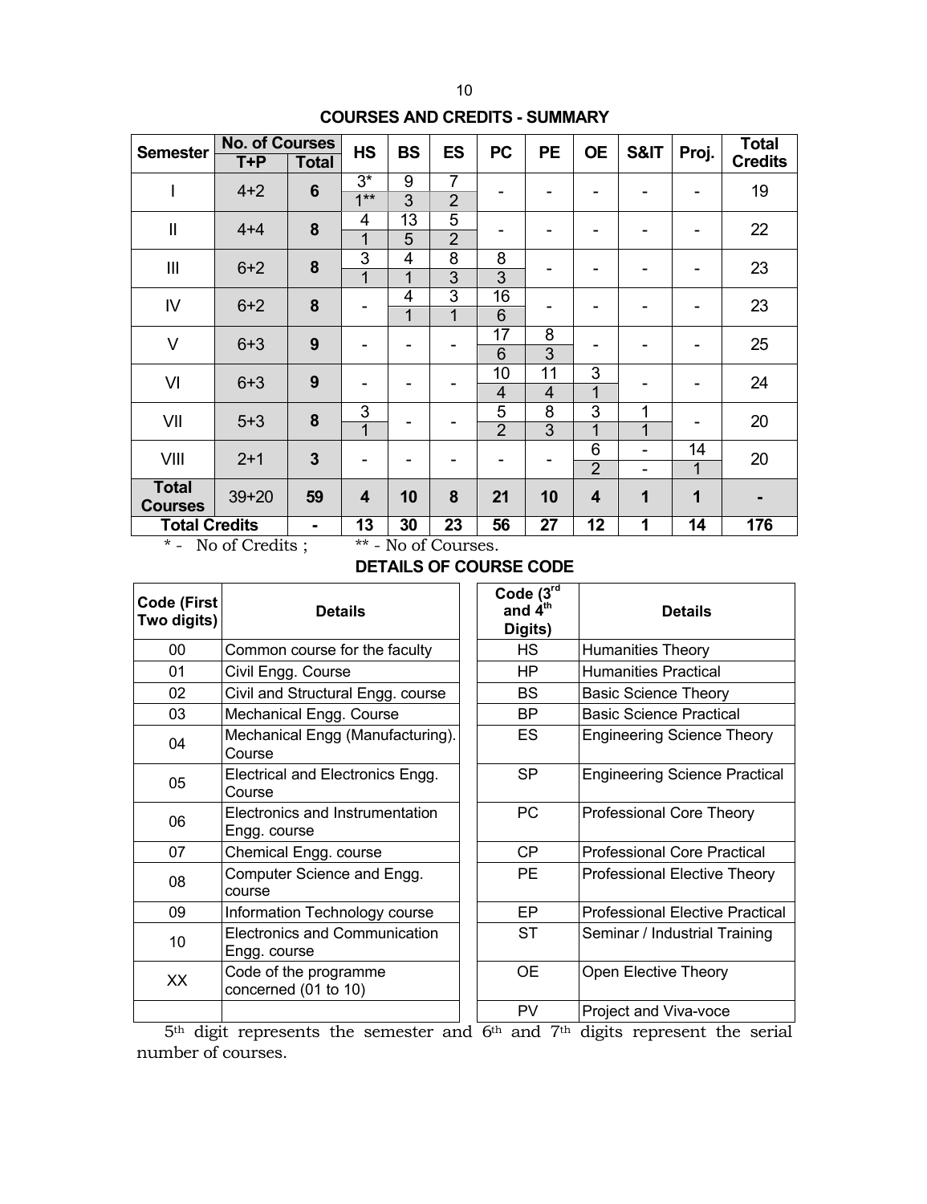## COURSES AND CREDITS - SUMMARY

| Semester | No. of Courses | | HS | BS | ES | PC | PE | OE | S&IT | Proj. | Total Credits |
|---|---|---|---|---|---|---|---|---|---|---|---|
| | T+P | Total | | | | | | | | | |
| I | 4+2 | **6** | 3* / 1** | 9 / 3 | 7 / 2 | - | - | - | - | - | 19 |
| II | 4+4 | **8** | 4 / 1 | 13 / 5 | 5 / 2 | - | - | - | - | - | 22 |
| III | 6+2 | **8** | 3 / 1 | 4 / 1 | 8 / 3 | 8 / 3 | - | - | - | - | 23 |
| IV | 6+2 | **8** | - | 4 / 1 | 3 / 1 | 16 / 6 | - | - | - | - | 23 |
| V | 6+3 | **9** | - | - | - | 17 / 6 | 8 / 3 | - | - | - | 25 |
| VI | 6+3 | **9** | - | - | - | 10 / 4 | 11 / 4 | 3 / 1 | - | - | 24 |
| VII | 5+3 | **8** | 3 / 1 | - | - | 5 / 2 | 8 / 3 | 3 / 1 | 1 / 1 | - | 20 |
| VIII | 2+1 | **3** | - | - | - | - | - | 6 / 2 | - / - | 14 / 1 | 20 |
| **Total Courses** | 39+20 | **59** | **4** | **10** | **8** | **21** | **10** | **4** | **1** | **1** | **-** |
| **Total Credits** | | **-** | **13** | **30** | **23** | **56** | **27** | **12** | **1** | **14** | **176** |

\* - No of Credits ; \*\* - No of Courses.

## DETAILS OF COURSE CODE

| Code (First Two digits) | Details |
|---|---|
| 00 | Common course for the faculty |
| 01 | Civil Engg. Course |
| 02 | Civil and Structural Engg. course |
| 03 | Mechanical Engg. Course |
| 04 | Mechanical Engg (Manufacturing). Course |
| 05 | Electrical and Electronics Engg. Course |
| 06 | Electronics and Instrumentation Engg. course |
| 07 | Chemical Engg. course |
| 08 | Computer Science and Engg. course |
| 09 | Information Technology course |
| 10 | Electronics and Communication Engg. course |
| XX | Code of the programme concerned (01 to 10) |

| Code (3rd and 4th Digits) | Details |
|---|---|
| HS | Humanities Theory |
| HP | Humanities Practical |
| BS | Basic Science Theory |
| BP | Basic Science Practical |
| ES | Engineering Science Theory |
| SP | Engineering Science Practical |
| PC | Professional Core Theory |
| CP | Professional Core Practical |
| PE | Professional Elective Theory |
| EP | Professional Elective Practical |
| ST | Seminar / Industrial Training |
| OE | Open Elective Theory |
| PV | Project and Viva-voce |

5th digit represents the semester and 6th and 7th digits represent the serial number of courses.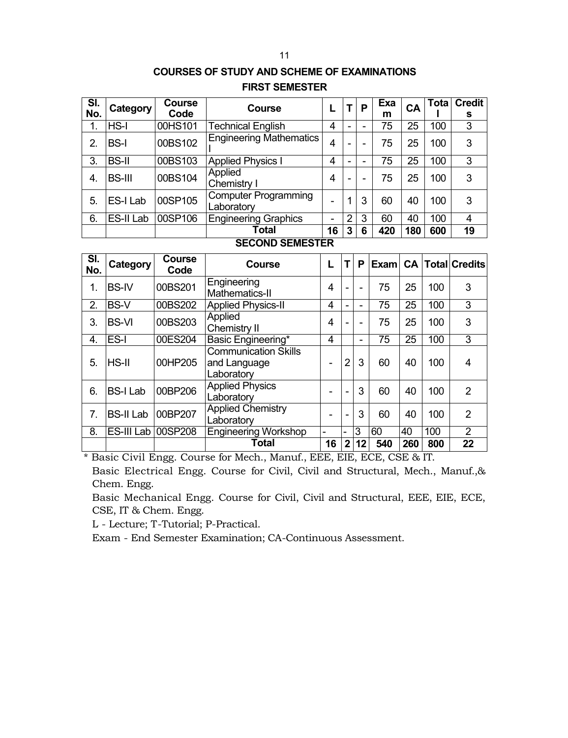## COURSES OF STUDY AND SCHEME OF EXAMINATIONS

### FIRST SEMESTER

| Sl. No. | Category | Course Code | Course | L | T | P | Exam | CA | Total | Credits |
|---|---|---|---|---|---|---|---|---|---|---|
| 1. | HS-I | 00HS101 | Technical English | 4 | - | - | 75 | 25 | 100 | 3 |
| 2. | BS-I | 00BS102 | Engineering Mathematics I | 4 | - | - | 75 | 25 | 100 | 3 |
| 3. | BS-II | 00BS103 | Applied Physics I | 4 | - | - | 75 | 25 | 100 | 3 |
| 4. | BS-III | 00BS104 | Applied Chemistry I | 4 | - | - | 75 | 25 | 100 | 3 |
| 5. | ES-I Lab | 00SP105 | Computer Programming Laboratory | - | 1 | 3 | 60 | 40 | 100 | 3 |
| 6. | ES-II Lab | 00SP106 | Engineering Graphics | - | 2 | 3 | 60 | 40 | 100 | 4 |
| | | | **Total** | **16** | **3** | **6** | **420** | **180** | **600** | **19** |

### SECOND SEMESTER

| Sl. No. | Category | Course Code | Course | L | T | P | Exam | CA | Total | Credits |
|---|---|---|---|---|---|---|---|---|---|---|
| 1. | BS-IV | 00BS201 | Engineering Mathematics-II | 4 | - | - | 75 | 25 | 100 | 3 |
| 2. | BS-V | 00BS202 | Applied Physics-II | 4 | - | - | 75 | 25 | 100 | 3 |
| 3. | BS-VI | 00BS203 | Applied Chemistry II | 4 | - | - | 75 | 25 | 100 | 3 |
| 4. | ES-I | 00ES204 | Basic Engineering* | 4 | | - | 75 | 25 | 100 | 3 |
| 5. | HS-II | 00HP205 | Communication Skills and Language Laboratory | - | 2 | 3 | 60 | 40 | 100 | 4 |
| 6. | BS-I Lab | 00BP206 | Applied Physics Laboratory | - | - | 3 | 60 | 40 | 100 | 2 |
| 7. | BS-II Lab | 00BP207 | Applied Chemistry Laboratory | - | - | 3 | 60 | 40 | 100 | 2 |
| 8. | ES-III Lab | 00SP208 | Engineering Workshop | - | - | 3 | 60 | 40 | 100 | 2 |
| | | | **Total** | **16** | **2** | **12** | **540** | **260** | **800** | **22** |

\* Basic Civil Engg. Course for Mech., Manuf., EEE, EIE, ECE, CSE & IT.

Basic Electrical Engg. Course for Civil, Civil and Structural, Mech., Manuf.,& Chem. Engg.

Basic Mechanical Engg. Course for Civil, Civil and Structural, EEE, EIE, ECE, CSE, IT & Chem. Engg.

L - Lecture; T-Tutorial; P-Practical.

Exam - End Semester Examination; CA-Continuous Assessment.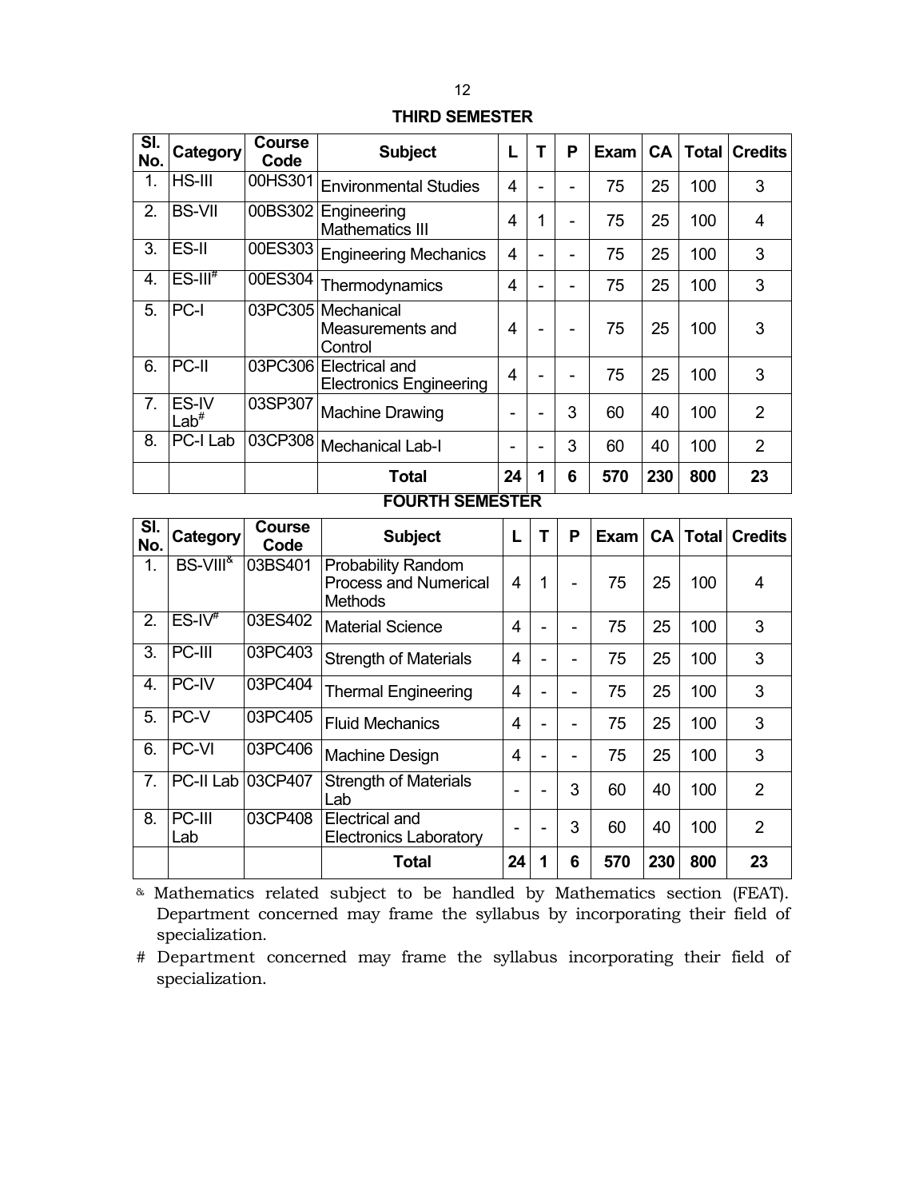## THIRD SEMESTER

| Sl. No. | Category | Course Code | Subject | L | T | P | Exam | CA | Total | Credits |
|---|---|---|---|---|---|---|---|---|---|---|
| 1. | HS-III | 00HS301 | Environmental Studies | 4 | - | - | 75 | 25 | 100 | 3 |
| 2. | BS-VII | 00BS302 | Engineering Mathematics III | 4 | 1 | - | 75 | 25 | 100 | 4 |
| 3. | ES-II | 00ES303 | Engineering Mechanics | 4 | - | - | 75 | 25 | 100 | 3 |
| 4. | ES-III# | 00ES304 | Thermodynamics | 4 | - | - | 75 | 25 | 100 | 3 |
| 5. | PC-I | 03PC305 | Mechanical Measurements and Control | 4 | - | - | 75 | 25 | 100 | 3 |
| 6. | PC-II | 03PC306 | Electrical and Electronics Engineering | 4 | - | - | 75 | 25 | 100 | 3 |
| 7. | ES-IV Lab# | 03SP307 | Machine Drawing | - | - | 3 | 60 | 40 | 100 | 2 |
| 8. | PC-I Lab | 03CP308 | Mechanical Lab-I | - | - | 3 | 60 | 40 | 100 | 2 |
| | | | **Total** | **24** | **1** | **6** | **570** | **230** | **800** | **23** |

## FOURTH SEMESTER

| Sl. No. | Category | Course Code | Subject | L | T | P | Exam | CA | Total | Credits |
|---|---|---|---|---|---|---|---|---|---|---|
| 1. | BS-VIII& | 03BS401 | Probability Random Process and Numerical Methods | 4 | 1 | - | 75 | 25 | 100 | 4 |
| 2. | ES-IV# | 03ES402 | Material Science | 4 | - | - | 75 | 25 | 100 | 3 |
| 3. | PC-III | 03PC403 | Strength of Materials | 4 | - | - | 75 | 25 | 100 | 3 |
| 4. | PC-IV | 03PC404 | Thermal Engineering | 4 | - | - | 75 | 25 | 100 | 3 |
| 5. | PC-V | 03PC405 | Fluid Mechanics | 4 | - | - | 75 | 25 | 100 | 3 |
| 6. | PC-VI | 03PC406 | Machine Design | 4 | - | - | 75 | 25 | 100 | 3 |
| 7. | PC-II Lab | 03CP407 | Strength of Materials Lab | - | - | 3 | 60 | 40 | 100 | 2 |
| 8. | PC-III Lab | 03CP408 | Electrical and Electronics Laboratory | - | - | 3 | 60 | 40 | 100 | 2 |
| | | | **Total** | **24** | **1** | **6** | **570** | **230** | **800** | **23** |

& Mathematics related subject to be handled by Mathematics section (FEAT). Department concerned may frame the syllabus by incorporating their field of specialization.

# Department concerned may frame the syllabus incorporating their field of specialization.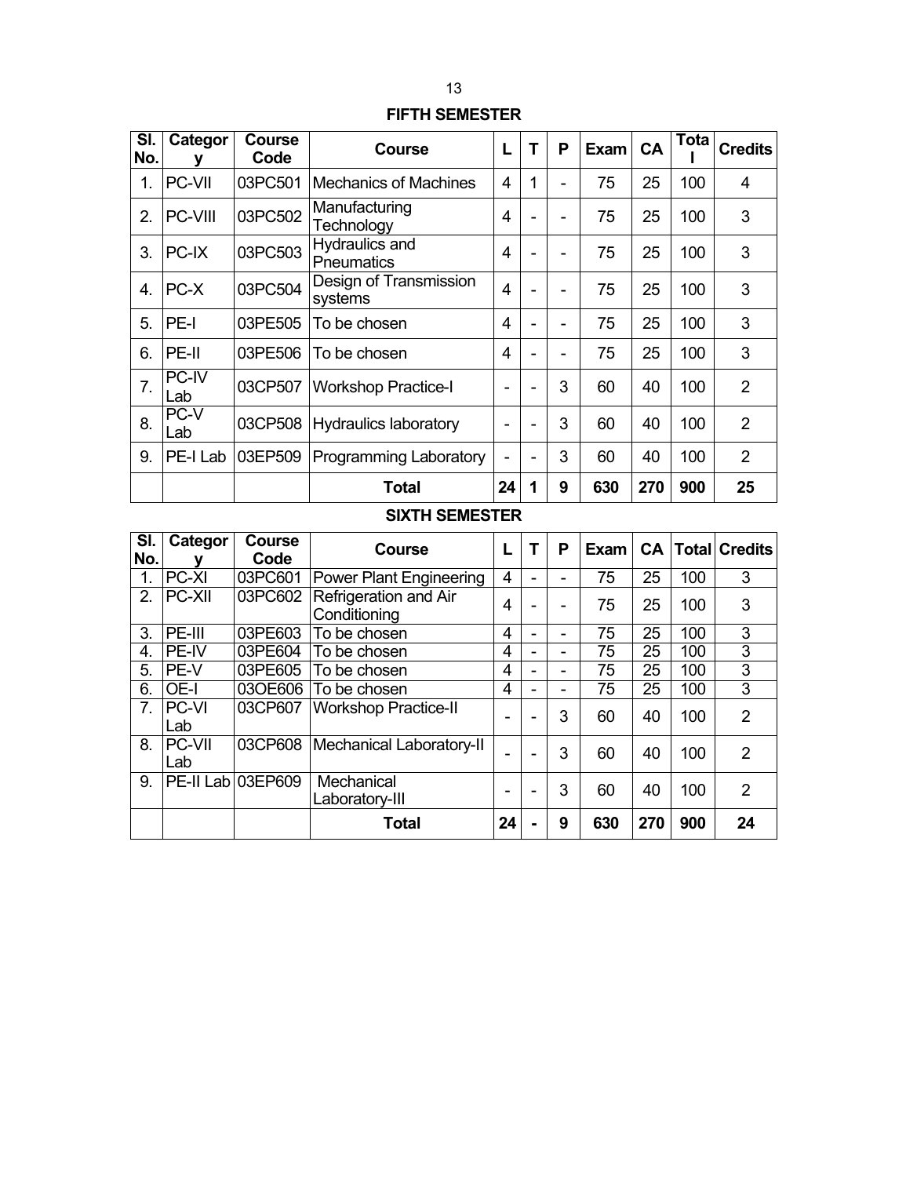## FIFTH SEMESTER

| Sl. No. | Category | Course Code | Course | L | T | P | Exam | CA | Total | Credits |
|---|---|---|---|---|---|---|---|---|---|---|
| 1. | PC-VII | 03PC501 | Mechanics of Machines | 4 | 1 | - | 75 | 25 | 100 | 4 |
| 2. | PC-VIII | 03PC502 | Manufacturing Technology | 4 | - | - | 75 | 25 | 100 | 3 |
| 3. | PC-IX | 03PC503 | Hydraulics and Pneumatics | 4 | - | - | 75 | 25 | 100 | 3 |
| 4. | PC-X | 03PC504 | Design of Transmission systems | 4 | - | - | 75 | 25 | 100 | 3 |
| 5. | PE-I | 03PE505 | To be chosen | 4 | - | - | 75 | 25 | 100 | 3 |
| 6. | PE-II | 03PE506 | To be chosen | 4 | - | - | 75 | 25 | 100 | 3 |
| 7. | PC-IV Lab | 03CP507 | Workshop Practice-I | - | - | 3 | 60 | 40 | 100 | 2 |
| 8. | PC-V Lab | 03CP508 | Hydraulics laboratory | - | - | 3 | 60 | 40 | 100 | 2 |
| 9. | PE-I Lab | 03EP509 | Programming Laboratory | - | - | 3 | 60 | 40 | 100 | 2 |
| | | | **Total** | **24** | **1** | **9** | **630** | **270** | **900** | **25** |

## SIXTH SEMESTER

| Sl. No. | Category | Course Code | Course | L | T | P | Exam | CA | Total | Credits |
|---|---|---|---|---|---|---|---|---|---|---|
| 1. | PC-XI | 03PC601 | Power Plant Engineering | 4 | - | - | 75 | 25 | 100 | 3 |
| 2. | PC-XII | 03PC602 | Refrigeration and Air Conditioning | 4 | - | - | 75 | 25 | 100 | 3 |
| 3. | PE-III | 03PE603 | To be chosen | 4 | - | - | 75 | 25 | 100 | 3 |
| 4. | PE-IV | 03PE604 | To be chosen | 4 | - | - | 75 | 25 | 100 | 3 |
| 5. | PE-V | 03PE605 | To be chosen | 4 | - | - | 75 | 25 | 100 | 3 |
| 6. | OE-I | 03OE606 | To be chosen | 4 | - | - | 75 | 25 | 100 | 3 |
| 7. | PC-VI Lab | 03CP607 | Workshop Practice-II | - | - | 3 | 60 | 40 | 100 | 2 |
| 8. | PC-VII Lab | 03CP608 | Mechanical Laboratory-II | - | - | 3 | 60 | 40 | 100 | 2 |
| 9. | PE-II Lab | 03EP609 | Mechanical Laboratory-III | - | - | 3 | 60 | 40 | 100 | 2 |
| | | | **Total** | **24** | **-** | **9** | **630** | **270** | **900** | **24** |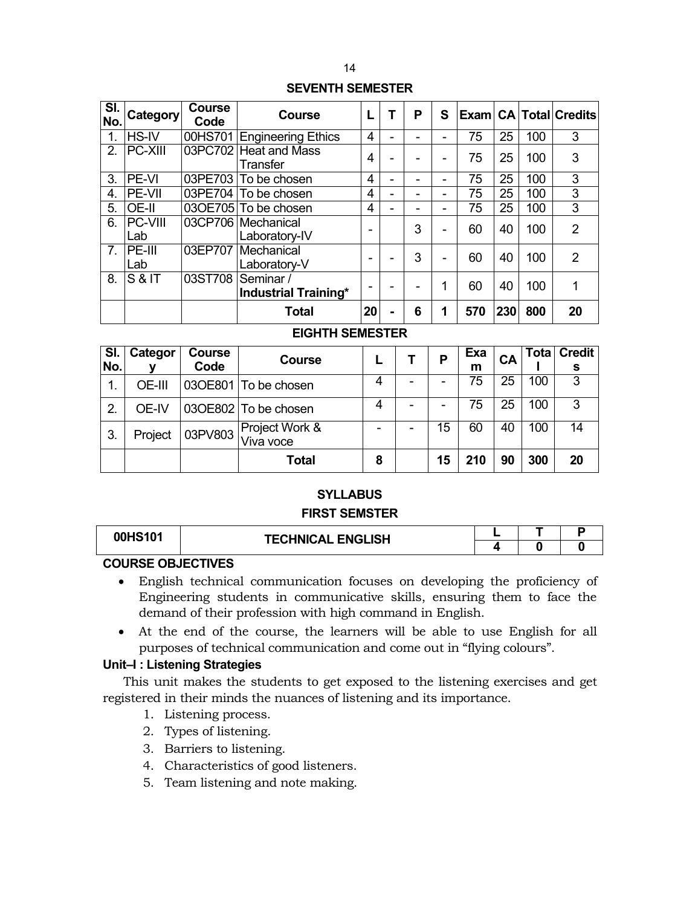## SEVENTH SEMESTER

| Sl. No. | Category | Course Code | Course | L | T | P | S | Exam | CA | Total | Credits |
|---|---|---|---|---|---|---|---|---|---|---|---|
| 1. | HS-IV | 00HS701 | Engineering Ethics | 4 | - | - | - | 75 | 25 | 100 | 3 |
| 2. | PC-XIII | 03PC702 | Heat and Mass Transfer | 4 | - | - | - | 75 | 25 | 100 | 3 |
| 3. | PE-VI | 03PE703 | To be chosen | 4 | - | - | - | 75 | 25 | 100 | 3 |
| 4. | PE-VII | 03PE704 | To be chosen | 4 | - | - | - | 75 | 25 | 100 | 3 |
| 5. | OE-II | 03OE705 | To be chosen | 4 | - | - | - | 75 | 25 | 100 | 3 |
| 6. | PC-VIII Lab | 03CP706 | Mechanical Laboratory-IV | - | | 3 | - | 60 | 40 | 100 | 2 |
| 7. | PE-III Lab | 03EP707 | Mechanical Laboratory-V | - | - | 3 | - | 60 | 40 | 100 | 2 |
| 8. | S & IT | 03ST708 | Seminar / **Industrial Training*** | - | - | - | 1 | 60 | 40 | 100 | 1 |
| | | | **Total** | **20** | **-** | **6** | **1** | **570** | **230** | **800** | **20** |

## EIGHTH SEMESTER

| Sl. No. | Category | Course Code | Course | L | T | P | Exam | CA | Total | Credits |
|---|---|---|---|---|---|---|---|---|---|---|
| 1. | OE-III | 03OE801 | To be chosen | 4 | - | - | 75 | 25 | 100 | 3 |
| 2. | OE-IV | 03OE802 | To be chosen | 4 | - | - | 75 | 25 | 100 | 3 |
| 3. | Project | 03PV803 | Project Work & Viva voce | - | - | 15 | 60 | 40 | 100 | 14 |
| | | | **Total** | **8** | | **15** | **210** | **90** | **300** | **20** |

## SYLLABUS

## FIRST SEMSTER

| 00HS101 | TECHNICAL ENGLISH | L | T | P |
|---|---|---|---|---|
| | | 4 | 0 | 0 |

**COURSE OBJECTIVES**

- English technical communication focuses on developing the proficiency of Engineering students in communicative skills, ensuring them to face the demand of their profession with high command in English.
- At the end of the course, the learners will be able to use English for all purposes of technical communication and come out in "flying colours".

**Unit–I : Listening Strategies**

This unit makes the students to get exposed to the listening exercises and get registered in their minds the nuances of listening and its importance.

1. Listening process.
2. Types of listening.
3. Barriers to listening.
4. Characteristics of good listeners.
5. Team listening and note making.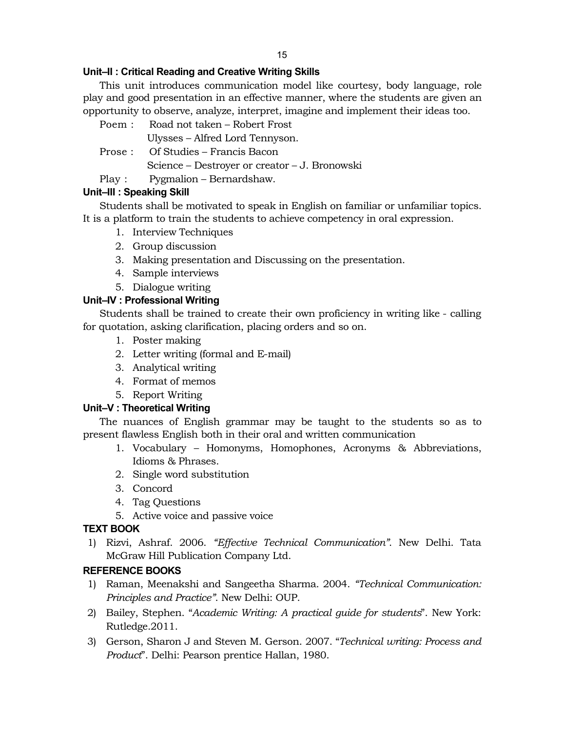### Unit–II : Critical Reading and Creative Writing Skills

This unit introduces communication model like courtesy, body language, role play and good presentation in an effective manner, where the students are given an opportunity to observe, analyze, interpret, imagine and implement their ideas too.

Poem : Road not taken – Robert Frost
Ulysses – Alfred Lord Tennyson.

Prose : Of Studies – Francis Bacon
Science – Destroyer or creator – J. Bronowski

Play : Pygmalion – Bernardshaw.

### Unit–III : Speaking Skill

Students shall be motivated to speak in English on familiar or unfamiliar topics. It is a platform to train the students to achieve competency in oral expression.

1. Interview Techniques
2. Group discussion
3. Making presentation and Discussing on the presentation.
4. Sample interviews
5. Dialogue writing

### Unit–IV : Professional Writing

Students shall be trained to create their own proficiency in writing like - calling for quotation, asking clarification, placing orders and so on.

1. Poster making
2. Letter writing (formal and E-mail)
3. Analytical writing
4. Format of memos
5. Report Writing

### Unit–V : Theoretical Writing

The nuances of English grammar may be taught to the students so as to present flawless English both in their oral and written communication

1. Vocabulary – Homonyms, Homophones, Acronyms & Abbreviations, Idioms & Phrases.
2. Single word substitution
3. Concord
4. Tag Questions
5. Active voice and passive voice

### TEXT BOOK

1) Rizvi, Ashraf. 2006. *"Effective Technical Communication"*. New Delhi. Tata McGraw Hill Publication Company Ltd.

### REFERENCE BOOKS

1) Raman, Meenakshi and Sangeetha Sharma. 2004. *"Technical Communication: Principles and Practice"*. New Delhi: OUP.
2) Bailey, Stephen. "*Academic Writing: A practical guide for students*". New York: Rutledge.2011.
3) Gerson, Sharon J and Steven M. Gerson. 2007. "*Technical writing: Process and Product*". Delhi: Pearson prentice Hallan, 1980.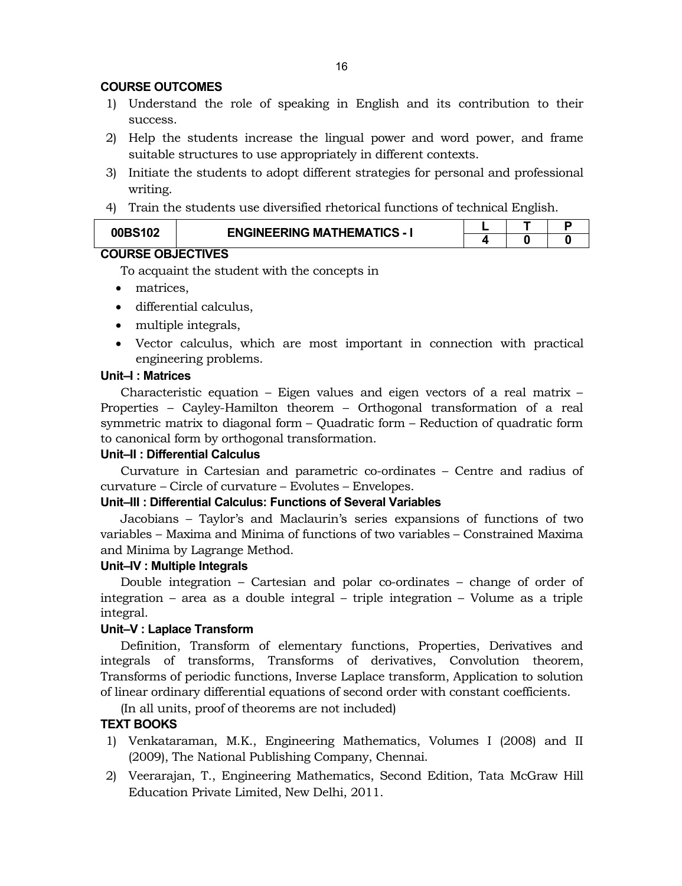## COURSE OUTCOMES

1) Understand the role of speaking in English and its contribution to their success.
2) Help the students increase the lingual power and word power, and frame suitable structures to use appropriately in different contexts.
3) Initiate the students to adopt different strategies for personal and professional writing.
4) Train the students use diversified rhetorical functions of technical English.

| 00BS102 | ENGINEERING MATHEMATICS - I | L | T | P |
|---|---|---|---|---|
| | | 4 | 0 | 0 |

## COURSE OBJECTIVES

To acquaint the student with the concepts in

- matrices,
- differential calculus,
- multiple integrals,
- Vector calculus, which are most important in connection with practical engineering problems.

### Unit–I : Matrices

Characteristic equation – Eigen values and eigen vectors of a real matrix – Properties – Cayley-Hamilton theorem – Orthogonal transformation of a real symmetric matrix to diagonal form – Quadratic form – Reduction of quadratic form to canonical form by orthogonal transformation.

### Unit–II : Differential Calculus

Curvature in Cartesian and parametric co-ordinates – Centre and radius of curvature – Circle of curvature – Evolutes – Envelopes.

### Unit–III : Differential Calculus: Functions of Several Variables

Jacobians – Taylor's and Maclaurin's series expansions of functions of two variables – Maxima and Minima of functions of two variables – Constrained Maxima and Minima by Lagrange Method.

### Unit–IV : Multiple Integrals

Double integration – Cartesian and polar co-ordinates – change of order of integration – area as a double integral – triple integration – Volume as a triple integral.

### Unit–V : Laplace Transform

Definition, Transform of elementary functions, Properties, Derivatives and integrals of transforms, Transforms of derivatives, Convolution theorem, Transforms of periodic functions, Inverse Laplace transform, Application to solution of linear ordinary differential equations of second order with constant coefficients.

(In all units, proof of theorems are not included)

## TEXT BOOKS

1) Venkataraman, M.K., Engineering Mathematics, Volumes I (2008) and II (2009), The National Publishing Company, Chennai.
2) Veerarajan, T., Engineering Mathematics, Second Edition, Tata McGraw Hill Education Private Limited, New Delhi, 2011.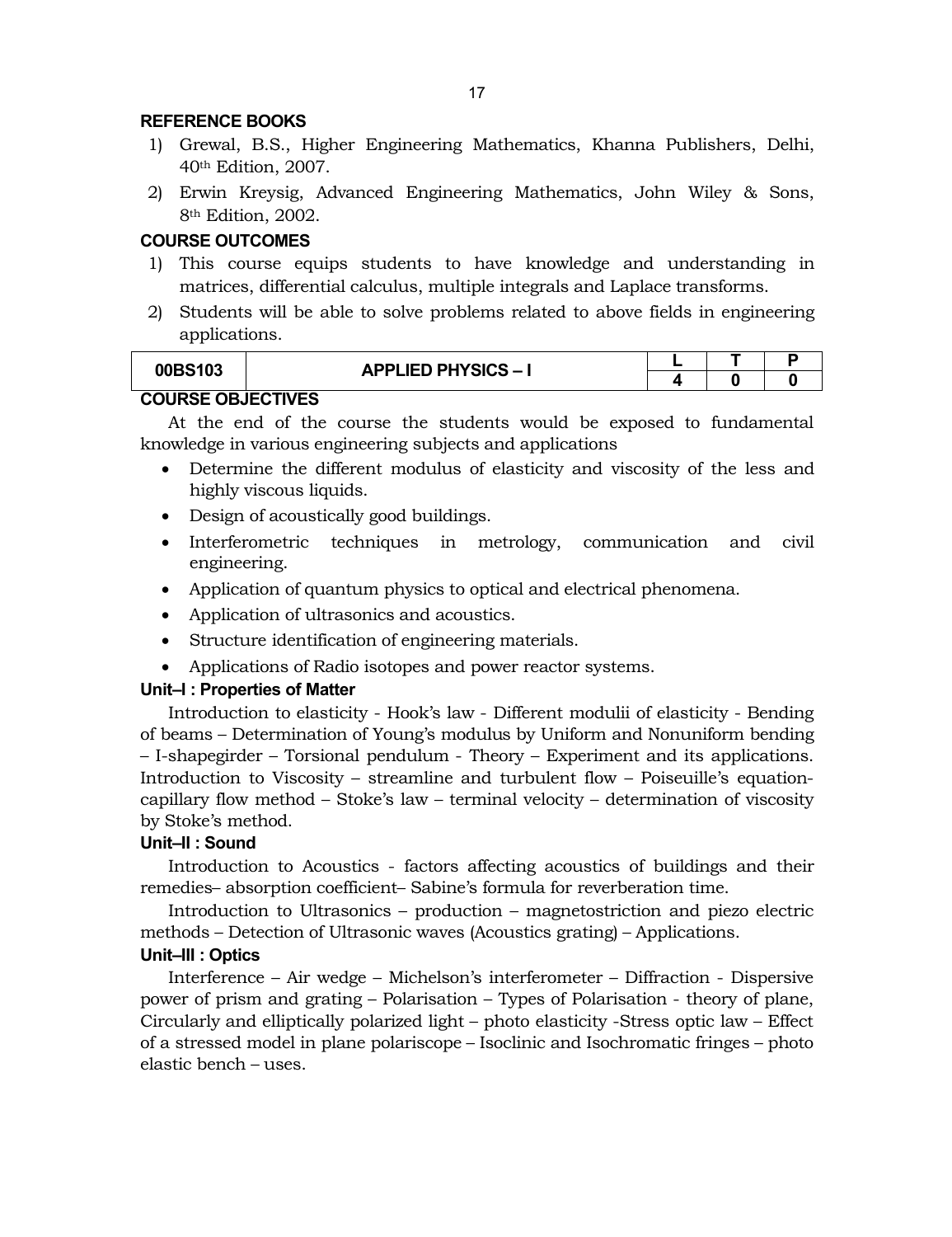### REFERENCE BOOKS

1) Grewal, B.S., Higher Engineering Mathematics, Khanna Publishers, Delhi, 40th Edition, 2007.
2) Erwin Kreysig, Advanced Engineering Mathematics, John Wiley & Sons, 8th Edition, 2002.

### COURSE OUTCOMES

1) This course equips students to have knowledge and understanding in matrices, differential calculus, multiple integrals and Laplace transforms.
2) Students will be able to solve problems related to above fields in engineering applications.

| 00BS103 | APPLIED PHYSICS – I | L | T | P |
|---|---|---|---|---|
| | | 4 | 0 | 0 |

### COURSE OBJECTIVES

At the end of the course the students would be exposed to fundamental knowledge in various engineering subjects and applications

- Determine the different modulus of elasticity and viscosity of the less and highly viscous liquids.
- Design of acoustically good buildings.
- Interferometric techniques in metrology, communication and civil engineering.
- Application of quantum physics to optical and electrical phenomena.
- Application of ultrasonics and acoustics.
- Structure identification of engineering materials.
- Applications of Radio isotopes and power reactor systems.

#### Unit–I : Properties of Matter

Introduction to elasticity - Hook's law - Different modulii of elasticity - Bending of beams – Determination of Young's modulus by Uniform and Nonuniform bending – I-shapegirder – Torsional pendulum - Theory – Experiment and its applications. Introduction to Viscosity – streamline and turbulent flow – Poiseuille's equation-capillary flow method – Stoke's law – terminal velocity – determination of viscosity by Stoke's method.

#### Unit–II : Sound

Introduction to Acoustics - factors affecting acoustics of buildings and their remedies– absorption coefficient– Sabine's formula for reverberation time.

Introduction to Ultrasonics – production – magnetostriction and piezo electric methods – Detection of Ultrasonic waves (Acoustics grating) – Applications.

#### Unit–III : Optics

Interference – Air wedge – Michelson's interferometer – Diffraction - Dispersive power of prism and grating – Polarisation – Types of Polarisation - theory of plane, Circularly and elliptically polarized light – photo elasticity -Stress optic law – Effect of a stressed model in plane polariscope – Isoclinic and Isochromatic fringes – photo elastic bench – uses.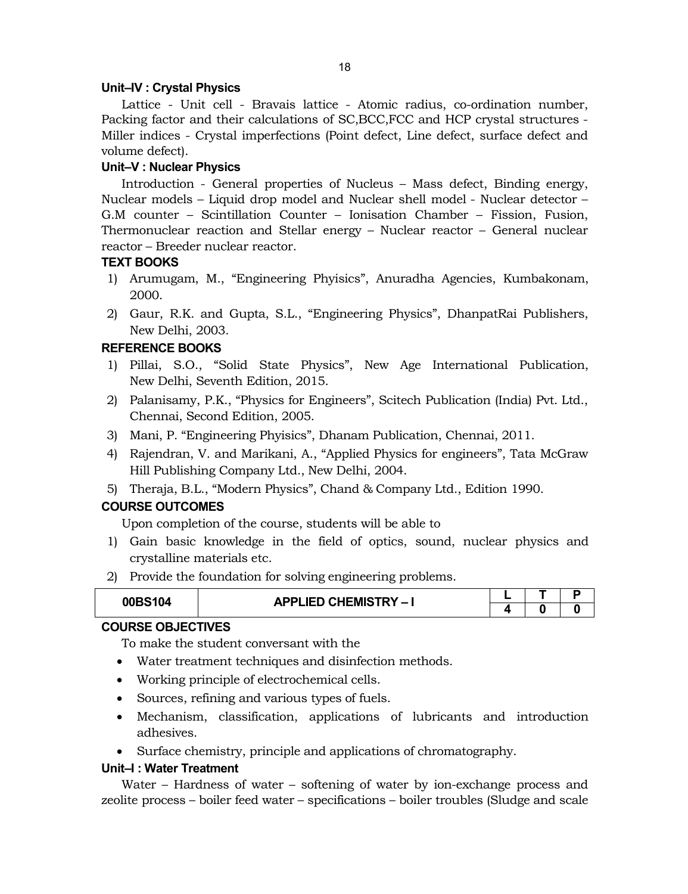### Unit–IV : Crystal Physics

Lattice - Unit cell - Bravais lattice - Atomic radius, co-ordination number, Packing factor and their calculations of SC,BCC,FCC and HCP crystal structures - Miller indices - Crystal imperfections (Point defect, Line defect, surface defect and volume defect).

### Unit–V : Nuclear Physics

Introduction - General properties of Nucleus – Mass defect, Binding energy, Nuclear models – Liquid drop model and Nuclear shell model - Nuclear detector – G.M counter – Scintillation Counter – Ionisation Chamber – Fission, Fusion, Thermonuclear reaction and Stellar energy – Nuclear reactor – General nuclear reactor – Breeder nuclear reactor.

### TEXT BOOKS

1) Arumugam, M., "Engineering Phyisics", Anuradha Agencies, Kumbakonam, 2000.
2) Gaur, R.K. and Gupta, S.L., "Engineering Physics", DhanpatRai Publishers, New Delhi, 2003.

### REFERENCE BOOKS

1) Pillai, S.O., "Solid State Physics", New Age International Publication, New Delhi, Seventh Edition, 2015.
2) Palanisamy, P.K., "Physics for Engineers", Scitech Publication (India) Pvt. Ltd., Chennai, Second Edition, 2005.
3) Mani, P. "Engineering Phyisics", Dhanam Publication, Chennai, 2011.
4) Rajendran, V. and Marikani, A., "Applied Physics for engineers", Tata McGraw Hill Publishing Company Ltd., New Delhi, 2004.
5) Theraja, B.L., "Modern Physics", Chand & Company Ltd., Edition 1990.

### COURSE OUTCOMES

Upon completion of the course, students will be able to

1) Gain basic knowledge in the field of optics, sound, nuclear physics and crystalline materials etc.
2) Provide the foundation for solving engineering problems.

| 00BS104 | APPLIED CHEMISTRY – I | L | T | P |
|---|---|---|---|---|
| | | 4 | 0 | 0 |

### COURSE OBJECTIVES

To make the student conversant with the

- Water treatment techniques and disinfection methods.
- Working principle of electrochemical cells.
- Sources, refining and various types of fuels.
- Mechanism, classification, applications of lubricants and introduction adhesives.
- Surface chemistry, principle and applications of chromatography.

### Unit–I : Water Treatment

Water – Hardness of water – softening of water by ion-exchange process and zeolite process – boiler feed water – specifications – boiler troubles (Sludge and scale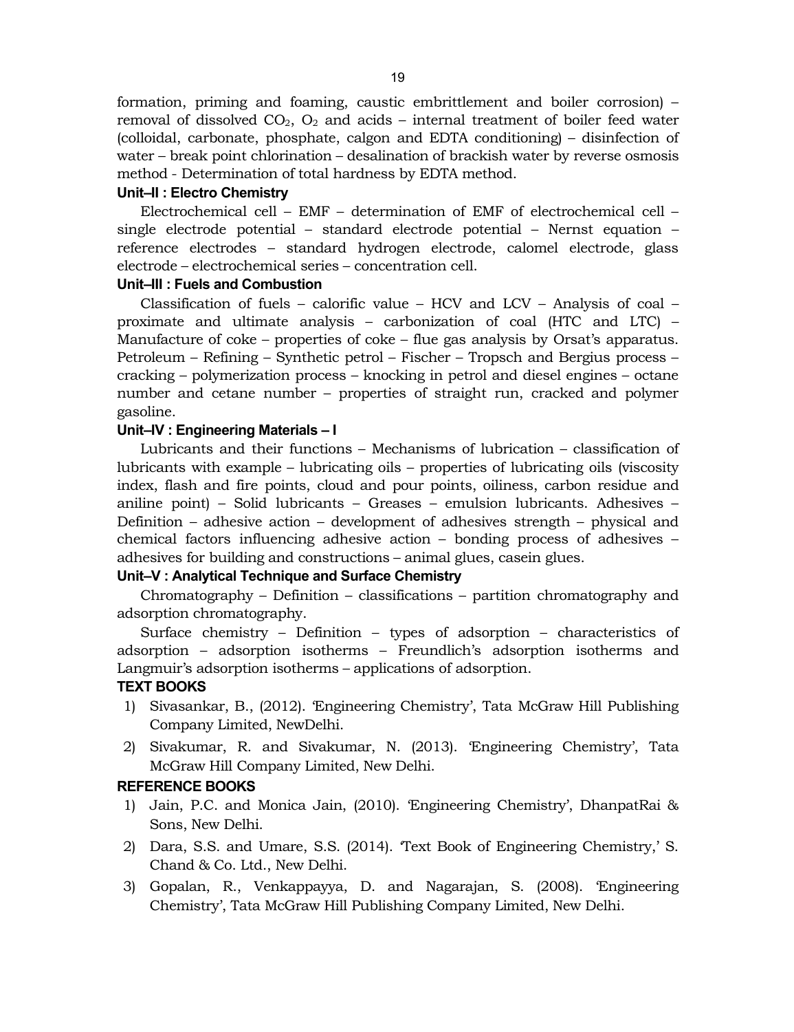formation, priming and foaming, caustic embrittlement and boiler corrosion) – removal of dissolved $CO_2$, $O_2$ and acids – internal treatment of boiler feed water (colloidal, carbonate, phosphate, calgon and EDTA conditioning) – disinfection of water – break point chlorination – desalination of brackish water by reverse osmosis method - Determination of total hardness by EDTA method.

**Unit–II : Electro Chemistry**

Electrochemical cell – EMF – determination of EMF of electrochemical cell – single electrode potential – standard electrode potential – Nernst equation – reference electrodes – standard hydrogen electrode, calomel electrode, glass electrode – electrochemical series – concentration cell.

**Unit–III : Fuels and Combustion**

Classification of fuels – calorific value – HCV and LCV – Analysis of coal – proximate and ultimate analysis – carbonization of coal (HTC and LTC) – Manufacture of coke – properties of coke – flue gas analysis by Orsat's apparatus. Petroleum – Refining – Synthetic petrol – Fischer – Tropsch and Bergius process – cracking – polymerization process – knocking in petrol and diesel engines – octane number and cetane number – properties of straight run, cracked and polymer gasoline.

**Unit–IV : Engineering Materials – I**

Lubricants and their functions – Mechanisms of lubrication – classification of lubricants with example – lubricating oils – properties of lubricating oils (viscosity index, flash and fire points, cloud and pour points, oiliness, carbon residue and aniline point) – Solid lubricants – Greases – emulsion lubricants. Adhesives – Definition – adhesive action – development of adhesives strength – physical and chemical factors influencing adhesive action – bonding process of adhesives – adhesives for building and constructions – animal glues, casein glues.

**Unit–V : Analytical Technique and Surface Chemistry**

Chromatography – Definition – classifications – partition chromatography and adsorption chromatography.

Surface chemistry – Definition – types of adsorption – characteristics of adsorption – adsorption isotherms – Freundlich's adsorption isotherms and Langmuir's adsorption isotherms – applications of adsorption.

**TEXT BOOKS**

1) Sivasankar, B., (2012). 'Engineering Chemistry', Tata McGraw Hill Publishing Company Limited, NewDelhi.
2) Sivakumar, R. and Sivakumar, N. (2013). 'Engineering Chemistry', Tata McGraw Hill Company Limited, New Delhi.

**REFERENCE BOOKS**

1) Jain, P.C. and Monica Jain, (2010). 'Engineering Chemistry', DhanpatRai & Sons, New Delhi.
2) Dara, S.S. and Umare, S.S. (2014). 'Text Book of Engineering Chemistry,' S. Chand & Co. Ltd., New Delhi.
3) Gopalan, R., Venkappayya, D. and Nagarajan, S. (2008). 'Engineering Chemistry', Tata McGraw Hill Publishing Company Limited, New Delhi.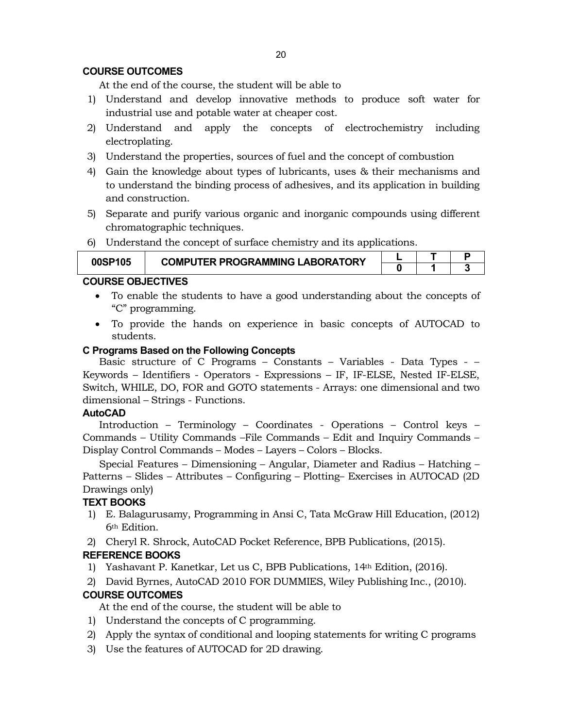## COURSE OUTCOMES

At the end of the course, the student will be able to

1) Understand and develop innovative methods to produce soft water for industrial use and potable water at cheaper cost.
2) Understand and apply the concepts of electrochemistry including electroplating.
3) Understand the properties, sources of fuel and the concept of combustion
4) Gain the knowledge about types of lubricants, uses & their mechanisms and to understand the binding process of adhesives, and its application in building and construction.
5) Separate and purify various organic and inorganic compounds using different chromatographic techniques.
6) Understand the concept of surface chemistry and its applications.

| 00SP105 | COMPUTER PROGRAMMING LABORATORY | L | T | P |
|---|---|---|---|---|
| | | 0 | 1 | 3 |

## COURSE OBJECTIVES

- To enable the students to have a good understanding about the concepts of "C" programming.
- To provide the hands on experience in basic concepts of AUTOCAD to students.

### C Programs Based on the Following Concepts

Basic structure of C Programs – Constants – Variables - Data Types - – Keywords – Identifiers - Operators - Expressions – IF, IF-ELSE, Nested IF-ELSE, Switch, WHILE, DO, FOR and GOTO statements - Arrays: one dimensional and two dimensional – Strings - Functions.

### AutoCAD

Introduction – Terminology – Coordinates - Operations – Control keys – Commands – Utility Commands –File Commands – Edit and Inquiry Commands – Display Control Commands – Modes – Layers – Colors – Blocks.

Special Features – Dimensioning – Angular, Diameter and Radius – Hatching – Patterns – Slides – Attributes – Configuring – Plotting– Exercises in AUTOCAD (2D Drawings only)

## TEXT BOOKS

1) E. Balagurusamy, Programming in Ansi C, Tata McGraw Hill Education, (2012) 6th Edition.
2) Cheryl R. Shrock, AutoCAD Pocket Reference, BPB Publications, (2015).

## REFERENCE BOOKS

1) Yashavant P. Kanetkar, Let us C, BPB Publications, 14th Edition, (2016).
2) David Byrnes, AutoCAD 2010 FOR DUMMIES, Wiley Publishing Inc., (2010).

## COURSE OUTCOMES

At the end of the course, the student will be able to

1) Understand the concepts of C programming.
2) Apply the syntax of conditional and looping statements for writing C programs
3) Use the features of AUTOCAD for 2D drawing.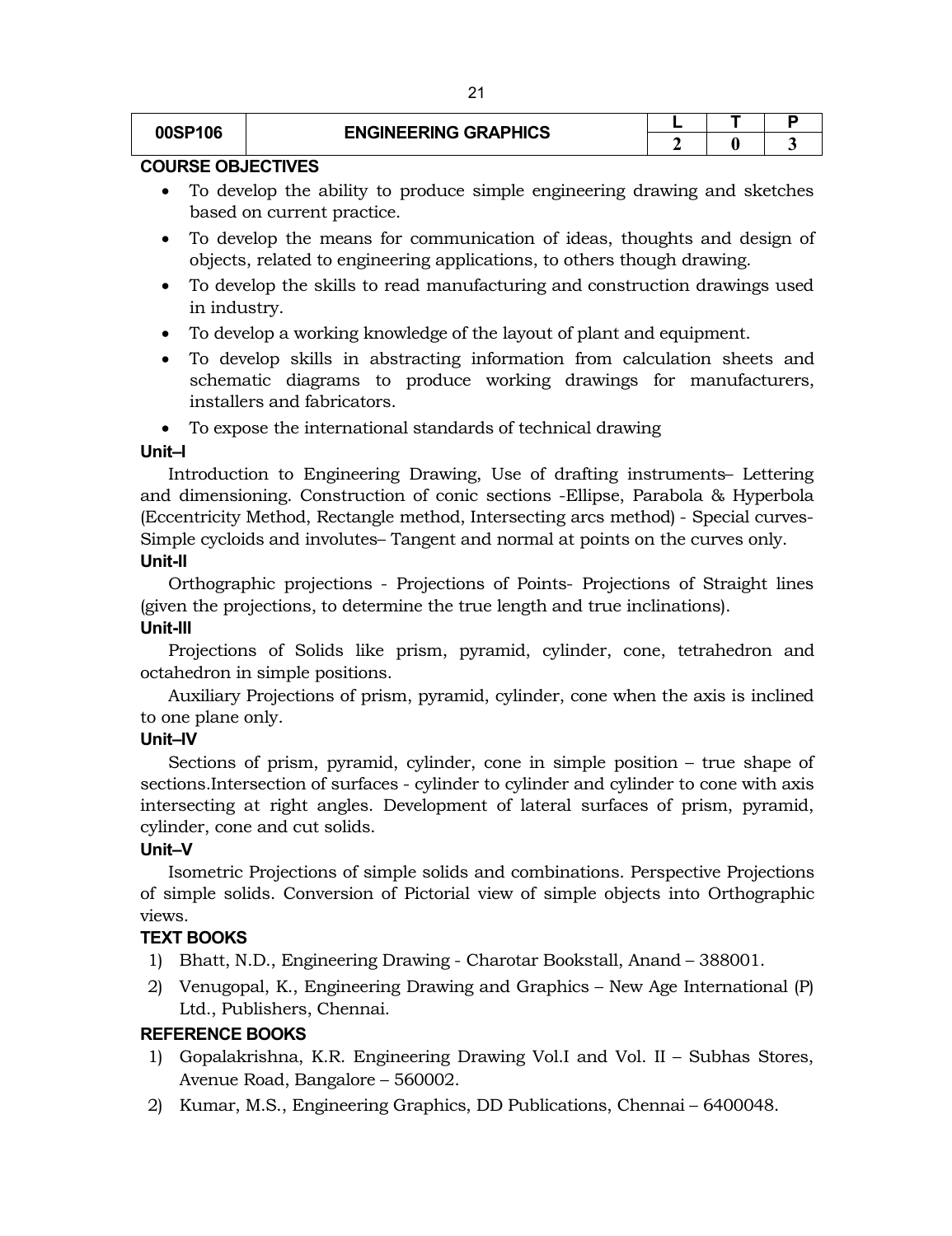| 00SP106 | ENGINEERING GRAPHICS | L | T | P |
|---|---|---|---|---|
| | | 2 | 0 | 3 |

**COURSE OBJECTIVES**

- To develop the ability to produce simple engineering drawing and sketches based on current practice.
- To develop the means for communication of ideas, thoughts and design of objects, related to engineering applications, to others though drawing.
- To develop the skills to read manufacturing and construction drawings used in industry.
- To develop a working knowledge of the layout of plant and equipment.
- To develop skills in abstracting information from calculation sheets and schematic diagrams to produce working drawings for manufacturers, installers and fabricators.
- To expose the international standards of technical drawing

**Unit–I**

Introduction to Engineering Drawing, Use of drafting instruments– Lettering and dimensioning. Construction of conic sections -Ellipse, Parabola & Hyperbola (Eccentricity Method, Rectangle method, Intersecting arcs method) - Special curves- Simple cycloids and involutes– Tangent and normal at points on the curves only.

**Unit-II**

Orthographic projections - Projections of Points- Projections of Straight lines (given the projections, to determine the true length and true inclinations).

**Unit-III**

Projections of Solids like prism, pyramid, cylinder, cone, tetrahedron and octahedron in simple positions.

Auxiliary Projections of prism, pyramid, cylinder, cone when the axis is inclined to one plane only.

**Unit–IV**

Sections of prism, pyramid, cylinder, cone in simple position – true shape of sections.Intersection of surfaces - cylinder to cylinder and cylinder to cone with axis intersecting at right angles. Development of lateral surfaces of prism, pyramid, cylinder, cone and cut solids.

**Unit–V**

Isometric Projections of simple solids and combinations. Perspective Projections of simple solids. Conversion of Pictorial view of simple objects into Orthographic views.

**TEXT BOOKS**

1) Bhatt, N.D., Engineering Drawing - Charotar Bookstall, Anand – 388001.
2) Venugopal, K., Engineering Drawing and Graphics – New Age International (P) Ltd., Publishers, Chennai.

**REFERENCE BOOKS**

1) Gopalakrishna, K.R. Engineering Drawing Vol.I and Vol. II – Subhas Stores, Avenue Road, Bangalore – 560002.
2) Kumar, M.S., Engineering Graphics, DD Publications, Chennai – 6400048.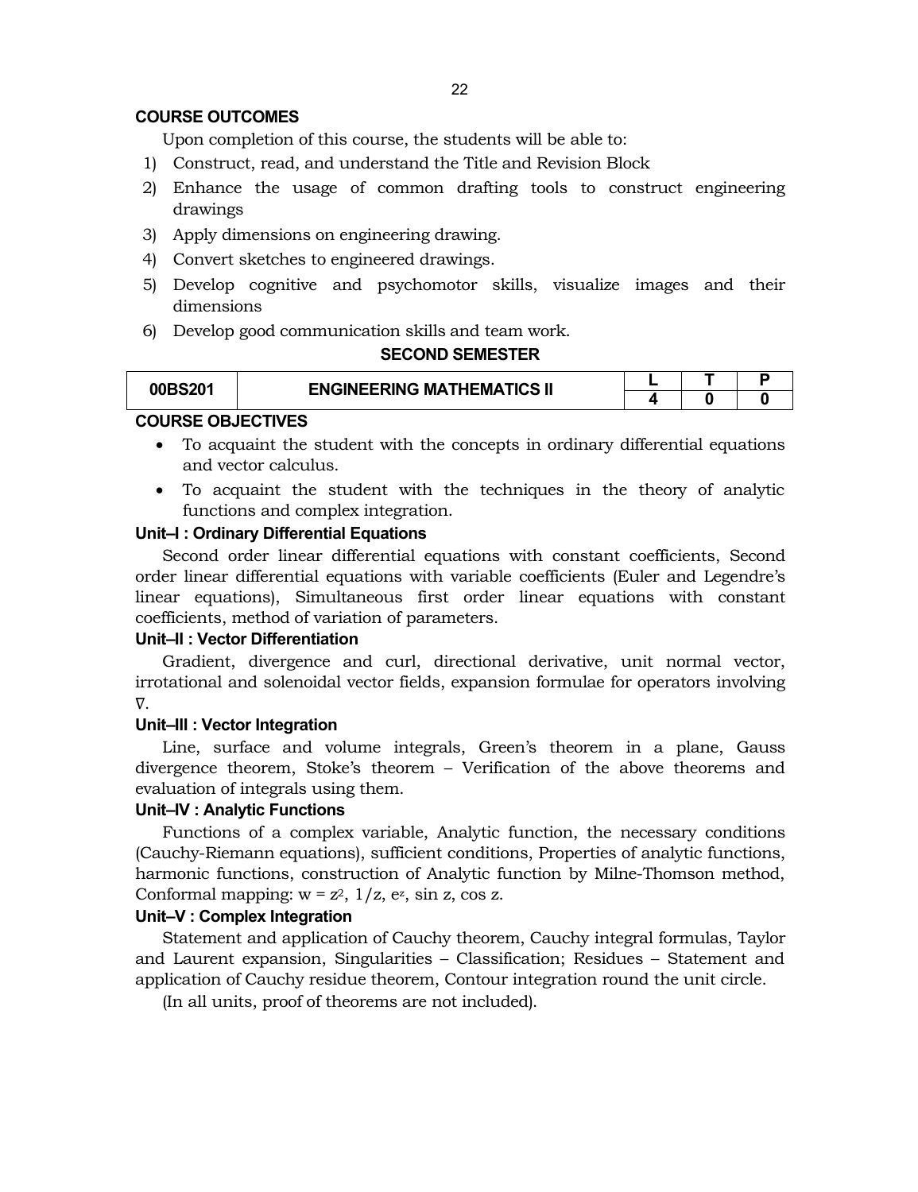## COURSE OUTCOMES

Upon completion of this course, the students will be able to:

1) Construct, read, and understand the Title and Revision Block
2) Enhance the usage of common drafting tools to construct engineering drawings
3) Apply dimensions on engineering drawing.
4) Convert sketches to engineered drawings.
5) Develop cognitive and psychomotor skills, visualize images and their dimensions
6) Develop good communication skills and team work.

# SECOND SEMESTER

| 00BS201 | ENGINEERING MATHEMATICS II | L | T | P |
|---|---|---|---|---|
| | | 4 | 0 | 0 |

## COURSE OBJECTIVES

- To acquaint the student with the concepts in ordinary differential equations and vector calculus.
- To acquaint the student with the techniques in the theory of analytic functions and complex integration.

### Unit–I : Ordinary Differential Equations

Second order linear differential equations with constant coefficients, Second order linear differential equations with variable coefficients (Euler and Legendre's linear equations), Simultaneous first order linear equations with constant coefficients, method of variation of parameters.

### Unit–II : Vector Differentiation

Gradient, divergence and curl, directional derivative, unit normal vector, irrotational and solenoidal vector fields, expansion formulae for operators involving $\nabla$.

### Unit–III : Vector Integration

Line, surface and volume integrals, Green's theorem in a plane, Gauss divergence theorem, Stoke's theorem – Verification of the above theorems and evaluation of integrals using them.

### Unit–IV : Analytic Functions

Functions of a complex variable, Analytic function, the necessary conditions (Cauchy-Riemann equations), sufficient conditions, Properties of analytic functions, harmonic functions, construction of Analytic function by Milne-Thomson method, Conformal mapping: $w = z^2$, $1/z$, $e^z$, $\sin z$, $\cos z$.

### Unit–V : Complex Integration

Statement and application of Cauchy theorem, Cauchy integral formulas, Taylor and Laurent expansion, Singularities – Classification; Residues – Statement and application of Cauchy residue theorem, Contour integration round the unit circle.

(In all units, proof of theorems are not included).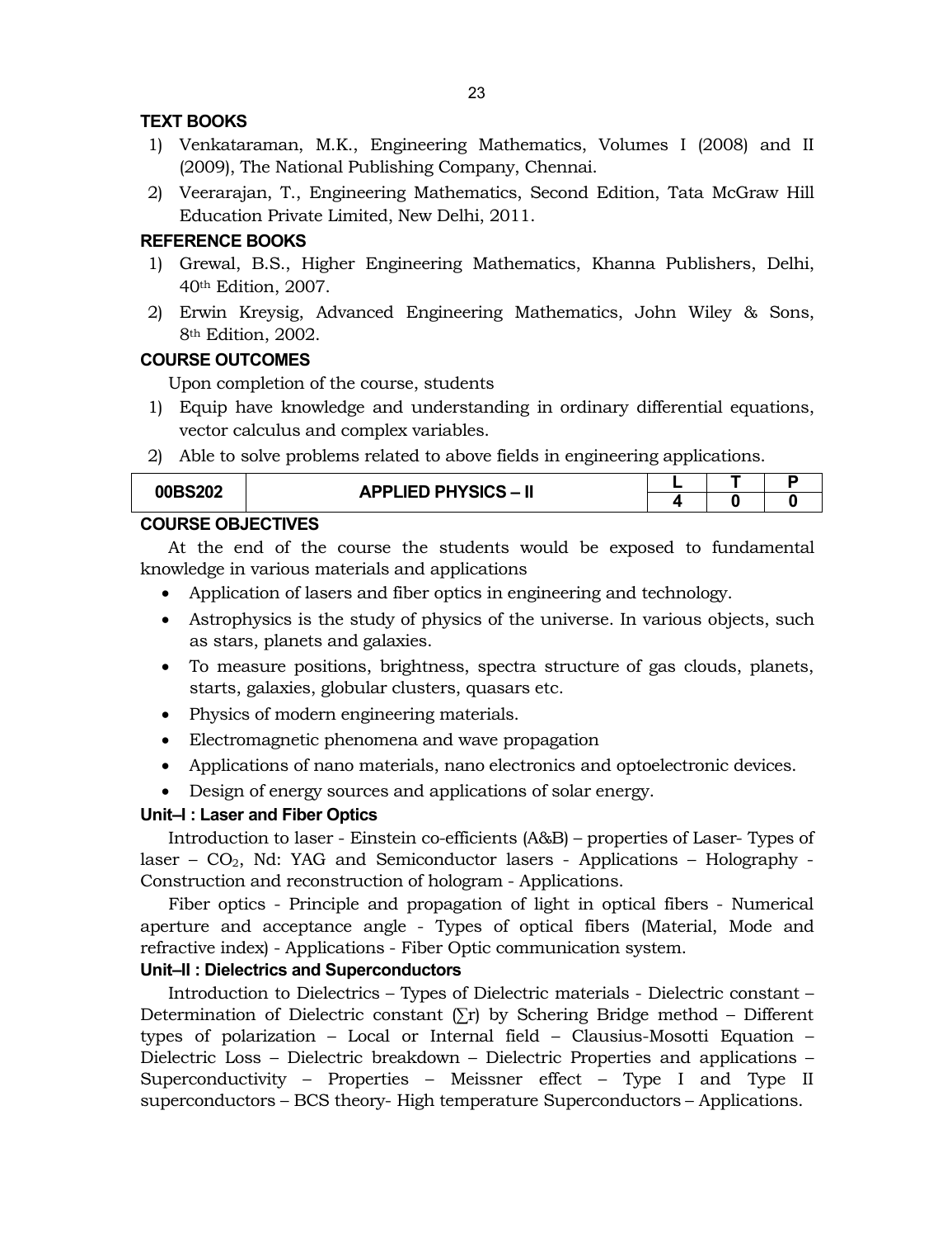### TEXT BOOKS

1) Venkataraman, M.K., Engineering Mathematics, Volumes I (2008) and II (2009), The National Publishing Company, Chennai.
2) Veerarajan, T., Engineering Mathematics, Second Edition, Tata McGraw Hill Education Private Limited, New Delhi, 2011.

### REFERENCE BOOKS

1) Grewal, B.S., Higher Engineering Mathematics, Khanna Publishers, Delhi, 40th Edition, 2007.
2) Erwin Kreysig, Advanced Engineering Mathematics, John Wiley & Sons, 8th Edition, 2002.

### COURSE OUTCOMES

Upon completion of the course, students

1) Equip have knowledge and understanding in ordinary differential equations, vector calculus and complex variables.
2) Able to solve problems related to above fields in engineering applications.

| 00BS202 | APPLIED PHYSICS – II | L | T | P |
|---|---|---|---|---|
| | | 4 | 0 | 0 |

### COURSE OBJECTIVES

At the end of the course the students would be exposed to fundamental knowledge in various materials and applications

- Application of lasers and fiber optics in engineering and technology.
- Astrophysics is the study of physics of the universe. In various objects, such as stars, planets and galaxies.
- To measure positions, brightness, spectra structure of gas clouds, planets, starts, galaxies, globular clusters, quasars etc.
- Physics of modern engineering materials.
- Electromagnetic phenomena and wave propagation
- Applications of nano materials, nano electronics and optoelectronic devices.
- Design of energy sources and applications of solar energy.

### Unit–I : Laser and Fiber Optics

Introduction to laser - Einstein co-efficients (A&B) – properties of Laser- Types of laser – $CO_2$, Nd: YAG and Semiconductor lasers - Applications – Holography - Construction and reconstruction of hologram - Applications.

Fiber optics - Principle and propagation of light in optical fibers - Numerical aperture and acceptance angle - Types of optical fibers (Material, Mode and refractive index) - Applications - Fiber Optic communication system.

### Unit–II : Dielectrics and Superconductors

Introduction to Dielectrics – Types of Dielectric materials - Dielectric constant – Determination of Dielectric constant (∑r) by Schering Bridge method – Different types of polarization – Local or Internal field – Clausius-Mosotti Equation – Dielectric Loss – Dielectric breakdown – Dielectric Properties and applications – Superconductivity – Properties – Meissner effect – Type I and Type II superconductors – BCS theory- High temperature Superconductors – Applications.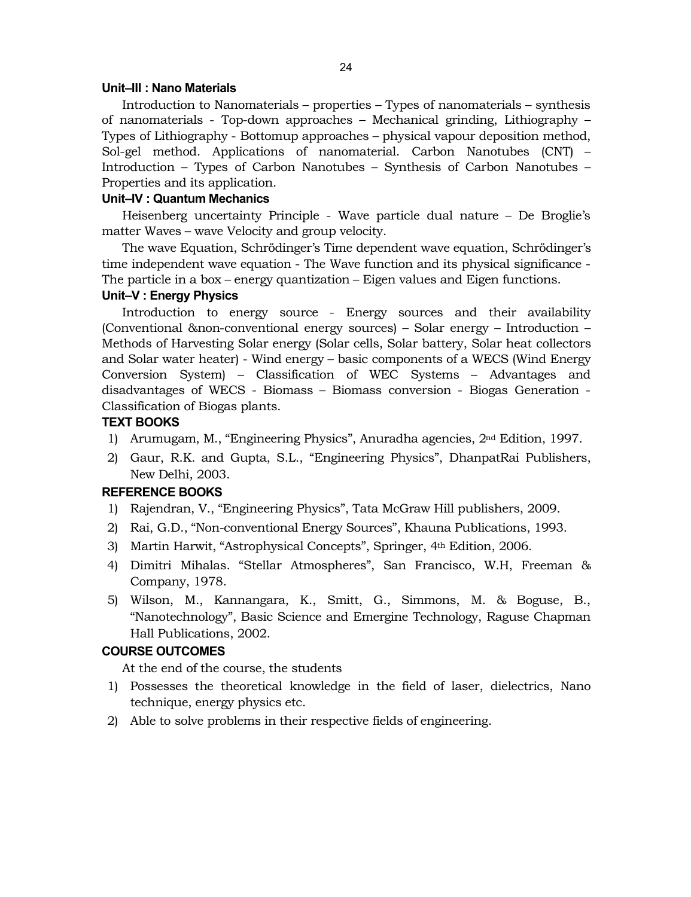### Unit–III : Nano Materials

Introduction to Nanomaterials – properties – Types of nanomaterials – synthesis of nanomaterials - Top-down approaches – Mechanical grinding, Lithiography – Types of Lithiography - Bottomup approaches – physical vapour deposition method, Sol-gel method. Applications of nanomaterial. Carbon Nanotubes (CNT) – Introduction – Types of Carbon Nanotubes – Synthesis of Carbon Nanotubes – Properties and its application.

### Unit–IV : Quantum Mechanics

Heisenberg uncertainty Principle - Wave particle dual nature – De Broglie's matter Waves – wave Velocity and group velocity.

The wave Equation, Schrödinger's Time dependent wave equation, Schrödinger's time independent wave equation - The Wave function and its physical significance - The particle in a box – energy quantization – Eigen values and Eigen functions.

### Unit–V : Energy Physics

Introduction to energy source - Energy sources and their availability (Conventional &non-conventional energy sources) – Solar energy – Introduction – Methods of Harvesting Solar energy (Solar cells, Solar battery, Solar heat collectors and Solar water heater) - Wind energy – basic components of a WECS (Wind Energy Conversion System) – Classification of WEC Systems – Advantages and disadvantages of WECS - Biomass – Biomass conversion - Biogas Generation - Classification of Biogas plants.

### TEXT BOOKS

1) Arumugam, M., "Engineering Physics", Anuradha agencies, 2nd Edition, 1997.
2) Gaur, R.K. and Gupta, S.L., "Engineering Physics", DhanpatRai Publishers, New Delhi, 2003.

### REFERENCE BOOKS

1) Rajendran, V., "Engineering Physics", Tata McGraw Hill publishers, 2009.
2) Rai, G.D., "Non-conventional Energy Sources", Khauna Publications, 1993.
3) Martin Harwit, "Astrophysical Concepts", Springer, 4th Edition, 2006.
4) Dimitri Mihalas. "Stellar Atmospheres", San Francisco, W.H, Freeman & Company, 1978.
5) Wilson, M., Kannangara, K., Smitt, G., Simmons, M. & Boguse, B., "Nanotechnology", Basic Science and Emergine Technology, Raguse Chapman Hall Publications, 2002.

### COURSE OUTCOMES

At the end of the course, the students

1) Possesses the theoretical knowledge in the field of laser, dielectrics, Nano technique, energy physics etc.
2) Able to solve problems in their respective fields of engineering.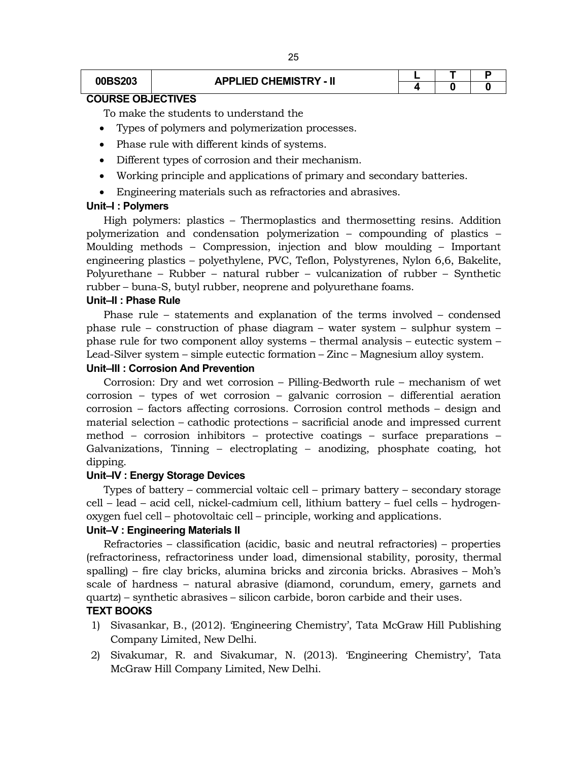| 00BS203 | APPLIED CHEMISTRY - II | L | T | P |
|---|---|---|---|---|
| | | 4 | 0 | 0 |

**COURSE OBJECTIVES**

To make the students to understand the

- Types of polymers and polymerization processes.
- Phase rule with different kinds of systems.
- Different types of corrosion and their mechanism.
- Working principle and applications of primary and secondary batteries.
- Engineering materials such as refractories and abrasives.

**Unit–I : Polymers**

High polymers: plastics – Thermoplastics and thermosetting resins. Addition polymerization and condensation polymerization – compounding of plastics – Moulding methods – Compression, injection and blow moulding – Important engineering plastics – polyethylene, PVC, Teflon, Polystyrenes, Nylon 6,6, Bakelite, Polyurethane – Rubber – natural rubber – vulcanization of rubber – Synthetic rubber – buna-S, butyl rubber, neoprene and polyurethane foams.

**Unit–II : Phase Rule**

Phase rule – statements and explanation of the terms involved – condensed phase rule – construction of phase diagram – water system – sulphur system – phase rule for two component alloy systems – thermal analysis – eutectic system – Lead-Silver system – simple eutectic formation – Zinc – Magnesium alloy system.

**Unit–III : Corrosion And Prevention**

Corrosion: Dry and wet corrosion – Pilling-Bedworth rule – mechanism of wet corrosion – types of wet corrosion – galvanic corrosion – differential aeration corrosion – factors affecting corrosions. Corrosion control methods – design and material selection – cathodic protections – sacrificial anode and impressed current method – corrosion inhibitors – protective coatings – surface preparations – Galvanizations, Tinning – electroplating – anodizing, phosphate coating, hot dipping.

**Unit–IV : Energy Storage Devices**

Types of battery – commercial voltaic cell – primary battery – secondary storage cell – lead – acid cell, nickel-cadmium cell, lithium battery – fuel cells – hydrogen-oxygen fuel cell – photovoltaic cell – principle, working and applications.

**Unit–V : Engineering Materials II**

Refractories – classification (acidic, basic and neutral refractories) – properties (refractoriness, refractoriness under load, dimensional stability, porosity, thermal spalling) – fire clay bricks, alumina bricks and zirconia bricks. Abrasives – Moh's scale of hardness – natural abrasive (diamond, corundum, emery, garnets and quartz) – synthetic abrasives – silicon carbide, boron carbide and their uses.

**TEXT BOOKS**

1) Sivasankar, B., (2012). 'Engineering Chemistry', Tata McGraw Hill Publishing Company Limited, New Delhi.
2) Sivakumar, R. and Sivakumar, N. (2013). 'Engineering Chemistry', Tata McGraw Hill Company Limited, New Delhi.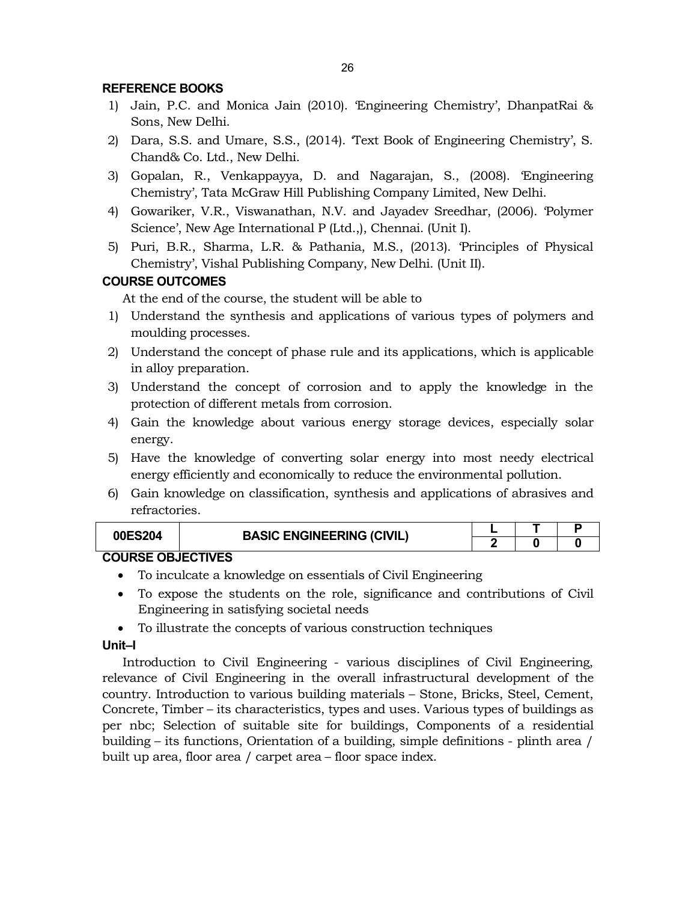### REFERENCE BOOKS

1) Jain, P.C. and Monica Jain (2010). 'Engineering Chemistry', DhanpatRai & Sons, New Delhi.
2) Dara, S.S. and Umare, S.S., (2014). 'Text Book of Engineering Chemistry', S. Chand& Co. Ltd., New Delhi.
3) Gopalan, R., Venkappayya, D. and Nagarajan, S., (2008). 'Engineering Chemistry', Tata McGraw Hill Publishing Company Limited, New Delhi.
4) Gowariker, V.R., Viswanathan, N.V. and Jayadev Sreedhar, (2006). 'Polymer Science', New Age International P (Ltd.,), Chennai. (Unit I).
5) Puri, B.R., Sharma, L.R. & Pathania, M.S., (2013). 'Principles of Physical Chemistry', Vishal Publishing Company, New Delhi. (Unit II).

### COURSE OUTCOMES

At the end of the course, the student will be able to

1) Understand the synthesis and applications of various types of polymers and moulding processes.
2) Understand the concept of phase rule and its applications, which is applicable in alloy preparation.
3) Understand the concept of corrosion and to apply the knowledge in the protection of different metals from corrosion.
4) Gain the knowledge about various energy storage devices, especially solar energy.
5) Have the knowledge of converting solar energy into most needy electrical energy efficiently and economically to reduce the environmental pollution.
6) Gain knowledge on classification, synthesis and applications of abrasives and refractories.

| 00ES204 | BASIC ENGINEERING (CIVIL) | L | T | P |
|---|---|---|---|---|
| | | 2 | 0 | 0 |

### COURSE OBJECTIVES

- To inculcate a knowledge on essentials of Civil Engineering
- To expose the students on the role, significance and contributions of Civil Engineering in satisfying societal needs
- To illustrate the concepts of various construction techniques

### Unit–I

Introduction to Civil Engineering - various disciplines of Civil Engineering, relevance of Civil Engineering in the overall infrastructural development of the country. Introduction to various building materials – Stone, Bricks, Steel, Cement, Concrete, Timber – its characteristics, types and uses. Various types of buildings as per nbc; Selection of suitable site for buildings, Components of a residential building – its functions, Orientation of a building, simple definitions - plinth area / built up area, floor area / carpet area – floor space index.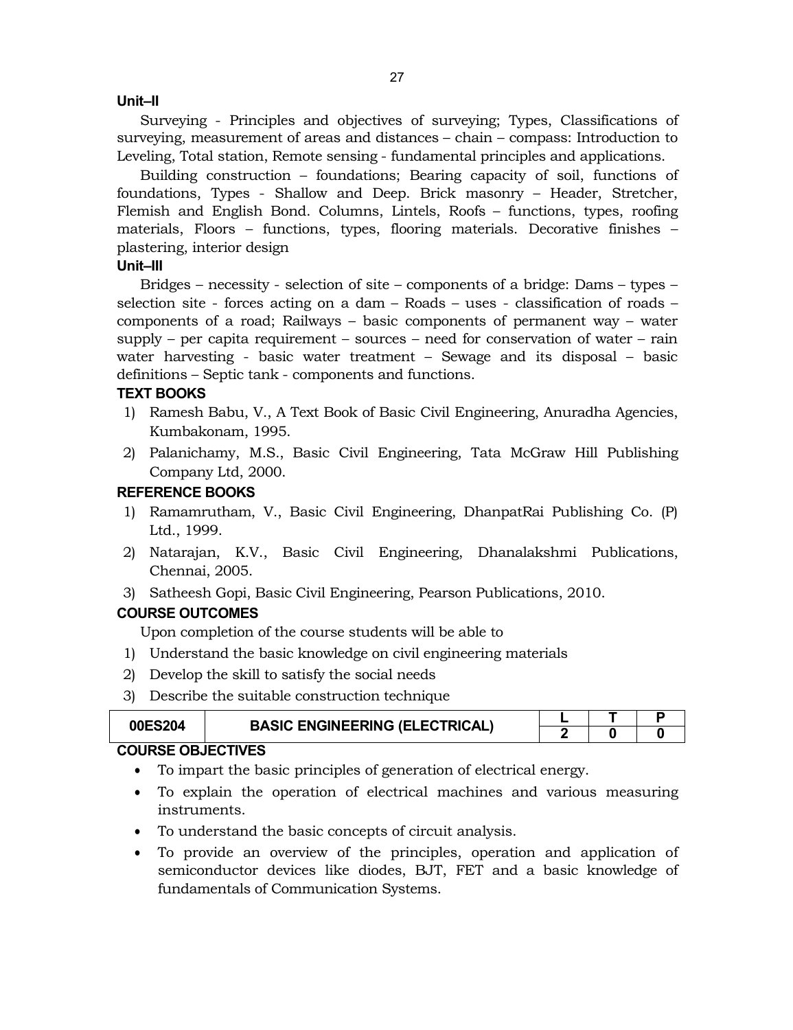**Unit–II**

Surveying - Principles and objectives of surveying; Types, Classifications of surveying, measurement of areas and distances – chain – compass: Introduction to Leveling, Total station, Remote sensing - fundamental principles and applications.

Building construction – foundations; Bearing capacity of soil, functions of foundations, Types - Shallow and Deep. Brick masonry – Header, Stretcher, Flemish and English Bond. Columns, Lintels, Roofs – functions, types, roofing materials, Floors – functions, types, flooring materials. Decorative finishes – plastering, interior design

**Unit–III**

Bridges – necessity - selection of site – components of a bridge: Dams – types – selection site - forces acting on a dam – Roads – uses - classification of roads – components of a road; Railways – basic components of permanent way – water supply – per capita requirement – sources – need for conservation of water – rain water harvesting - basic water treatment – Sewage and its disposal – basic definitions – Septic tank - components and functions.

**TEXT BOOKS**

1) Ramesh Babu, V., A Text Book of Basic Civil Engineering, Anuradha Agencies, Kumbakonam, 1995.
2) Palanichamy, M.S., Basic Civil Engineering, Tata McGraw Hill Publishing Company Ltd, 2000.

**REFERENCE BOOKS**

1) Ramamrutham, V., Basic Civil Engineering, DhanpatRai Publishing Co. (P) Ltd., 1999.
2) Natarajan, K.V., Basic Civil Engineering, Dhanalakshmi Publications, Chennai, 2005.
3) Satheesh Gopi, Basic Civil Engineering, Pearson Publications, 2010.

**COURSE OUTCOMES**

Upon completion of the course students will be able to

1) Understand the basic knowledge on civil engineering materials
2) Develop the skill to satisfy the social needs
3) Describe the suitable construction technique

| 00ES204 | BASIC ENGINEERING (ELECTRICAL) | L | T | P |
|---|---|---|---|---|
| | | 2 | 0 | 0 |

**COURSE OBJECTIVES**

- To impart the basic principles of generation of electrical energy.
- To explain the operation of electrical machines and various measuring instruments.
- To understand the basic concepts of circuit analysis.
- To provide an overview of the principles, operation and application of semiconductor devices like diodes, BJT, FET and a basic knowledge of fundamentals of Communication Systems.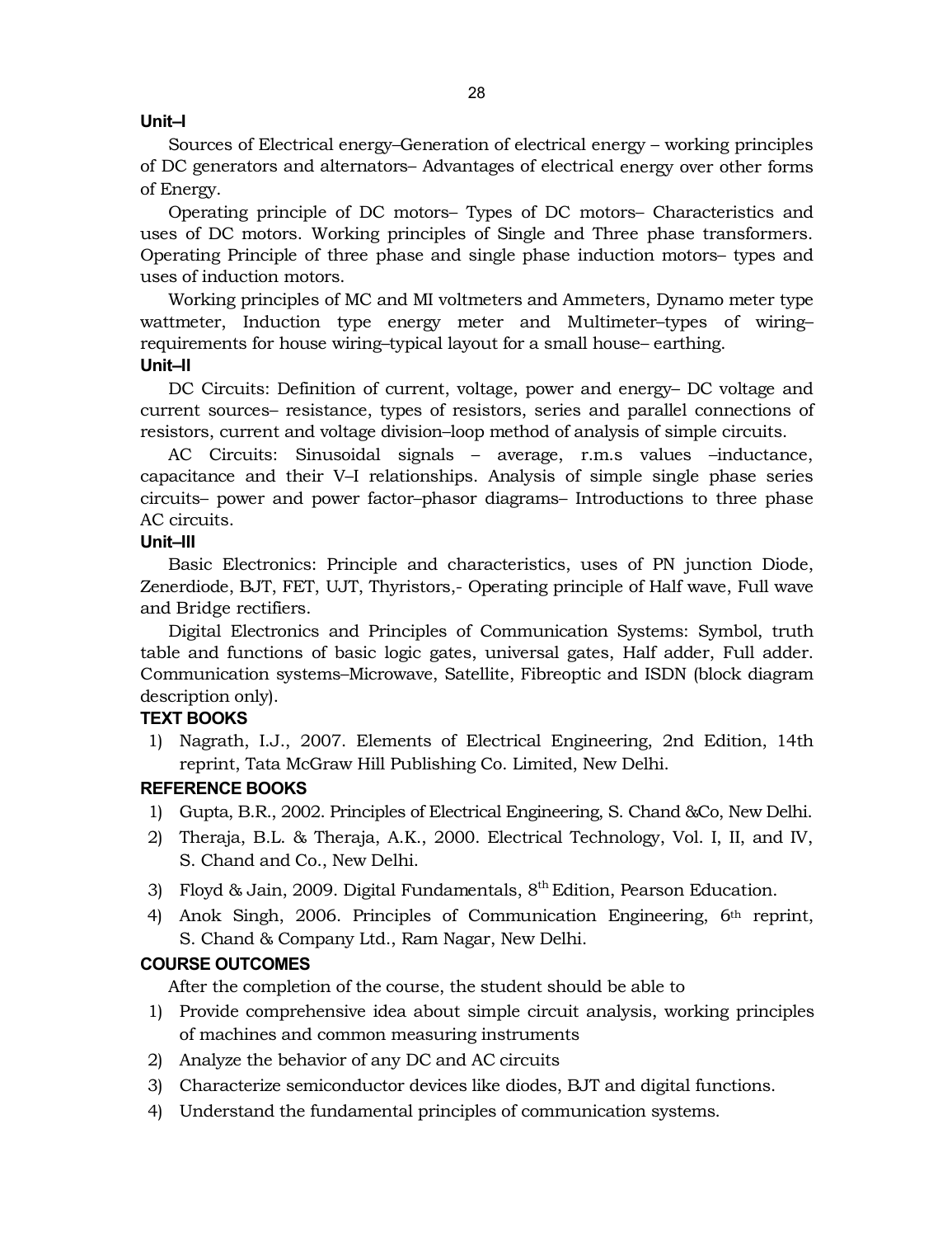### Unit–I

Sources of Electrical energy–Generation of electrical energy – working principles of DC generators and alternators– Advantages of electrical energy over other forms of Energy.

Operating principle of DC motors– Types of DC motors– Characteristics and uses of DC motors. Working principles of Single and Three phase transformers. Operating Principle of three phase and single phase induction motors– types and uses of induction motors.

Working principles of MC and MI voltmeters and Ammeters, Dynamo meter type wattmeter, Induction type energy meter and Multimeter–types of wiring–requirements for house wiring–typical layout for a small house– earthing.

### Unit–II

DC Circuits: Definition of current, voltage, power and energy– DC voltage and current sources– resistance, types of resistors, series and parallel connections of resistors, current and voltage division–loop method of analysis of simple circuits.

AC Circuits: Sinusoidal signals – average, r.m.s values –inductance, capacitance and their V–I relationships. Analysis of simple single phase series circuits– power and power factor–phasor diagrams– Introductions to three phase AC circuits.

### Unit–III

Basic Electronics: Principle and characteristics, uses of PN junction Diode, Zenerdiode, BJT, FET, UJT, Thyristors,- Operating principle of Half wave, Full wave and Bridge rectifiers.

Digital Electronics and Principles of Communication Systems: Symbol, truth table and functions of basic logic gates, universal gates, Half adder, Full adder. Communication systems–Microwave, Satellite, Fibreoptic and ISDN (block diagram description only).

### TEXT BOOKS

1) Nagrath, I.J., 2007. Elements of Electrical Engineering, 2nd Edition, 14th reprint, Tata McGraw Hill Publishing Co. Limited, New Delhi.

### REFERENCE BOOKS

1) Gupta, B.R., 2002. Principles of Electrical Engineering, S. Chand &Co, New Delhi.
2) Theraja, B.L. & Theraja, A.K., 2000. Electrical Technology, Vol. I, II, and IV, S. Chand and Co., New Delhi.
3) Floyd & Jain, 2009. Digital Fundamentals, 8th Edition, Pearson Education.
4) Anok Singh, 2006. Principles of Communication Engineering, 6th reprint, S. Chand & Company Ltd., Ram Nagar, New Delhi.

### COURSE OUTCOMES

After the completion of the course, the student should be able to

1) Provide comprehensive idea about simple circuit analysis, working principles of machines and common measuring instruments
2) Analyze the behavior of any DC and AC circuits
3) Characterize semiconductor devices like diodes, BJT and digital functions.
4) Understand the fundamental principles of communication systems.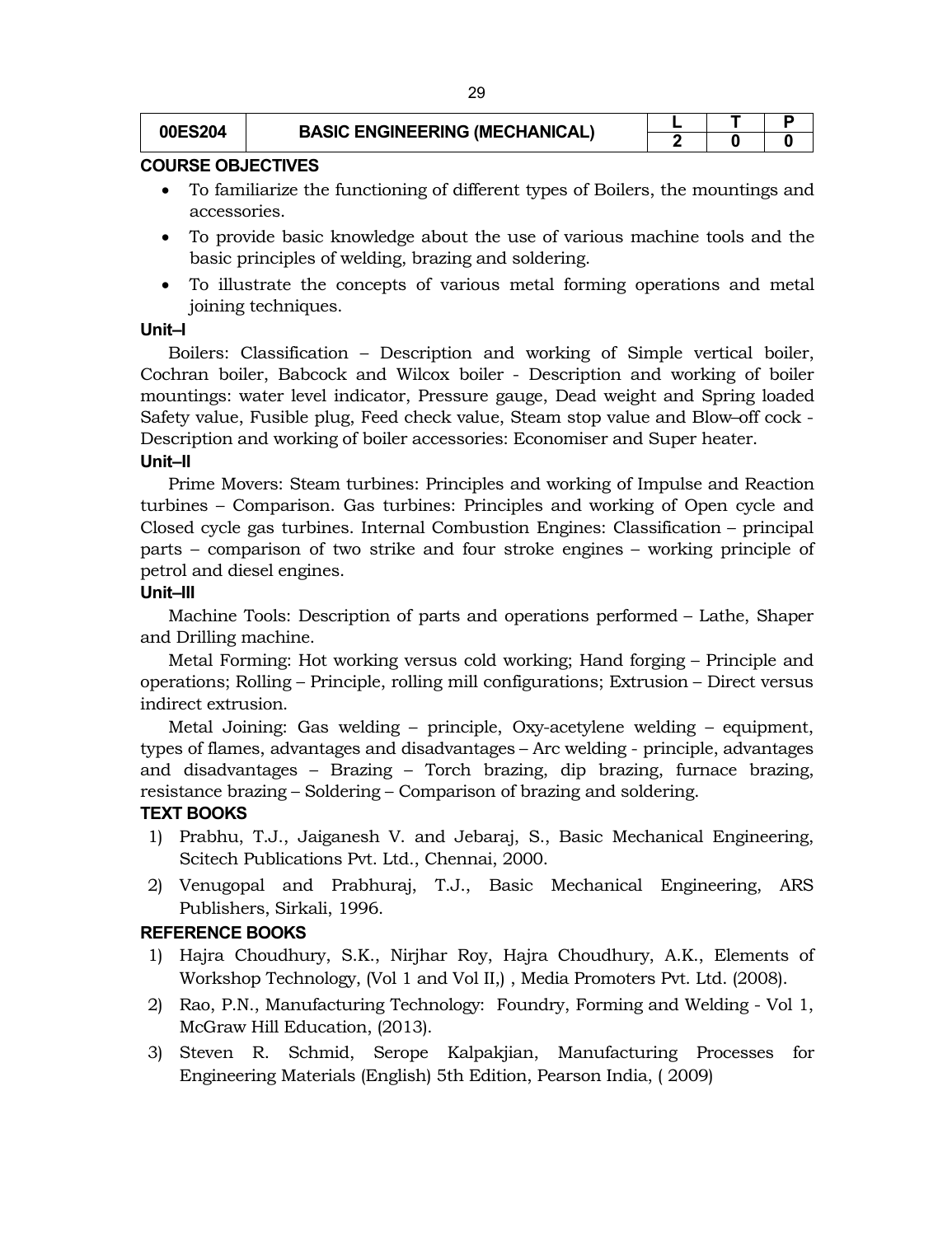| 00ES204 | BASIC ENGINEERING (MECHANICAL) | L | T | P |
|---|---|---|---|---|
| | | 2 | 0 | 0 |

**COURSE OBJECTIVES**

- To familiarize the functioning of different types of Boilers, the mountings and accessories.
- To provide basic knowledge about the use of various machine tools and the basic principles of welding, brazing and soldering.
- To illustrate the concepts of various metal forming operations and metal joining techniques.

**Unit–I**

Boilers: Classification – Description and working of Simple vertical boiler, Cochran boiler, Babcock and Wilcox boiler - Description and working of boiler mountings: water level indicator, Pressure gauge, Dead weight and Spring loaded Safety value, Fusible plug, Feed check value, Steam stop value and Blow–off cock - Description and working of boiler accessories: Economiser and Super heater.

**Unit–II**

Prime Movers: Steam turbines: Principles and working of Impulse and Reaction turbines – Comparison. Gas turbines: Principles and working of Open cycle and Closed cycle gas turbines. Internal Combustion Engines: Classification – principal parts – comparison of two strike and four stroke engines – working principle of petrol and diesel engines.

**Unit–III**

Machine Tools: Description of parts and operations performed – Lathe, Shaper and Drilling machine.

Metal Forming: Hot working versus cold working; Hand forging – Principle and operations; Rolling – Principle, rolling mill configurations; Extrusion – Direct versus indirect extrusion.

Metal Joining: Gas welding – principle, Oxy-acetylene welding – equipment, types of flames, advantages and disadvantages – Arc welding - principle, advantages and disadvantages – Brazing – Torch brazing, dip brazing, furnace brazing, resistance brazing – Soldering – Comparison of brazing and soldering.

**TEXT BOOKS**

1) Prabhu, T.J., Jaiganesh V. and Jebaraj, S., Basic Mechanical Engineering, Scitech Publications Pvt. Ltd., Chennai, 2000.
2) Venugopal and Prabhuraj, T.J., Basic Mechanical Engineering, ARS Publishers, Sirkali, 1996.

**REFERENCE BOOKS**

1) Hajra Choudhury, S.K., Nirjhar Roy, Hajra Choudhury, A.K., Elements of Workshop Technology, (Vol 1 and Vol II,) , Media Promoters Pvt. Ltd. (2008).
2) Rao, P.N., Manufacturing Technology: Foundry, Forming and Welding - Vol 1, McGraw Hill Education, (2013).
3) Steven R. Schmid, Serope Kalpakjian, Manufacturing Processes for Engineering Materials (English) 5th Edition, Pearson India, ( 2009)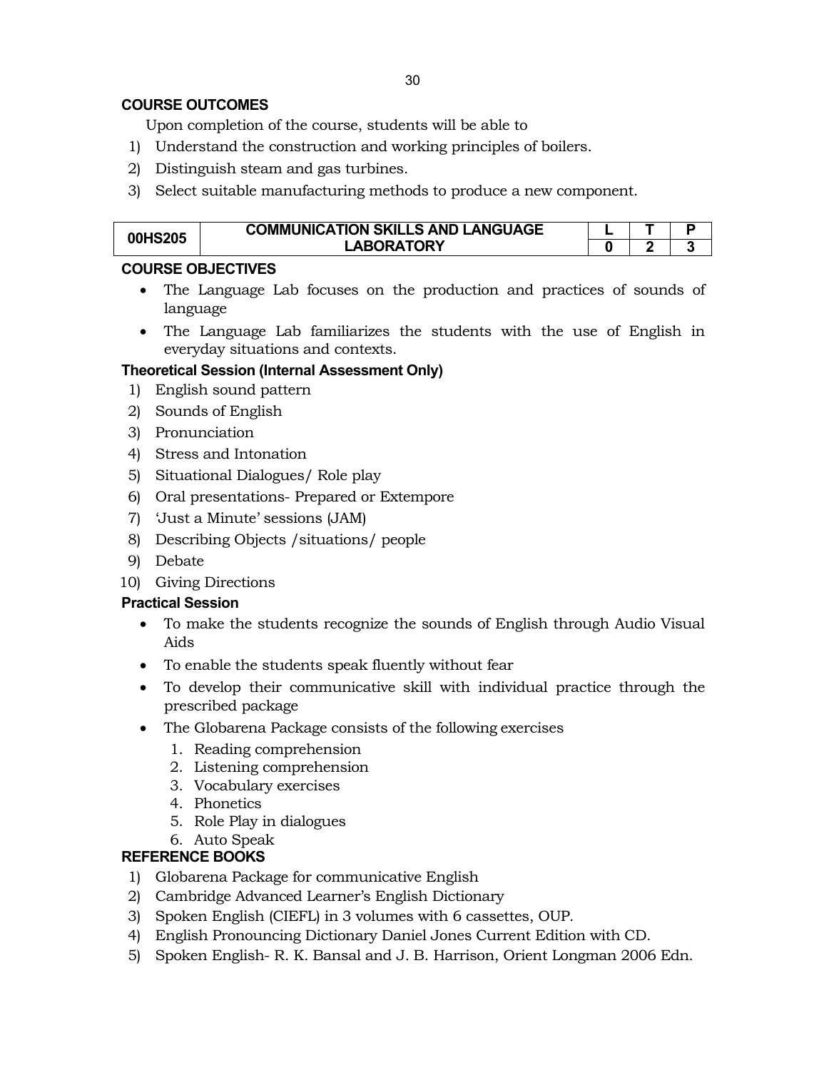**COURSE OUTCOMES**

Upon completion of the course, students will be able to

1) Understand the construction and working principles of boilers.
2) Distinguish steam and gas turbines.
3) Select suitable manufacturing methods to produce a new component.

| 00HS205 | COMMUNICATION SKILLS AND LANGUAGE LABORATORY | L | T | P |
|---|---|---|---|---|
| | | 0 | 2 | 3 |

**COURSE OBJECTIVES**

- The Language Lab focuses on the production and practices of sounds of language
- The Language Lab familiarizes the students with the use of English in everyday situations and contexts.

**Theoretical Session (Internal Assessment Only)**

1) English sound pattern
2) Sounds of English
3) Pronunciation
4) Stress and Intonation
5) Situational Dialogues/ Role play
6) Oral presentations- Prepared or Extempore
7) 'Just a Minute' sessions (JAM)
8) Describing Objects /situations/ people
9) Debate
10) Giving Directions

**Practical Session**

- To make the students recognize the sounds of English through Audio Visual Aids
- To enable the students speak fluently without fear
- To develop their communicative skill with individual practice through the prescribed package
- The Globarena Package consists of the following exercises
  1. Reading comprehension
  2. Listening comprehension
  3. Vocabulary exercises
  4. Phonetics
  5. Role Play in dialogues
  6. Auto Speak

**REFERENCE BOOKS**

1) Globarena Package for communicative English
2) Cambridge Advanced Learner's English Dictionary
3) Spoken English (CIEFL) in 3 volumes with 6 cassettes, OUP.
4) English Pronouncing Dictionary Daniel Jones Current Edition with CD.
5) Spoken English- R. K. Bansal and J. B. Harrison, Orient Longman 2006 Edn.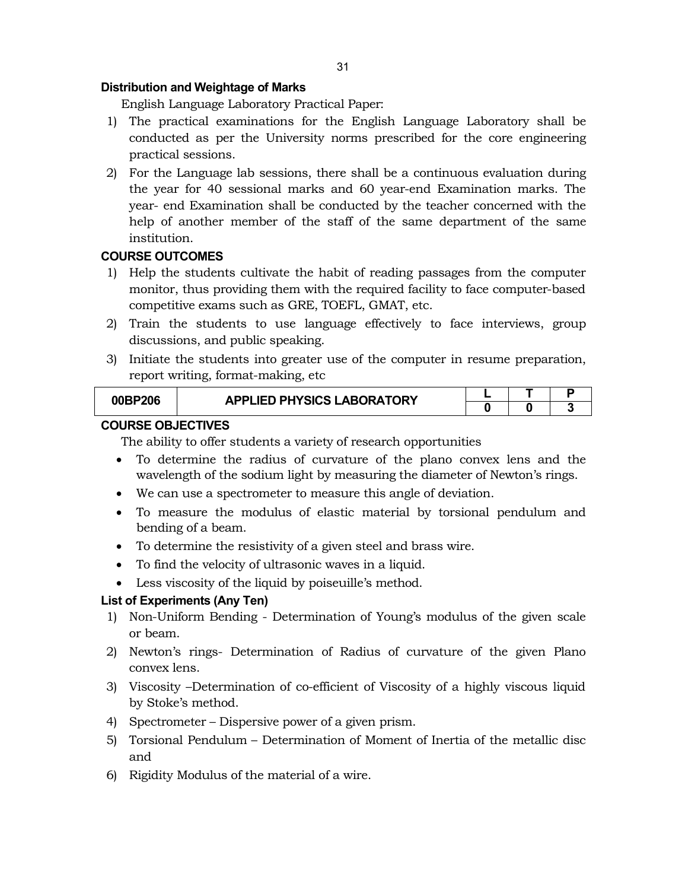### Distribution and Weightage of Marks

English Language Laboratory Practical Paper:

1) The practical examinations for the English Language Laboratory shall be conducted as per the University norms prescribed for the core engineering practical sessions.
2) For the Language lab sessions, there shall be a continuous evaluation during the year for 40 sessional marks and 60 year-end Examination marks. The year- end Examination shall be conducted by the teacher concerned with the help of another member of the staff of the same department of the same institution.

### COURSE OUTCOMES

1) Help the students cultivate the habit of reading passages from the computer monitor, thus providing them with the required facility to face computer-based competitive exams such as GRE, TOEFL, GMAT, etc.
2) Train the students to use language effectively to face interviews, group discussions, and public speaking.
3) Initiate the students into greater use of the computer in resume preparation, report writing, format-making, etc

| 00BP206 | APPLIED PHYSICS LABORATORY | L | T | P |
|---|---|---|---|---|
| | | 0 | 0 | 3 |

### COURSE OBJECTIVES

The ability to offer students a variety of research opportunities

- To determine the radius of curvature of the plano convex lens and the wavelength of the sodium light by measuring the diameter of Newton's rings.
- We can use a spectrometer to measure this angle of deviation.
- To measure the modulus of elastic material by torsional pendulum and bending of a beam.
- To determine the resistivity of a given steel and brass wire.
- To find the velocity of ultrasonic waves in a liquid.
- Less viscosity of the liquid by poiseuille's method.

### List of Experiments (Any Ten)

1) Non-Uniform Bending - Determination of Young's modulus of the given scale or beam.
2) Newton's rings- Determination of Radius of curvature of the given Plano convex lens.
3) Viscosity –Determination of co-efficient of Viscosity of a highly viscous liquid by Stoke's method.
4) Spectrometer – Dispersive power of a given prism.
5) Torsional Pendulum – Determination of Moment of Inertia of the metallic disc and
6) Rigidity Modulus of the material of a wire.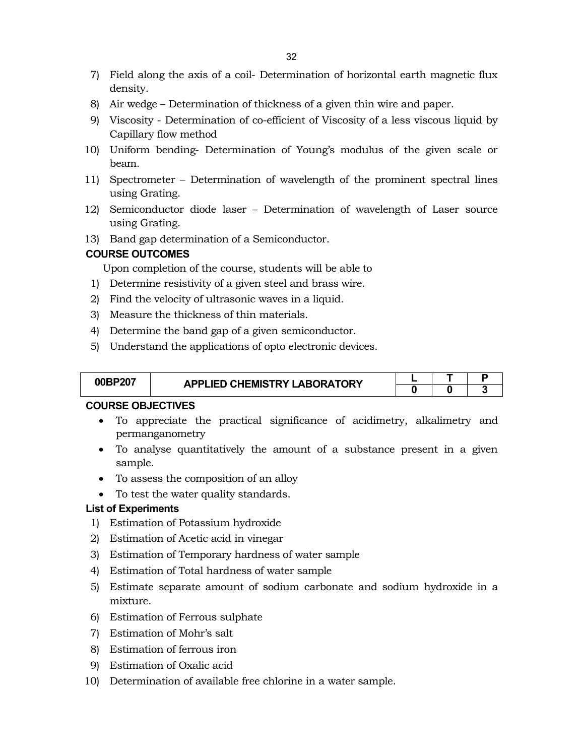7) Field along the axis of a coil- Determination of horizontal earth magnetic flux density.
8) Air wedge – Determination of thickness of a given thin wire and paper.
9) Viscosity - Determination of co-efficient of Viscosity of a less viscous liquid by Capillary flow method
10) Uniform bending- Determination of Young's modulus of the given scale or beam.
11) Spectrometer – Determination of wavelength of the prominent spectral lines using Grating.
12) Semiconductor diode laser – Determination of wavelength of Laser source using Grating.
13) Band gap determination of a Semiconductor.

**COURSE OUTCOMES**

Upon completion of the course, students will be able to

1) Determine resistivity of a given steel and brass wire.
2) Find the velocity of ultrasonic waves in a liquid.
3) Measure the thickness of thin materials.
4) Determine the band gap of a given semiconductor.
5) Understand the applications of opto electronic devices.

| 00BP207 | APPLIED CHEMISTRY LABORATORY | L | T | P |
|---|---|---|---|---|
| | | 0 | 0 | 3 |

**COURSE OBJECTIVES**

- To appreciate the practical significance of acidimetry, alkalimetry and permanganometry
- To analyse quantitatively the amount of a substance present in a given sample.
- To assess the composition of an alloy
- To test the water quality standards.

**List of Experiments**

1) Estimation of Potassium hydroxide
2) Estimation of Acetic acid in vinegar
3) Estimation of Temporary hardness of water sample
4) Estimation of Total hardness of water sample
5) Estimate separate amount of sodium carbonate and sodium hydroxide in a mixture.
6) Estimation of Ferrous sulphate
7) Estimation of Mohr's salt
8) Estimation of ferrous iron
9) Estimation of Oxalic acid
10) Determination of available free chlorine in a water sample.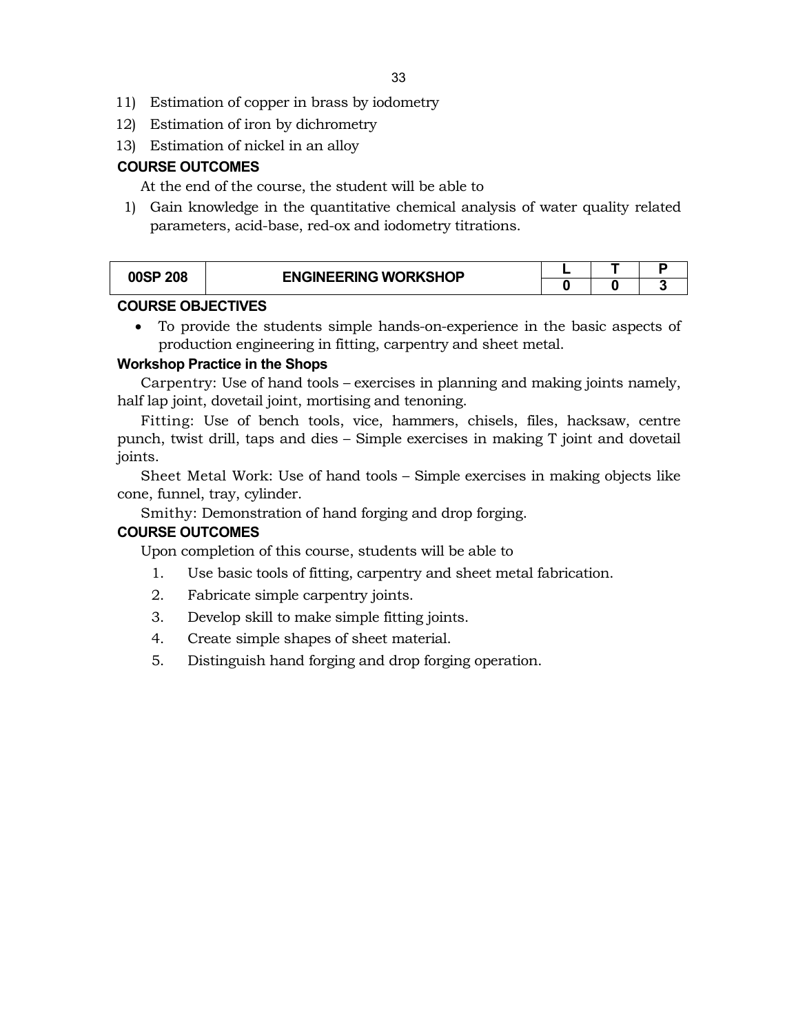11) Estimation of copper in brass by iodometry
12) Estimation of iron by dichrometry
13) Estimation of nickel in an alloy

**COURSE OUTCOMES**

At the end of the course, the student will be able to

1) Gain knowledge in the quantitative chemical analysis of water quality related parameters, acid-base, red-ox and iodometry titrations.

| 00SP 208 | ENGINEERING WORKSHOP | L | T | P |
|---|---|---|---|---|
| | | 0 | 0 | 3 |

**COURSE OBJECTIVES**

- To provide the students simple hands-on-experience in the basic aspects of production engineering in fitting, carpentry and sheet metal.

**Workshop Practice in the Shops**

Carpentry: Use of hand tools – exercises in planning and making joints namely, half lap joint, dovetail joint, mortising and tenoning.

Fitting: Use of bench tools, vice, hammers, chisels, files, hacksaw, centre punch, twist drill, taps and dies – Simple exercises in making T joint and dovetail joints.

Sheet Metal Work: Use of hand tools – Simple exercises in making objects like cone, funnel, tray, cylinder.

Smithy: Demonstration of hand forging and drop forging.

**COURSE OUTCOMES**

Upon completion of this course, students will be able to

1. Use basic tools of fitting, carpentry and sheet metal fabrication.
2. Fabricate simple carpentry joints.
3. Develop skill to make simple fitting joints.
4. Create simple shapes of sheet material.
5. Distinguish hand forging and drop forging operation.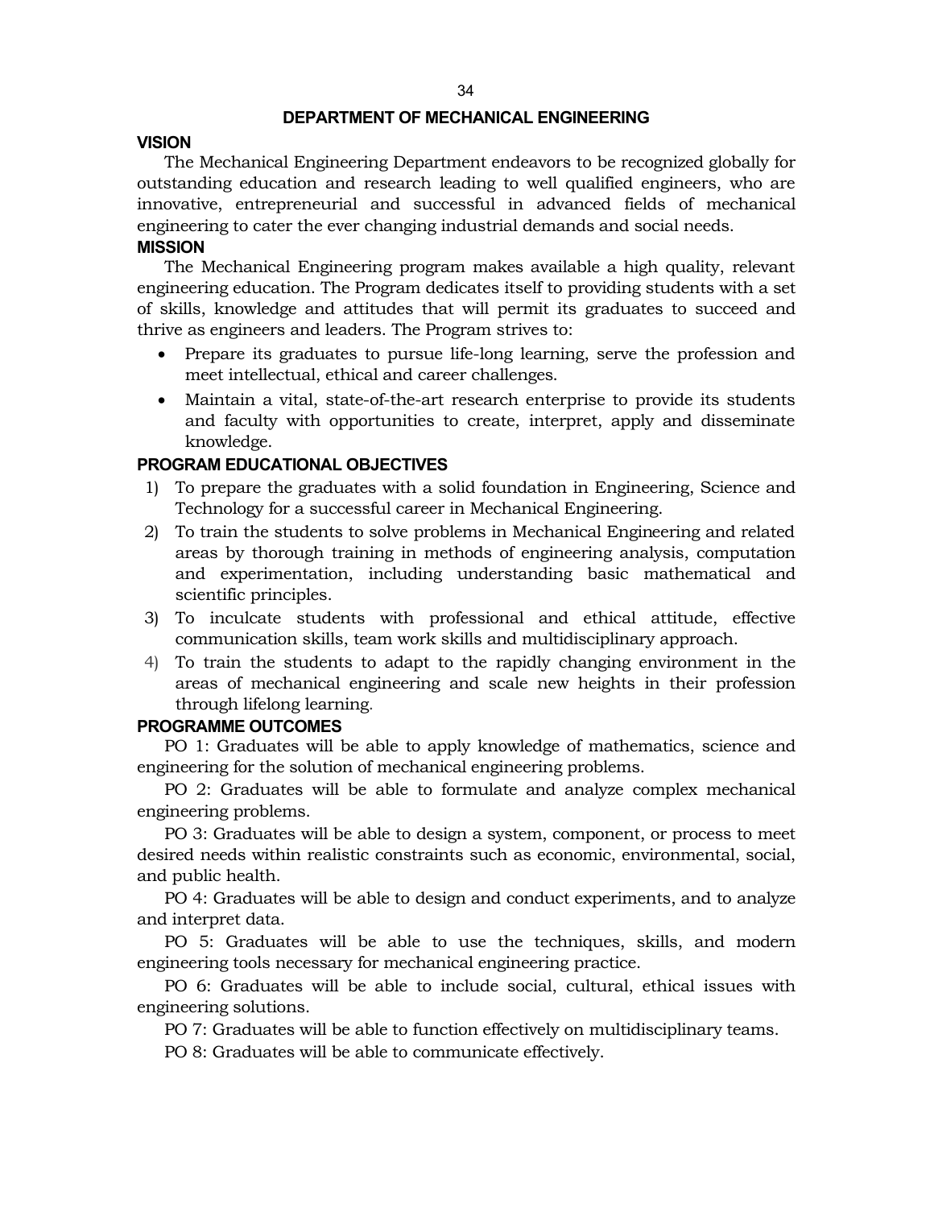# DEPARTMENT OF MECHANICAL ENGINEERING

## VISION

The Mechanical Engineering Department endeavors to be recognized globally for outstanding education and research leading to well qualified engineers, who are innovative, entrepreneurial and successful in advanced fields of mechanical engineering to cater the ever changing industrial demands and social needs.

## MISSION

The Mechanical Engineering program makes available a high quality, relevant engineering education. The Program dedicates itself to providing students with a set of skills, knowledge and attitudes that will permit its graduates to succeed and thrive as engineers and leaders. The Program strives to:

- Prepare its graduates to pursue life-long learning, serve the profession and meet intellectual, ethical and career challenges.
- Maintain a vital, state-of-the-art research enterprise to provide its students and faculty with opportunities to create, interpret, apply and disseminate knowledge.

## PROGRAM EDUCATIONAL OBJECTIVES

1) To prepare the graduates with a solid foundation in Engineering, Science and Technology for a successful career in Mechanical Engineering.
2) To train the students to solve problems in Mechanical Engineering and related areas by thorough training in methods of engineering analysis, computation and experimentation, including understanding basic mathematical and scientific principles.
3) To inculcate students with professional and ethical attitude, effective communication skills, team work skills and multidisciplinary approach.
4) To train the students to adapt to the rapidly changing environment in the areas of mechanical engineering and scale new heights in their profession through lifelong learning.

## PROGRAMME OUTCOMES

PO 1: Graduates will be able to apply knowledge of mathematics, science and engineering for the solution of mechanical engineering problems.

PO 2: Graduates will be able to formulate and analyze complex mechanical engineering problems.

PO 3: Graduates will be able to design a system, component, or process to meet desired needs within realistic constraints such as economic, environmental, social, and public health.

PO 4: Graduates will be able to design and conduct experiments, and to analyze and interpret data.

PO 5: Graduates will be able to use the techniques, skills, and modern engineering tools necessary for mechanical engineering practice.

PO 6: Graduates will be able to include social, cultural, ethical issues with engineering solutions.

PO 7: Graduates will be able to function effectively on multidisciplinary teams.

PO 8: Graduates will be able to communicate effectively.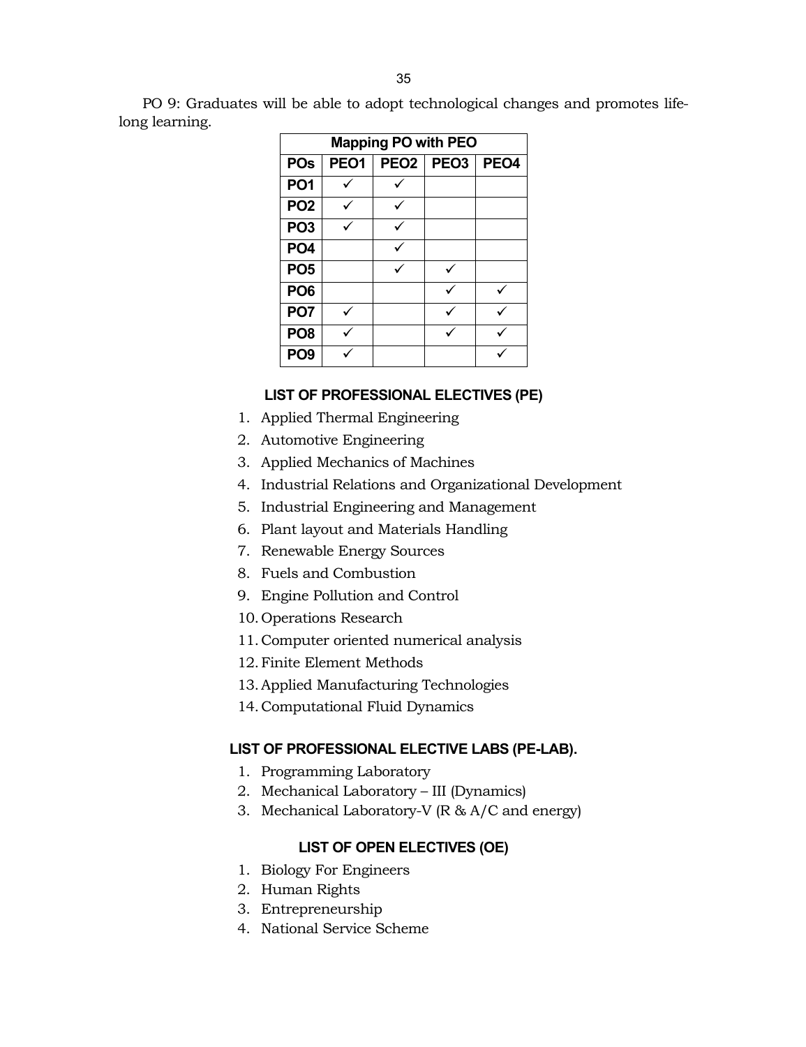PO 9: Graduates will be able to adopt technological changes and promotes life-long learning.

| Mapping PO with PEO | | | | |
|---|---|---|---|---|
| **POs** | **PEO1** | **PEO2** | **PEO3** | **PEO4** |
| **PO1** | ✓ | ✓ | | |
| **PO2** | ✓ | ✓ | | |
| **PO3** | ✓ | ✓ | | |
| **PO4** | | ✓ | | |
| **PO5** | | ✓ | ✓ | |
| **PO6** | | | ✓ | ✓ |
| **PO7** | ✓ | | ✓ | ✓ |
| **PO8** | ✓ | | ✓ | ✓ |
| **PO9** | ✓ | | | ✓ |

### LIST OF PROFESSIONAL ELECTIVES (PE)

1. Applied Thermal Engineering
2. Automotive Engineering
3. Applied Mechanics of Machines
4. Industrial Relations and Organizational Development
5. Industrial Engineering and Management
6. Plant layout and Materials Handling
7. Renewable Energy Sources
8. Fuels and Combustion
9. Engine Pollution and Control
10. Operations Research
11. Computer oriented numerical analysis
12. Finite Element Methods
13. Applied Manufacturing Technologies
14. Computational Fluid Dynamics

### LIST OF PROFESSIONAL ELECTIVE LABS (PE-LAB).

1. Programming Laboratory
2. Mechanical Laboratory – III (Dynamics)
3. Mechanical Laboratory-V (R & A/C and energy)

### LIST OF OPEN ELECTIVES (OE)

1. Biology For Engineers
2. Human Rights
3. Entrepreneurship
4. National Service Scheme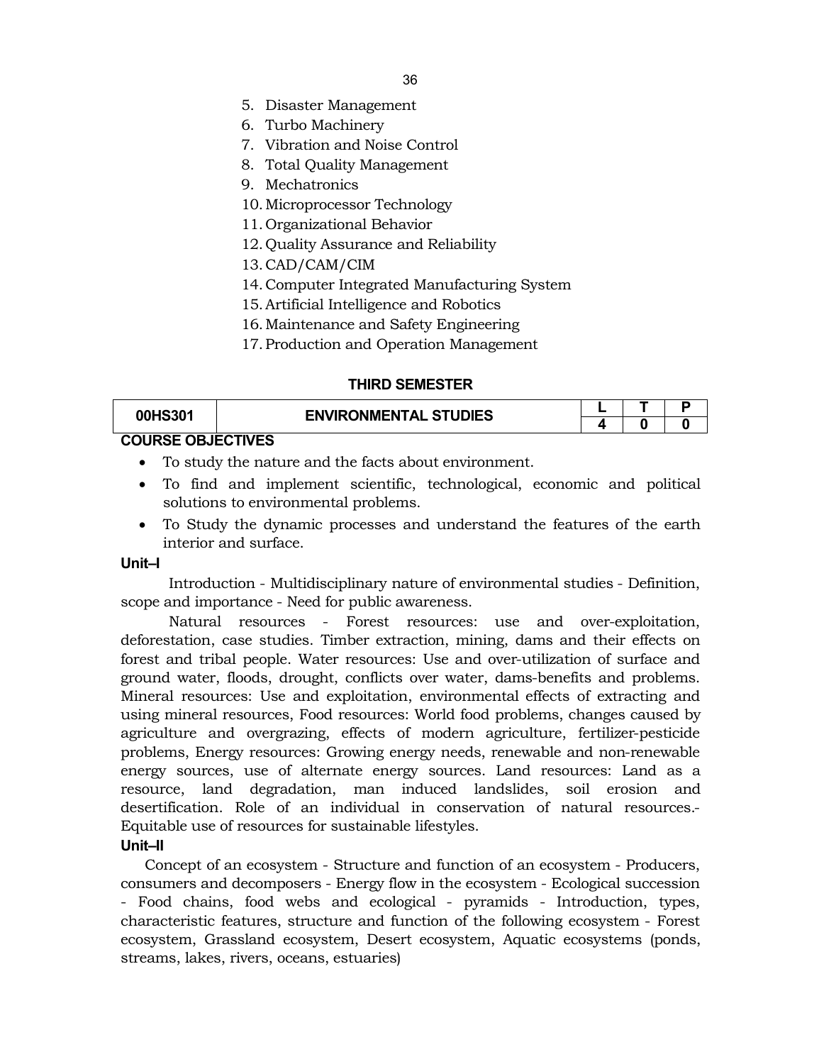5. Disaster Management
6. Turbo Machinery
7. Vibration and Noise Control
8. Total Quality Management
9. Mechatronics
10. Microprocessor Technology
11. Organizational Behavior
12. Quality Assurance and Reliability
13. CAD/CAM/CIM
14. Computer Integrated Manufacturing System
15. Artificial Intelligence and Robotics
16. Maintenance and Safety Engineering
17. Production and Operation Management

## THIRD SEMESTER

| 00HS301 | ENVIRONMENTAL STUDIES | L | T | P |
|---|---|---|---|---|
| | | 4 | 0 | 0 |

**COURSE OBJECTIVES**

- To study the nature and the facts about environment.
- To find and implement scientific, technological, economic and political solutions to environmental problems.
- To Study the dynamic processes and understand the features of the earth interior and surface.

**Unit–I**

Introduction - Multidisciplinary nature of environmental studies - Definition, scope and importance - Need for public awareness.

Natural resources - Forest resources: use and over-exploitation, deforestation, case studies. Timber extraction, mining, dams and their effects on forest and tribal people. Water resources: Use and over-utilization of surface and ground water, floods, drought, conflicts over water, dams-benefits and problems. Mineral resources: Use and exploitation, environmental effects of extracting and using mineral resources, Food resources: World food problems, changes caused by agriculture and overgrazing, effects of modern agriculture, fertilizer-pesticide problems, Energy resources: Growing energy needs, renewable and non-renewable energy sources, use of alternate energy sources. Land resources: Land as a resource, land degradation, man induced landslides, soil erosion and desertification. Role of an individual in conservation of natural resources.- Equitable use of resources for sustainable lifestyles.

**Unit–II**

Concept of an ecosystem - Structure and function of an ecosystem - Producers, consumers and decomposers - Energy flow in the ecosystem - Ecological succession - Food chains, food webs and ecological - pyramids - Introduction, types, characteristic features, structure and function of the following ecosystem - Forest ecosystem, Grassland ecosystem, Desert ecosystem, Aquatic ecosystems (ponds, streams, lakes, rivers, oceans, estuaries)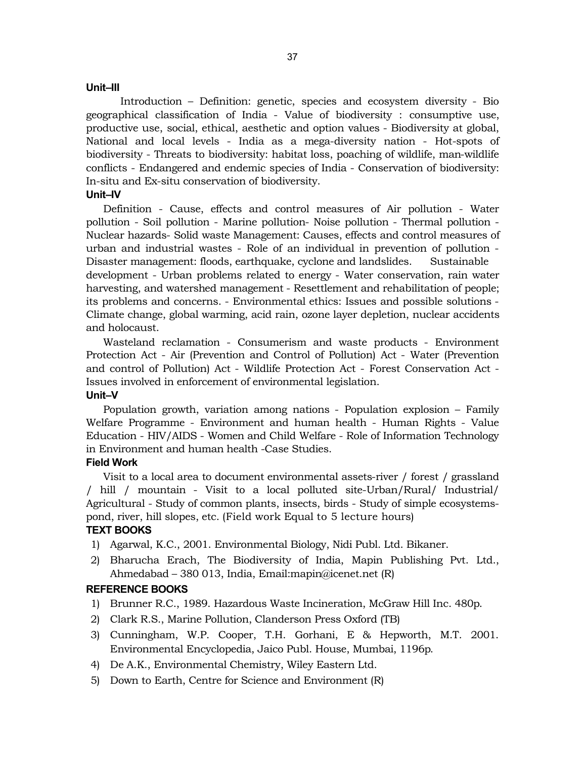### Unit–III

Introduction – Definition: genetic, species and ecosystem diversity - Bio geographical classification of India - Value of biodiversity : consumptive use, productive use, social, ethical, aesthetic and option values - Biodiversity at global, National and local levels - India as a mega-diversity nation - Hot-spots of biodiversity - Threats to biodiversity: habitat loss, poaching of wildlife, man-wildlife conflicts - Endangered and endemic species of India - Conservation of biodiversity: In-situ and Ex-situ conservation of biodiversity.

### Unit–IV

Definition - Cause, effects and control measures of Air pollution - Water pollution - Soil pollution - Marine pollution- Noise pollution - Thermal pollution - Nuclear hazards- Solid waste Management: Causes, effects and control measures of urban and industrial wastes - Role of an individual in prevention of pollution - Disaster management: floods, earthquake, cyclone and landslides. Sustainable development - Urban problems related to energy - Water conservation, rain water harvesting, and watershed management - Resettlement and rehabilitation of people; its problems and concerns. - Environmental ethics: Issues and possible solutions - Climate change, global warming, acid rain, ozone layer depletion, nuclear accidents and holocaust.

Wasteland reclamation - Consumerism and waste products - Environment Protection Act - Air (Prevention and Control of Pollution) Act - Water (Prevention and control of Pollution) Act - Wildlife Protection Act - Forest Conservation Act - Issues involved in enforcement of environmental legislation.

### Unit–V

Population growth, variation among nations - Population explosion – Family Welfare Programme - Environment and human health - Human Rights - Value Education - HIV/AIDS - Women and Child Welfare - Role of Information Technology in Environment and human health -Case Studies.

### Field Work

Visit to a local area to document environmental assets-river / forest / grassland / hill / mountain - Visit to a local polluted site-Urban/Rural/ Industrial/ Agricultural - Study of common plants, insects, birds - Study of simple ecosystems-pond, river, hill slopes, etc. (Field work Equal to 5 lecture hours)

### TEXT BOOKS

1) Agarwal, K.C., 2001. Environmental Biology, Nidi Publ. Ltd. Bikaner.
2) Bharucha Erach, The Biodiversity of India, Mapin Publishing Pvt. Ltd., Ahmedabad – 380 013, India, Email:mapin@icenet.net (R)

### REFERENCE BOOKS

1) Brunner R.C., 1989. Hazardous Waste Incineration, McGraw Hill Inc. 480p.
2) Clark R.S., Marine Pollution, Clanderson Press Oxford (TB)
3) Cunningham, W.P. Cooper, T.H. Gorhani, E & Hepworth, M.T. 2001. Environmental Encyclopedia, Jaico Publ. House, Mumbai, 1196p.
4) De A.K., Environmental Chemistry, Wiley Eastern Ltd.
5) Down to Earth, Centre for Science and Environment (R)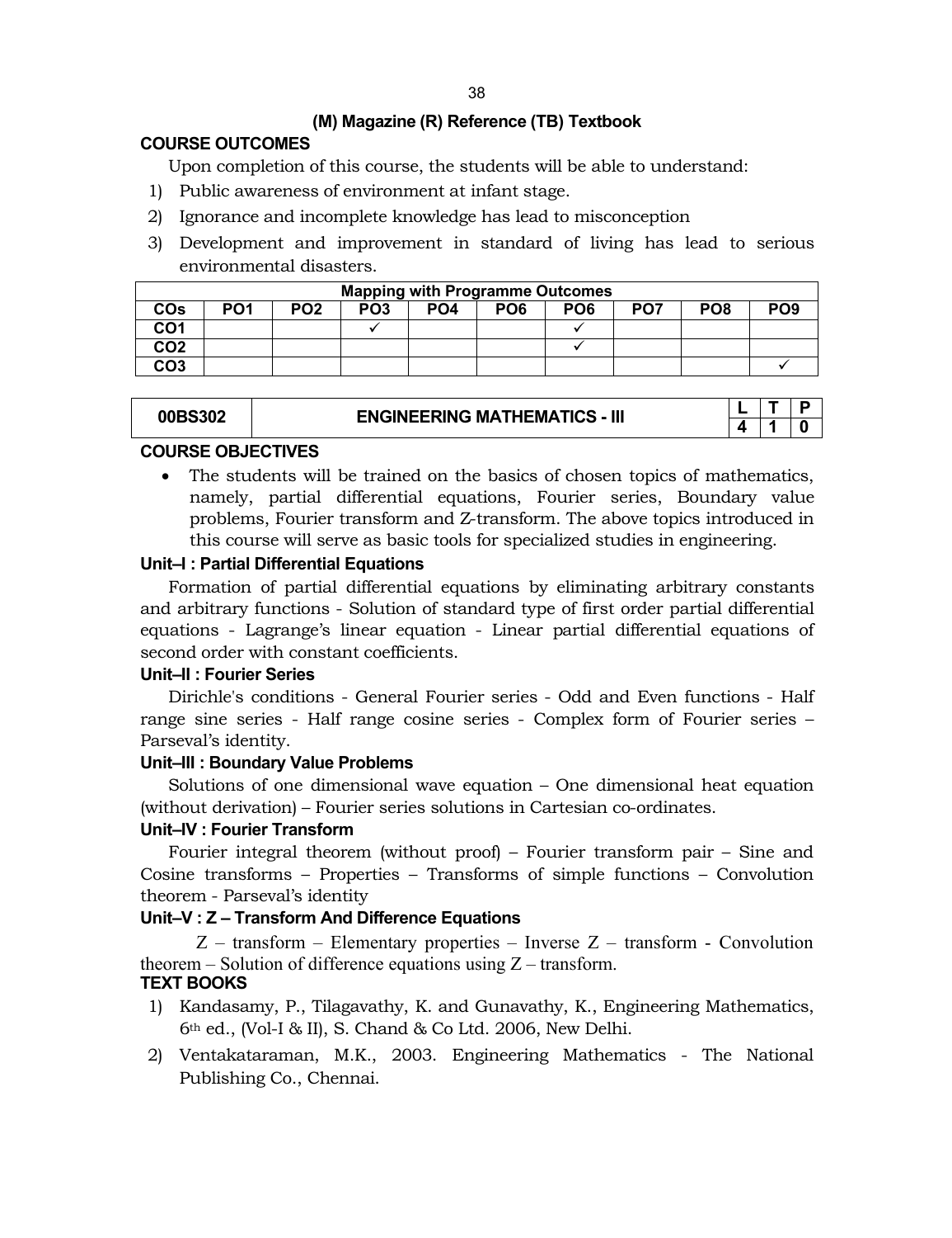**(M) Magazine (R) Reference (TB) Textbook**

**COURSE OUTCOMES**

Upon completion of this course, the students will be able to understand:

1) Public awareness of environment at infant stage.
2) Ignorance and incomplete knowledge has lead to misconception
3) Development and improvement in standard of living has lead to serious environmental disasters.

| Mapping with Programme Outcomes | | | | | | | | | |
|---|---|---|---|---|---|---|---|---|---|
| COs | PO1 | PO2 | PO3 | PO4 | PO6 | PO6 | PO7 | PO8 | PO9 |
| CO1 | | | ✓ | | | ✓ | | | |
| CO2 | | | | | | ✓ | | | |
| CO3 | | | | | | | | | ✓ |

| 00BS302 | ENGINEERING MATHEMATICS - III | L | T | P |
|---|---|---|---|---|
| | | 4 | 1 | 0 |

**COURSE OBJECTIVES**

- The students will be trained on the basics of chosen topics of mathematics, namely, partial differential equations, Fourier series, Boundary value problems, Fourier transform and Z-transform. The above topics introduced in this course will serve as basic tools for specialized studies in engineering.

**Unit–I : Partial Differential Equations**

Formation of partial differential equations by eliminating arbitrary constants and arbitrary functions - Solution of standard type of first order partial differential equations - Lagrange's linear equation - Linear partial differential equations of second order with constant coefficients.

**Unit–II : Fourier Series**

Dirichle's conditions - General Fourier series - Odd and Even functions - Half range sine series - Half range cosine series - Complex form of Fourier series – Parseval's identity.

**Unit–III : Boundary Value Problems**

Solutions of one dimensional wave equation – One dimensional heat equation (without derivation) – Fourier series solutions in Cartesian co-ordinates.

**Unit–IV : Fourier Transform**

Fourier integral theorem (without proof) – Fourier transform pair – Sine and Cosine transforms – Properties – Transforms of simple functions – Convolution theorem - Parseval's identity

**Unit–V : Z – Transform And Difference Equations**

Z – transform – Elementary properties – Inverse Z – transform - Convolution theorem – Solution of difference equations using Z – transform.

**TEXT BOOKS**

1) Kandasamy, P., Tilagavathy, K. and Gunavathy, K., Engineering Mathematics, 6th ed., (Vol-I & II), S. Chand & Co Ltd. 2006, New Delhi.
2) Ventakataraman, M.K., 2003. Engineering Mathematics - The National Publishing Co., Chennai.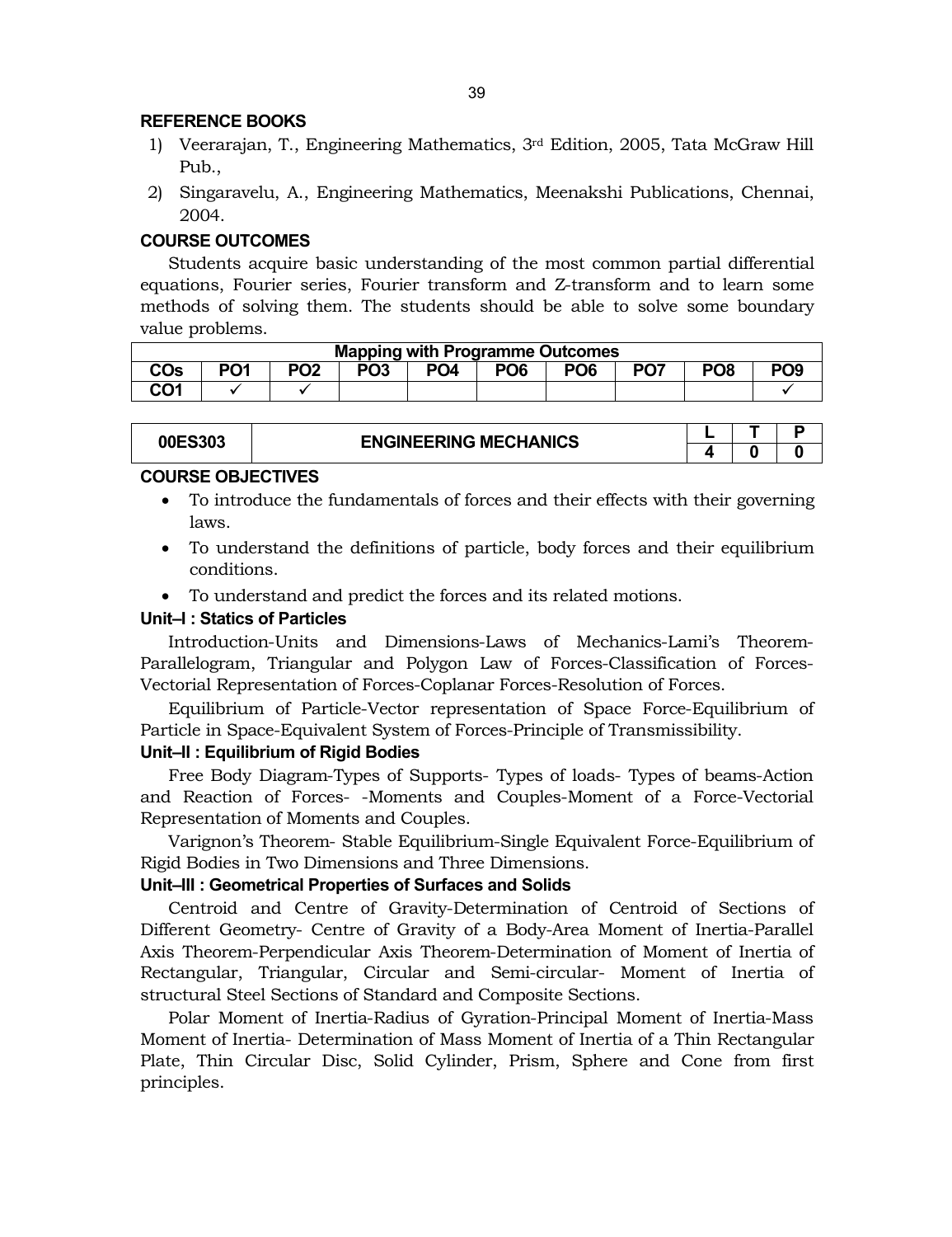### REFERENCE BOOKS

1) Veerarajan, T., Engineering Mathematics, 3rd Edition, 2005, Tata McGraw Hill Pub.,
2) Singaravelu, A., Engineering Mathematics, Meenakshi Publications, Chennai, 2004.

### COURSE OUTCOMES

Students acquire basic understanding of the most common partial differential equations, Fourier series, Fourier transform and Z-transform and to learn some methods of solving them. The students should be able to solve some boundary value problems.

| Mapping with Programme Outcomes | | | | | | | | | |
|---|---|---|---|---|---|---|---|---|---|
| COs | PO1 | PO2 | PO3 | PO4 | PO6 | PO6 | PO7 | PO8 | PO9 |
| CO1 | ✓ | ✓ | | | | | | | ✓ |

| 00ES303 | ENGINEERING MECHANICS | L | T | P |
|---|---|---|---|---|
| | | 4 | 0 | 0 |

### COURSE OBJECTIVES

- To introduce the fundamentals of forces and their effects with their governing laws.
- To understand the definitions of particle, body forces and their equilibrium conditions.
- To understand and predict the forces and its related motions.

**Unit–I : Statics of Particles**

Introduction-Units and Dimensions-Laws of Mechanics-Lami's Theorem-Parallelogram, Triangular and Polygon Law of Forces-Classification of Forces-Vectorial Representation of Forces-Coplanar Forces-Resolution of Forces.

Equilibrium of Particle-Vector representation of Space Force-Equilibrium of Particle in Space-Equivalent System of Forces-Principle of Transmissibility.

**Unit–II : Equilibrium of Rigid Bodies**

Free Body Diagram-Types of Supports- Types of loads- Types of beams-Action and Reaction of Forces- -Moments and Couples-Moment of a Force-Vectorial Representation of Moments and Couples.

Varignon's Theorem- Stable Equilibrium-Single Equivalent Force-Equilibrium of Rigid Bodies in Two Dimensions and Three Dimensions.

**Unit–III : Geometrical Properties of Surfaces and Solids**

Centroid and Centre of Gravity-Determination of Centroid of Sections of Different Geometry- Centre of Gravity of a Body-Area Moment of Inertia-Parallel Axis Theorem-Perpendicular Axis Theorem-Determination of Moment of Inertia of Rectangular, Triangular, Circular and Semi-circular- Moment of Inertia of structural Steel Sections of Standard and Composite Sections.

Polar Moment of Inertia-Radius of Gyration-Principal Moment of Inertia-Mass Moment of Inertia- Determination of Mass Moment of Inertia of a Thin Rectangular Plate, Thin Circular Disc, Solid Cylinder, Prism, Sphere and Cone from first principles.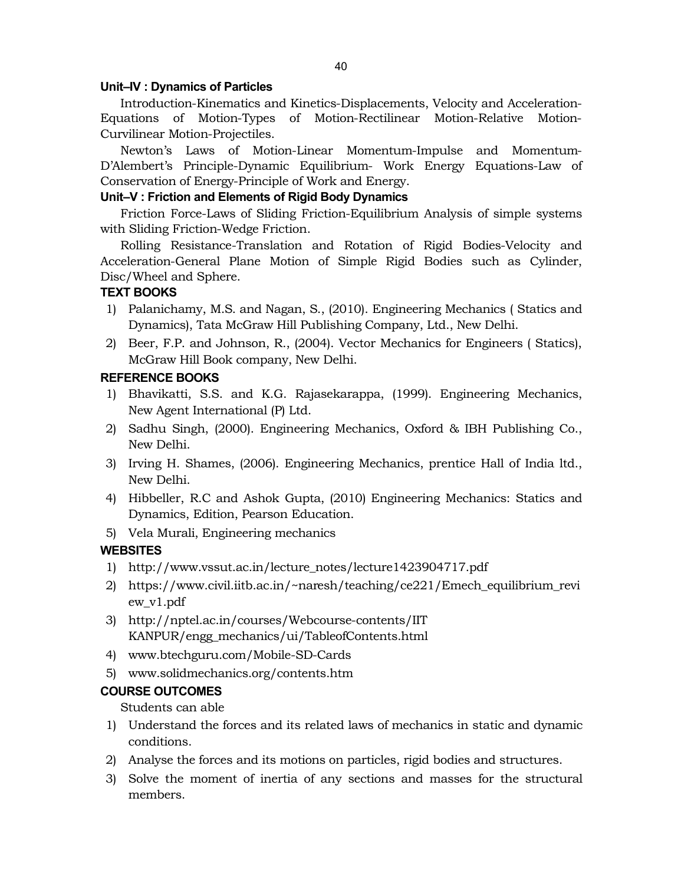### Unit–IV : Dynamics of Particles

Introduction-Kinematics and Kinetics-Displacements, Velocity and Acceleration-Equations of Motion-Types of Motion-Rectilinear Motion-Relative Motion-Curvilinear Motion-Projectiles.

Newton's Laws of Motion-Linear Momentum-Impulse and Momentum-D'Alembert's Principle-Dynamic Equilibrium- Work Energy Equations-Law of Conservation of Energy-Principle of Work and Energy.

### Unit–V : Friction and Elements of Rigid Body Dynamics

Friction Force-Laws of Sliding Friction-Equilibrium Analysis of simple systems with Sliding Friction-Wedge Friction.

Rolling Resistance-Translation and Rotation of Rigid Bodies-Velocity and Acceleration-General Plane Motion of Simple Rigid Bodies such as Cylinder, Disc/Wheel and Sphere.

### TEXT BOOKS

1) Palanichamy, M.S. and Nagan, S., (2010). Engineering Mechanics ( Statics and Dynamics), Tata McGraw Hill Publishing Company, Ltd., New Delhi.
2) Beer, F.P. and Johnson, R., (2004). Vector Mechanics for Engineers ( Statics), McGraw Hill Book company, New Delhi.

### REFERENCE BOOKS

1) Bhavikatti, S.S. and K.G. Rajasekarappa, (1999). Engineering Mechanics, New Agent International (P) Ltd.
2) Sadhu Singh, (2000). Engineering Mechanics, Oxford & IBH Publishing Co., New Delhi.
3) Irving H. Shames, (2006). Engineering Mechanics, prentice Hall of India ltd., New Delhi.
4) Hibbeller, R.C and Ashok Gupta, (2010) Engineering Mechanics: Statics and Dynamics, Edition, Pearson Education.
5) Vela Murali, Engineering mechanics

### WEBSITES

1) http://www.vssut.ac.in/lecture_notes/lecture1423904717.pdf
2) https://www.civil.iitb.ac.in/~naresh/teaching/ce221/Emech_equilibrium_review_v1.pdf
3) http://nptel.ac.in/courses/Webcourse-contents/IIT KANPUR/engg_mechanics/ui/TableofContents.html
4) www.btechguru.com/Mobile-SD-Cards
5) www.solidmechanics.org/contents.htm

### COURSE OUTCOMES

Students can able

1) Understand the forces and its related laws of mechanics in static and dynamic conditions.
2) Analyse the forces and its motions on particles, rigid bodies and structures.
3) Solve the moment of inertia of any sections and masses for the structural members.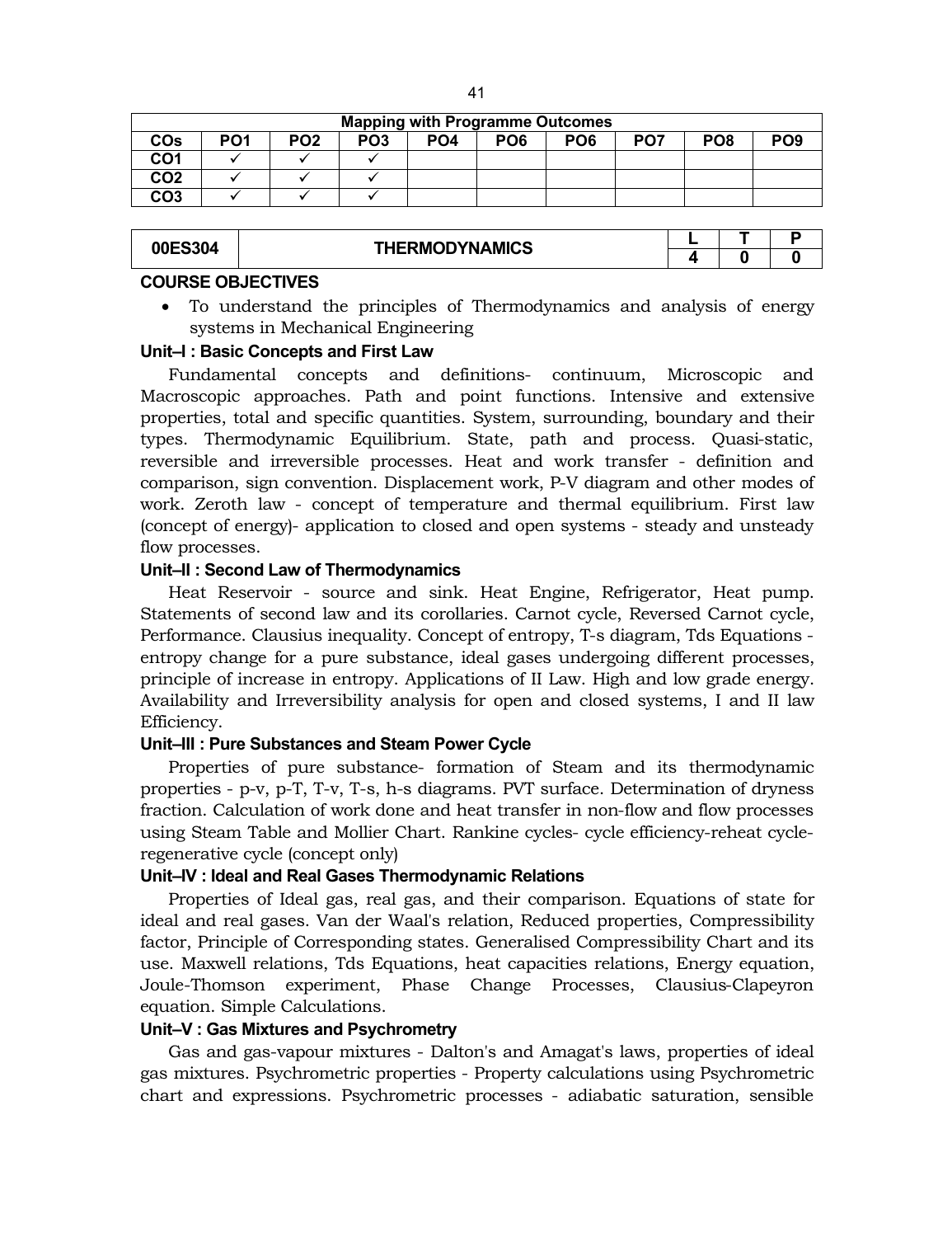| Mapping with Programme Outcomes | | | | | | | | | |
|---|---|---|---|---|---|---|---|---|---|
| COs | PO1 | PO2 | PO3 | PO4 | PO6 | PO6 | PO7 | PO8 | PO9 |
| CO1 | ✓ | ✓ | ✓ | | | | | | |
| CO2 | ✓ | ✓ | ✓ | | | | | | |
| CO3 | ✓ | ✓ | ✓ | | | | | | |

| 00ES304 | THERMODYNAMICS | L | T | P |
|---|---|---|---|---|
| | | 4 | 0 | 0 |

**COURSE OBJECTIVES**

- To understand the principles of Thermodynamics and analysis of energy systems in Mechanical Engineering

**Unit–I : Basic Concepts and First Law**

Fundamental concepts and definitions- continuum, Microscopic and Macroscopic approaches. Path and point functions. Intensive and extensive properties, total and specific quantities. System, surrounding, boundary and their types. Thermodynamic Equilibrium. State, path and process. Quasi-static, reversible and irreversible processes. Heat and work transfer - definition and comparison, sign convention. Displacement work, P-V diagram and other modes of work. Zeroth law - concept of temperature and thermal equilibrium. First law (concept of energy)- application to closed and open systems - steady and unsteady flow processes.

**Unit–II : Second Law of Thermodynamics**

Heat Reservoir - source and sink. Heat Engine, Refrigerator, Heat pump. Statements of second law and its corollaries. Carnot cycle, Reversed Carnot cycle, Performance. Clausius inequality. Concept of entropy, T-s diagram, Tds Equations - entropy change for a pure substance, ideal gases undergoing different processes, principle of increase in entropy. Applications of II Law. High and low grade energy. Availability and Irreversibility analysis for open and closed systems, I and II law Efficiency.

**Unit–III : Pure Substances and Steam Power Cycle**

Properties of pure substance- formation of Steam and its thermodynamic properties - p-v, p-T, T-v, T-s, h-s diagrams. PVT surface. Determination of dryness fraction. Calculation of work done and heat transfer in non-flow and flow processes using Steam Table and Mollier Chart. Rankine cycles- cycle efficiency-reheat cycle-regenerative cycle (concept only)

**Unit–IV : Ideal and Real Gases Thermodynamic Relations**

Properties of Ideal gas, real gas, and their comparison. Equations of state for ideal and real gases. Van der Waal's relation, Reduced properties, Compressibility factor, Principle of Corresponding states. Generalised Compressibility Chart and its use. Maxwell relations, Tds Equations, heat capacities relations, Energy equation, Joule-Thomson experiment, Phase Change Processes, Clausius-Clapeyron equation. Simple Calculations.

**Unit–V : Gas Mixtures and Psychrometry**

Gas and gas-vapour mixtures - Dalton's and Amagat's laws, properties of ideal gas mixtures. Psychrometric properties - Property calculations using Psychrometric chart and expressions. Psychrometric processes - adiabatic saturation, sensible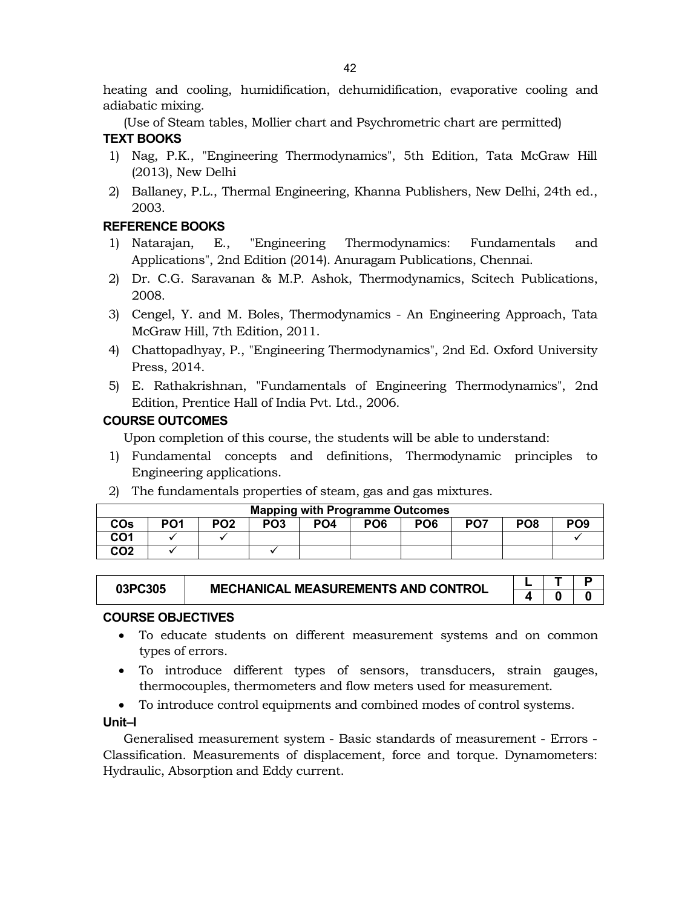heating and cooling, humidification, dehumidification, evaporative cooling and adiabatic mixing.

(Use of Steam tables, Mollier chart and Psychrometric chart are permitted)

### TEXT BOOKS

1) Nag, P.K., "Engineering Thermodynamics", 5th Edition, Tata McGraw Hill (2013), New Delhi
2) Ballaney, P.L., Thermal Engineering, Khanna Publishers, New Delhi, 24th ed., 2003.

### REFERENCE BOOKS

1) Natarajan, E., "Engineering Thermodynamics: Fundamentals and Applications", 2nd Edition (2014). Anuragam Publications, Chennai.
2) Dr. C.G. Saravanan & M.P. Ashok, Thermodynamics, Scitech Publications, 2008.
3) Cengel, Y. and M. Boles, Thermodynamics - An Engineering Approach, Tata McGraw Hill, 7th Edition, 2011.
4) Chattopadhyay, P., "Engineering Thermodynamics", 2nd Ed. Oxford University Press, 2014.
5) E. Rathakrishnan, "Fundamentals of Engineering Thermodynamics", 2nd Edition, Prentice Hall of India Pvt. Ltd., 2006.

### COURSE OUTCOMES

Upon completion of this course, the students will be able to understand:

1) Fundamental concepts and definitions, Thermodynamic principles to Engineering applications.
2) The fundamentals properties of steam, gas and gas mixtures.

| Mapping with Programme Outcomes | | | | | | | | | |
|---|---|---|---|---|---|---|---|---|---|
| COs | PO1 | PO2 | PO3 | PO4 | PO6 | PO6 | PO7 | PO8 | PO9 |
| CO1 | ✓ | ✓ | | | | | | | ✓ |
| CO2 | ✓ | | ✓ | | | | | | |

| 03PC305 | MECHANICAL MEASUREMENTS AND CONTROL | L | T | P |
|---|---|---|---|---|
| | | 4 | 0 | 0 |

### COURSE OBJECTIVES

- To educate students on different measurement systems and on common types of errors.
- To introduce different types of sensors, transducers, strain gauges, thermocouples, thermometers and flow meters used for measurement.
- To introduce control equipments and combined modes of control systems.

### Unit–I

Generalised measurement system - Basic standards of measurement - Errors - Classification. Measurements of displacement, force and torque. Dynamometers: Hydraulic, Absorption and Eddy current.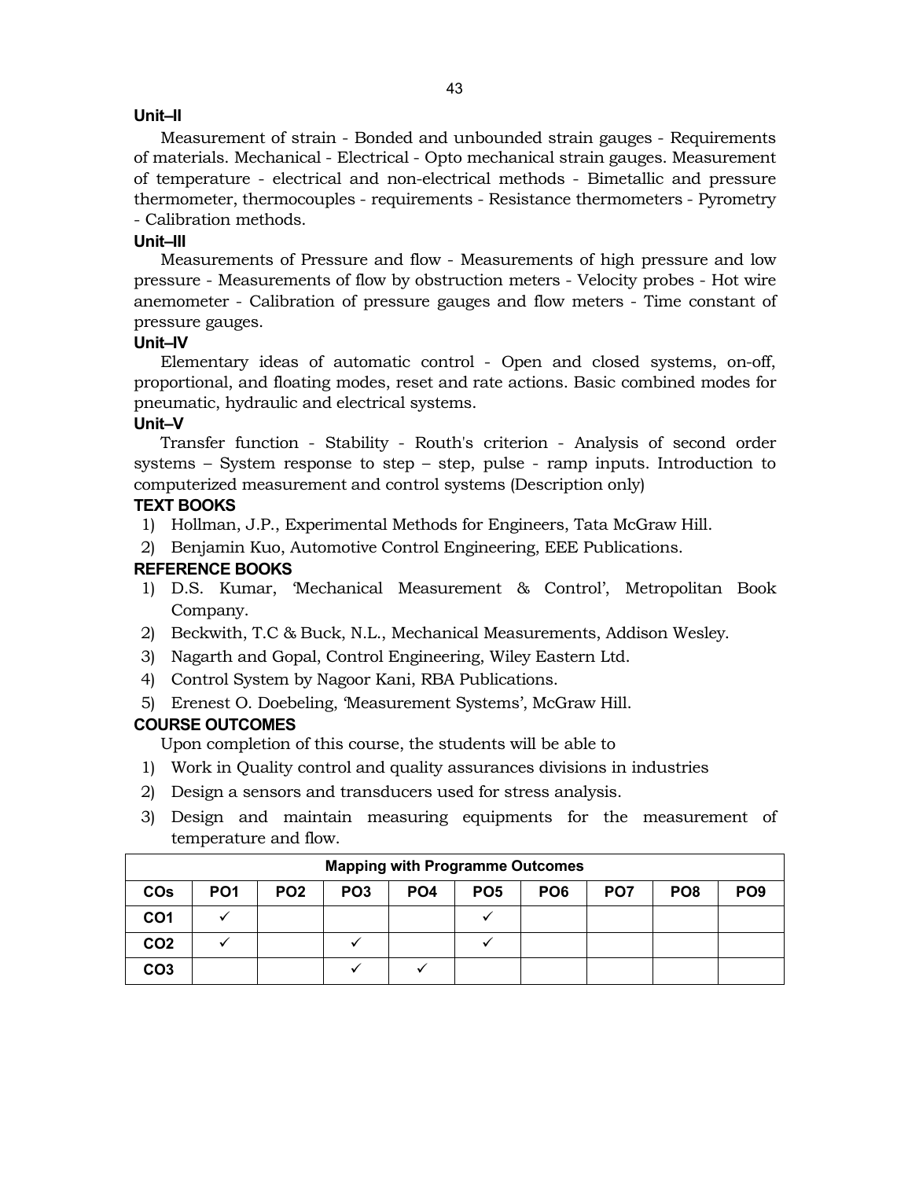### Unit–II

Measurement of strain - Bonded and unbounded strain gauges - Requirements of materials. Mechanical - Electrical - Opto mechanical strain gauges. Measurement of temperature - electrical and non-electrical methods - Bimetallic and pressure thermometer, thermocouples - requirements - Resistance thermometers - Pyrometry - Calibration methods.

### Unit–III

Measurements of Pressure and flow - Measurements of high pressure and low pressure - Measurements of flow by obstruction meters - Velocity probes - Hot wire anemometer - Calibration of pressure gauges and flow meters - Time constant of pressure gauges.

### Unit–IV

Elementary ideas of automatic control - Open and closed systems, on-off, proportional, and floating modes, reset and rate actions. Basic combined modes for pneumatic, hydraulic and electrical systems.

### Unit–V

Transfer function - Stability - Routh's criterion - Analysis of second order systems – System response to step – step, pulse - ramp inputs. Introduction to computerized measurement and control systems (Description only)

### TEXT BOOKS

1) Hollman, J.P., Experimental Methods for Engineers, Tata McGraw Hill.
2) Benjamin Kuo, Automotive Control Engineering, EEE Publications.

### REFERENCE BOOKS

1) D.S. Kumar, 'Mechanical Measurement & Control', Metropolitan Book Company.
2) Beckwith, T.C & Buck, N.L., Mechanical Measurements, Addison Wesley.
3) Nagarth and Gopal, Control Engineering, Wiley Eastern Ltd.
4) Control System by Nagoor Kani, RBA Publications.
5) Erenest O. Doebeling, 'Measurement Systems', McGraw Hill.

### COURSE OUTCOMES

Upon completion of this course, the students will be able to

1) Work in Quality control and quality assurances divisions in industries
2) Design a sensors and transducers used for stress analysis.
3) Design and maintain measuring equipments for the measurement of temperature and flow.

| Mapping with Programme Outcomes | | | | | | | | | |
|---|---|---|---|---|---|---|---|---|---|
| COs | PO1 | PO2 | PO3 | PO4 | PO5 | PO6 | PO7 | PO8 | PO9 |
| CO1 | ✓ | | | | ✓ | | | | |
| CO2 | ✓ | | ✓ | | ✓ | | | | |
| CO3 | | | ✓ | ✓ | | | | | |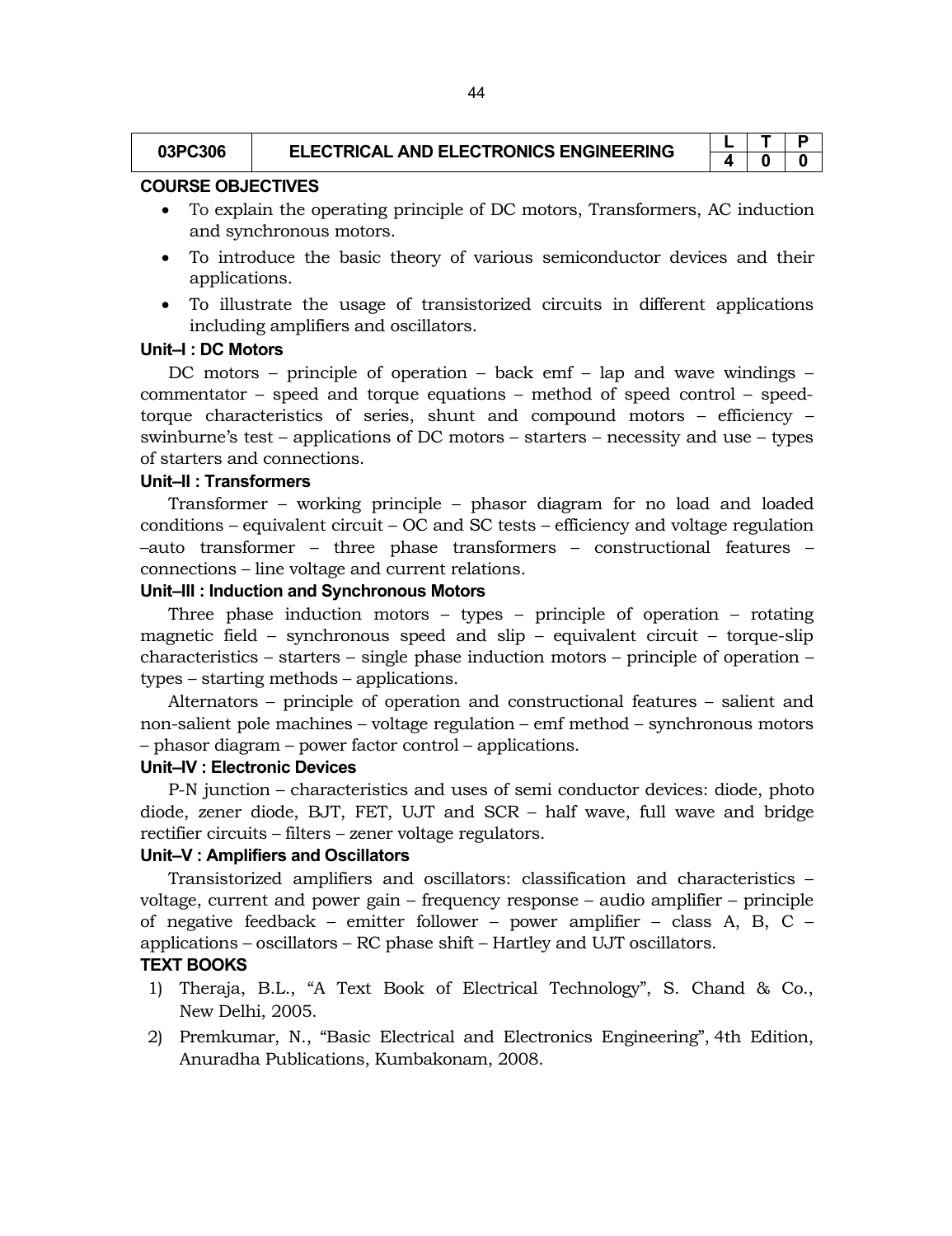| 03PC306 | ELECTRICAL AND ELECTRONICS ENGINEERING | L | T | P |
|---|---|---|---|---|
| | | 4 | 0 | 0 |

**COURSE OBJECTIVES**

- To explain the operating principle of DC motors, Transformers, AC induction and synchronous motors.
- To introduce the basic theory of various semiconductor devices and their applications.
- To illustrate the usage of transistorized circuits in different applications including amplifiers and oscillators.

**Unit–I : DC Motors**

DC motors – principle of operation – back emf – lap and wave windings – commentator – speed and torque equations – method of speed control – speed-torque characteristics of series, shunt and compound motors – efficiency – swinburne's test – applications of DC motors – starters – necessity and use – types of starters and connections.

**Unit–II : Transformers**

Transformer – working principle – phasor diagram for no load and loaded conditions – equivalent circuit – OC and SC tests – efficiency and voltage regulation –auto transformer – three phase transformers – constructional features – connections – line voltage and current relations.

**Unit–III : Induction and Synchronous Motors**

Three phase induction motors – types – principle of operation – rotating magnetic field – synchronous speed and slip – equivalent circuit – torque-slip characteristics – starters – single phase induction motors – principle of operation – types – starting methods – applications.

Alternators – principle of operation and constructional features – salient and non-salient pole machines – voltage regulation – emf method – synchronous motors – phasor diagram – power factor control – applications.

**Unit–IV : Electronic Devices**

P-N junction – characteristics and uses of semi conductor devices: diode, photo diode, zener diode, BJT, FET, UJT and SCR – half wave, full wave and bridge rectifier circuits – filters – zener voltage regulators.

**Unit–V : Amplifiers and Oscillators**

Transistorized amplifiers and oscillators: classification and characteristics – voltage, current and power gain – frequency response – audio amplifier – principle of negative feedback – emitter follower – power amplifier – class A, B, C – applications – oscillators – RC phase shift – Hartley and UJT oscillators.

**TEXT BOOKS**

1) Theraja, B.L., "A Text Book of Electrical Technology", S. Chand & Co., New Delhi, 2005.
2) Premkumar, N., "Basic Electrical and Electronics Engineering", 4th Edition, Anuradha Publications, Kumbakonam, 2008.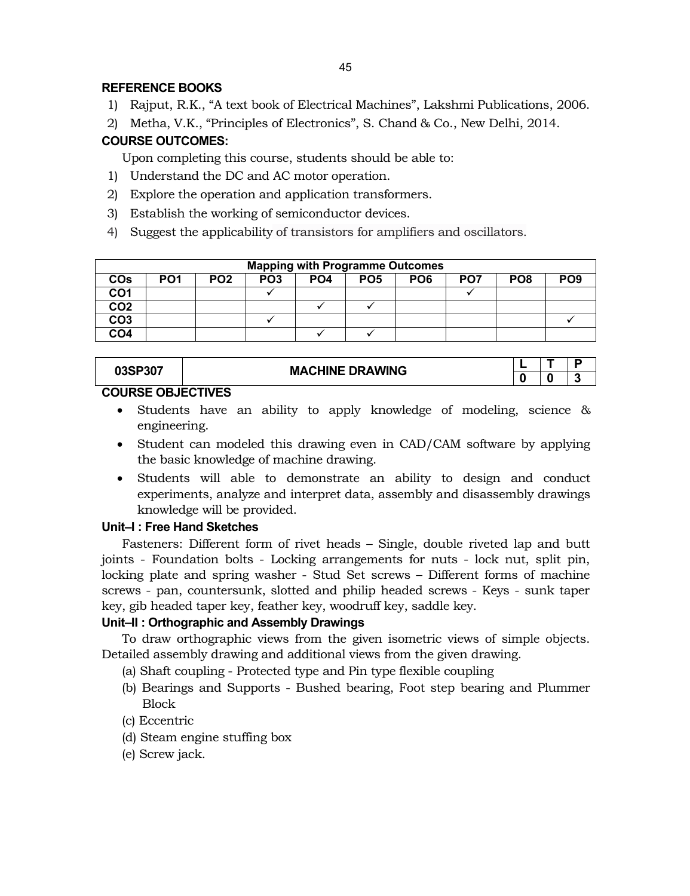**REFERENCE BOOKS**

1) Rajput, R.K., "A text book of Electrical Machines", Lakshmi Publications, 2006.
2) Metha, V.K., "Principles of Electronics", S. Chand & Co., New Delhi, 2014.

**COURSE OUTCOMES:**

Upon completing this course, students should be able to:

1) Understand the DC and AC motor operation.
2) Explore the operation and application transformers.
3) Establish the working of semiconductor devices.
4) Suggest the applicability of transistors for amplifiers and oscillators.

| Mapping with Programme Outcomes | | | | | | | | | |
|---|---|---|---|---|---|---|---|---|---|
| **COs** | **PO1** | **PO2** | **PO3** | **PO4** | **PO5** | **PO6** | **PO7** | **PO8** | **PO9** |
| **CO1** | | | ✓ | | | | ✓ | | |
| **CO2** | | | | ✓ | ✓ | | | | |
| **CO3** | | | ✓ | | | | | | ✓ |
| **CO4** | | | | ✓ | ✓ | | | | |

| 03SP307 | MACHINE DRAWING | L | T | P |
|---|---|---|---|---|
| | | 0 | 0 | 3 |

**COURSE OBJECTIVES**

- Students have an ability to apply knowledge of modeling, science & engineering.
- Student can modeled this drawing even in CAD/CAM software by applying the basic knowledge of machine drawing.
- Students will able to demonstrate an ability to design and conduct experiments, analyze and interpret data, assembly and disassembly drawings knowledge will be provided.

**Unit–I : Free Hand Sketches**

Fasteners: Different form of rivet heads – Single, double riveted lap and butt joints - Foundation bolts - Locking arrangements for nuts - lock nut, split pin, locking plate and spring washer - Stud Set screws – Different forms of machine screws - pan, countersunk, slotted and philip headed screws - Keys - sunk taper key, gib headed taper key, feather key, woodruff key, saddle key.

**Unit–II : Orthographic and Assembly Drawings**

To draw orthographic views from the given isometric views of simple objects. Detailed assembly drawing and additional views from the given drawing.

(a) Shaft coupling - Protected type and Pin type flexible coupling
(b) Bearings and Supports - Bushed bearing, Foot step bearing and Plummer Block
(c) Eccentric
(d) Steam engine stuffing box
(e) Screw jack.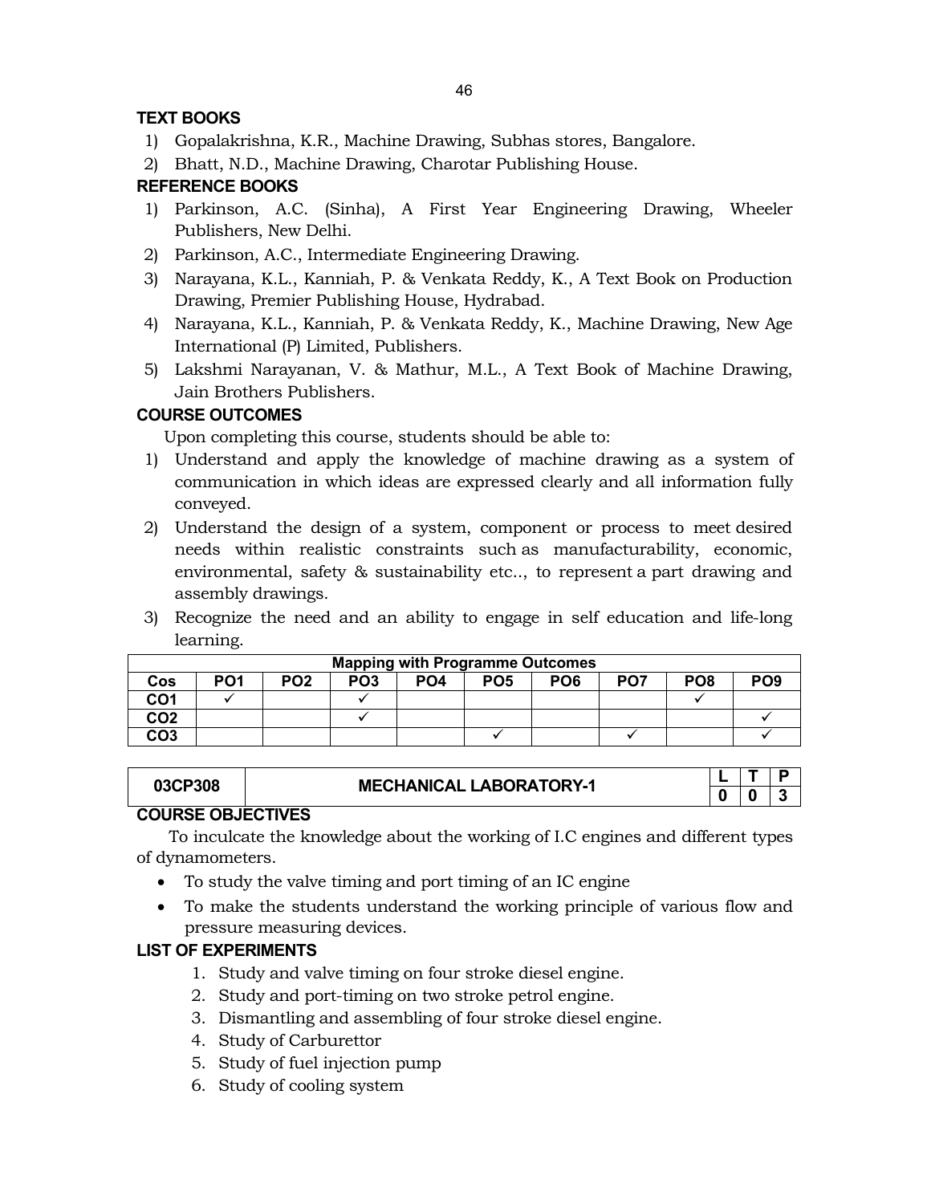### TEXT BOOKS

1) Gopalakrishna, K.R., Machine Drawing, Subhas stores, Bangalore.
2) Bhatt, N.D., Machine Drawing, Charotar Publishing House.

### REFERENCE BOOKS

1) Parkinson, A.C. (Sinha), A First Year Engineering Drawing, Wheeler Publishers, New Delhi.
2) Parkinson, A.C., Intermediate Engineering Drawing.
3) Narayana, K.L., Kanniah, P. & Venkata Reddy, K., A Text Book on Production Drawing, Premier Publishing House, Hydrabad.
4) Narayana, K.L., Kanniah, P. & Venkata Reddy, K., Machine Drawing, New Age International (P) Limited, Publishers.
5) Lakshmi Narayanan, V. & Mathur, M.L., A Text Book of Machine Drawing, Jain Brothers Publishers.

### COURSE OUTCOMES

Upon completing this course, students should be able to:

1) Understand and apply the knowledge of machine drawing as a system of communication in which ideas are expressed clearly and all information fully conveyed.
2) Understand the design of a system, component or process to meet desired needs within realistic constraints such as manufacturability, economic, environmental, safety & sustainability etc.., to represent a part drawing and assembly drawings.
3) Recognize the need and an ability to engage in self education and life-long learning.

| Mapping with Programme Outcomes | | | | | | | | | |
|---|---|---|---|---|---|---|---|---|---|
| **Cos** | **PO1** | **PO2** | **PO3** | **PO4** | **PO5** | **PO6** | **PO7** | **PO8** | **PO9** |
| **CO1** | ✓ | | ✓ | | | | | ✓ | |
| **CO2** | | | ✓ | | | | | | ✓ |
| **CO3** | | | | | ✓ | | ✓ | | ✓ |

| 03CP308 | MECHANICAL LABORATORY-1 | L | T | P |
|---|---|---|---|---|
| | | 0 | 0 | 3 |

### COURSE OBJECTIVES

To inculcate the knowledge about the working of I.C engines and different types of dynamometers.

- To study the valve timing and port timing of an IC engine
- To make the students understand the working principle of various flow and pressure measuring devices.

### LIST OF EXPERIMENTS

1. Study and valve timing on four stroke diesel engine.
2. Study and port-timing on two stroke petrol engine.
3. Dismantling and assembling of four stroke diesel engine.
4. Study of Carburettor
5. Study of fuel injection pump
6. Study of cooling system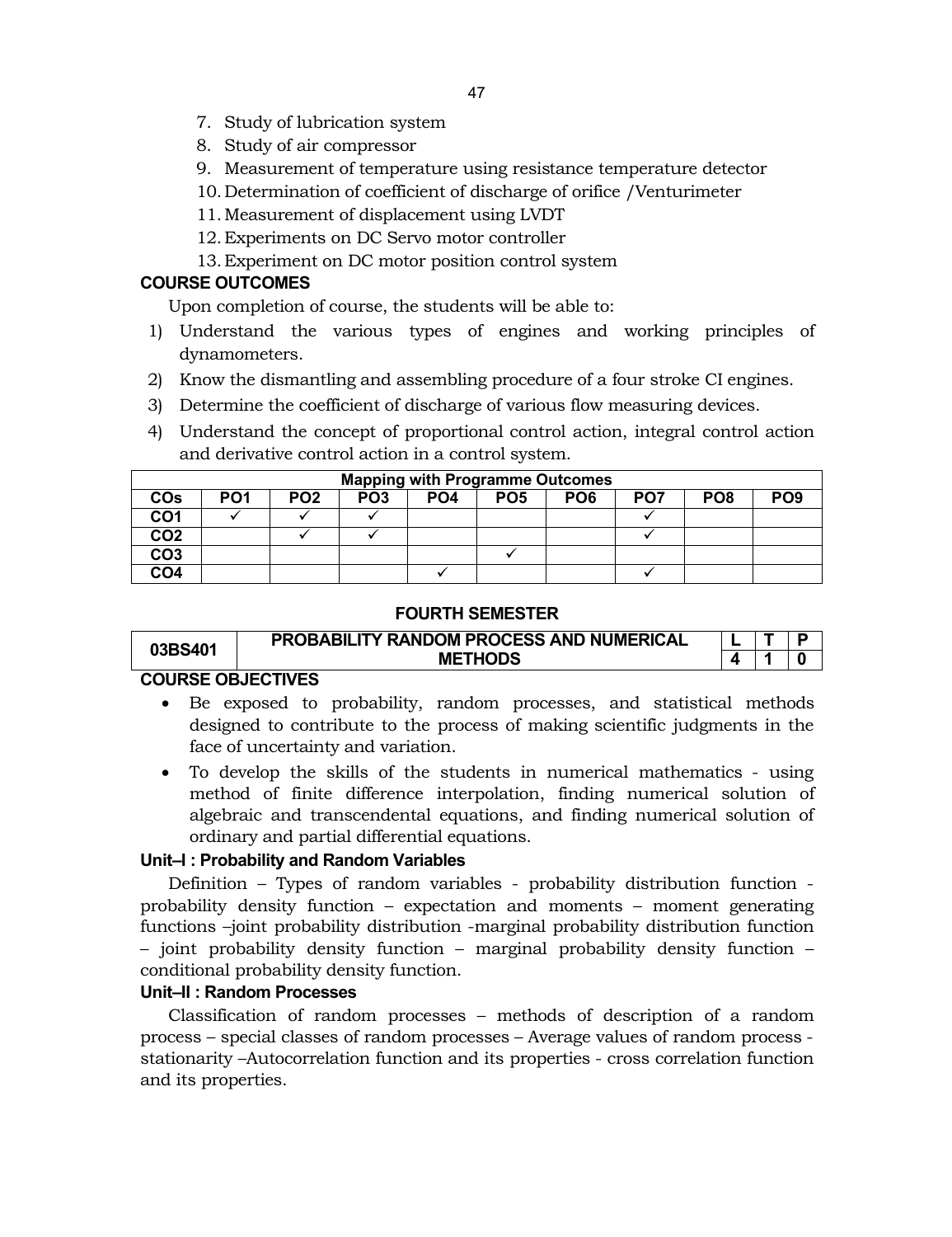7. Study of lubrication system
8. Study of air compressor
9. Measurement of temperature using resistance temperature detector
10. Determination of coefficient of discharge of orifice /Venturimeter
11. Measurement of displacement using LVDT
12. Experiments on DC Servo motor controller
13. Experiment on DC motor position control system

**COURSE OUTCOMES**

Upon completion of course, the students will be able to:

1) Understand the various types of engines and working principles of dynamometers.
2) Know the dismantling and assembling procedure of a four stroke CI engines.
3) Determine the coefficient of discharge of various flow measuring devices.
4) Understand the concept of proportional control action, integral control action and derivative control action in a control system.

| Mapping with Programme Outcomes | | | | | | | | | |
|---|---|---|---|---|---|---|---|---|---|
| **COs** | **PO1** | **PO2** | **PO3** | **PO4** | **PO5** | **PO6** | **PO7** | **PO8** | **PO9** |
| **CO1** | ✓ | ✓ | ✓ | | | | ✓ | | |
| **CO2** | | ✓ | ✓ | | | | ✓ | | |
| **CO3** | | | | | ✓ | | | | |
| **CO4** | | | | ✓ | | | ✓ | | |

## FOURTH SEMESTER

| 03BS401 | PROBABILITY RANDOM PROCESS AND NUMERICAL METHODS | L | T | P |
|---|---|---|---|---|
| | | 4 | 1 | 0 |

**COURSE OBJECTIVES**

- Be exposed to probability, random processes, and statistical methods designed to contribute to the process of making scientific judgments in the face of uncertainty and variation.
- To develop the skills of the students in numerical mathematics - using method of finite difference interpolation, finding numerical solution of algebraic and transcendental equations, and finding numerical solution of ordinary and partial differential equations.

**Unit–I : Probability and Random Variables**

Definition – Types of random variables - probability distribution function - probability density function – expectation and moments – moment generating functions –joint probability distribution -marginal probability distribution function – joint probability density function – marginal probability density function – conditional probability density function.

**Unit–II : Random Processes**

Classification of random processes – methods of description of a random process – special classes of random processes – Average values of random process - stationarity –Autocorrelation function and its properties - cross correlation function and its properties.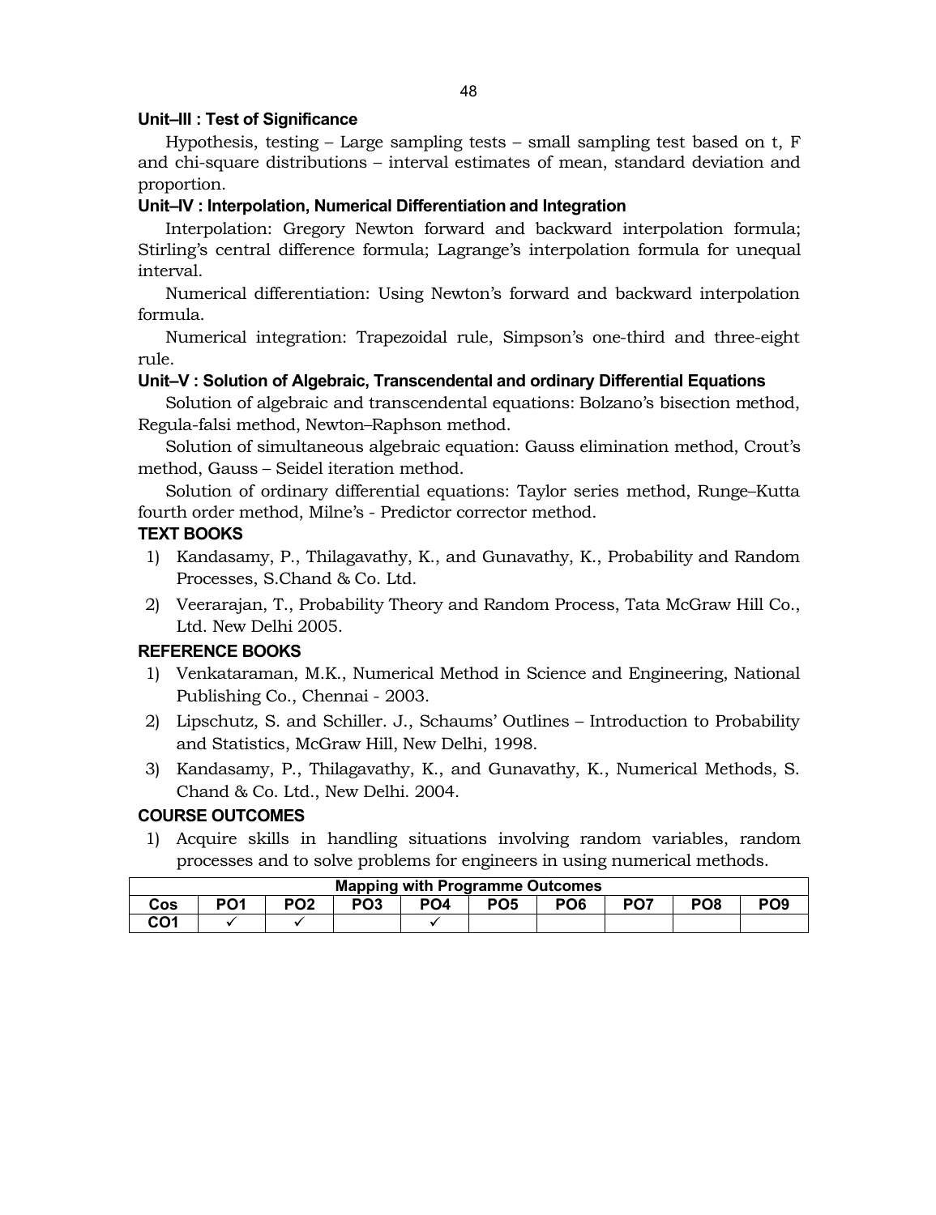### Unit–III : Test of Significance

Hypothesis, testing – Large sampling tests – small sampling test based on t, F and chi-square distributions – interval estimates of mean, standard deviation and proportion.

### Unit–IV : Interpolation, Numerical Differentiation and Integration

Interpolation: Gregory Newton forward and backward interpolation formula; Stirling's central difference formula; Lagrange's interpolation formula for unequal interval.

Numerical differentiation: Using Newton's forward and backward interpolation formula.

Numerical integration: Trapezoidal rule, Simpson's one-third and three-eight rule.

### Unit–V : Solution of Algebraic, Transcendental and ordinary Differential Equations

Solution of algebraic and transcendental equations: Bolzano's bisection method, Regula-falsi method, Newton–Raphson method.

Solution of simultaneous algebraic equation: Gauss elimination method, Crout's method, Gauss – Seidel iteration method.

Solution of ordinary differential equations: Taylor series method, Runge–Kutta fourth order method, Milne's - Predictor corrector method.

### TEXT BOOKS

1) Kandasamy, P., Thilagavathy, K., and Gunavathy, K., Probability and Random Processes, S.Chand & Co. Ltd.
2) Veerarajan, T., Probability Theory and Random Process, Tata McGraw Hill Co., Ltd. New Delhi 2005.

### REFERENCE BOOKS

1) Venkataraman, M.K., Numerical Method in Science and Engineering, National Publishing Co., Chennai - 2003.
2) Lipschutz, S. and Schiller. J., Schaums' Outlines – Introduction to Probability and Statistics, McGraw Hill, New Delhi, 1998.
3) Kandasamy, P., Thilagavathy, K., and Gunavathy, K., Numerical Methods, S. Chand & Co. Ltd., New Delhi. 2004.

### COURSE OUTCOMES

1) Acquire skills in handling situations involving random variables, random processes and to solve problems for engineers in using numerical methods.

| Mapping with Programme Outcomes | | | | | | | | | |
|---|---|---|---|---|---|---|---|---|---|
| Cos | PO1 | PO2 | PO3 | PO4 | PO5 | PO6 | PO7 | PO8 | PO9 |
| CO1 | ✓ | ✓ | | ✓ | | | | | |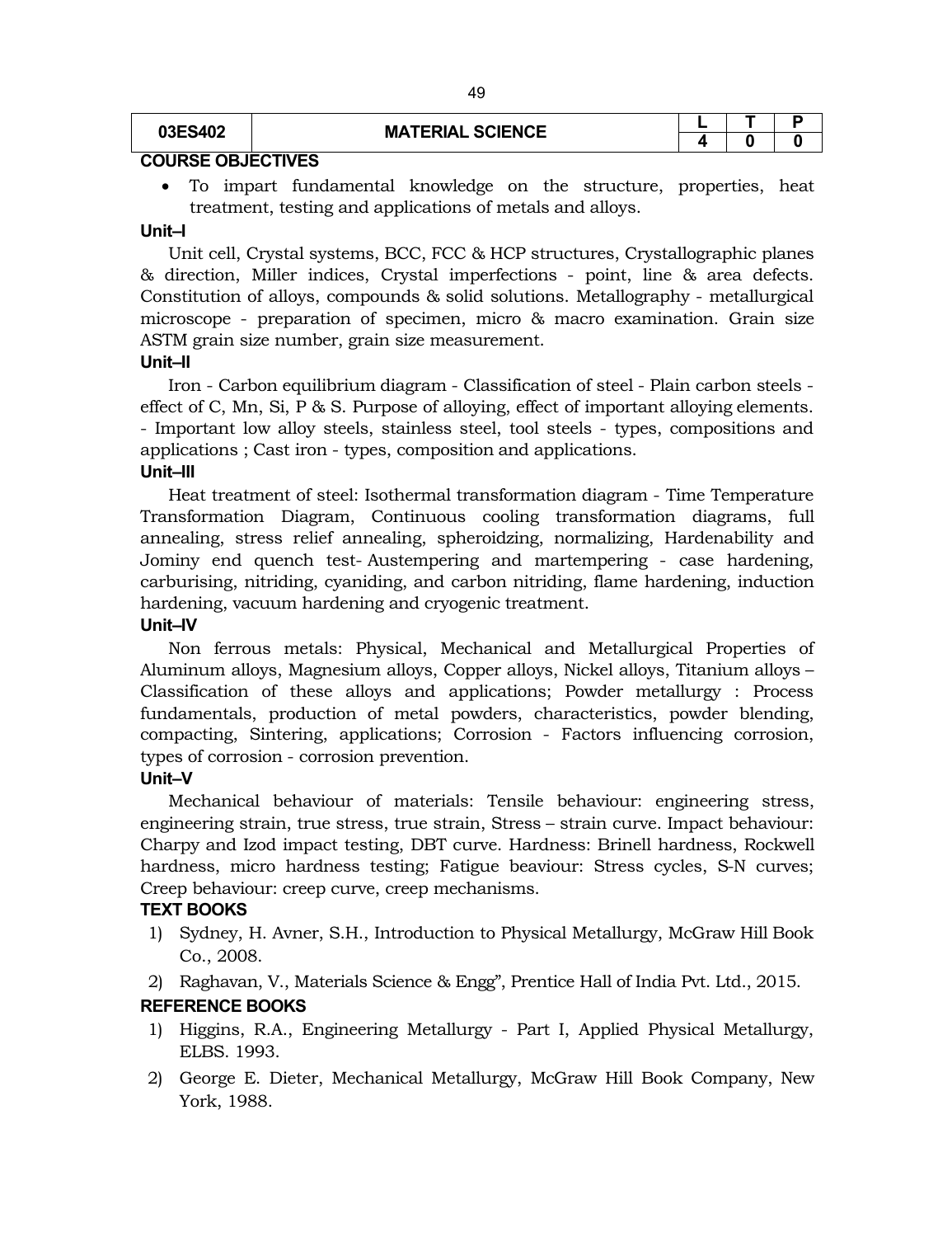| 03ES402 | MATERIAL SCIENCE | L | T | P |
|---|---|---|---|---|
| | | 4 | 0 | 0 |

**COURSE OBJECTIVES**

- To impart fundamental knowledge on the structure, properties, heat treatment, testing and applications of metals and alloys.

**Unit–I**

Unit cell, Crystal systems, BCC, FCC & HCP structures, Crystallographic planes & direction, Miller indices, Crystal imperfections - point, line & area defects. Constitution of alloys, compounds & solid solutions. Metallography - metallurgical microscope - preparation of specimen, micro & macro examination. Grain size ASTM grain size number, grain size measurement.

**Unit–II**

Iron - Carbon equilibrium diagram - Classification of steel - Plain carbon steels - effect of C, Mn, Si, P & S. Purpose of alloying, effect of important alloying elements. - Important low alloy steels, stainless steel, tool steels - types, compositions and applications ; Cast iron - types, composition and applications.

**Unit–III**

Heat treatment of steel: Isothermal transformation diagram - Time Temperature Transformation Diagram, Continuous cooling transformation diagrams, full annealing, stress relief annealing, spheroidzing, normalizing, Hardenability and Jominy end quench test- Austempering and martempering - case hardening, carburising, nitriding, cyaniding, and carbon nitriding, flame hardening, induction hardening, vacuum hardening and cryogenic treatment.

**Unit–IV**

Non ferrous metals: Physical, Mechanical and Metallurgical Properties of Aluminum alloys, Magnesium alloys, Copper alloys, Nickel alloys, Titanium alloys – Classification of these alloys and applications; Powder metallurgy : Process fundamentals, production of metal powders, characteristics, powder blending, compacting, Sintering, applications; Corrosion - Factors influencing corrosion, types of corrosion - corrosion prevention.

**Unit–V**

Mechanical behaviour of materials: Tensile behaviour: engineering stress, engineering strain, true stress, true strain, Stress – strain curve. Impact behaviour: Charpy and Izod impact testing, DBT curve. Hardness: Brinell hardness, Rockwell hardness, micro hardness testing; Fatigue beaviour: Stress cycles, S-N curves; Creep behaviour: creep curve, creep mechanisms.

**TEXT BOOKS**

1) Sydney, H. Avner, S.H., Introduction to Physical Metallurgy, McGraw Hill Book Co., 2008.
2) Raghavan, V., Materials Science & Engg", Prentice Hall of India Pvt. Ltd., 2015.

**REFERENCE BOOKS**

1) Higgins, R.A., Engineering Metallurgy - Part I, Applied Physical Metallurgy, ELBS. 1993.
2) George E. Dieter, Mechanical Metallurgy, McGraw Hill Book Company, New York, 1988.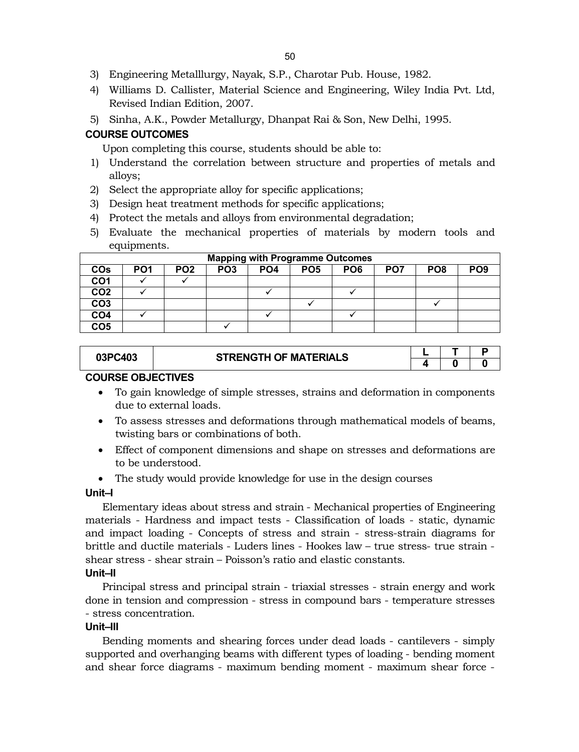3) Engineering Metalllurgy, Nayak, S.P., Charotar Pub. House, 1982.
4) Williams D. Callister, Material Science and Engineering, Wiley India Pvt. Ltd, Revised Indian Edition, 2007.
5) Sinha, A.K., Powder Metallurgy, Dhanpat Rai & Son, New Delhi, 1995.

**COURSE OUTCOMES**

Upon completing this course, students should be able to:

1) Understand the correlation between structure and properties of metals and alloys;
2) Select the appropriate alloy for specific applications;
3) Design heat treatment methods for specific applications;
4) Protect the metals and alloys from environmental degradation;
5) Evaluate the mechanical properties of materials by modern tools and equipments.

| Mapping with Programme Outcomes | | | | | | | | | |
|---|---|---|---|---|---|---|---|---|---|
| **COs** | **PO1** | **PO2** | **PO3** | **PO4** | **PO5** | **PO6** | **PO7** | **PO8** | **PO9** |
| **CO1** | ✓ | ✓ | | | | | | | |
| **CO2** | ✓ | | | ✓ | | ✓ | | | |
| **CO3** | | | | | ✓ | | | ✓ | |
| **CO4** | ✓ | | | ✓ | | ✓ | | | |
| **CO5** | | | ✓ | | | | | | |

| 03PC403 | STRENGTH OF MATERIALS | L | T | P |
|---|---|---|---|---|
| | | 4 | 0 | 0 |

**COURSE OBJECTIVES**

- To gain knowledge of simple stresses, strains and deformation in components due to external loads.
- To assess stresses and deformations through mathematical models of beams, twisting bars or combinations of both.
- Effect of component dimensions and shape on stresses and deformations are to be understood.
- The study would provide knowledge for use in the design courses

**Unit–I**

Elementary ideas about stress and strain - Mechanical properties of Engineering materials - Hardness and impact tests - Classification of loads - static, dynamic and impact loading - Concepts of stress and strain - stress-strain diagrams for brittle and ductile materials - Luders lines - Hookes law – true stress- true strain - shear stress - shear strain – Poisson's ratio and elastic constants.

**Unit–II**

Principal stress and principal strain - triaxial stresses - strain energy and work done in tension and compression - stress in compound bars - temperature stresses - stress concentration.

**Unit–III**

Bending moments and shearing forces under dead loads - cantilevers - simply supported and overhanging beams with different types of loading - bending moment and shear force diagrams - maximum bending moment - maximum shear force -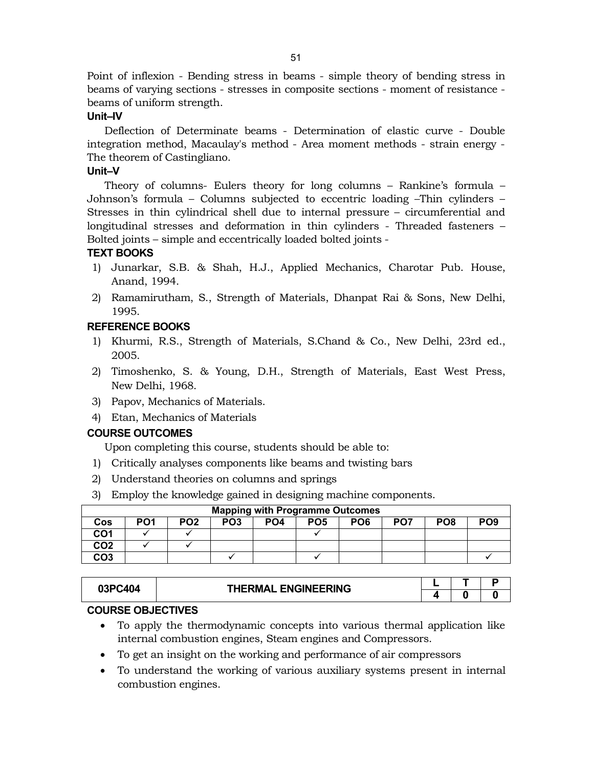Point of inflexion - Bending stress in beams - simple theory of bending stress in beams of varying sections - stresses in composite sections - moment of resistance - beams of uniform strength.

**Unit–IV**

Deflection of Determinate beams - Determination of elastic curve - Double integration method, Macaulay's method - Area moment methods - strain energy - The theorem of Castingliano.

**Unit–V**

Theory of columns- Eulers theory for long columns – Rankine's formula – Johnson's formula – Columns subjected to eccentric loading –Thin cylinders – Stresses in thin cylindrical shell due to internal pressure – circumferential and longitudinal stresses and deformation in thin cylinders - Threaded fasteners – Bolted joints – simple and eccentrically loaded bolted joints -

**TEXT BOOKS**

1) Junarkar, S.B. & Shah, H.J., Applied Mechanics, Charotar Pub. House, Anand, 1994.
2) Ramamirutham, S., Strength of Materials, Dhanpat Rai & Sons, New Delhi, 1995.

**REFERENCE BOOKS**

1) Khurmi, R.S., Strength of Materials, S.Chand & Co., New Delhi, 23rd ed., 2005.
2) Timoshenko, S. & Young, D.H., Strength of Materials, East West Press, New Delhi, 1968.
3) Papov, Mechanics of Materials.
4) Etan, Mechanics of Materials

**COURSE OUTCOMES**

Upon completing this course, students should be able to:

1) Critically analyses components like beams and twisting bars
2) Understand theories on columns and springs
3) Employ the knowledge gained in designing machine components.

| Mapping with Programme Outcomes | | | | | | | | | |
|---|---|---|---|---|---|---|---|---|---|
| Cos | PO1 | PO2 | PO3 | PO4 | PO5 | PO6 | PO7 | PO8 | PO9 |
| CO1 | ✓ | ✓ | | | ✓ | | | | |
| CO2 | ✓ | ✓ | | | | | | | |
| CO3 | | | ✓ | | ✓ | | | | ✓ |

| 03PC404 | THERMAL ENGINEERING | L | T | P |
|---|---|---|---|---|
| | | 4 | 0 | 0 |

**COURSE OBJECTIVES**

- To apply the thermodynamic concepts into various thermal application like internal combustion engines, Steam engines and Compressors.
- To get an insight on the working and performance of air compressors
- To understand the working of various auxiliary systems present in internal combustion engines.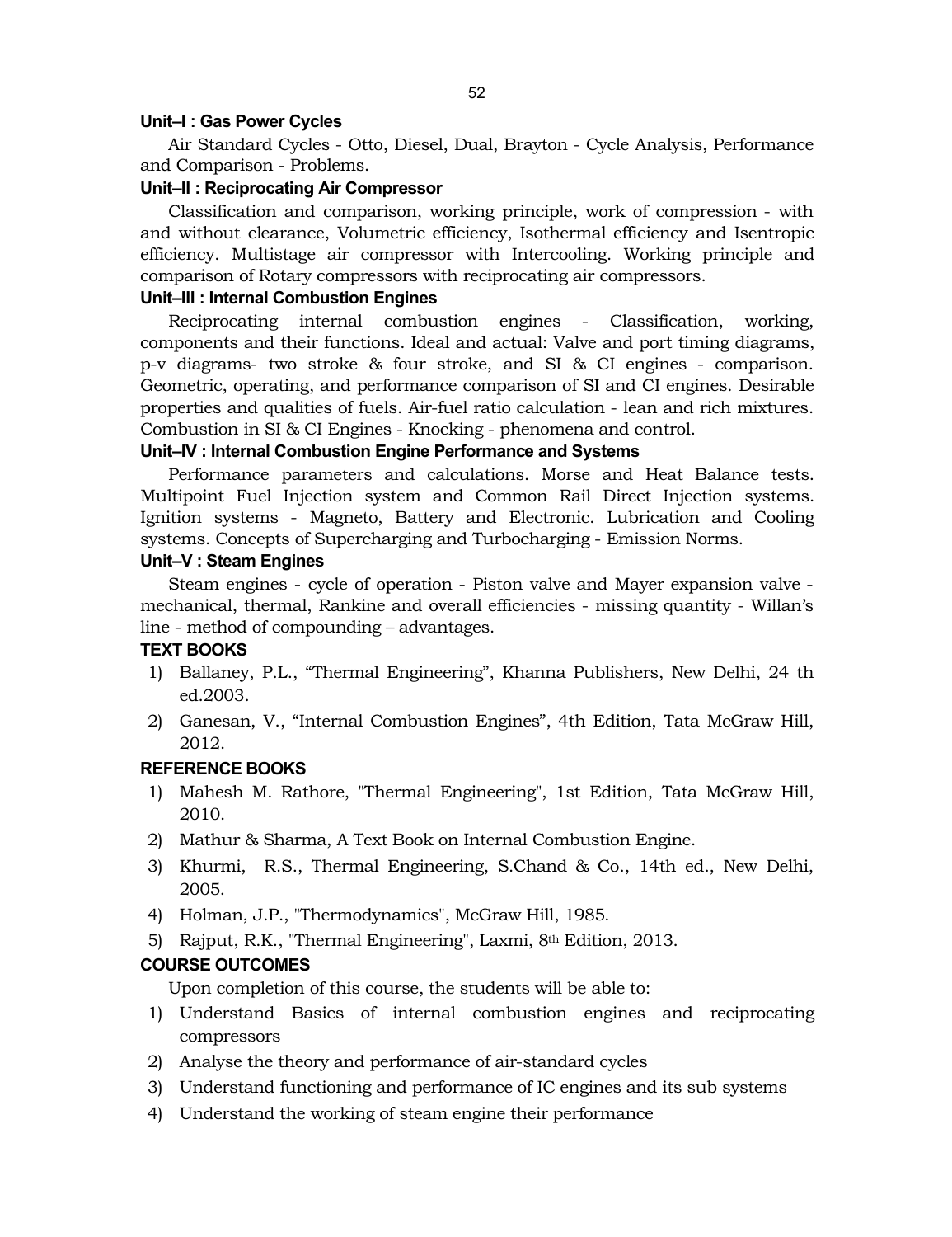### Unit–I : Gas Power Cycles

Air Standard Cycles - Otto, Diesel, Dual, Brayton - Cycle Analysis, Performance and Comparison - Problems.

### Unit–II : Reciprocating Air Compressor

Classification and comparison, working principle, work of compression - with and without clearance, Volumetric efficiency, Isothermal efficiency and Isentropic efficiency. Multistage air compressor with Intercooling. Working principle and comparison of Rotary compressors with reciprocating air compressors.

### Unit–III : Internal Combustion Engines

Reciprocating internal combustion engines - Classification, working, components and their functions. Ideal and actual: Valve and port timing diagrams, p-v diagrams- two stroke & four stroke, and SI & CI engines - comparison. Geometric, operating, and performance comparison of SI and CI engines. Desirable properties and qualities of fuels. Air-fuel ratio calculation - lean and rich mixtures. Combustion in SI & CI Engines - Knocking - phenomena and control.

### Unit–IV : Internal Combustion Engine Performance and Systems

Performance parameters and calculations. Morse and Heat Balance tests. Multipoint Fuel Injection system and Common Rail Direct Injection systems. Ignition systems - Magneto, Battery and Electronic. Lubrication and Cooling systems. Concepts of Supercharging and Turbocharging - Emission Norms.

### Unit–V : Steam Engines

Steam engines - cycle of operation - Piston valve and Mayer expansion valve - mechanical, thermal, Rankine and overall efficiencies - missing quantity - Willan's line - method of compounding – advantages.

### TEXT BOOKS

1) Ballaney, P.L., "Thermal Engineering", Khanna Publishers, New Delhi, 24 th ed.2003.
2) Ganesan, V., "Internal Combustion Engines", 4th Edition, Tata McGraw Hill, 2012.

### REFERENCE BOOKS

1) Mahesh M. Rathore, "Thermal Engineering", 1st Edition, Tata McGraw Hill, 2010.
2) Mathur & Sharma, A Text Book on Internal Combustion Engine.
3) Khurmi, R.S., Thermal Engineering, S.Chand & Co., 14th ed., New Delhi, 2005.
4) Holman, J.P., "Thermodynamics", McGraw Hill, 1985.
5) Rajput, R.K., "Thermal Engineering", Laxmi, 8th Edition, 2013.

### COURSE OUTCOMES

Upon completion of this course, the students will be able to:

1) Understand Basics of internal combustion engines and reciprocating compressors
2) Analyse the theory and performance of air-standard cycles
3) Understand functioning and performance of IC engines and its sub systems
4) Understand the working of steam engine their performance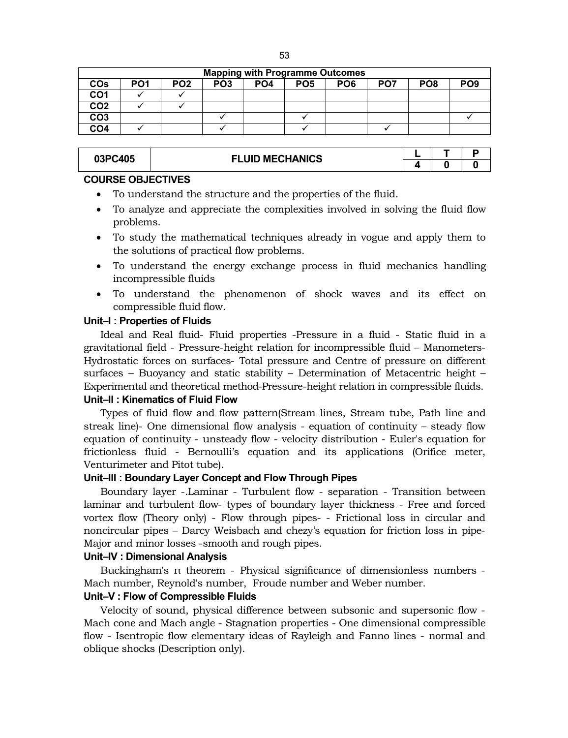| Mapping with Programme Outcomes | | | | | | | | | |
|---|---|---|---|---|---|---|---|---|---|
| COs | PO1 | PO2 | PO3 | PO4 | PO5 | PO6 | PO7 | PO8 | PO9 |
| CO1 | ✓ | ✓ | | | | | | | |
| CO2 | ✓ | ✓ | | | | | | | |
| CO3 | | | ✓ | | ✓ | | | | ✓ |
| CO4 | ✓ | | ✓ | | ✓ | | ✓ | | |

| 03PC405 | FLUID MECHANICS | L | T | P |
|---|---|---|---|---|
| | | 4 | 0 | 0 |

**COURSE OBJECTIVES**

- To understand the structure and the properties of the fluid.
- To analyze and appreciate the complexities involved in solving the fluid flow problems.
- To study the mathematical techniques already in vogue and apply them to the solutions of practical flow problems.
- To understand the energy exchange process in fluid mechanics handling incompressible fluids
- To understand the phenomenon of shock waves and its effect on compressible fluid flow.

**Unit–I : Properties of Fluids**

Ideal and Real fluid- Fluid properties -Pressure in a fluid - Static fluid in a gravitational field - Pressure-height relation for incompressible fluid – Manometers-Hydrostatic forces on surfaces- Total pressure and Centre of pressure on different surfaces – Buoyancy and static stability – Determination of Metacentric height – Experimental and theoretical method-Pressure-height relation in compressible fluids.

**Unit–II : Kinematics of Fluid Flow**

Types of fluid flow and flow pattern(Stream lines, Stream tube, Path line and streak line)- One dimensional flow analysis - equation of continuity – steady flow equation of continuity - unsteady flow - velocity distribution - Euler's equation for frictionless fluid - Bernoulli's equation and its applications (Orifice meter, Venturimeter and Pitot tube).

**Unit–III : Boundary Layer Concept and Flow Through Pipes**

Boundary layer -.Laminar - Turbulent flow - separation - Transition between laminar and turbulent flow- types of boundary layer thickness - Free and forced vortex flow (Theory only) - Flow through pipes- - Frictional loss in circular and noncircular pipes – Darcy Weisbach and chezy's equation for friction loss in pipe-Major and minor losses -smooth and rough pipes.

**Unit–IV : Dimensional Analysis**

Buckingham's π theorem - Physical significance of dimensionless numbers - Mach number, Reynold's number, Froude number and Weber number.

**Unit–V : Flow of Compressible Fluids**

Velocity of sound, physical difference between subsonic and supersonic flow - Mach cone and Mach angle - Stagnation properties - One dimensional compressible flow - Isentropic flow elementary ideas of Rayleigh and Fanno lines - normal and oblique shocks (Description only).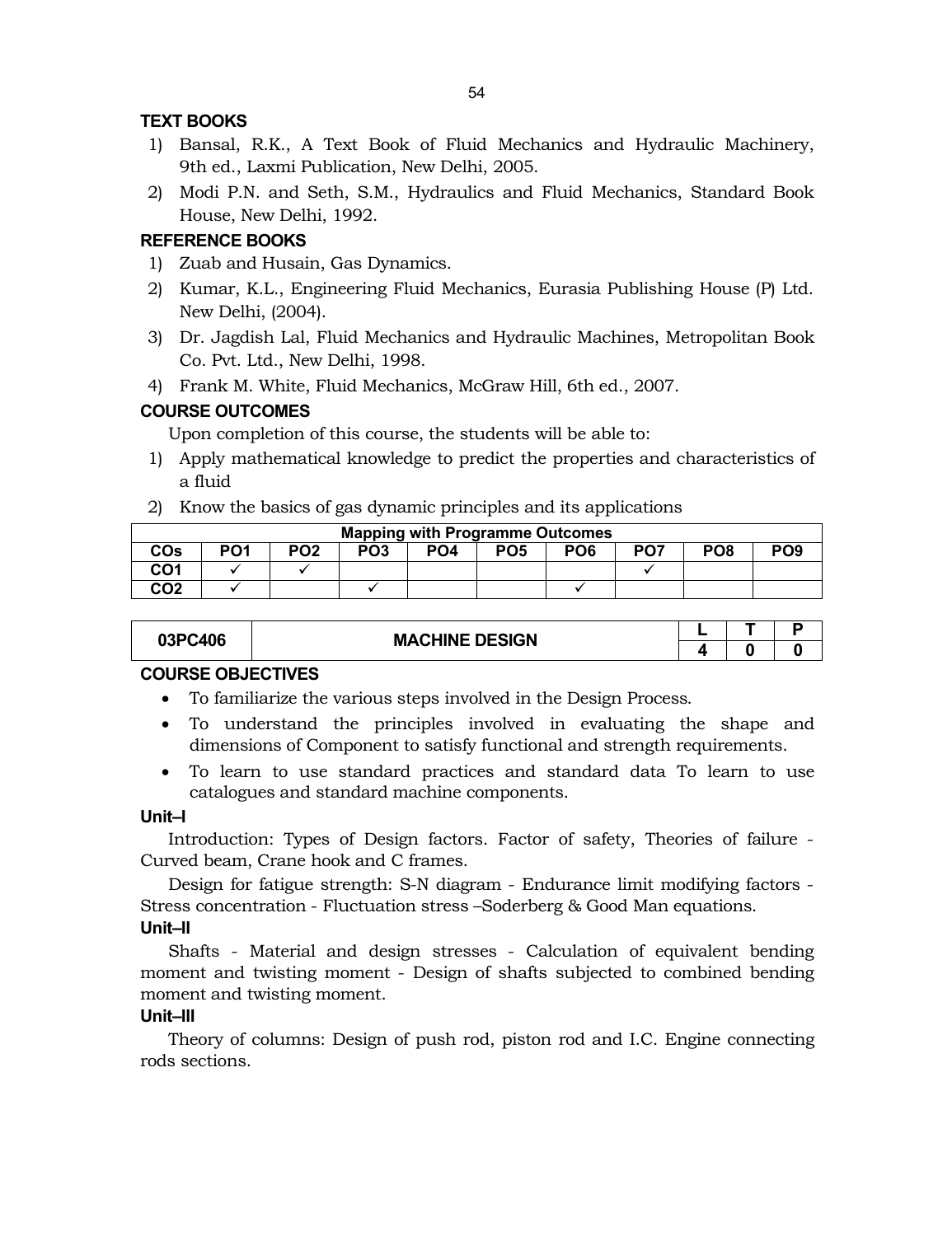### TEXT BOOKS

1) Bansal, R.K., A Text Book of Fluid Mechanics and Hydraulic Machinery, 9th ed., Laxmi Publication, New Delhi, 2005.
2) Modi P.N. and Seth, S.M., Hydraulics and Fluid Mechanics, Standard Book House, New Delhi, 1992.

### REFERENCE BOOKS

1) Zuab and Husain, Gas Dynamics.
2) Kumar, K.L., Engineering Fluid Mechanics, Eurasia Publishing House (P) Ltd. New Delhi, (2004).
3) Dr. Jagdish Lal, Fluid Mechanics and Hydraulic Machines, Metropolitan Book Co. Pvt. Ltd., New Delhi, 1998.
4) Frank M. White, Fluid Mechanics, McGraw Hill, 6th ed., 2007.

### COURSE OUTCOMES

Upon completion of this course, the students will be able to:

1) Apply mathematical knowledge to predict the properties and characteristics of a fluid
2) Know the basics of gas dynamic principles and its applications

| Mapping with Programme Outcomes | | | | | | | | | |
|---|---|---|---|---|---|---|---|---|---|
| COs | PO1 | PO2 | PO3 | PO4 | PO5 | PO6 | PO7 | PO8 | PO9 |
| CO1 | ✓ | ✓ | | | | | ✓ | | |
| CO2 | ✓ | | ✓ | | | ✓ | | | |

| 03PC406 | MACHINE DESIGN | L | T | P |
|---|---|---|---|---|
| | | 4 | 0 | 0 |

### COURSE OBJECTIVES

- To familiarize the various steps involved in the Design Process.
- To understand the principles involved in evaluating the shape and dimensions of Component to satisfy functional and strength requirements.
- To learn to use standard practices and standard data To learn to use catalogues and standard machine components.

### Unit–I

Introduction: Types of Design factors. Factor of safety, Theories of failure - Curved beam, Crane hook and C frames.

Design for fatigue strength: S-N diagram - Endurance limit modifying factors - Stress concentration - Fluctuation stress –Soderberg & Good Man equations.

### Unit–II

Shafts - Material and design stresses - Calculation of equivalent bending moment and twisting moment - Design of shafts subjected to combined bending moment and twisting moment.

### Unit–III

Theory of columns: Design of push rod, piston rod and I.C. Engine connecting rods sections.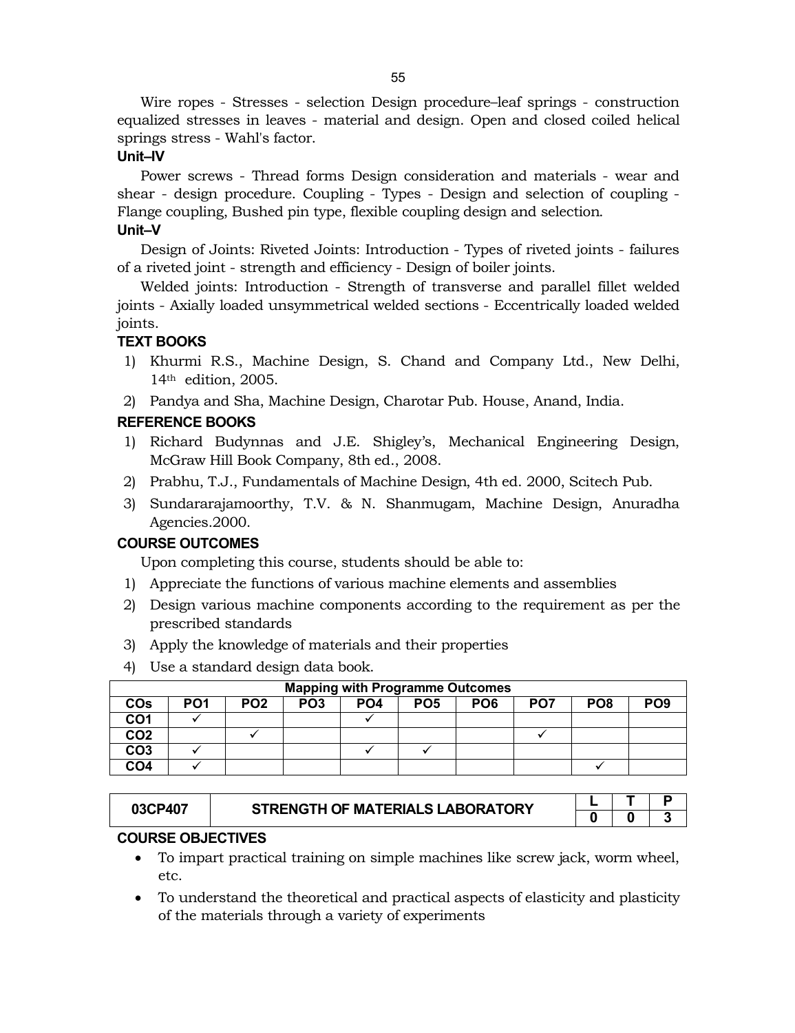Wire ropes - Stresses - selection Design procedure–leaf springs - construction equalized stresses in leaves - material and design. Open and closed coiled helical springs stress - Wahl's factor.

**Unit–IV**

Power screws - Thread forms Design consideration and materials - wear and shear - design procedure. Coupling - Types - Design and selection of coupling - Flange coupling, Bushed pin type, flexible coupling design and selection.

**Unit–V**

Design of Joints: Riveted Joints: Introduction - Types of riveted joints - failures of a riveted joint - strength and efficiency - Design of boiler joints.

Welded joints: Introduction - Strength of transverse and parallel fillet welded joints - Axially loaded unsymmetrical welded sections - Eccentrically loaded welded joints.

**TEXT BOOKS**

1) Khurmi R.S., Machine Design, S. Chand and Company Ltd., New Delhi, 14th edition, 2005.
2) Pandya and Sha, Machine Design, Charotar Pub. House, Anand, India.

**REFERENCE BOOKS**

1) Richard Budynnas and J.E. Shigley's, Mechanical Engineering Design, McGraw Hill Book Company, 8th ed., 2008.
2) Prabhu, T.J., Fundamentals of Machine Design, 4th ed. 2000, Scitech Pub.
3) Sundararajamoorthy, T.V. & N. Shanmugam, Machine Design, Anuradha Agencies.2000.

**COURSE OUTCOMES**

Upon completing this course, students should be able to:

1) Appreciate the functions of various machine elements and assemblies
2) Design various machine components according to the requirement as per the prescribed standards
3) Apply the knowledge of materials and their properties
4) Use a standard design data book.

| Mapping with Programme Outcomes | | | | | | | | | |
|---|---|---|---|---|---|---|---|---|---|
| COs | PO1 | PO2 | PO3 | PO4 | PO5 | PO6 | PO7 | PO8 | PO9 |
| CO1 | ✓ | | | ✓ | | | | | |
| CO2 | | ✓ | | | | | ✓ | | |
| CO3 | ✓ | | | ✓ | ✓ | | | | |
| CO4 | ✓ | | | | | | | ✓ | |

| 03CP407 | STRENGTH OF MATERIALS LABORATORY | L | T | P |
|---|---|---|---|---|
| | | 0 | 0 | 3 |

**COURSE OBJECTIVES**

- To impart practical training on simple machines like screw jack, worm wheel, etc.
- To understand the theoretical and practical aspects of elasticity and plasticity of the materials through a variety of experiments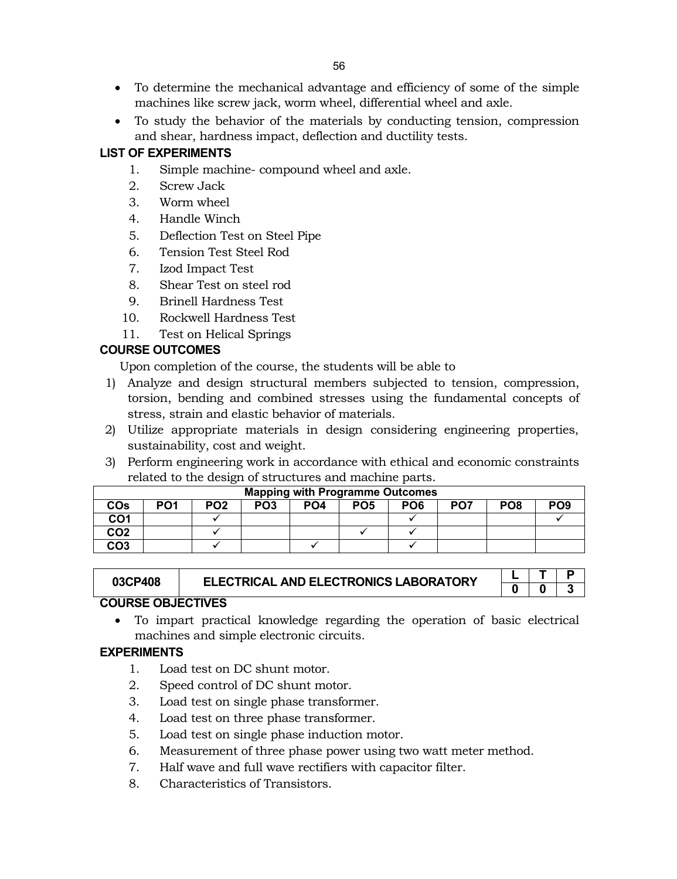- To determine the mechanical advantage and efficiency of some of the simple machines like screw jack, worm wheel, differential wheel and axle.
- To study the behavior of the materials by conducting tension, compression and shear, hardness impact, deflection and ductility tests.

### LIST OF EXPERIMENTS

1. Simple machine- compound wheel and axle.
2. Screw Jack
3. Worm wheel
4. Handle Winch
5. Deflection Test on Steel Pipe
6. Tension Test Steel Rod
7. Izod Impact Test
8. Shear Test on steel rod
9. Brinell Hardness Test
10. Rockwell Hardness Test
11. Test on Helical Springs

### COURSE OUTCOMES

Upon completion of the course, the students will be able to

1) Analyze and design structural members subjected to tension, compression, torsion, bending and combined stresses using the fundamental concepts of stress, strain and elastic behavior of materials.
2) Utilize appropriate materials in design considering engineering properties, sustainability, cost and weight.
3) Perform engineering work in accordance with ethical and economic constraints related to the design of structures and machine parts.

| **Mapping with Programme Outcomes** | | | | | | | | | |
|---|---|---|---|---|---|---|---|---|---|
| **COs** | **PO1** | **PO2** | **PO3** | **PO4** | **PO5** | **PO6** | **PO7** | **PO8** | **PO9** |
| **CO1** | | ✓ | | | | ✓ | | | ✓ |
| **CO2** | | ✓ | | | ✓ | ✓ | | | |
| **CO3** | | ✓ | | ✓ | | ✓ | | | |

| **03CP408** | **ELECTRICAL AND ELECTRONICS LABORATORY** | **L** | **T** | **P** |
|---|---|---|---|---|
| | | **0** | **0** | **3** |

### COURSE OBJECTIVES

- To impart practical knowledge regarding the operation of basic electrical machines and simple electronic circuits.

### EXPERIMENTS

1. Load test on DC shunt motor.
2. Speed control of DC shunt motor.
3. Load test on single phase transformer.
4. Load test on three phase transformer.
5. Load test on single phase induction motor.
6. Measurement of three phase power using two watt meter method.
7. Half wave and full wave rectifiers with capacitor filter.
8. Characteristics of Transistors.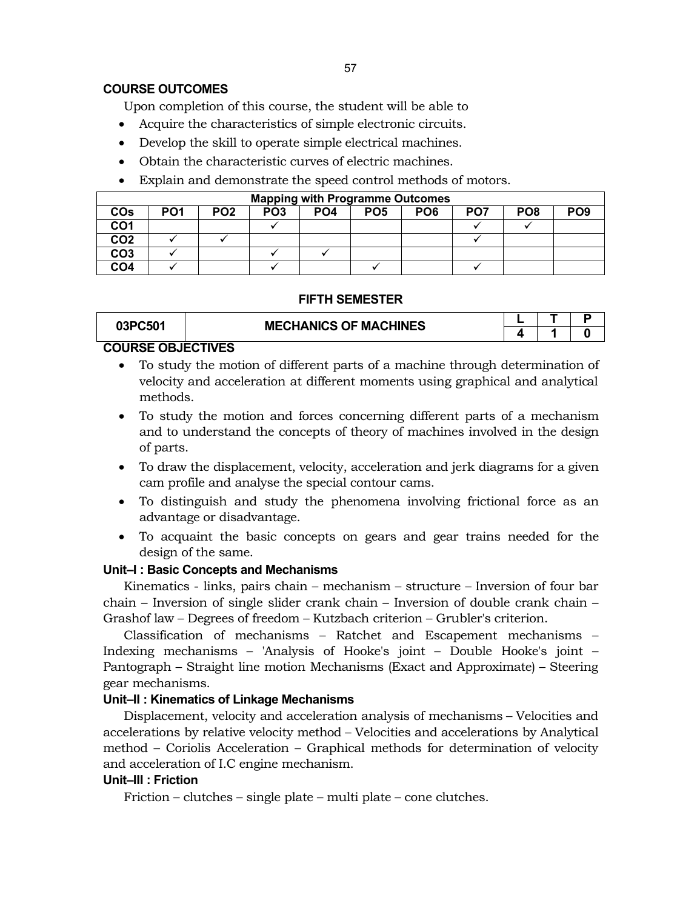**COURSE OUTCOMES**

Upon completion of this course, the student will be able to

- Acquire the characteristics of simple electronic circuits.
- Develop the skill to operate simple electrical machines.
- Obtain the characteristic curves of electric machines.
- Explain and demonstrate the speed control methods of motors.

| Mapping with Programme Outcomes | | | | | | | | | |
|---|---|---|---|---|---|---|---|---|---|
| COs | PO1 | PO2 | PO3 | PO4 | PO5 | PO6 | PO7 | PO8 | PO9 |
| CO1 | | | ✓ | | | | ✓ | ✓ | |
| CO2 | ✓ | ✓ | | | | | ✓ | | |
| CO3 | ✓ | | ✓ | ✓ | | | | | |
| CO4 | ✓ | | ✓ | | ✓ | | ✓ | | |

## FIFTH SEMESTER

| 03PC501 | MECHANICS OF MACHINES | L | T | P |
|---|---|---|---|---|
| | | 4 | 1 | 0 |

**COURSE OBJECTIVES**

- To study the motion of different parts of a machine through determination of velocity and acceleration at different moments using graphical and analytical methods.
- To study the motion and forces concerning different parts of a mechanism and to understand the concepts of theory of machines involved in the design of parts.
- To draw the displacement, velocity, acceleration and jerk diagrams for a given cam profile and analyse the special contour cams.
- To distinguish and study the phenomena involving frictional force as an advantage or disadvantage.
- To acquaint the basic concepts on gears and gear trains needed for the design of the same.

**Unit–I : Basic Concepts and Mechanisms**

Kinematics - links, pairs chain – mechanism – structure – Inversion of four bar chain – Inversion of single slider crank chain – Inversion of double crank chain – Grashof law – Degrees of freedom – Kutzbach criterion – Grubler's criterion.

Classification of mechanisms – Ratchet and Escapement mechanisms – Indexing mechanisms – 'Analysis of Hooke's joint – Double Hooke's joint – Pantograph – Straight line motion Mechanisms (Exact and Approximate) – Steering gear mechanisms.

**Unit–II : Kinematics of Linkage Mechanisms**

Displacement, velocity and acceleration analysis of mechanisms – Velocities and accelerations by relative velocity method – Velocities and accelerations by Analytical method – Coriolis Acceleration – Graphical methods for determination of velocity and acceleration of I.C engine mechanism.

**Unit–III : Friction**

Friction – clutches – single plate – multi plate – cone clutches.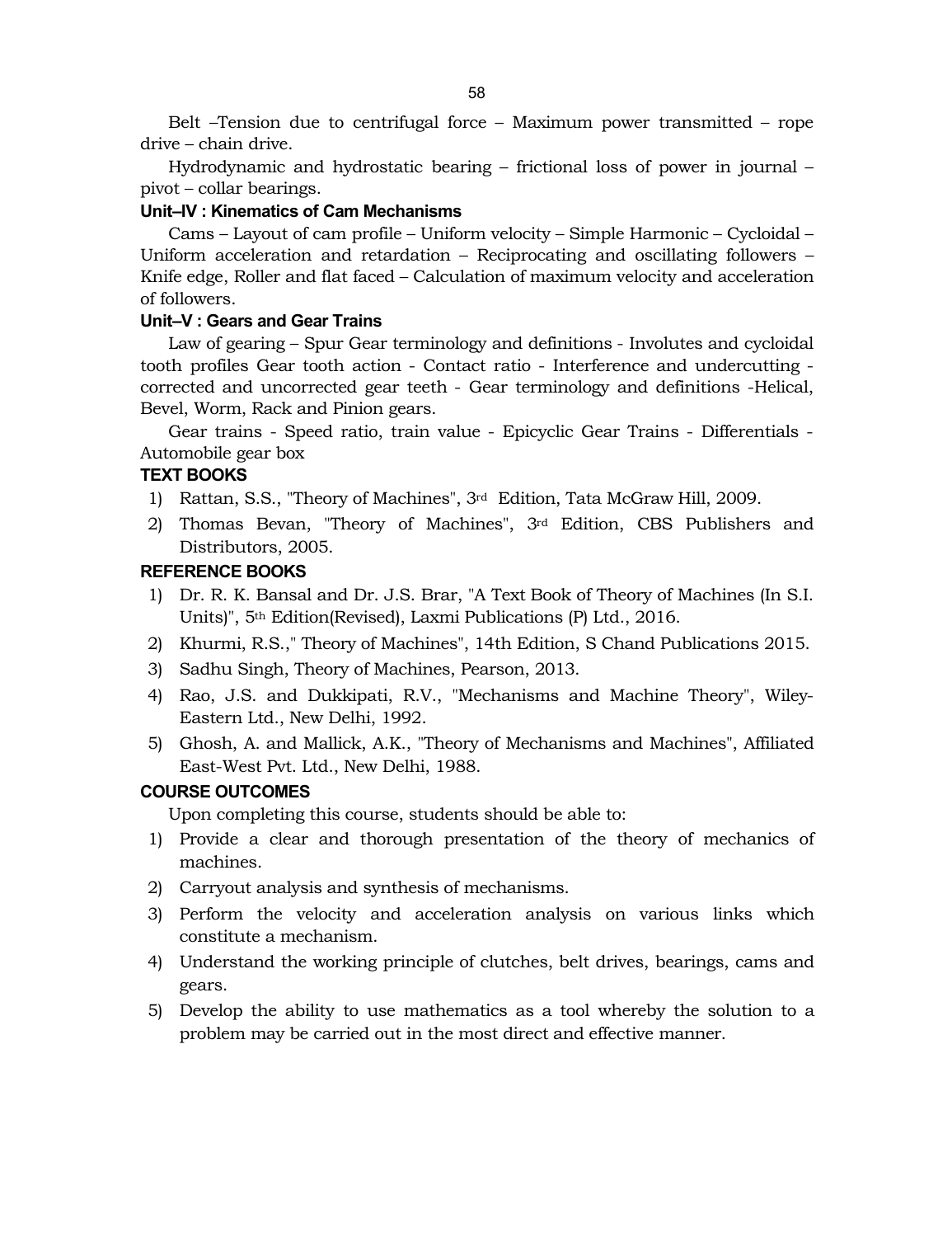Belt –Tension due to centrifugal force – Maximum power transmitted – rope drive – chain drive.

Hydrodynamic and hydrostatic bearing – frictional loss of power in journal – pivot – collar bearings.

**Unit–IV : Kinematics of Cam Mechanisms**

Cams – Layout of cam profile – Uniform velocity – Simple Harmonic – Cycloidal – Uniform acceleration and retardation – Reciprocating and oscillating followers – Knife edge, Roller and flat faced – Calculation of maximum velocity and acceleration of followers.

**Unit–V : Gears and Gear Trains**

Law of gearing – Spur Gear terminology and definitions - Involutes and cycloidal tooth profiles Gear tooth action - Contact ratio - Interference and undercutting - corrected and uncorrected gear teeth - Gear terminology and definitions -Helical, Bevel, Worm, Rack and Pinion gears.

Gear trains - Speed ratio, train value - Epicyclic Gear Trains - Differentials - Automobile gear box

**TEXT BOOKS**

1) Rattan, S.S., "Theory of Machines", 3rd Edition, Tata McGraw Hill, 2009.
2) Thomas Bevan, "Theory of Machines", 3rd Edition, CBS Publishers and Distributors, 2005.

**REFERENCE BOOKS**

1) Dr. R. K. Bansal and Dr. J.S. Brar, "A Text Book of Theory of Machines (In S.I. Units)", 5th Edition(Revised), Laxmi Publications (P) Ltd., 2016.
2) Khurmi, R.S.," Theory of Machines", 14th Edition, S Chand Publications 2015.
3) Sadhu Singh, Theory of Machines, Pearson, 2013.
4) Rao, J.S. and Dukkipati, R.V., "Mechanisms and Machine Theory", Wiley-Eastern Ltd., New Delhi, 1992.
5) Ghosh, A. and Mallick, A.K., "Theory of Mechanisms and Machines", Affiliated East-West Pvt. Ltd., New Delhi, 1988.

**COURSE OUTCOMES**

Upon completing this course, students should be able to:

1) Provide a clear and thorough presentation of the theory of mechanics of machines.
2) Carryout analysis and synthesis of mechanisms.
3) Perform the velocity and acceleration analysis on various links which constitute a mechanism.
4) Understand the working principle of clutches, belt drives, bearings, cams and gears.
5) Develop the ability to use mathematics as a tool whereby the solution to a problem may be carried out in the most direct and effective manner.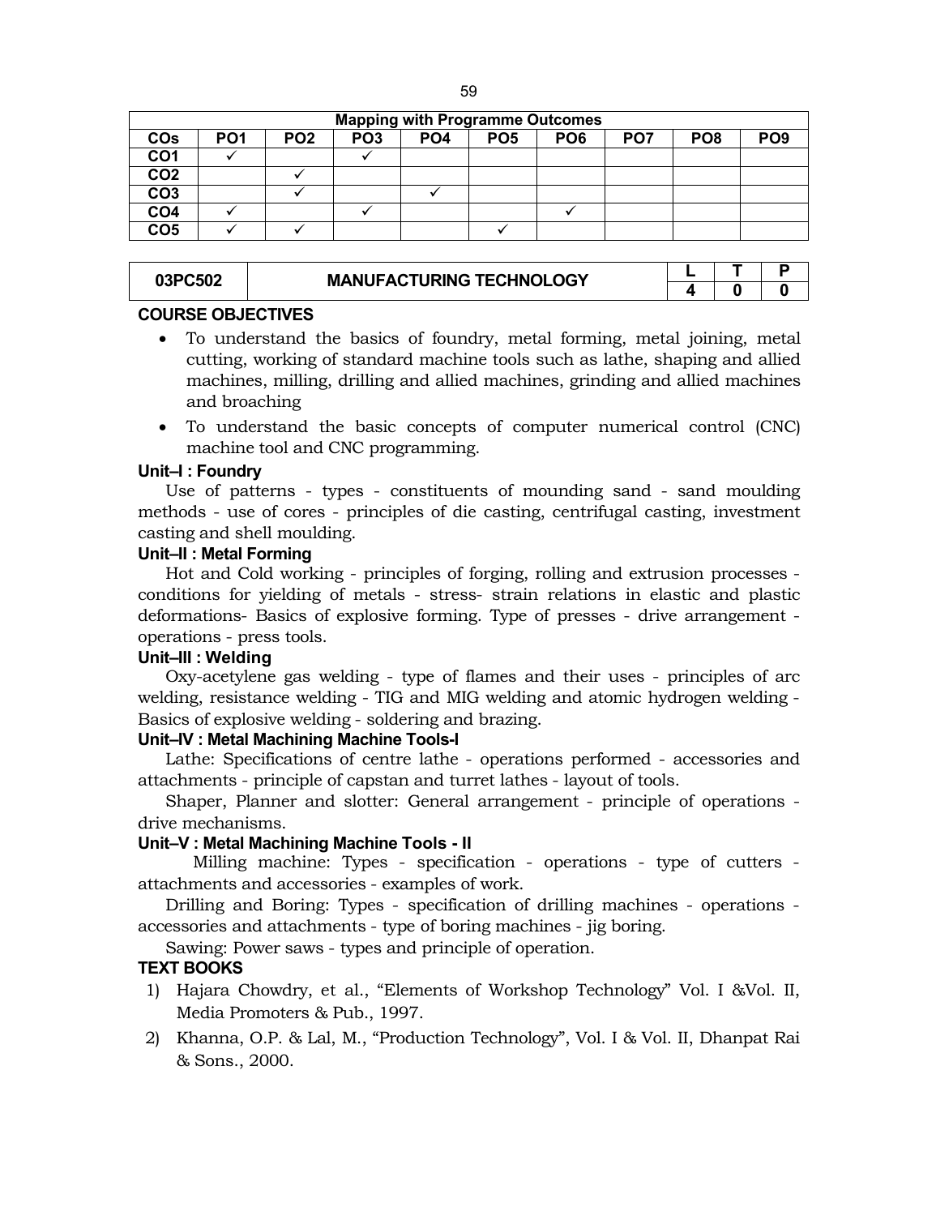| Mapping with Programme Outcomes | | | | | | | | | |
|---|---|---|---|---|---|---|---|---|---|
| COs | PO1 | PO2 | PO3 | PO4 | PO5 | PO6 | PO7 | PO8 | PO9 |
| CO1 | ✓ | | ✓ | | | | | | |
| CO2 | | ✓ | | | | | | | |
| CO3 | | ✓ | | ✓ | | | | | |
| CO4 | ✓ | | ✓ | | | ✓ | | | |
| CO5 | ✓ | ✓ | | | ✓ | | | | |

| 03PC502 | MANUFACTURING TECHNOLOGY | L | T | P |
|---|---|---|---|---|
| | | 4 | 0 | 0 |

**COURSE OBJECTIVES**

- To understand the basics of foundry, metal forming, metal joining, metal cutting, working of standard machine tools such as lathe, shaping and allied machines, milling, drilling and allied machines, grinding and allied machines and broaching
- To understand the basic concepts of computer numerical control (CNC) machine tool and CNC programming.

**Unit–I : Foundry**

Use of patterns - types - constituents of mounding sand - sand moulding methods - use of cores - principles of die casting, centrifugal casting, investment casting and shell moulding.

**Unit–II : Metal Forming**

Hot and Cold working - principles of forging, rolling and extrusion processes - conditions for yielding of metals - stress- strain relations in elastic and plastic deformations- Basics of explosive forming. Type of presses - drive arrangement - operations - press tools.

**Unit–III : Welding**

Oxy-acetylene gas welding - type of flames and their uses - principles of arc welding, resistance welding - TIG and MIG welding and atomic hydrogen welding - Basics of explosive welding - soldering and brazing.

**Unit–IV : Metal Machining Machine Tools-I**

Lathe: Specifications of centre lathe - operations performed - accessories and attachments - principle of capstan and turret lathes - layout of tools.

Shaper, Planner and slotter: General arrangement - principle of operations - drive mechanisms.

**Unit–V : Metal Machining Machine Tools - II**

Milling machine: Types - specification - operations - type of cutters - attachments and accessories - examples of work.

Drilling and Boring: Types - specification of drilling machines - operations - accessories and attachments - type of boring machines - jig boring.

Sawing: Power saws - types and principle of operation.

**TEXT BOOKS**

1) Hajara Chowdry, et al., "Elements of Workshop Technology" Vol. I &Vol. II, Media Promoters & Pub., 1997.
2) Khanna, O.P. & Lal, M., "Production Technology", Vol. I & Vol. II, Dhanpat Rai & Sons., 2000.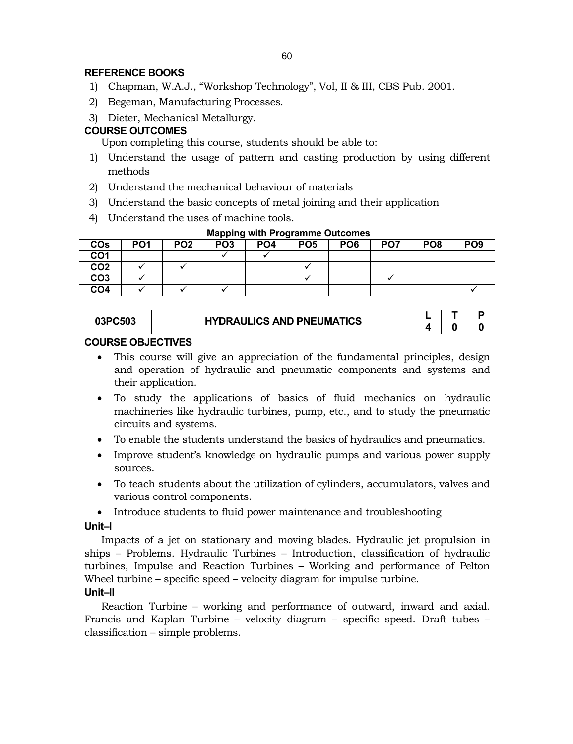## REFERENCE BOOKS

1) Chapman, W.A.J., "Workshop Technology", Vol, II & III, CBS Pub. 2001.
2) Begeman, Manufacturing Processes.
3) Dieter, Mechanical Metallurgy.

## COURSE OUTCOMES

Upon completing this course, students should be able to:

1) Understand the usage of pattern and casting production by using different methods
2) Understand the mechanical behaviour of materials
3) Understand the basic concepts of metal joining and their application
4) Understand the uses of machine tools.

| Mapping with Programme Outcomes | | | | | | | | | |
|---|---|---|---|---|---|---|---|---|---|
| COs | PO1 | PO2 | PO3 | PO4 | PO5 | PO6 | PO7 | PO8 | PO9 |
| CO1 | | | ✓ | ✓ | | | | | |
| CO2 | ✓ | ✓ | | | ✓ | | | | |
| CO3 | ✓ | | | | ✓ | | ✓ | | |
| CO4 | ✓ | ✓ | ✓ | | | | | | ✓ |

| 03PC503 | HYDRAULICS AND PNEUMATICS | L | T | P |
|---|---|---|---|---|
| | | 4 | 0 | 0 |

## COURSE OBJECTIVES

- This course will give an appreciation of the fundamental principles, design and operation of hydraulic and pneumatic components and systems and their application.
- To study the applications of basics of fluid mechanics on hydraulic machineries like hydraulic turbines, pump, etc., and to study the pneumatic circuits and systems.
- To enable the students understand the basics of hydraulics and pneumatics.
- Improve student's knowledge on hydraulic pumps and various power supply sources.
- To teach students about the utilization of cylinders, accumulators, valves and various control components.
- Introduce students to fluid power maintenance and troubleshooting

### Unit–I

Impacts of a jet on stationary and moving blades. Hydraulic jet propulsion in ships – Problems. Hydraulic Turbines – Introduction, classification of hydraulic turbines, Impulse and Reaction Turbines – Working and performance of Pelton Wheel turbine – specific speed – velocity diagram for impulse turbine.

### Unit–II

Reaction Turbine – working and performance of outward, inward and axial. Francis and Kaplan Turbine – velocity diagram – specific speed. Draft tubes – classification – simple problems.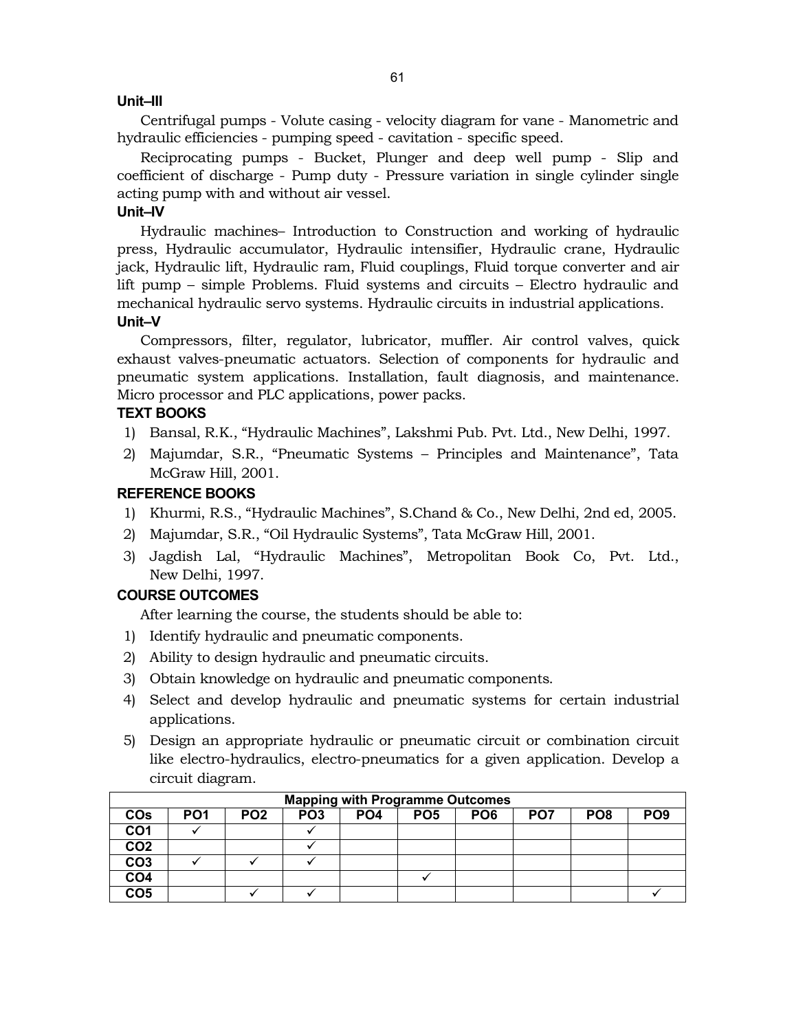**Unit–III**

Centrifugal pumps - Volute casing - velocity diagram for vane - Manometric and hydraulic efficiencies - pumping speed - cavitation - specific speed.

Reciprocating pumps - Bucket, Plunger and deep well pump - Slip and coefficient of discharge - Pump duty - Pressure variation in single cylinder single acting pump with and without air vessel.

**Unit–IV**

Hydraulic machines– Introduction to Construction and working of hydraulic press, Hydraulic accumulator, Hydraulic intensifier, Hydraulic crane, Hydraulic jack, Hydraulic lift, Hydraulic ram, Fluid couplings, Fluid torque converter and air lift pump – simple Problems. Fluid systems and circuits – Electro hydraulic and mechanical hydraulic servo systems. Hydraulic circuits in industrial applications.

**Unit–V**

Compressors, filter, regulator, lubricator, muffler. Air control valves, quick exhaust valves-pneumatic actuators. Selection of components for hydraulic and pneumatic system applications. Installation, fault diagnosis, and maintenance. Micro processor and PLC applications, power packs.

**TEXT BOOKS**

1) Bansal, R.K., "Hydraulic Machines", Lakshmi Pub. Pvt. Ltd., New Delhi, 1997.
2) Majumdar, S.R., "Pneumatic Systems – Principles and Maintenance", Tata McGraw Hill, 2001.

**REFERENCE BOOKS**

1) Khurmi, R.S., "Hydraulic Machines", S.Chand & Co., New Delhi, 2nd ed, 2005.
2) Majumdar, S.R., "Oil Hydraulic Systems", Tata McGraw Hill, 2001.
3) Jagdish Lal, "Hydraulic Machines", Metropolitan Book Co, Pvt. Ltd., New Delhi, 1997.

**COURSE OUTCOMES**

After learning the course, the students should be able to:

1) Identify hydraulic and pneumatic components.
2) Ability to design hydraulic and pneumatic circuits.
3) Obtain knowledge on hydraulic and pneumatic components.
4) Select and develop hydraulic and pneumatic systems for certain industrial applications.
5) Design an appropriate hydraulic or pneumatic circuit or combination circuit like electro-hydraulics, electro-pneumatics for a given application. Develop a circuit diagram.

| Mapping with Programme Outcomes | | | | | | | | | |
|---|---|---|---|---|---|---|---|---|---|
| COs | PO1 | PO2 | PO3 | PO4 | PO5 | PO6 | PO7 | PO8 | PO9 |
| CO1 | ✓ | | ✓ | | | | | | |
| CO2 | | | ✓ | | | | | | |
| CO3 | ✓ | ✓ | ✓ | | | | | | |
| CO4 | | | | | ✓ | | | | |
| CO5 | | ✓ | ✓ | | | | | | ✓ |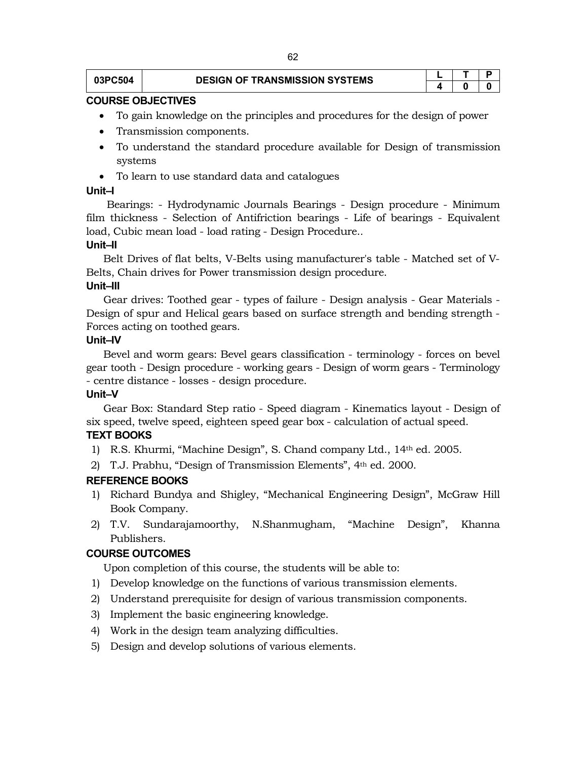| 03PC504 | DESIGN OF TRANSMISSION SYSTEMS | L | T | P |
|---|---|---|---|---|
| | | 4 | 0 | 0 |

**COURSE OBJECTIVES**

- To gain knowledge on the principles and procedures for the design of power
- Transmission components.
- To understand the standard procedure available for Design of transmission systems
- To learn to use standard data and catalogues

**Unit–I**

Bearings: - Hydrodynamic Journals Bearings - Design procedure - Minimum film thickness - Selection of Antifriction bearings - Life of bearings - Equivalent load, Cubic mean load - load rating - Design Procedure..

**Unit–II**

Belt Drives of flat belts, V-Belts using manufacturer's table - Matched set of V-Belts, Chain drives for Power transmission design procedure.

**Unit–III**

Gear drives: Toothed gear - types of failure - Design analysis - Gear Materials - Design of spur and Helical gears based on surface strength and bending strength - Forces acting on toothed gears.

**Unit–IV**

Bevel and worm gears: Bevel gears classification - terminology - forces on bevel gear tooth - Design procedure - working gears - Design of worm gears - Terminology - centre distance - losses - design procedure.

**Unit–V**

Gear Box: Standard Step ratio - Speed diagram - Kinematics layout - Design of six speed, twelve speed, eighteen speed gear box - calculation of actual speed.

**TEXT BOOKS**

1) R.S. Khurmi, "Machine Design", S. Chand company Ltd., 14th ed. 2005.
2) T.J. Prabhu, "Design of Transmission Elements", 4th ed. 2000.

**REFERENCE BOOKS**

1) Richard Bundya and Shigley, "Mechanical Engineering Design", McGraw Hill Book Company.
2) T.V. Sundarajamoorthy, N.Shanmugham, "Machine Design", Khanna Publishers.

**COURSE OUTCOMES**

Upon completion of this course, the students will be able to:

1) Develop knowledge on the functions of various transmission elements.
2) Understand prerequisite for design of various transmission components.
3) Implement the basic engineering knowledge.
4) Work in the design team analyzing difficulties.
5) Design and develop solutions of various elements.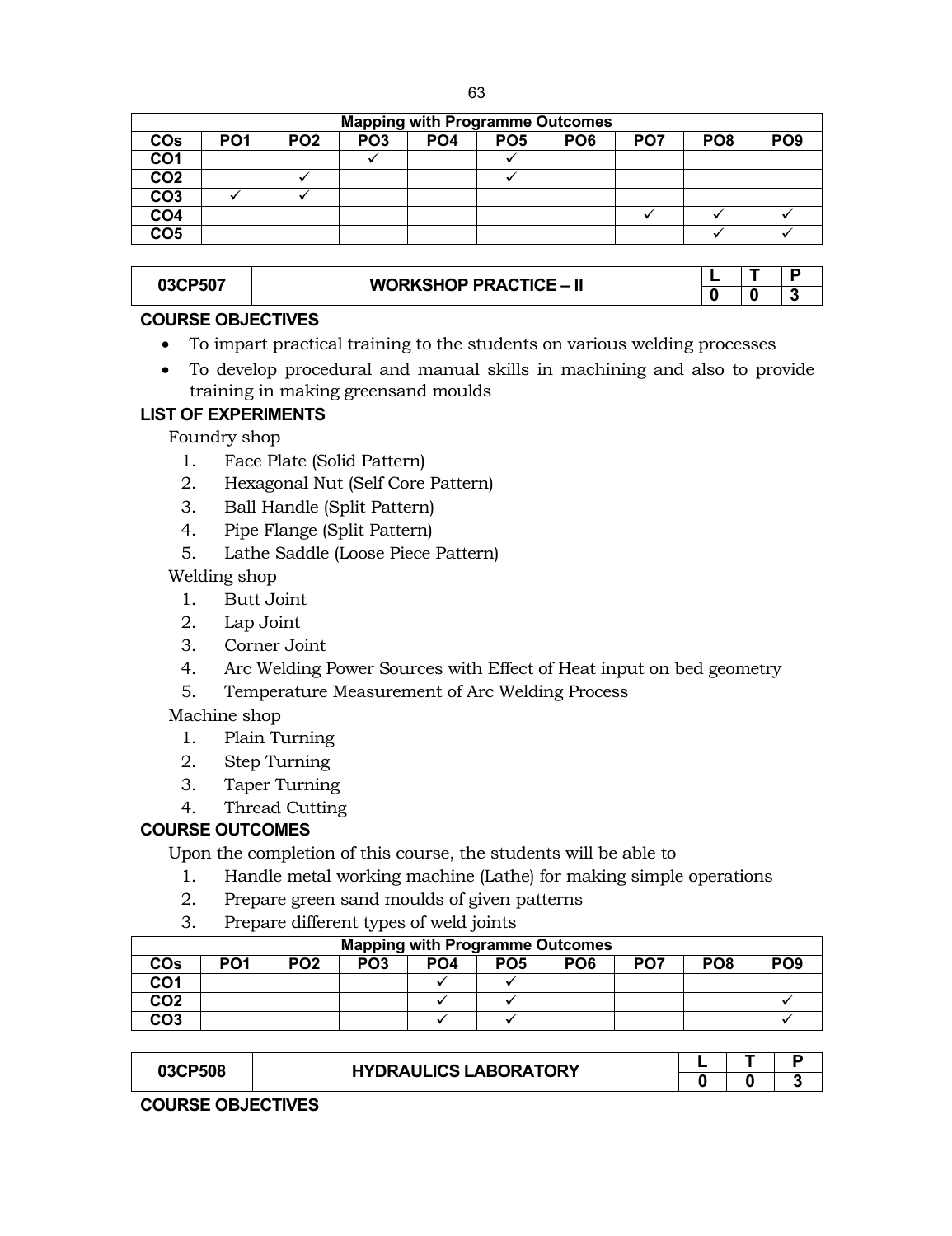| Mapping with Programme Outcomes | | | | | | | | | |
|---|---|---|---|---|---|---|---|---|---|
| COs | PO1 | PO2 | PO3 | PO4 | PO5 | PO6 | PO7 | PO8 | PO9 |
| CO1 | | | ✓ | | ✓ | | | | |
| CO2 | | ✓ | | | ✓ | | | | |
| CO3 | ✓ | ✓ | | | | | | | |
| CO4 | | | | | | | ✓ | ✓ | ✓ |
| CO5 | | | | | | | | ✓ | ✓ |

| 03CP507 | WORKSHOP PRACTICE – II | L | T | P |
|---|---|---|---|---|
| | | 0 | 0 | 3 |

**COURSE OBJECTIVES**

- To impart practical training to the students on various welding processes
- To develop procedural and manual skills in machining and also to provide training in making greensand moulds

**LIST OF EXPERIMENTS**

Foundry shop

1. Face Plate (Solid Pattern)
2. Hexagonal Nut (Self Core Pattern)
3. Ball Handle (Split Pattern)
4. Pipe Flange (Split Pattern)
5. Lathe Saddle (Loose Piece Pattern)

Welding shop

1. Butt Joint
2. Lap Joint
3. Corner Joint
4. Arc Welding Power Sources with Effect of Heat input on bed geometry
5. Temperature Measurement of Arc Welding Process

Machine shop

1. Plain Turning
2. Step Turning
3. Taper Turning
4. Thread Cutting

**COURSE OUTCOMES**

Upon the completion of this course, the students will be able to

1. Handle metal working machine (Lathe) for making simple operations
2. Prepare green sand moulds of given patterns
3. Prepare different types of weld joints

| Mapping with Programme Outcomes | | | | | | | | | |
|---|---|---|---|---|---|---|---|---|---|
| COs | PO1 | PO2 | PO3 | PO4 | PO5 | PO6 | PO7 | PO8 | PO9 |
| CO1 | | | | ✓ | ✓ | | | | |
| CO2 | | | | ✓ | ✓ | | | | ✓ |
| CO3 | | | | ✓ | ✓ | | | | ✓ |

| 03CP508 | HYDRAULICS LABORATORY | L | T | P |
|---|---|---|---|---|
| | | 0 | 0 | 3 |

**COURSE OBJECTIVES**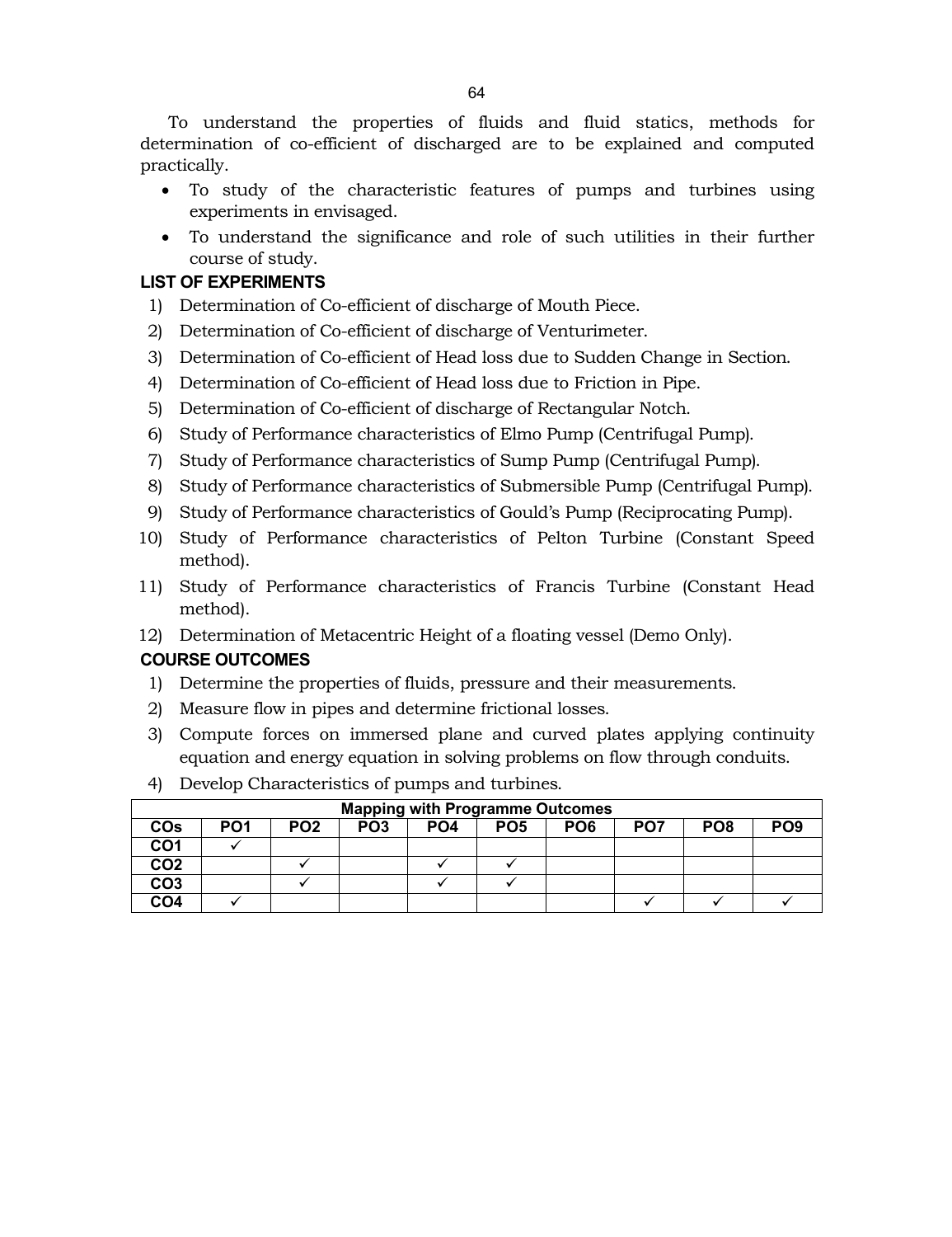To understand the properties of fluids and fluid statics, methods for determination of co-efficient of discharged are to be explained and computed practically.

- To study of the characteristic features of pumps and turbines using experiments in envisaged.
- To understand the significance and role of such utilities in their further course of study.

**LIST OF EXPERIMENTS**

1) Determination of Co-efficient of discharge of Mouth Piece.
2) Determination of Co-efficient of discharge of Venturimeter.
3) Determination of Co-efficient of Head loss due to Sudden Change in Section.
4) Determination of Co-efficient of Head loss due to Friction in Pipe.
5) Determination of Co-efficient of discharge of Rectangular Notch.
6) Study of Performance characteristics of Elmo Pump (Centrifugal Pump).
7) Study of Performance characteristics of Sump Pump (Centrifugal Pump).
8) Study of Performance characteristics of Submersible Pump (Centrifugal Pump).
9) Study of Performance characteristics of Gould's Pump (Reciprocating Pump).
10) Study of Performance characteristics of Pelton Turbine (Constant Speed method).
11) Study of Performance characteristics of Francis Turbine (Constant Head method).
12) Determination of Metacentric Height of a floating vessel (Demo Only).

**COURSE OUTCOMES**

1) Determine the properties of fluids, pressure and their measurements.
2) Measure flow in pipes and determine frictional losses.
3) Compute forces on immersed plane and curved plates applying continuity equation and energy equation in solving problems on flow through conduits.
4) Develop Characteristics of pumps and turbines.

| Mapping with Programme Outcomes | | | | | | | | | |
|---|---|---|---|---|---|---|---|---|---|
| **COs** | **PO1** | **PO2** | **PO3** | **PO4** | **PO5** | **PO6** | **PO7** | **PO8** | **PO9** |
| **CO1** | ✓ | | | | | | | | |
| **CO2** | | ✓ | | ✓ | ✓ | | | | |
| **CO3** | | ✓ | | ✓ | ✓ | | | | |
| **CO4** | ✓ | | | | | | ✓ | ✓ | ✓ |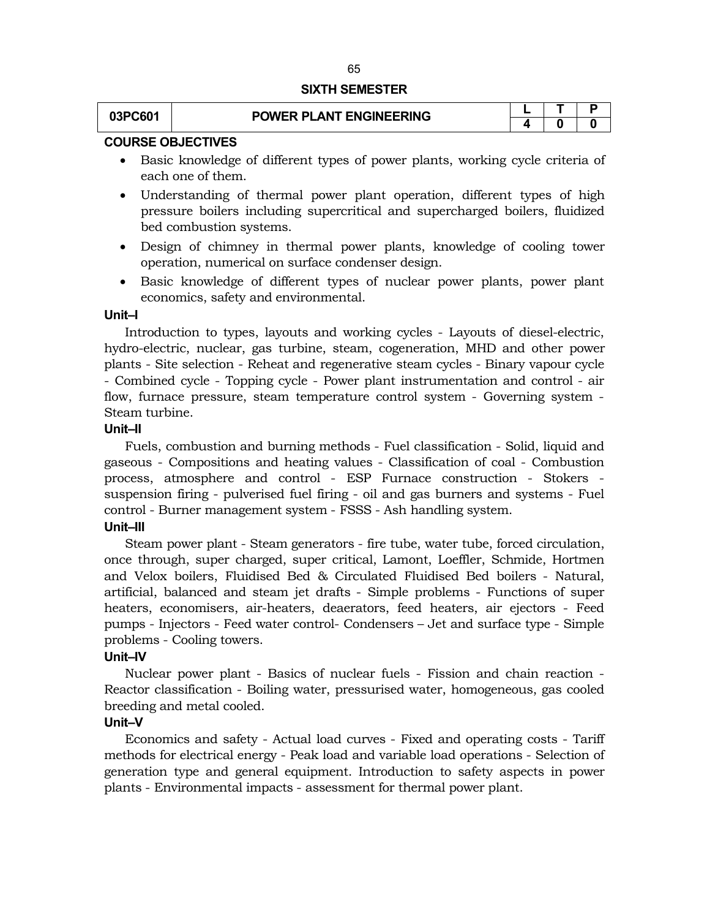## SIXTH SEMESTER

| 03PC601 | POWER PLANT ENGINEERING | L | T | P |
|---|---|---|---|---|
| | | 4 | 0 | 0 |

### COURSE OBJECTIVES

- Basic knowledge of different types of power plants, working cycle criteria of each one of them.
- Understanding of thermal power plant operation, different types of high pressure boilers including supercritical and supercharged boilers, fluidized bed combustion systems.
- Design of chimney in thermal power plants, knowledge of cooling tower operation, numerical on surface condenser design.
- Basic knowledge of different types of nuclear power plants, power plant economics, safety and environmental.

### Unit–I

Introduction to types, layouts and working cycles - Layouts of diesel-electric, hydro-electric, nuclear, gas turbine, steam, cogeneration, MHD and other power plants - Site selection - Reheat and regenerative steam cycles - Binary vapour cycle - Combined cycle - Topping cycle - Power plant instrumentation and control - air flow, furnace pressure, steam temperature control system - Governing system - Steam turbine.

### Unit–II

Fuels, combustion and burning methods - Fuel classification - Solid, liquid and gaseous - Compositions and heating values - Classification of coal - Combustion process, atmosphere and control - ESP Furnace construction - Stokers - suspension firing - pulverised fuel firing - oil and gas burners and systems - Fuel control - Burner management system - FSSS - Ash handling system.

### Unit–III

Steam power plant - Steam generators - fire tube, water tube, forced circulation, once through, super charged, super critical, Lamont, Loeffler, Schmide, Hortmen and Velox boilers, Fluidised Bed & Circulated Fluidised Bed boilers - Natural, artificial, balanced and steam jet drafts - Simple problems - Functions of super heaters, economisers, air-heaters, deaerators, feed heaters, air ejectors - Feed pumps - Injectors - Feed water control- Condensers – Jet and surface type - Simple problems - Cooling towers.

### Unit–IV

Nuclear power plant - Basics of nuclear fuels - Fission and chain reaction - Reactor classification - Boiling water, pressurised water, homogeneous, gas cooled breeding and metal cooled.

### Unit–V

Economics and safety - Actual load curves - Fixed and operating costs - Tariff methods for electrical energy - Peak load and variable load operations - Selection of generation type and general equipment. Introduction to safety aspects in power plants - Environmental impacts - assessment for thermal power plant.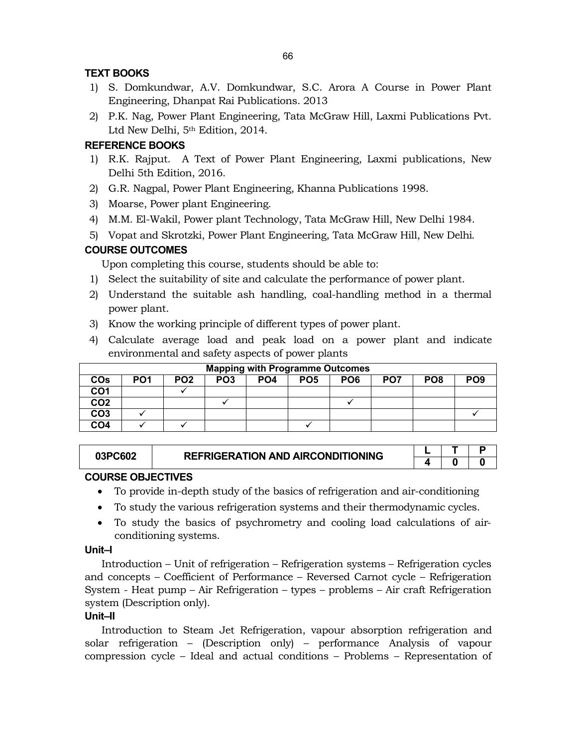### TEXT BOOKS

1) S. Domkundwar, A.V. Domkundwar, S.C. Arora A Course in Power Plant Engineering, Dhanpat Rai Publications. 2013
2) P.K. Nag, Power Plant Engineering, Tata McGraw Hill, Laxmi Publications Pvt. Ltd New Delhi, 5th Edition, 2014.

### REFERENCE BOOKS

1) R.K. Rajput. A Text of Power Plant Engineering, Laxmi publications, New Delhi 5th Edition, 2016.
2) G.R. Nagpal, Power Plant Engineering, Khanna Publications 1998.
3) Moarse, Power plant Engineering.
4) M.M. El-Wakil, Power plant Technology, Tata McGraw Hill, New Delhi 1984.
5) Vopat and Skrotzki, Power Plant Engineering, Tata McGraw Hill, New Delhi.

### COURSE OUTCOMES

Upon completing this course, students should be able to:

1) Select the suitability of site and calculate the performance of power plant.
2) Understand the suitable ash handling, coal-handling method in a thermal power plant.
3) Know the working principle of different types of power plant.
4) Calculate average load and peak load on a power plant and indicate environmental and safety aspects of power plants

| Mapping with Programme Outcomes | | | | | | | | | |
|---|---|---|---|---|---|---|---|---|---|
| COs | PO1 | PO2 | PO3 | PO4 | PO5 | PO6 | PO7 | PO8 | PO9 |
| CO1 | | ✓ | | | | | | | |
| CO2 | | | ✓ | | | ✓ | | | |
| CO3 | ✓ | | | | | | | | ✓ |
| CO4 | ✓ | ✓ | | | ✓ | | | | |

| 03PC602 | REFRIGERATION AND AIRCONDITIONING | L | T | P |
|---|---|---|---|---|
| | | 4 | 0 | 0 |

### COURSE OBJECTIVES

- To provide in-depth study of the basics of refrigeration and air-conditioning
- To study the various refrigeration systems and their thermodynamic cycles.
- To study the basics of psychrometry and cooling load calculations of air-conditioning systems.

**Unit–I**

Introduction – Unit of refrigeration – Refrigeration systems – Refrigeration cycles and concepts – Coefficient of Performance – Reversed Carnot cycle – Refrigeration System - Heat pump – Air Refrigeration – types – problems – Air craft Refrigeration system (Description only).

**Unit–II**

Introduction to Steam Jet Refrigeration, vapour absorption refrigeration and solar refrigeration – (Description only) – performance Analysis of vapour compression cycle – Ideal and actual conditions – Problems – Representation of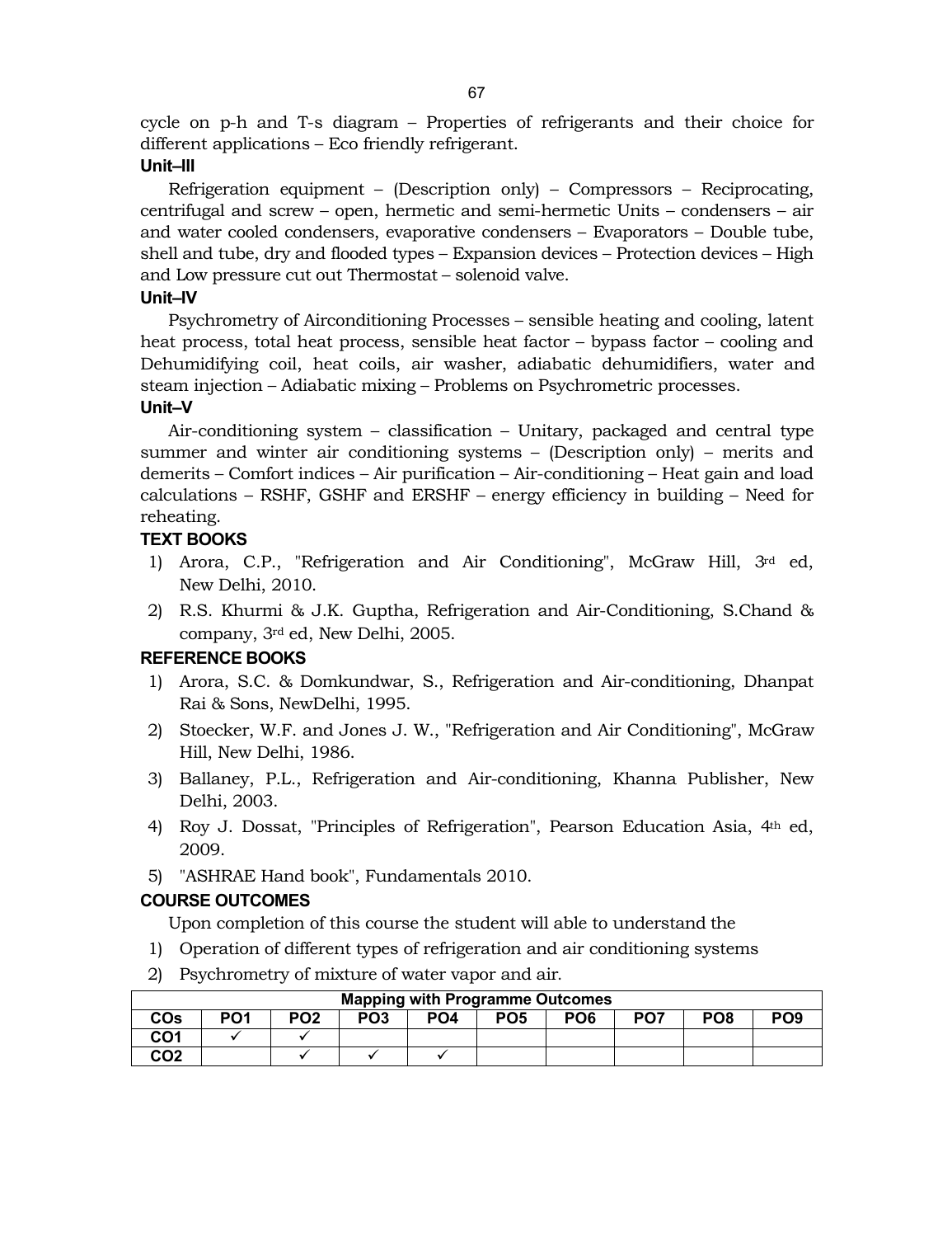cycle on p-h and T-s diagram – Properties of refrigerants and their choice for different applications – Eco friendly refrigerant.

**Unit–III**

Refrigeration equipment – (Description only) – Compressors – Reciprocating, centrifugal and screw – open, hermetic and semi-hermetic Units – condensers – air and water cooled condensers, evaporative condensers – Evaporators – Double tube, shell and tube, dry and flooded types – Expansion devices – Protection devices – High and Low pressure cut out Thermostat – solenoid valve.

**Unit–IV**

Psychrometry of Airconditioning Processes – sensible heating and cooling, latent heat process, total heat process, sensible heat factor – bypass factor – cooling and Dehumidifying coil, heat coils, air washer, adiabatic dehumidifiers, water and steam injection – Adiabatic mixing – Problems on Psychrometric processes.

**Unit–V**

Air-conditioning system – classification – Unitary, packaged and central type summer and winter air conditioning systems – (Description only) – merits and demerits – Comfort indices – Air purification – Air-conditioning – Heat gain and load calculations – RSHF, GSHF and ERSHF – energy efficiency in building – Need for reheating.

**TEXT BOOKS**

1) Arora, C.P., "Refrigeration and Air Conditioning", McGraw Hill, 3rd ed, New Delhi, 2010.
2) R.S. Khurmi & J.K. Guptha, Refrigeration and Air-Conditioning, S.Chand & company, 3rd ed, New Delhi, 2005.

**REFERENCE BOOKS**

1) Arora, S.C. & Domkundwar, S., Refrigeration and Air-conditioning, Dhanpat Rai & Sons, NewDelhi, 1995.
2) Stoecker, W.F. and Jones J. W., "Refrigeration and Air Conditioning", McGraw Hill, New Delhi, 1986.
3) Ballaney, P.L., Refrigeration and Air-conditioning, Khanna Publisher, New Delhi, 2003.
4) Roy J. Dossat, "Principles of Refrigeration", Pearson Education Asia, 4th ed, 2009.
5) "ASHRAE Hand book", Fundamentals 2010.

**COURSE OUTCOMES**

Upon completion of this course the student will able to understand the

1) Operation of different types of refrigeration and air conditioning systems
2) Psychrometry of mixture of water vapor and air.

| Mapping with Programme Outcomes | | | | | | | | | |
|---|---|---|---|---|---|---|---|---|---|
| **COs** | **PO1** | **PO2** | **PO3** | **PO4** | **PO5** | **PO6** | **PO7** | **PO8** | **PO9** |
| **CO1** | ✓ | ✓ | | | | | | | |
| **CO2** | | ✓ | ✓ | ✓ | | | | | |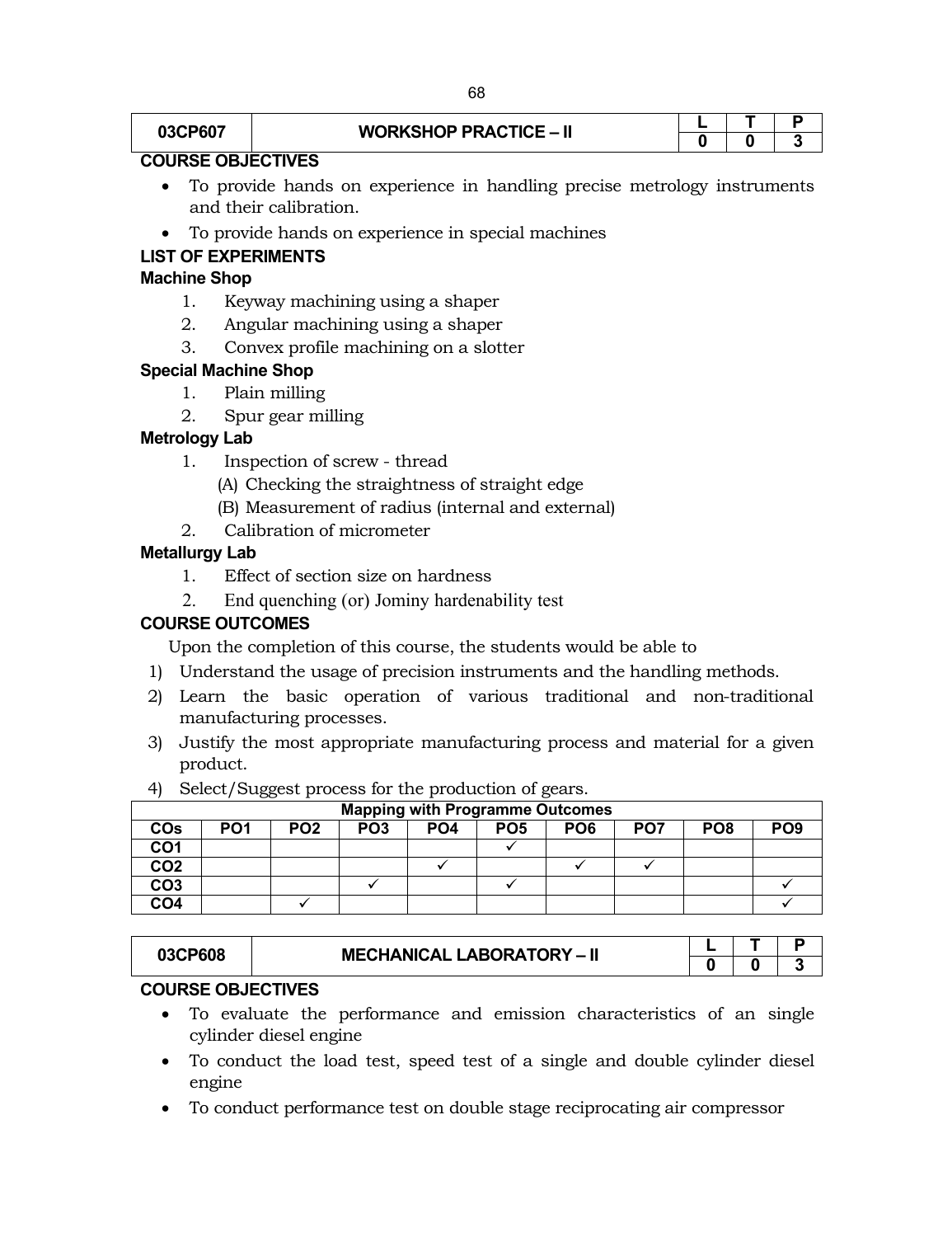| 03CP607 | WORKSHOP PRACTICE – II | L | T | P |
|---|---|---|---|---|
| | | 0 | 0 | 3 |

**COURSE OBJECTIVES**

- To provide hands on experience in handling precise metrology instruments and their calibration.
- To provide hands on experience in special machines

**LIST OF EXPERIMENTS**

**Machine Shop**

1. Keyway machining using a shaper
2. Angular machining using a shaper
3. Convex profile machining on a slotter

**Special Machine Shop**

1. Plain milling
2. Spur gear milling

**Metrology Lab**

1. Inspection of screw - thread
   - (A) Checking the straightness of straight edge
   - (B) Measurement of radius (internal and external)
2. Calibration of micrometer

**Metallurgy Lab**

1. Effect of section size on hardness
2. End quenching (or) Jominy hardenability test

**COURSE OUTCOMES**

Upon the completion of this course, the students would be able to

1) Understand the usage of precision instruments and the handling methods.
2) Learn the basic operation of various traditional and non-traditional manufacturing processes.
3) Justify the most appropriate manufacturing process and material for a given product.
4) Select/Suggest process for the production of gears.

| Mapping with Programme Outcomes | | | | | | | | | |
|---|---|---|---|---|---|---|---|---|---|
| **COs** | **PO1** | **PO2** | **PO3** | **PO4** | **PO5** | **PO6** | **PO7** | **PO8** | **PO9** |
| **CO1** | | | | | ✓ | | | | |
| **CO2** | | | | ✓ | | ✓ | ✓ | | |
| **CO3** | | | ✓ | | ✓ | | | | ✓ |
| **CO4** | | ✓ | | | | | | | ✓ |

| 03CP608 | MECHANICAL LABORATORY – II | L | T | P |
|---|---|---|---|---|
| | | 0 | 0 | 3 |

**COURSE OBJECTIVES**

- To evaluate the performance and emission characteristics of an single cylinder diesel engine
- To conduct the load test, speed test of a single and double cylinder diesel engine
- To conduct performance test on double stage reciprocating air compressor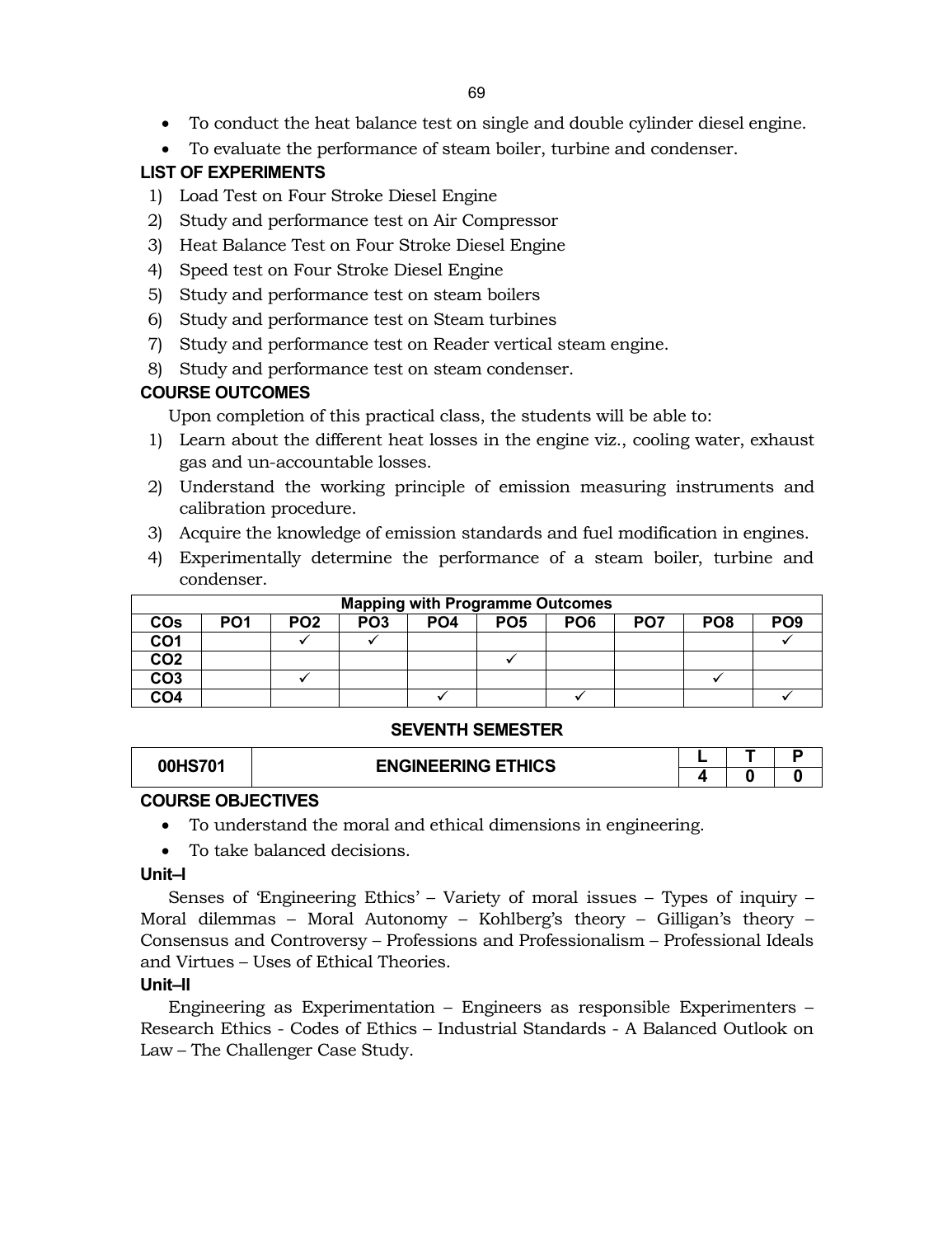- To conduct the heat balance test on single and double cylinder diesel engine.
- To evaluate the performance of steam boiler, turbine and condenser.

**LIST OF EXPERIMENTS**

1) Load Test on Four Stroke Diesel Engine
2) Study and performance test on Air Compressor
3) Heat Balance Test on Four Stroke Diesel Engine
4) Speed test on Four Stroke Diesel Engine
5) Study and performance test on steam boilers
6) Study and performance test on Steam turbines
7) Study and performance test on Reader vertical steam engine.
8) Study and performance test on steam condenser.

**COURSE OUTCOMES**

Upon completion of this practical class, the students will be able to:

1) Learn about the different heat losses in the engine viz., cooling water, exhaust gas and un-accountable losses.
2) Understand the working principle of emission measuring instruments and calibration procedure.
3) Acquire the knowledge of emission standards and fuel modification in engines.
4) Experimentally determine the performance of a steam boiler, turbine and condenser.

| Mapping with Programme Outcomes | | | | | | | | | |
|---|---|---|---|---|---|---|---|---|---|
| **COs** | **PO1** | **PO2** | **PO3** | **PO4** | **PO5** | **PO6** | **PO7** | **PO8** | **PO9** |
| **CO1** | | ✓ | ✓ | | | | | | ✓ |
| **CO2** | | | | | ✓ | | | | |
| **CO3** | | ✓ | | | | | | ✓ | |
| **CO4** | | | | ✓ | | ✓ | | | ✓ |

## SEVENTH SEMESTER

| 00HS701 | ENGINEERING ETHICS | L | T | P |
|---|---|---|---|---|
| | | 4 | 0 | 0 |

**COURSE OBJECTIVES**

- To understand the moral and ethical dimensions in engineering.
- To take balanced decisions.

**Unit–I**

Senses of 'Engineering Ethics' – Variety of moral issues – Types of inquiry – Moral dilemmas – Moral Autonomy – Kohlberg's theory – Gilligan's theory – Consensus and Controversy – Professions and Professionalism – Professional Ideals and Virtues – Uses of Ethical Theories.

**Unit–II**

Engineering as Experimentation – Engineers as responsible Experimenters – Research Ethics - Codes of Ethics – Industrial Standards - A Balanced Outlook on Law – The Challenger Case Study.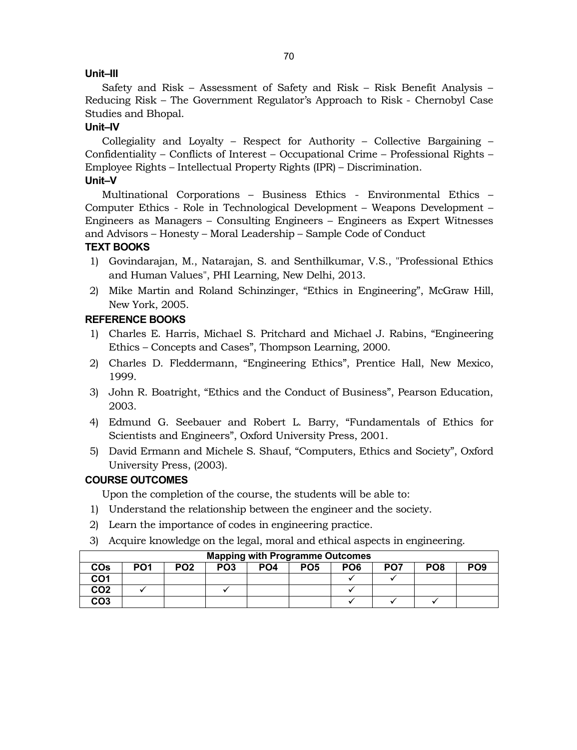**Unit–III**

Safety and Risk – Assessment of Safety and Risk – Risk Benefit Analysis – Reducing Risk – The Government Regulator's Approach to Risk - Chernobyl Case Studies and Bhopal.

**Unit–IV**

Collegiality and Loyalty – Respect for Authority – Collective Bargaining – Confidentiality – Conflicts of Interest – Occupational Crime – Professional Rights – Employee Rights – Intellectual Property Rights (IPR) – Discrimination.

**Unit–V**

Multinational Corporations – Business Ethics - Environmental Ethics – Computer Ethics - Role in Technological Development – Weapons Development – Engineers as Managers – Consulting Engineers – Engineers as Expert Witnesses and Advisors – Honesty – Moral Leadership – Sample Code of Conduct

**TEXT BOOKS**

1) Govindarajan, M., Natarajan, S. and Senthilkumar, V.S., "Professional Ethics and Human Values", PHI Learning, New Delhi, 2013.
2) Mike Martin and Roland Schinzinger, "Ethics in Engineering", McGraw Hill, New York, 2005.

**REFERENCE BOOKS**

1) Charles E. Harris, Michael S. Pritchard and Michael J. Rabins, "Engineering Ethics – Concepts and Cases", Thompson Learning, 2000.
2) Charles D. Fleddermann, "Engineering Ethics", Prentice Hall, New Mexico, 1999.
3) John R. Boatright, "Ethics and the Conduct of Business", Pearson Education, 2003.
4) Edmund G. Seebauer and Robert L. Barry, "Fundamentals of Ethics for Scientists and Engineers", Oxford University Press, 2001.
5) David Ermann and Michele S. Shauf, "Computers, Ethics and Society", Oxford University Press, (2003).

**COURSE OUTCOMES**

Upon the completion of the course, the students will be able to:

1) Understand the relationship between the engineer and the society.
2) Learn the importance of codes in engineering practice.
3) Acquire knowledge on the legal, moral and ethical aspects in engineering.

| Mapping with Programme Outcomes | | | | | | | | | |
|---|---|---|---|---|---|---|---|---|---|
| **COs** | **PO1** | **PO2** | **PO3** | **PO4** | **PO5** | **PO6** | **PO7** | **PO8** | **PO9** |
| **CO1** | | | | | | ✓ | ✓ | | |
| **CO2** | ✓ | | ✓ | | | ✓ | | | |
| **CO3** | | | | | | ✓ | ✓ | ✓ | |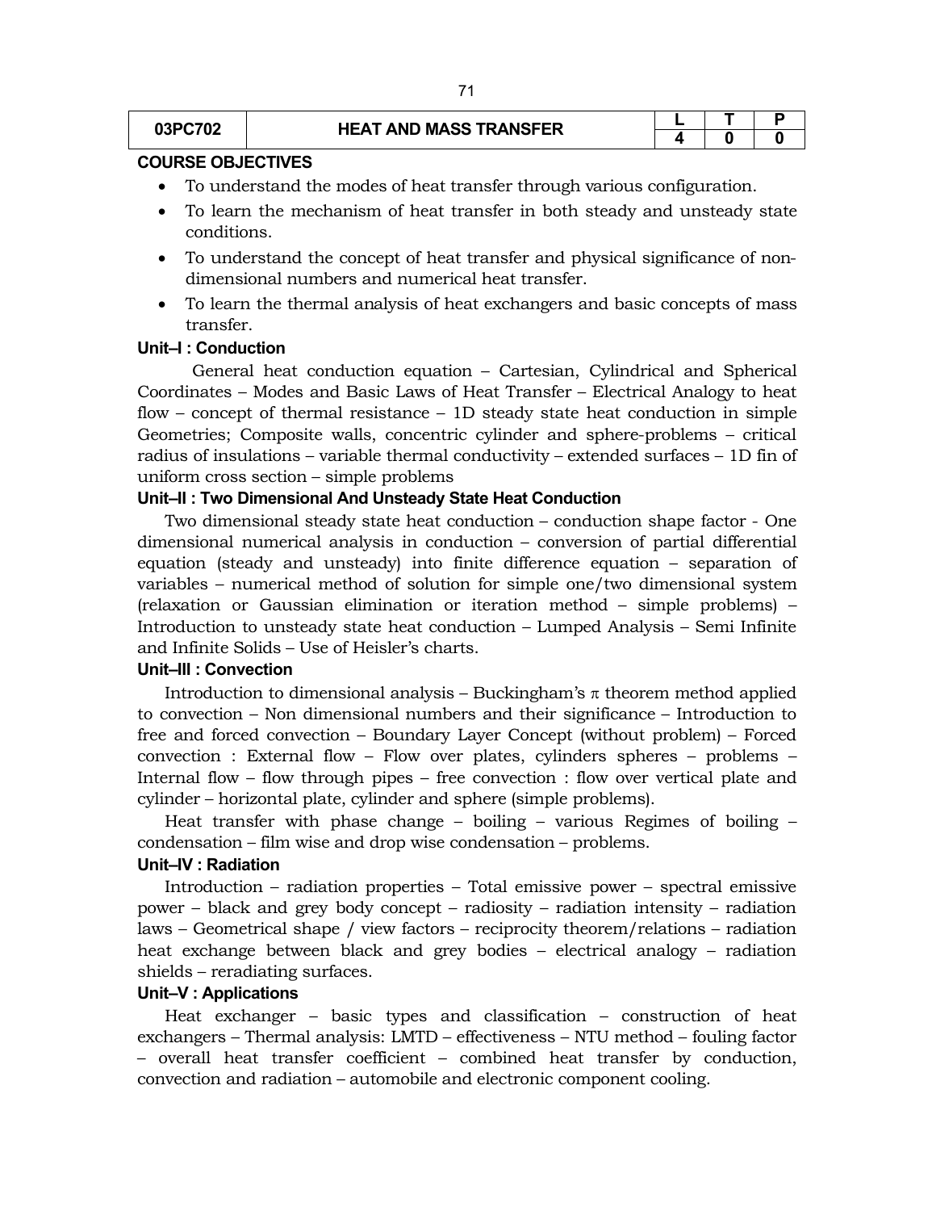| 03PC702 | HEAT AND MASS TRANSFER | L | T | P |
|---|---|---|---|---|
| | | 4 | 0 | 0 |

**COURSE OBJECTIVES**

- To understand the modes of heat transfer through various configuration.
- To learn the mechanism of heat transfer in both steady and unsteady state conditions.
- To understand the concept of heat transfer and physical significance of non-dimensional numbers and numerical heat transfer.
- To learn the thermal analysis of heat exchangers and basic concepts of mass transfer.

**Unit–I : Conduction**

General heat conduction equation – Cartesian, Cylindrical and Spherical Coordinates – Modes and Basic Laws of Heat Transfer – Electrical Analogy to heat flow – concept of thermal resistance – 1D steady state heat conduction in simple Geometries; Composite walls, concentric cylinder and sphere-problems – critical radius of insulations – variable thermal conductivity – extended surfaces – 1D fin of uniform cross section – simple problems

**Unit–II : Two Dimensional And Unsteady State Heat Conduction**

Two dimensional steady state heat conduction – conduction shape factor - One dimensional numerical analysis in conduction – conversion of partial differential equation (steady and unsteady) into finite difference equation – separation of variables – numerical method of solution for simple one/two dimensional system (relaxation or Gaussian elimination or iteration method – simple problems) – Introduction to unsteady state heat conduction – Lumped Analysis – Semi Infinite and Infinite Solids – Use of Heisler's charts.

**Unit–III : Convection**

Introduction to dimensional analysis – Buckingham's $\pi$ theorem method applied to convection – Non dimensional numbers and their significance – Introduction to free and forced convection – Boundary Layer Concept (without problem) – Forced convection : External flow – Flow over plates, cylinders spheres – problems – Internal flow – flow through pipes – free convection : flow over vertical plate and cylinder – horizontal plate, cylinder and sphere (simple problems).

Heat transfer with phase change – boiling – various Regimes of boiling – condensation – film wise and drop wise condensation – problems.

**Unit–IV : Radiation**

Introduction – radiation properties – Total emissive power – spectral emissive power – black and grey body concept – radiosity – radiation intensity – radiation laws – Geometrical shape / view factors – reciprocity theorem/relations – radiation heat exchange between black and grey bodies – electrical analogy – radiation shields – reradiating surfaces.

**Unit–V : Applications**

Heat exchanger – basic types and classification – construction of heat exchangers – Thermal analysis: LMTD – effectiveness – NTU method – fouling factor – overall heat transfer coefficient – combined heat transfer by conduction, convection and radiation – automobile and electronic component cooling.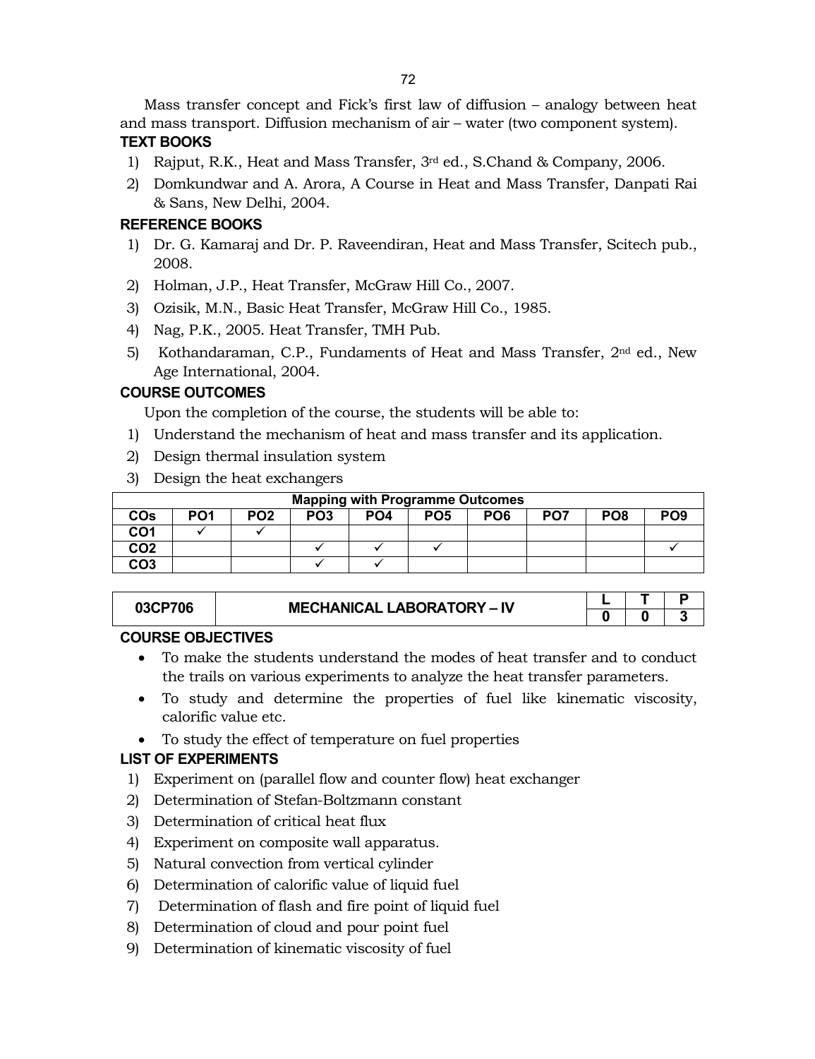Mass transfer concept and Fick's first law of diffusion – analogy between heat and mass transport. Diffusion mechanism of air – water (two component system).

### TEXT BOOKS

1) Rajput, R.K., Heat and Mass Transfer, 3rd ed., S.Chand & Company, 2006.
2) Domkundwar and A. Arora, A Course in Heat and Mass Transfer, Danpati Rai & Sans, New Delhi, 2004.

### REFERENCE BOOKS

1) Dr. G. Kamaraj and Dr. P. Raveendiran, Heat and Mass Transfer, Scitech pub., 2008.
2) Holman, J.P., Heat Transfer, McGraw Hill Co., 2007.
3) Ozisik, M.N., Basic Heat Transfer, McGraw Hill Co., 1985.
4) Nag, P.K., 2005. Heat Transfer, TMH Pub.
5) Kothandaraman, C.P., Fundaments of Heat and Mass Transfer, 2nd ed., New Age International, 2004.

### COURSE OUTCOMES

Upon the completion of the course, the students will be able to:

1) Understand the mechanism of heat and mass transfer and its application.
2) Design thermal insulation system
3) Design the heat exchangers

| Mapping with Programme Outcomes | | | | | | | | | |
|---|---|---|---|---|---|---|---|---|---|
| COs | PO1 | PO2 | PO3 | PO4 | PO5 | PO6 | PO7 | PO8 | PO9 |
| CO1 | ✓ | ✓ | | | | | | | |
| CO2 | | | ✓ | ✓ | ✓ | | | | ✓ |
| CO3 | | | ✓ | ✓ | | | | | |

| 03CP706 | MECHANICAL LABORATORY – IV | L | T | P |
|---|---|---|---|---|
| | | 0 | 0 | 3 |

### COURSE OBJECTIVES

- To make the students understand the modes of heat transfer and to conduct the trails on various experiments to analyze the heat transfer parameters.
- To study and determine the properties of fuel like kinematic viscosity, calorific value etc.
- To study the effect of temperature on fuel properties

### LIST OF EXPERIMENTS

1) Experiment on (parallel flow and counter flow) heat exchanger
2) Determination of Stefan-Boltzmann constant
3) Determination of critical heat flux
4) Experiment on composite wall apparatus.
5) Natural convection from vertical cylinder
6) Determination of calorific value of liquid fuel
7) Determination of flash and fire point of liquid fuel
8) Determination of cloud and pour point fuel
9) Determination of kinematic viscosity of fuel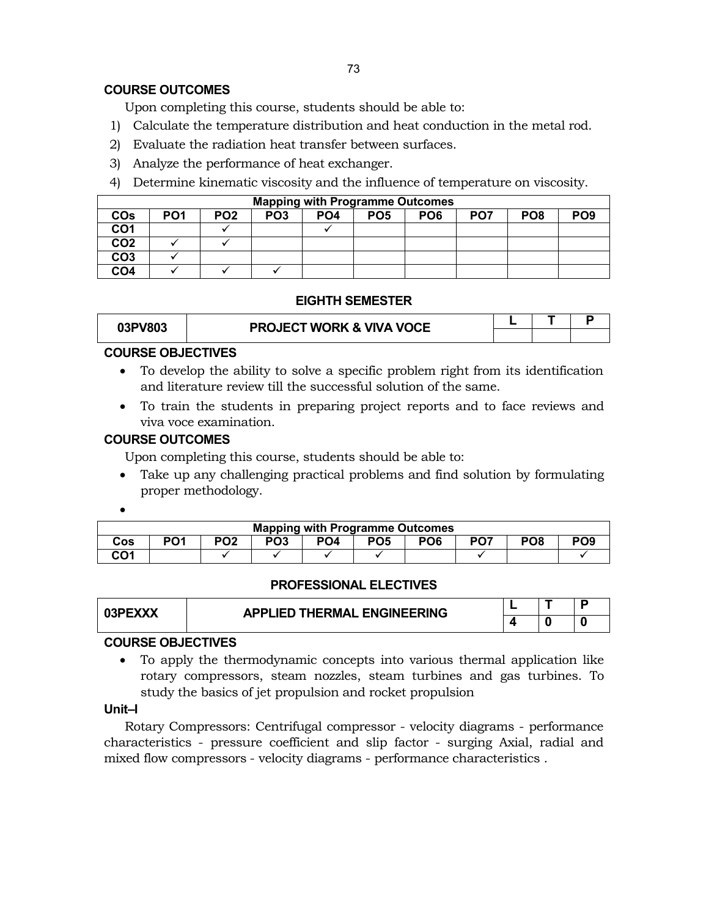**COURSE OUTCOMES**

Upon completing this course, students should be able to:

1) Calculate the temperature distribution and heat conduction in the metal rod.
2) Evaluate the radiation heat transfer between surfaces.
3) Analyze the performance of heat exchanger.
4) Determine kinematic viscosity and the influence of temperature on viscosity.

| Mapping with Programme Outcomes | | | | | | | | | |
|---|---|---|---|---|---|---|---|---|---|
| COs | PO1 | PO2 | PO3 | PO4 | PO5 | PO6 | PO7 | PO8 | PO9 |
| CO1 | | ✓ | | ✓ | | | | | |
| CO2 | ✓ | ✓ | | | | | | | |
| CO3 | ✓ | | | | | | | | |
| CO4 | ✓ | ✓ | ✓ | | | | | | |

## EIGHTH SEMESTER

| 03PV803 | PROJECT WORK & VIVA VOCE | L | T | P |
|---|---|---|---|---|
| | | | | |

**COURSE OBJECTIVES**

- To develop the ability to solve a specific problem right from its identification and literature review till the successful solution of the same.
- To train the students in preparing project reports and to face reviews and viva voce examination.

**COURSE OUTCOMES**

Upon completing this course, students should be able to:

- Take up any challenging practical problems and find solution by formulating proper methodology.
- 

| Mapping with Programme Outcomes | | | | | | | | | |
|---|---|---|---|---|---|---|---|---|---|
| Cos | PO1 | PO2 | PO3 | PO4 | PO5 | PO6 | PO7 | PO8 | PO9 |
| CO1 | | ✓ | ✓ | ✓ | ✓ | | ✓ | | ✓ |

## PROFESSIONAL ELECTIVES

| 03PEXXX | APPLIED THERMAL ENGINEERING | L | T | P |
|---|---|---|---|---|
| | | 4 | 0 | 0 |

**COURSE OBJECTIVES**

- To apply the thermodynamic concepts into various thermal application like rotary compressors, steam nozzles, steam turbines and gas turbines. To study the basics of jet propulsion and rocket propulsion

**Unit–I**

Rotary Compressors: Centrifugal compressor - velocity diagrams - performance characteristics - pressure coefficient and slip factor - surging Axial, radial and mixed flow compressors - velocity diagrams - performance characteristics .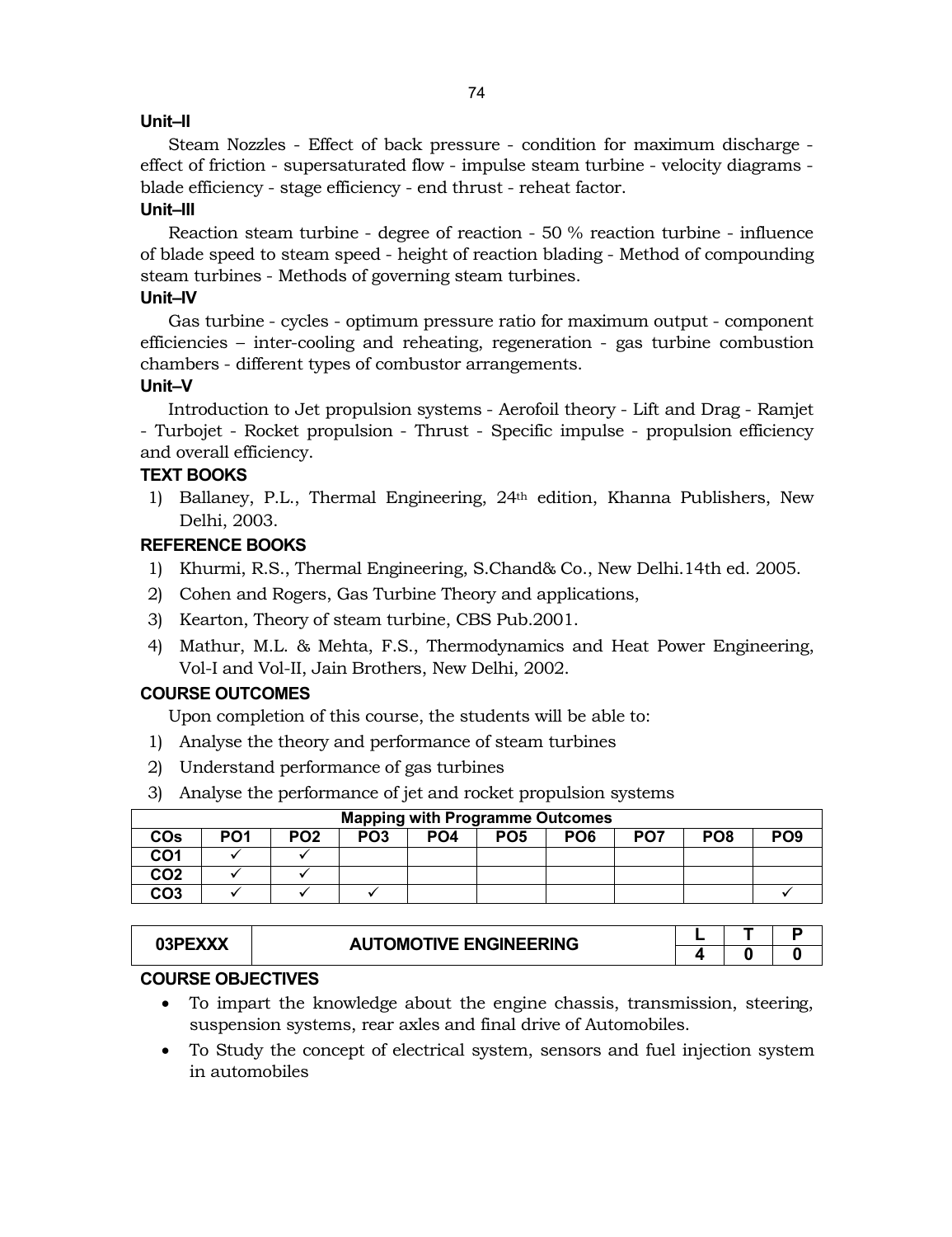### Unit–II

Steam Nozzles - Effect of back pressure - condition for maximum discharge - effect of friction - supersaturated flow - impulse steam turbine - velocity diagrams - blade efficiency - stage efficiency - end thrust - reheat factor.

### Unit–III

Reaction steam turbine - degree of reaction - 50 % reaction turbine - influence of blade speed to steam speed - height of reaction blading - Method of compounding steam turbines - Methods of governing steam turbines.

### Unit–IV

Gas turbine - cycles - optimum pressure ratio for maximum output - component efficiencies – inter-cooling and reheating, regeneration - gas turbine combustion chambers - different types of combustor arrangements.

### Unit–V

Introduction to Jet propulsion systems - Aerofoil theory - Lift and Drag - Ramjet - Turbojet - Rocket propulsion - Thrust - Specific impulse - propulsion efficiency and overall efficiency.

### TEXT BOOKS

1) Ballaney, P.L., Thermal Engineering, 24th edition, Khanna Publishers, New Delhi, 2003.

### REFERENCE BOOKS

1) Khurmi, R.S., Thermal Engineering, S.Chand& Co., New Delhi.14th ed. 2005.
2) Cohen and Rogers, Gas Turbine Theory and applications,
3) Kearton, Theory of steam turbine, CBS Pub.2001.
4) Mathur, M.L. & Mehta, F.S., Thermodynamics and Heat Power Engineering, Vol-I and Vol-II, Jain Brothers, New Delhi, 2002.

### COURSE OUTCOMES

Upon completion of this course, the students will be able to:

1) Analyse the theory and performance of steam turbines
2) Understand performance of gas turbines
3) Analyse the performance of jet and rocket propulsion systems

| Mapping with Programme Outcomes | | | | | | | | | |
|---|---|---|---|---|---|---|---|---|---|
| COs | PO1 | PO2 | PO3 | PO4 | PO5 | PO6 | PO7 | PO8 | PO9 |
| CO1 | ✓ | ✓ | | | | | | | |
| CO2 | ✓ | ✓ | | | | | | | |
| CO3 | ✓ | ✓ | ✓ | | | | | | ✓ |

| 03PEXXX | AUTOMOTIVE ENGINEERING | L | T | P |
|---|---|---|---|---|
| | | 4 | 0 | 0 |

### COURSE OBJECTIVES

- To impart the knowledge about the engine chassis, transmission, steering, suspension systems, rear axles and final drive of Automobiles.
- To Study the concept of electrical system, sensors and fuel injection system in automobiles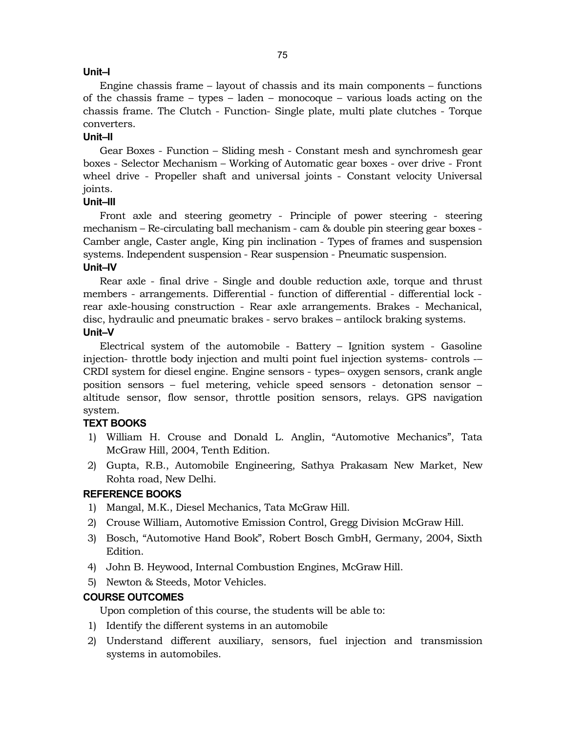**Unit–I**

Engine chassis frame – layout of chassis and its main components – functions of the chassis frame – types – laden – monocoque – various loads acting on the chassis frame. The Clutch - Function- Single plate, multi plate clutches - Torque converters.

**Unit–II**

Gear Boxes - Function – Sliding mesh - Constant mesh and synchromesh gear boxes - Selector Mechanism – Working of Automatic gear boxes - over drive - Front wheel drive - Propeller shaft and universal joints - Constant velocity Universal joints.

**Unit–III**

Front axle and steering geometry - Principle of power steering - steering mechanism – Re-circulating ball mechanism - cam & double pin steering gear boxes - Camber angle, Caster angle, King pin inclination - Types of frames and suspension systems. Independent suspension - Rear suspension - Pneumatic suspension.

**Unit–IV**

Rear axle - final drive - Single and double reduction axle, torque and thrust members - arrangements. Differential - function of differential - differential lock - rear axle-housing construction - Rear axle arrangements. Brakes - Mechanical, disc, hydraulic and pneumatic brakes - servo brakes – antilock braking systems.

**Unit–V**

Electrical system of the automobile - Battery – Ignition system - Gasoline injection- throttle body injection and multi point fuel injection systems- controls -– CRDI system for diesel engine. Engine sensors - types– oxygen sensors, crank angle position sensors – fuel metering, vehicle speed sensors - detonation sensor – altitude sensor, flow sensor, throttle position sensors, relays. GPS navigation system.

**TEXT BOOKS**

1) William H. Crouse and Donald L. Anglin, "Automotive Mechanics", Tata McGraw Hill, 2004, Tenth Edition.
2) Gupta, R.B., Automobile Engineering, Sathya Prakasam New Market, New Rohta road, New Delhi.

**REFERENCE BOOKS**

1) Mangal, M.K., Diesel Mechanics, Tata McGraw Hill.
2) Crouse William, Automotive Emission Control, Gregg Division McGraw Hill.
3) Bosch, "Automotive Hand Book", Robert Bosch GmbH, Germany, 2004, Sixth Edition.
4) John B. Heywood, Internal Combustion Engines, McGraw Hill.
5) Newton & Steeds, Motor Vehicles.

**COURSE OUTCOMES**

Upon completion of this course, the students will be able to:

1) Identify the different systems in an automobile
2) Understand different auxiliary, sensors, fuel injection and transmission systems in automobiles.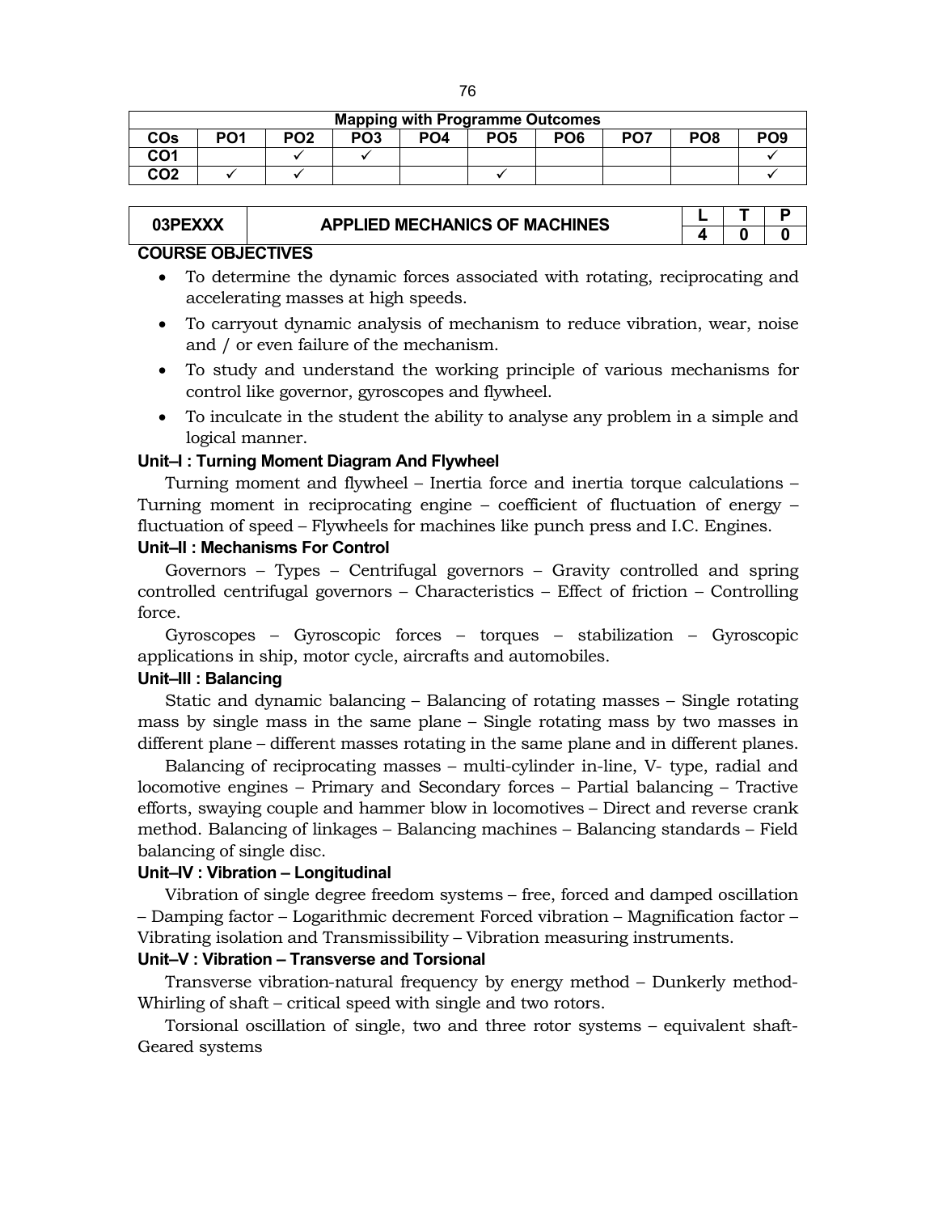| Mapping with Programme Outcomes | | | | | | | | | |
|---|---|---|---|---|---|---|---|---|---|
| COs | PO1 | PO2 | PO3 | PO4 | PO5 | PO6 | PO7 | PO8 | PO9 |
| CO1 | | ✓ | ✓ | | | | | | ✓ |
| CO2 | ✓ | ✓ | | | ✓ | | | | ✓ |

| 03PEXXX | APPLIED MECHANICS OF MACHINES | L | T | P |
|---|---|---|---|---|
| | | 4 | 0 | 0 |

**COURSE OBJECTIVES**

- To determine the dynamic forces associated with rotating, reciprocating and accelerating masses at high speeds.
- To carryout dynamic analysis of mechanism to reduce vibration, wear, noise and / or even failure of the mechanism.
- To study and understand the working principle of various mechanisms for control like governor, gyroscopes and flywheel.
- To inculcate in the student the ability to analyse any problem in a simple and logical manner.

**Unit–I : Turning Moment Diagram And Flywheel**

Turning moment and flywheel – Inertia force and inertia torque calculations – Turning moment in reciprocating engine – coefficient of fluctuation of energy – fluctuation of speed – Flywheels for machines like punch press and I.C. Engines.

**Unit–II : Mechanisms For Control**

Governors – Types – Centrifugal governors – Gravity controlled and spring controlled centrifugal governors – Characteristics – Effect of friction – Controlling force.

Gyroscopes – Gyroscopic forces – torques – stabilization – Gyroscopic applications in ship, motor cycle, aircrafts and automobiles.

**Unit–III : Balancing**

Static and dynamic balancing – Balancing of rotating masses – Single rotating mass by single mass in the same plane – Single rotating mass by two masses in different plane – different masses rotating in the same plane and in different planes.

Balancing of reciprocating masses – multi-cylinder in-line, V- type, radial and locomotive engines – Primary and Secondary forces – Partial balancing – Tractive efforts, swaying couple and hammer blow in locomotives – Direct and reverse crank method. Balancing of linkages – Balancing machines – Balancing standards – Field balancing of single disc.

**Unit–IV : Vibration – Longitudinal**

Vibration of single degree freedom systems – free, forced and damped oscillation – Damping factor – Logarithmic decrement Forced vibration – Magnification factor – Vibrating isolation and Transmissibility – Vibration measuring instruments.

**Unit–V : Vibration – Transverse and Torsional**

Transverse vibration-natural frequency by energy method – Dunkerly method-Whirling of shaft – critical speed with single and two rotors.

Torsional oscillation of single, two and three rotor systems – equivalent shaft-Geared systems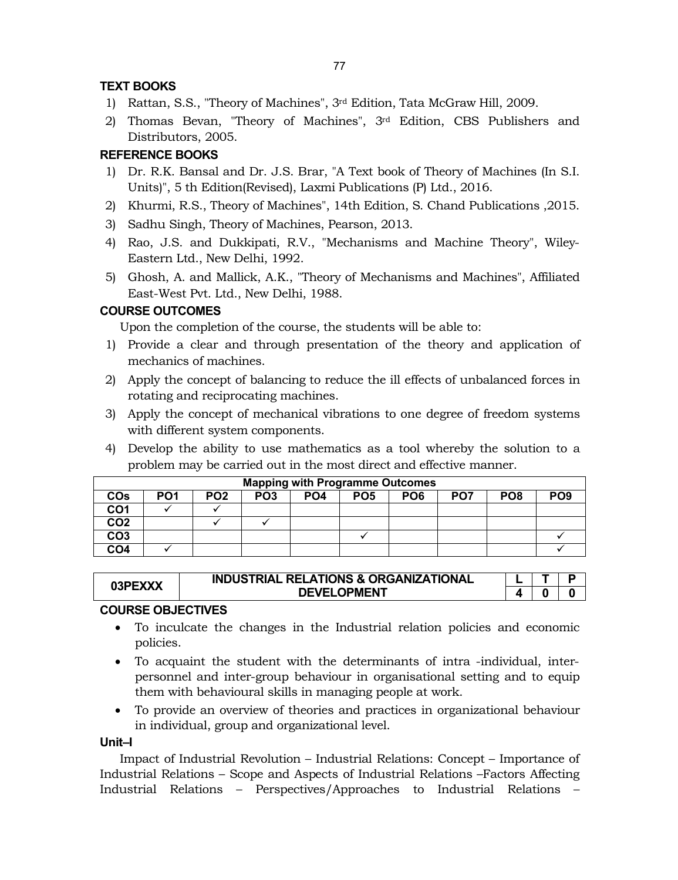### TEXT BOOKS

1) Rattan, S.S., "Theory of Machines", 3rd Edition, Tata McGraw Hill, 2009.
2) Thomas Bevan, "Theory of Machines", 3rd Edition, CBS Publishers and Distributors, 2005.

### REFERENCE BOOKS

1) Dr. R.K. Bansal and Dr. J.S. Brar, "A Text book of Theory of Machines (In S.I. Units)", 5 th Edition(Revised), Laxmi Publications (P) Ltd., 2016.
2) Khurmi, R.S., Theory of Machines", 14th Edition, S. Chand Publications ,2015.
3) Sadhu Singh, Theory of Machines, Pearson, 2013.
4) Rao, J.S. and Dukkipati, R.V., "Mechanisms and Machine Theory", Wiley-Eastern Ltd., New Delhi, 1992.
5) Ghosh, A. and Mallick, A.K., "Theory of Mechanisms and Machines", Affiliated East-West Pvt. Ltd., New Delhi, 1988.

### COURSE OUTCOMES

Upon the completion of the course, the students will be able to:

1) Provide a clear and through presentation of the theory and application of mechanics of machines.
2) Apply the concept of balancing to reduce the ill effects of unbalanced forces in rotating and reciprocating machines.
3) Apply the concept of mechanical vibrations to one degree of freedom systems with different system components.
4) Develop the ability to use mathematics as a tool whereby the solution to a problem may be carried out in the most direct and effective manner.

| Mapping with Programme Outcomes | | | | | | | | | |
|---|---|---|---|---|---|---|---|---|---|
| COs | PO1 | PO2 | PO3 | PO4 | PO5 | PO6 | PO7 | PO8 | PO9 |
| CO1 | ✓ | ✓ | | | | | | | |
| CO2 | | ✓ | ✓ | | | | | | |
| CO3 | | | | | ✓ | | | | ✓ |
| CO4 | ✓ | | | | | | | | ✓ |

| 03PEXXX | INDUSTRIAL RELATIONS & ORGANIZATIONAL DEVELOPMENT | L | T | P |
|---|---|---|---|---|
| | | 4 | 0 | 0 |

### COURSE OBJECTIVES

- To inculcate the changes in the Industrial relation policies and economic policies.
- To acquaint the student with the determinants of intra -individual, inter-personnel and inter-group behaviour in organisational setting and to equip them with behavioural skills in managing people at work.
- To provide an overview of theories and practices in organizational behaviour in individual, group and organizational level.

### Unit–I

Impact of Industrial Revolution – Industrial Relations: Concept – Importance of Industrial Relations – Scope and Aspects of Industrial Relations –Factors Affecting Industrial Relations – Perspectives/Approaches to Industrial Relations –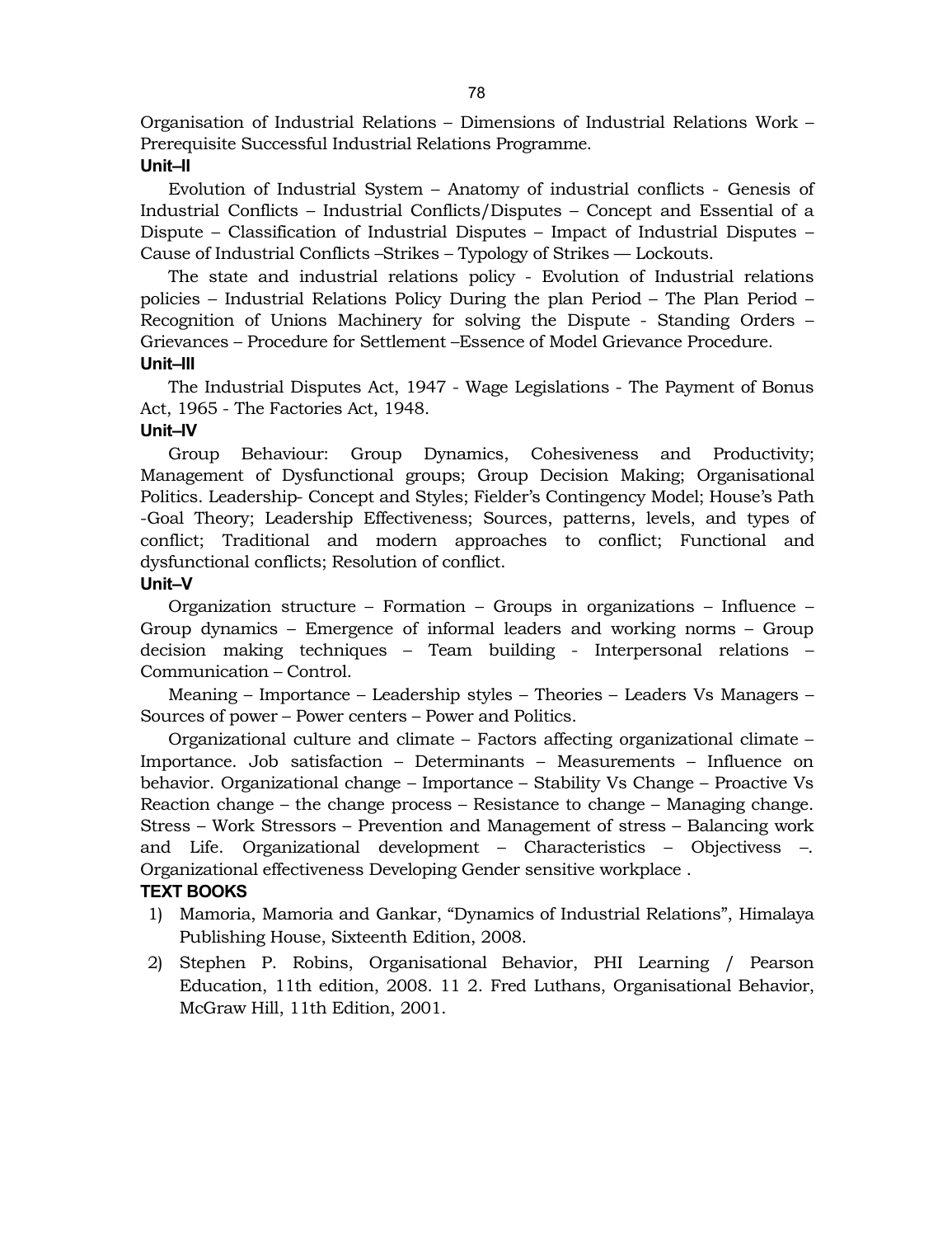Organisation of Industrial Relations – Dimensions of Industrial Relations Work – Prerequisite Successful Industrial Relations Programme.

**Unit–II**

Evolution of Industrial System – Anatomy of industrial conflicts - Genesis of Industrial Conflicts – Industrial Conflicts/Disputes – Concept and Essential of a Dispute – Classification of Industrial Disputes – Impact of Industrial Disputes – Cause of Industrial Conflicts –Strikes – Typology of Strikes — Lockouts.

The state and industrial relations policy - Evolution of Industrial relations policies – Industrial Relations Policy During the plan Period – The Plan Period – Recognition of Unions Machinery for solving the Dispute - Standing Orders – Grievances – Procedure for Settlement –Essence of Model Grievance Procedure.

**Unit–III**

The Industrial Disputes Act, 1947 - Wage Legislations - The Payment of Bonus Act, 1965 - The Factories Act, 1948.

**Unit–IV**

Group Behaviour: Group Dynamics, Cohesiveness and Productivity; Management of Dysfunctional groups; Group Decision Making; Organisational Politics. Leadership- Concept and Styles; Fielder's Contingency Model; House's Path -Goal Theory; Leadership Effectiveness; Sources, patterns, levels, and types of conflict; Traditional and modern approaches to conflict; Functional and dysfunctional conflicts; Resolution of conflict.

**Unit–V**

Organization structure – Formation – Groups in organizations – Influence – Group dynamics – Emergence of informal leaders and working norms – Group decision making techniques – Team building - Interpersonal relations – Communication – Control.

Meaning – Importance – Leadership styles – Theories – Leaders Vs Managers – Sources of power – Power centers – Power and Politics.

Organizational culture and climate – Factors affecting organizational climate – Importance. Job satisfaction – Determinants – Measurements – Influence on behavior. Organizational change – Importance – Stability Vs Change – Proactive Vs Reaction change – the change process – Resistance to change – Managing change. Stress – Work Stressors – Prevention and Management of stress – Balancing work and Life. Organizational development – Characteristics – Objectivess –. Organizational effectiveness Developing Gender sensitive workplace .

**TEXT BOOKS**

1) Mamoria, Mamoria and Gankar, "Dynamics of Industrial Relations", Himalaya Publishing House, Sixteenth Edition, 2008.
2) Stephen P. Robins, Organisational Behavior, PHI Learning / Pearson Education, 11th edition, 2008. 11 2. Fred Luthans, Organisational Behavior, McGraw Hill, 11th Edition, 2001.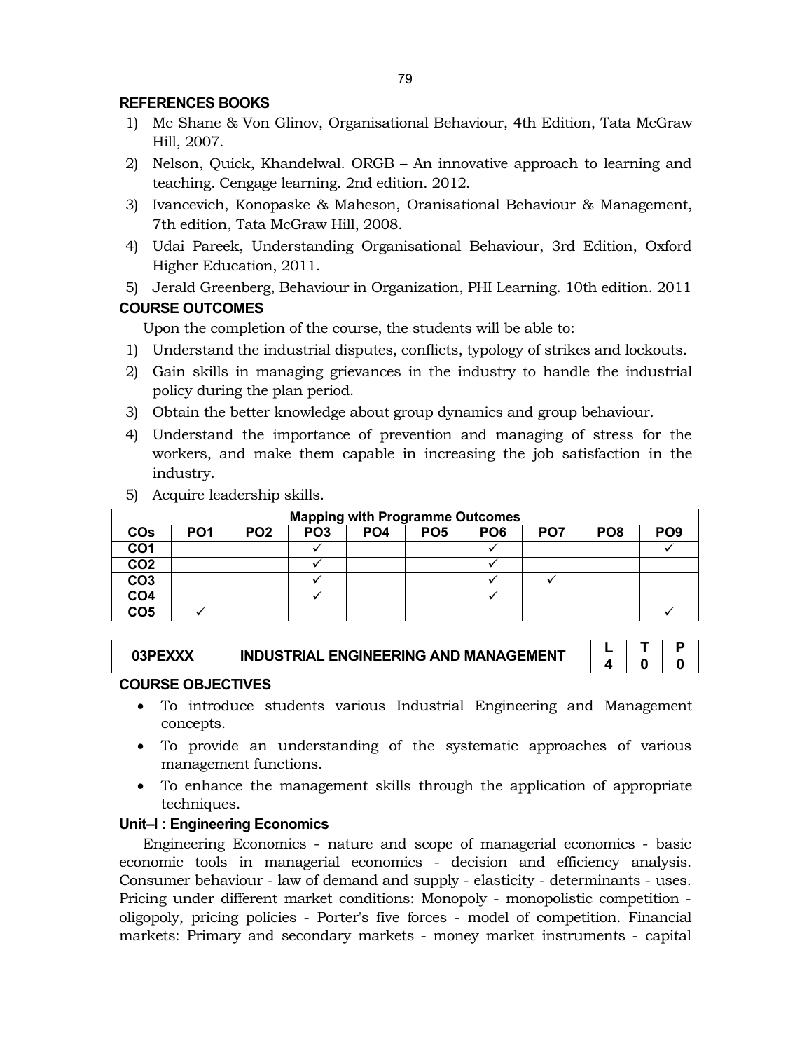**REFERENCES BOOKS**

1) Mc Shane & Von Glinov, Organisational Behaviour, 4th Edition, Tata McGraw Hill, 2007.
2) Nelson, Quick, Khandelwal. ORGB – An innovative approach to learning and teaching. Cengage learning. 2nd edition. 2012.
3) Ivancevich, Konopaske & Maheson, Oranisational Behaviour & Management, 7th edition, Tata McGraw Hill, 2008.
4) Udai Pareek, Understanding Organisational Behaviour, 3rd Edition, Oxford Higher Education, 2011.
5) Jerald Greenberg, Behaviour in Organization, PHI Learning. 10th edition. 2011

**COURSE OUTCOMES**

Upon the completion of the course, the students will be able to:

1) Understand the industrial disputes, conflicts, typology of strikes and lockouts.
2) Gain skills in managing grievances in the industry to handle the industrial policy during the plan period.
3) Obtain the better knowledge about group dynamics and group behaviour.
4) Understand the importance of prevention and managing of stress for the workers, and make them capable in increasing the job satisfaction in the industry.
5) Acquire leadership skills.

| Mapping with Programme Outcomes | | | | | | | | | |
|---|---|---|---|---|---|---|---|---|---|
| **COs** | **PO1** | **PO2** | **PO3** | **PO4** | **PO5** | **PO6** | **PO7** | **PO8** | **PO9** |
| **CO1** | | | ✓ | | | ✓ | | | ✓ |
| **CO2** | | | ✓ | | | ✓ | | | |
| **CO3** | | | ✓ | | | ✓ | ✓ | | |
| **CO4** | | | ✓ | | | ✓ | | | |
| **CO5** | ✓ | | | | | | | | ✓ |

| 03PEXXX | INDUSTRIAL ENGINEERING AND MANAGEMENT | L | T | P |
|---|---|---|---|---|
| | | 4 | 0 | 0 |

**COURSE OBJECTIVES**

- To introduce students various Industrial Engineering and Management concepts.
- To provide an understanding of the systematic approaches of various management functions.
- To enhance the management skills through the application of appropriate techniques.

**Unit–I : Engineering Economics**

Engineering Economics - nature and scope of managerial economics - basic economic tools in managerial economics - decision and efficiency analysis. Consumer behaviour - law of demand and supply - elasticity - determinants - uses. Pricing under different market conditions: Monopoly - monopolistic competition - oligopoly, pricing policies - Porter's five forces - model of competition. Financial markets: Primary and secondary markets - money market instruments - capital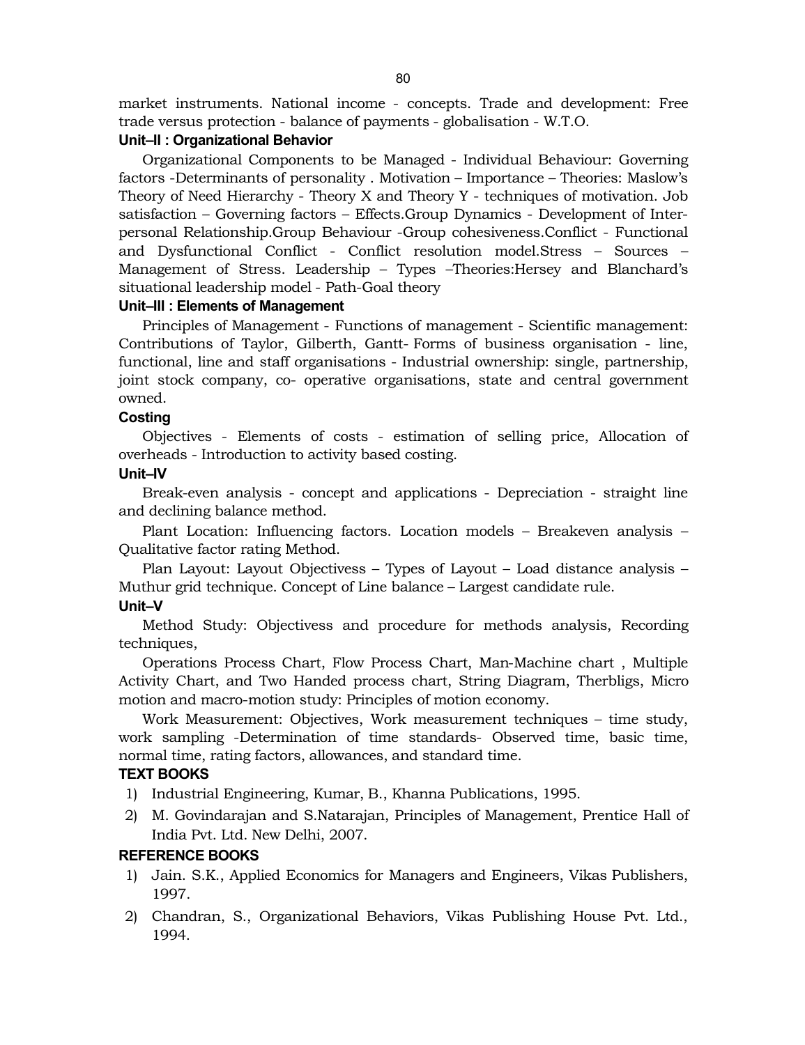market instruments. National income - concepts. Trade and development: Free trade versus protection - balance of payments - globalisation - W.T.O.

### Unit–II : Organizational Behavior

Organizational Components to be Managed - Individual Behaviour: Governing factors -Determinants of personality . Motivation – Importance – Theories: Maslow's Theory of Need Hierarchy - Theory X and Theory Y - techniques of motivation. Job satisfaction – Governing factors – Effects.Group Dynamics - Development of Inter-personal Relationship.Group Behaviour -Group cohesiveness.Conflict - Functional and Dysfunctional Conflict - Conflict resolution model.Stress – Sources – Management of Stress. Leadership – Types –Theories:Hersey and Blanchard's situational leadership model - Path-Goal theory

### Unit–III : Elements of Management

Principles of Management - Functions of management - Scientific management: Contributions of Taylor, Gilberth, Gantt- Forms of business organisation - line, functional, line and staff organisations - Industrial ownership: single, partnership, joint stock company, co- operative organisations, state and central government owned.

### Costing

Objectives - Elements of costs - estimation of selling price, Allocation of overheads - Introduction to activity based costing.

### Unit–IV

Break-even analysis - concept and applications - Depreciation - straight line and declining balance method.

Plant Location: Influencing factors. Location models – Breakeven analysis – Qualitative factor rating Method.

Plan Layout: Layout Objectivess – Types of Layout – Load distance analysis – Muthur grid technique. Concept of Line balance – Largest candidate rule.

### Unit–V

Method Study: Objectivess and procedure for methods analysis, Recording techniques,

Operations Process Chart, Flow Process Chart, Man-Machine chart , Multiple Activity Chart, and Two Handed process chart, String Diagram, Therbligs, Micro motion and macro-motion study: Principles of motion economy.

Work Measurement: Objectives, Work measurement techniques – time study, work sampling -Determination of time standards- Observed time, basic time, normal time, rating factors, allowances, and standard time.

### TEXT BOOKS

1) Industrial Engineering, Kumar, B., Khanna Publications, 1995.
2) M. Govindarajan and S.Natarajan, Principles of Management, Prentice Hall of India Pvt. Ltd. New Delhi, 2007.

### REFERENCE BOOKS

1) Jain. S.K., Applied Economics for Managers and Engineers, Vikas Publishers, 1997.
2) Chandran, S., Organizational Behaviors, Vikas Publishing House Pvt. Ltd., 1994.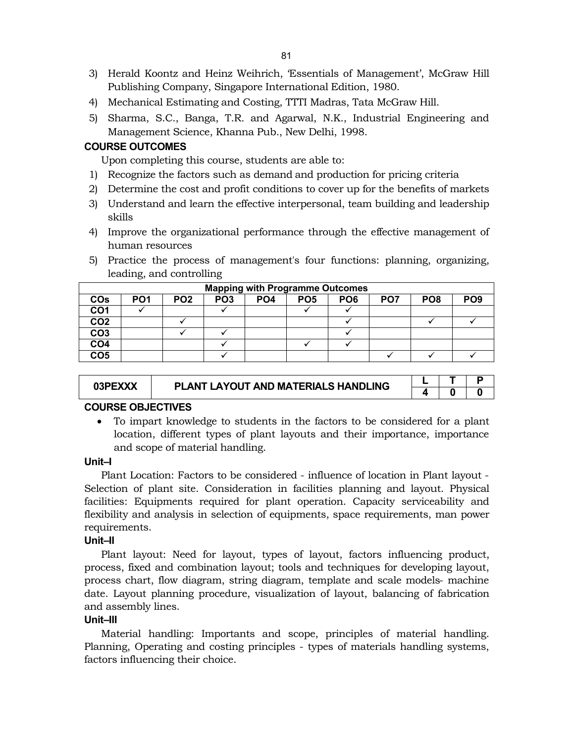3) Herald Koontz and Heinz Weihrich, 'Essentials of Management', McGraw Hill Publishing Company, Singapore International Edition, 1980.
4) Mechanical Estimating and Costing, TTTI Madras, Tata McGraw Hill.
5) Sharma, S.C., Banga, T.R. and Agarwal, N.K., Industrial Engineering and Management Science, Khanna Pub., New Delhi, 1998.

**COURSE OUTCOMES**

Upon completing this course, students are able to:

1) Recognize the factors such as demand and production for pricing criteria
2) Determine the cost and profit conditions to cover up for the benefits of markets
3) Understand and learn the effective interpersonal, team building and leadership skills
4) Improve the organizational performance through the effective management of human resources
5) Practice the process of management's four functions: planning, organizing, leading, and controlling

| Mapping with Programme Outcomes | | | | | | | | | |
|---|---|---|---|---|---|---|---|---|---|
| **COs** | **PO1** | **PO2** | **PO3** | **PO4** | **PO5** | **PO6** | **PO7** | **PO8** | **PO9** |
| **CO1** | ✓ | | ✓ | | ✓ | ✓ | | | |
| **CO2** | | ✓ | | | | ✓ | | ✓ | ✓ |
| **CO3** | | ✓ | ✓ | | | ✓ | | | |
| **CO4** | | | ✓ | | ✓ | ✓ | | | |
| **CO5** | | | ✓ | | | | ✓ | ✓ | ✓ |

| 03PEXXX | PLANT LAYOUT AND MATERIALS HANDLING | L | T | P |
|---|---|---|---|---|
| | | 4 | 0 | 0 |

**COURSE OBJECTIVES**

- To impart knowledge to students in the factors to be considered for a plant location, different types of plant layouts and their importance, importance and scope of material handling.

**Unit–I**

Plant Location: Factors to be considered - influence of location in Plant layout - Selection of plant site. Consideration in facilities planning and layout. Physical facilities: Equipments required for plant operation. Capacity serviceability and flexibility and analysis in selection of equipments, space requirements, man power requirements.

**Unit–II**

Plant layout: Need for layout, types of layout, factors influencing product, process, fixed and combination layout; tools and techniques for developing layout, process chart, flow diagram, string diagram, template and scale models- machine date. Layout planning procedure, visualization of layout, balancing of fabrication and assembly lines.

**Unit–III**

Material handling: Importants and scope, principles of material handling. Planning, Operating and costing principles - types of materials handling systems, factors influencing their choice.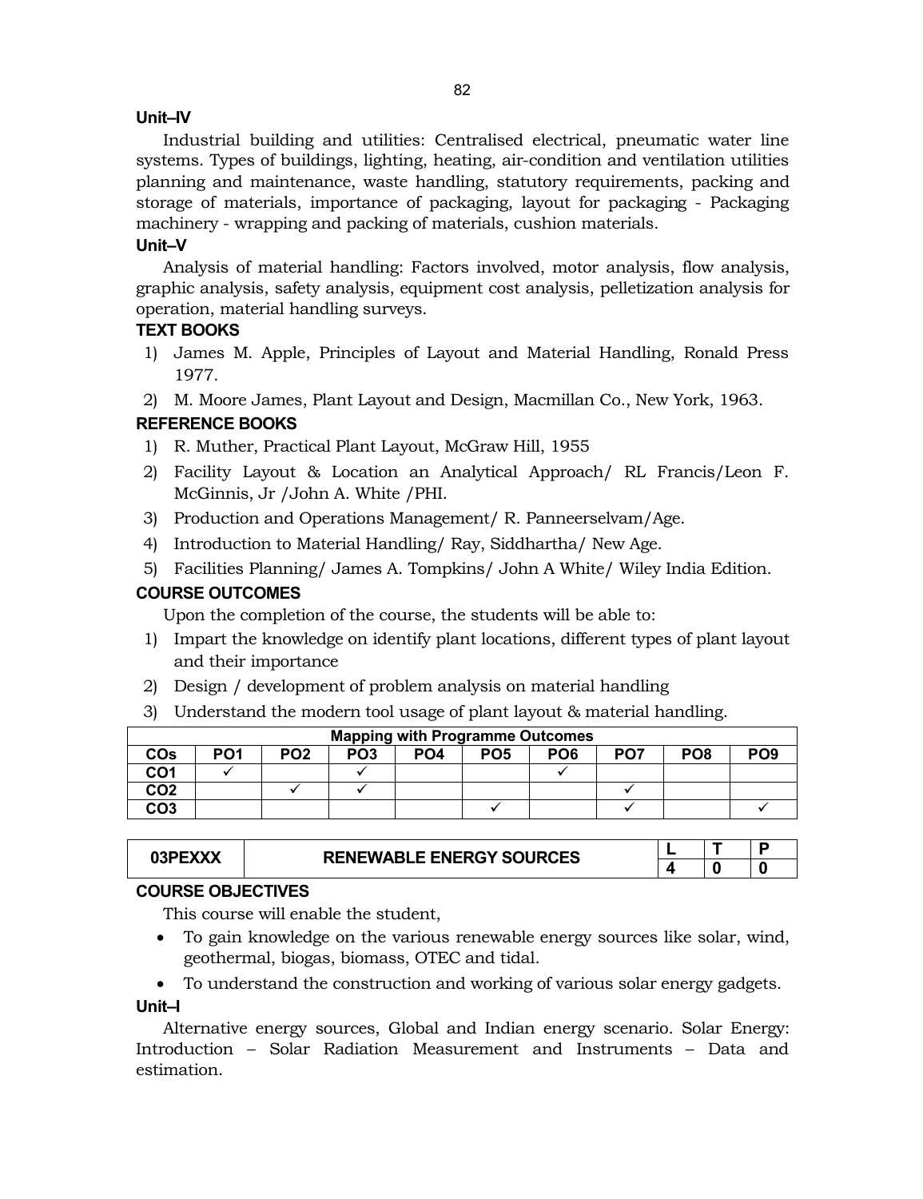### Unit–IV

Industrial building and utilities: Centralised electrical, pneumatic water line systems. Types of buildings, lighting, heating, air-condition and ventilation utilities planning and maintenance, waste handling, statutory requirements, packing and storage of materials, importance of packaging, layout for packaging - Packaging machinery - wrapping and packing of materials, cushion materials.

### Unit–V

Analysis of material handling: Factors involved, motor analysis, flow analysis, graphic analysis, safety analysis, equipment cost analysis, pelletization analysis for operation, material handling surveys.

### TEXT BOOKS

1) James M. Apple, Principles of Layout and Material Handling, Ronald Press 1977.
2) M. Moore James, Plant Layout and Design, Macmillan Co., New York, 1963.

### REFERENCE BOOKS

1) R. Muther, Practical Plant Layout, McGraw Hill, 1955
2) Facility Layout & Location an Analytical Approach/ RL Francis/Leon F. McGinnis, Jr /John A. White /PHI.
3) Production and Operations Management/ R. Panneerselvam/Age.
4) Introduction to Material Handling/ Ray, Siddhartha/ New Age.
5) Facilities Planning/ James A. Tompkins/ John A White/ Wiley India Edition.

### COURSE OUTCOMES

Upon the completion of the course, the students will be able to:

1) Impart the knowledge on identify plant locations, different types of plant layout and their importance
2) Design / development of problem analysis on material handling
3) Understand the modern tool usage of plant layout & material handling.

| Mapping with Programme Outcomes | | | | | | | | | |
|---|---|---|---|---|---|---|---|---|---|
| COs | PO1 | PO2 | PO3 | PO4 | PO5 | PO6 | PO7 | PO8 | PO9 |
| CO1 | ✓ | | ✓ | | | ✓ | | | |
| CO2 | | ✓ | ✓ | | | | ✓ | | |
| CO3 | | | | | ✓ | | ✓ | | ✓ |

| 03PEXXX | RENEWABLE ENERGY SOURCES | L | T | P |
|---|---|---|---|---|
| | | 4 | 0 | 0 |

### COURSE OBJECTIVES

This course will enable the student,

- To gain knowledge on the various renewable energy sources like solar, wind, geothermal, biogas, biomass, OTEC and tidal.
- To understand the construction and working of various solar energy gadgets.

### Unit–I

Alternative energy sources, Global and Indian energy scenario. Solar Energy: Introduction – Solar Radiation Measurement and Instruments – Data and estimation.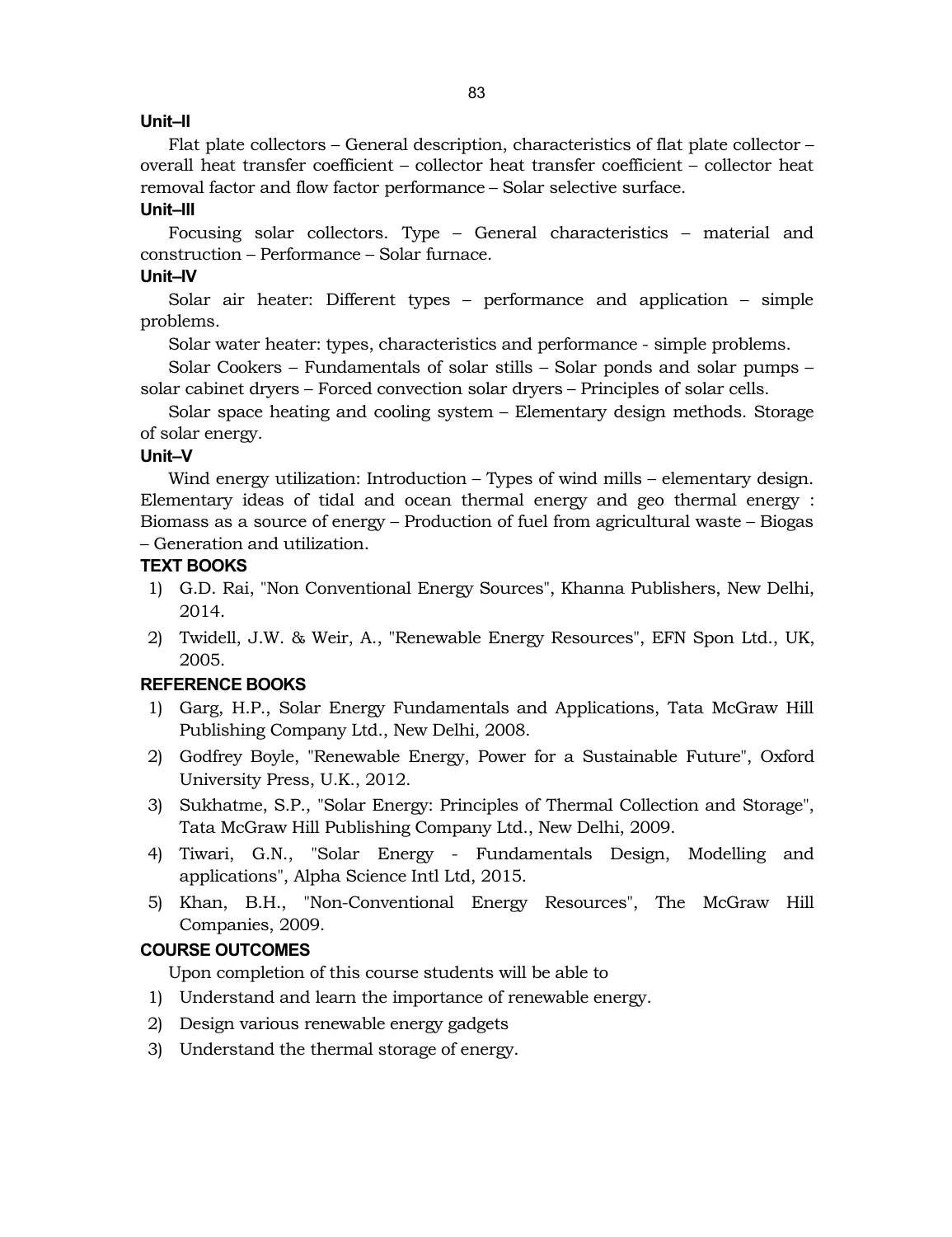**Unit–II**

Flat plate collectors – General description, characteristics of flat plate collector – overall heat transfer coefficient – collector heat transfer coefficient – collector heat removal factor and flow factor performance – Solar selective surface.

**Unit–III**

Focusing solar collectors. Type – General characteristics – material and construction – Performance – Solar furnace.

**Unit–IV**

Solar air heater: Different types – performance and application – simple problems.

Solar water heater: types, characteristics and performance - simple problems.

Solar Cookers – Fundamentals of solar stills – Solar ponds and solar pumps – solar cabinet dryers – Forced convection solar dryers – Principles of solar cells.

Solar space heating and cooling system – Elementary design methods. Storage of solar energy.

**Unit–V**

Wind energy utilization: Introduction – Types of wind mills – elementary design. Elementary ideas of tidal and ocean thermal energy and geo thermal energy : Biomass as a source of energy – Production of fuel from agricultural waste – Biogas – Generation and utilization.

**TEXT BOOKS**

1) G.D. Rai, "Non Conventional Energy Sources", Khanna Publishers, New Delhi, 2014.
2) Twidell, J.W. & Weir, A., "Renewable Energy Resources", EFN Spon Ltd., UK, 2005.

**REFERENCE BOOKS**

1) Garg, H.P., Solar Energy Fundamentals and Applications, Tata McGraw Hill Publishing Company Ltd., New Delhi, 2008.
2) Godfrey Boyle, "Renewable Energy, Power for a Sustainable Future", Oxford University Press, U.K., 2012.
3) Sukhatme, S.P., "Solar Energy: Principles of Thermal Collection and Storage", Tata McGraw Hill Publishing Company Ltd., New Delhi, 2009.
4) Tiwari, G.N., "Solar Energy - Fundamentals Design, Modelling and applications", Alpha Science Intl Ltd, 2015.
5) Khan, B.H., "Non-Conventional Energy Resources", The McGraw Hill Companies, 2009.

**COURSE OUTCOMES**

Upon completion of this course students will be able to

1) Understand and learn the importance of renewable energy.
2) Design various renewable energy gadgets
3) Understand the thermal storage of energy.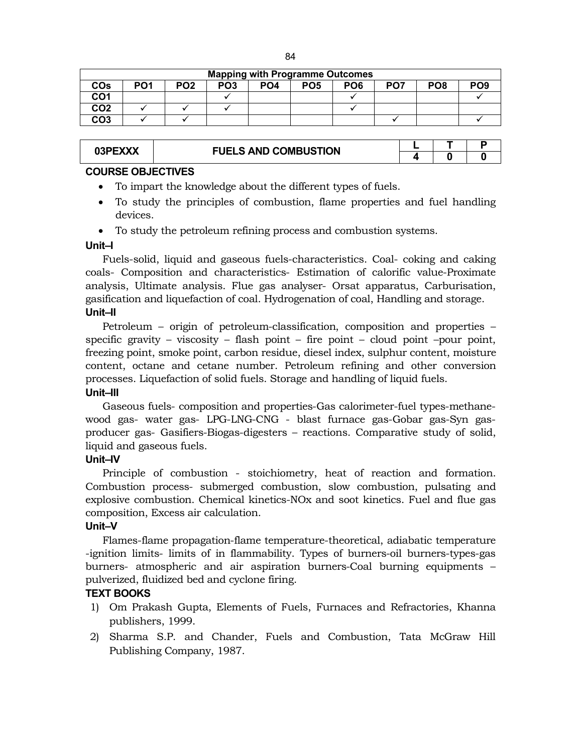| Mapping with Programme Outcomes | | | | | | | | | |
|---|---|---|---|---|---|---|---|---|---|
| COs | PO1 | PO2 | PO3 | PO4 | PO5 | PO6 | PO7 | PO8 | PO9 |
| CO1 | | | ✓ | | | ✓ | | | ✓ |
| CO2 | ✓ | ✓ | ✓ | | | ✓ | | | |
| CO3 | ✓ | ✓ | | | | | ✓ | | ✓ |

| 03PEXXX | FUELS AND COMBUSTION | L | T | P |
|---|---|---|---|---|
| | | 4 | 0 | 0 |

**COURSE OBJECTIVES**

- To impart the knowledge about the different types of fuels.
- To study the principles of combustion, flame properties and fuel handling devices.
- To study the petroleum refining process and combustion systems.

**Unit–I**

Fuels-solid, liquid and gaseous fuels-characteristics. Coal- coking and caking coals- Composition and characteristics- Estimation of calorific value-Proximate analysis, Ultimate analysis. Flue gas analyser- Orsat apparatus, Carburisation, gasification and liquefaction of coal. Hydrogenation of coal, Handling and storage.

**Unit–II**

Petroleum – origin of petroleum-classification, composition and properties – specific gravity – viscosity – flash point – fire point – cloud point –pour point, freezing point, smoke point, carbon residue, diesel index, sulphur content, moisture content, octane and cetane number. Petroleum refining and other conversion processes. Liquefaction of solid fuels. Storage and handling of liquid fuels.

**Unit–III**

Gaseous fuels- composition and properties-Gas calorimeter-fuel types-methane-wood gas- water gas- LPG-LNG-CNG - blast furnace gas-Gobar gas-Syn gas-producer gas- Gasifiers-Biogas-digesters – reactions. Comparative study of solid, liquid and gaseous fuels.

**Unit–IV**

Principle of combustion - stoichiometry, heat of reaction and formation. Combustion process- submerged combustion, slow combustion, pulsating and explosive combustion. Chemical kinetics-NOx and soot kinetics. Fuel and flue gas composition, Excess air calculation.

**Unit–V**

Flames-flame propagation-flame temperature-theoretical, adiabatic temperature -ignition limits- limits of in flammability. Types of burners-oil burners-types-gas burners- atmospheric and air aspiration burners-Coal burning equipments – pulverized, fluidized bed and cyclone firing.

**TEXT BOOKS**

1) Om Prakash Gupta, Elements of Fuels, Furnaces and Refractories, Khanna publishers, 1999.
2) Sharma S.P. and Chander, Fuels and Combustion, Tata McGraw Hill Publishing Company, 1987.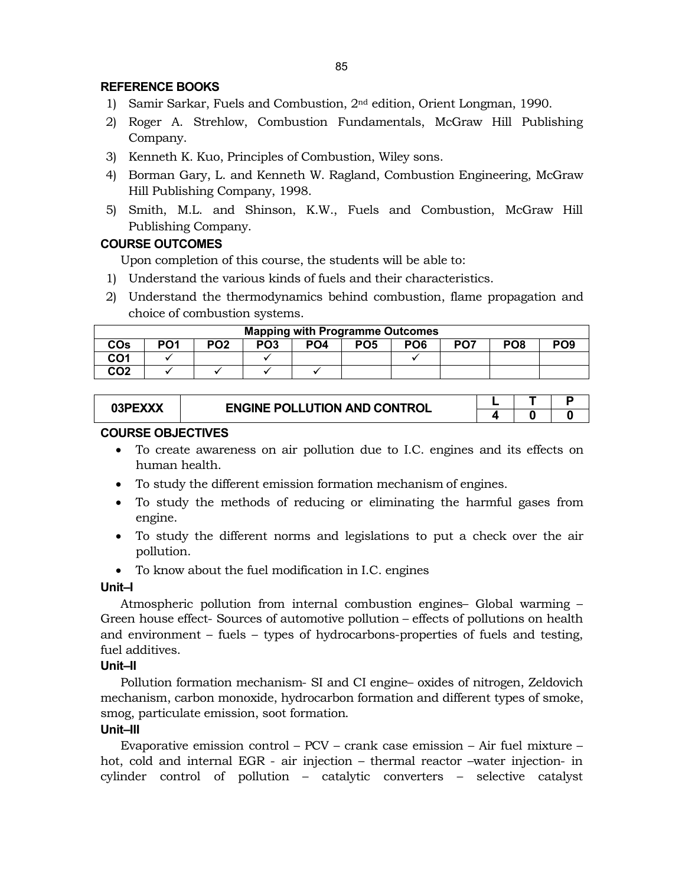## REFERENCE BOOKS

1) Samir Sarkar, Fuels and Combustion, 2nd edition, Orient Longman, 1990.
2) Roger A. Strehlow, Combustion Fundamentals, McGraw Hill Publishing Company.
3) Kenneth K. Kuo, Principles of Combustion, Wiley sons.
4) Borman Gary, L. and Kenneth W. Ragland, Combustion Engineering, McGraw Hill Publishing Company, 1998.
5) Smith, M.L. and Shinson, K.W., Fuels and Combustion, McGraw Hill Publishing Company.

## COURSE OUTCOMES

Upon completion of this course, the students will be able to:

1) Understand the various kinds of fuels and their characteristics.
2) Understand the thermodynamics behind combustion, flame propagation and choice of combustion systems.

| Mapping with Programme Outcomes | | | | | | | | | |
|---|---|---|---|---|---|---|---|---|---|
| COs | PO1 | PO2 | PO3 | PO4 | PO5 | PO6 | PO7 | PO8 | PO9 |
| CO1 | ✓ | | ✓ | | | ✓ | | | |
| CO2 | ✓ | ✓ | ✓ | ✓ | | | | | |

| 03PEXXX | ENGINE POLLUTION AND CONTROL | L | T | P |
|---|---|---|---|---|
| | | 4 | 0 | 0 |

## COURSE OBJECTIVES

- To create awareness on air pollution due to I.C. engines and its effects on human health.
- To study the different emission formation mechanism of engines.
- To study the methods of reducing or eliminating the harmful gases from engine.
- To study the different norms and legislations to put a check over the air pollution.
- To know about the fuel modification in I.C. engines

### Unit–I

Atmospheric pollution from internal combustion engines– Global warming – Green house effect- Sources of automotive pollution – effects of pollutions on health and environment – fuels – types of hydrocarbons-properties of fuels and testing, fuel additives.

### Unit–II

Pollution formation mechanism- SI and CI engine– oxides of nitrogen, Zeldovich mechanism, carbon monoxide, hydrocarbon formation and different types of smoke, smog, particulate emission, soot formation.

### Unit–III

Evaporative emission control – PCV – crank case emission – Air fuel mixture – hot, cold and internal EGR - air injection – thermal reactor –water injection- in cylinder control of pollution – catalytic converters – selective catalyst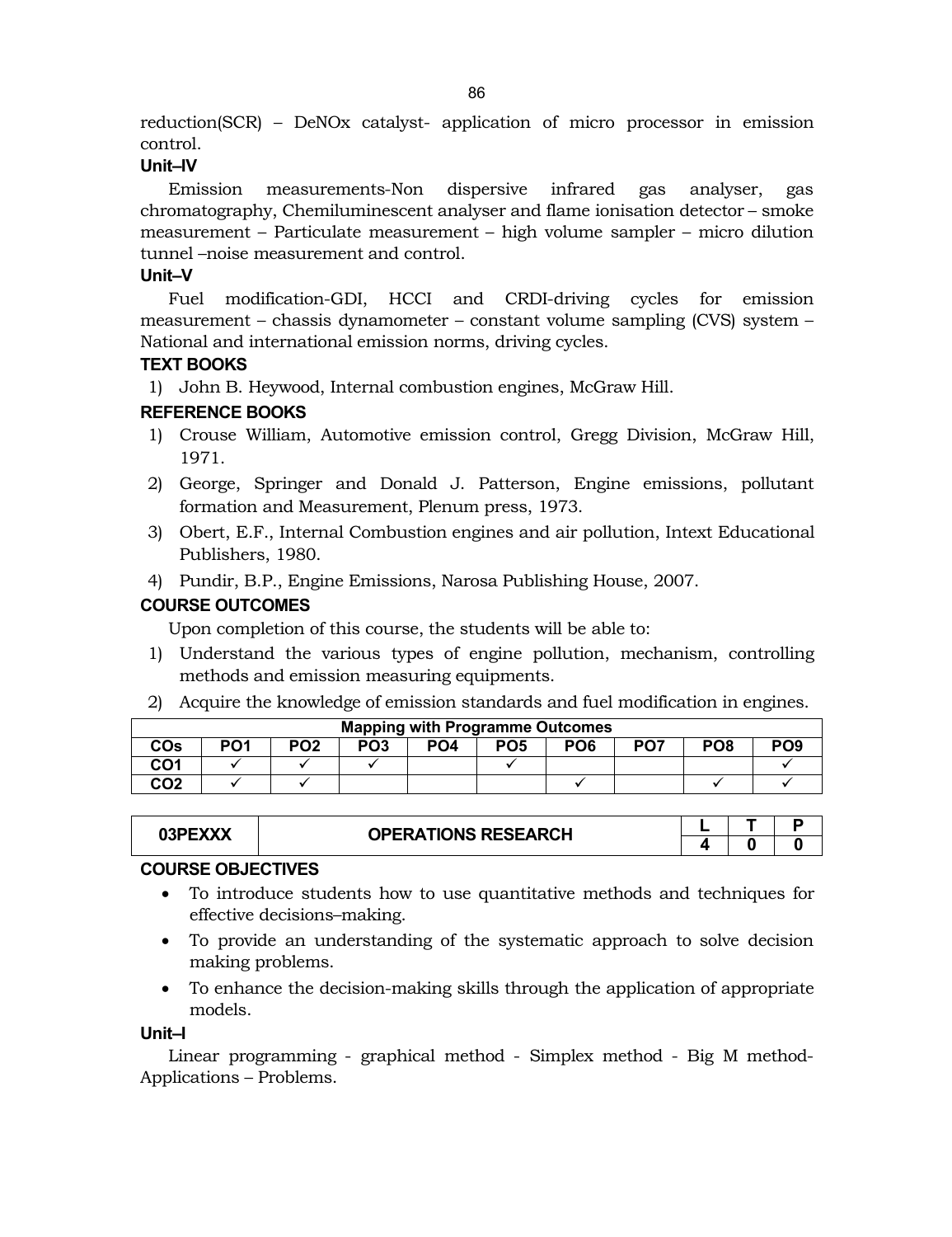reduction(SCR) – DeNOx catalyst- application of micro processor in emission control.

**Unit–IV**

Emission measurements-Non dispersive infrared gas analyser, gas chromatography, Chemiluminescent analyser and flame ionisation detector – smoke measurement – Particulate measurement – high volume sampler – micro dilution tunnel –noise measurement and control.

**Unit–V**

Fuel modification-GDI, HCCI and CRDI-driving cycles for emission measurement – chassis dynamometer – constant volume sampling (CVS) system – National and international emission norms, driving cycles.

**TEXT BOOKS**

1) John B. Heywood, Internal combustion engines, McGraw Hill.

**REFERENCE BOOKS**

1) Crouse William, Automotive emission control, Gregg Division, McGraw Hill, 1971.
2) George, Springer and Donald J. Patterson, Engine emissions, pollutant formation and Measurement, Plenum press, 1973.
3) Obert, E.F., Internal Combustion engines and air pollution, Intext Educational Publishers, 1980.
4) Pundir, B.P., Engine Emissions, Narosa Publishing House, 2007.

**COURSE OUTCOMES**

Upon completion of this course, the students will be able to:

1) Understand the various types of engine pollution, mechanism, controlling methods and emission measuring equipments.
2) Acquire the knowledge of emission standards and fuel modification in engines.

| Mapping with Programme Outcomes | | | | | | | | | |
|---|---|---|---|---|---|---|---|---|---|
| COs | PO1 | PO2 | PO3 | PO4 | PO5 | PO6 | PO7 | PO8 | PO9 |
| CO1 | ✓ | ✓ | ✓ | | ✓ | | | | ✓ |
| CO2 | ✓ | ✓ | | | | ✓ | | ✓ | ✓ |

| 03PEXXX | OPERATIONS RESEARCH | L | T | P |
|---|---|---|---|---|
| | | 4 | 0 | 0 |

**COURSE OBJECTIVES**

- To introduce students how to use quantitative methods and techniques for effective decisions–making.
- To provide an understanding of the systematic approach to solve decision making problems.
- To enhance the decision-making skills through the application of appropriate models.

**Unit–I**

Linear programming - graphical method - Simplex method - Big M method- Applications – Problems.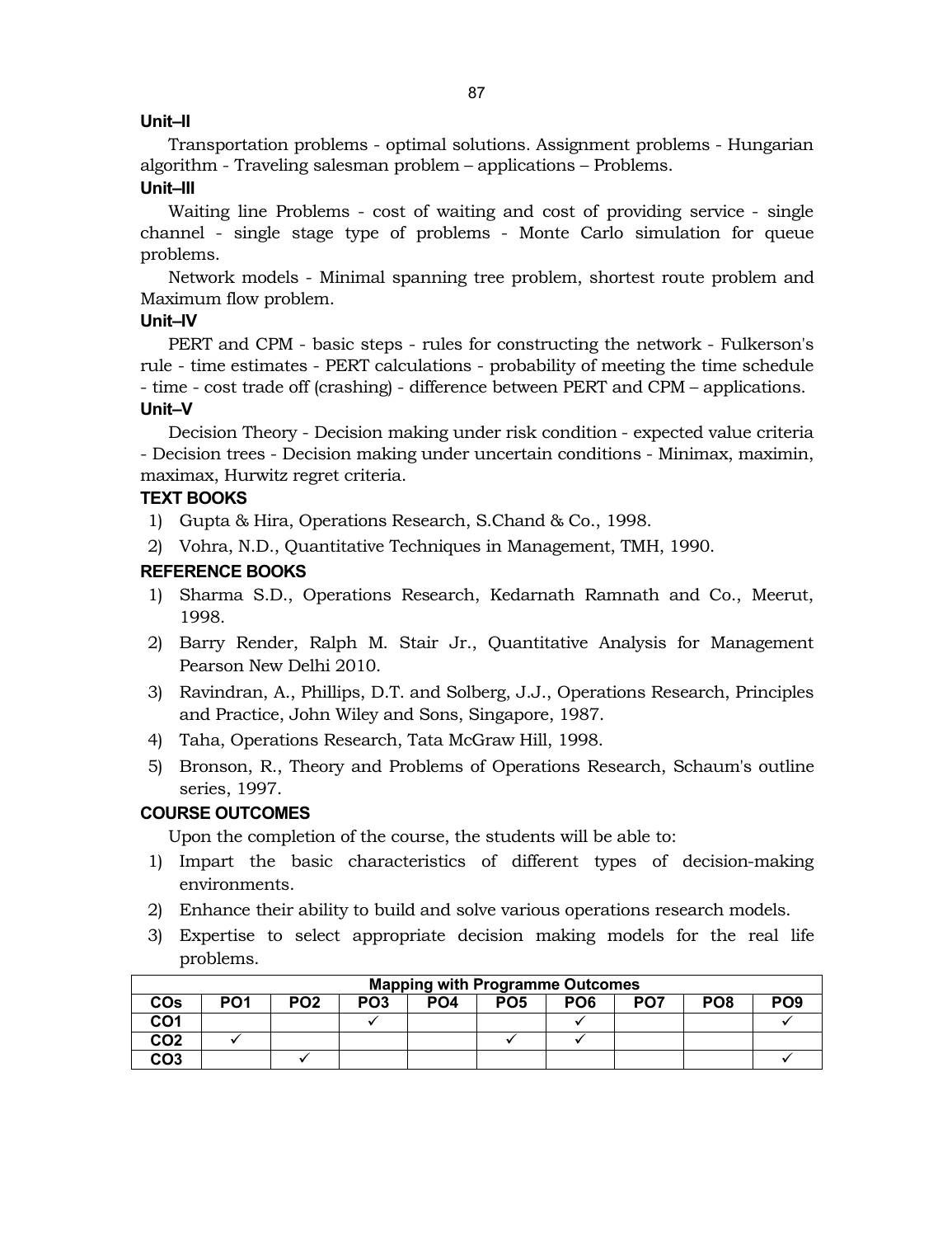**Unit–II**

Transportation problems - optimal solutions. Assignment problems - Hungarian algorithm - Traveling salesman problem – applications – Problems.

**Unit–III**

Waiting line Problems - cost of waiting and cost of providing service - single channel - single stage type of problems - Monte Carlo simulation for queue problems.

Network models - Minimal spanning tree problem, shortest route problem and Maximum flow problem.

**Unit–IV**

PERT and CPM - basic steps - rules for constructing the network - Fulkerson's rule - time estimates - PERT calculations - probability of meeting the time schedule - time - cost trade off (crashing) - difference between PERT and CPM – applications.

**Unit–V**

Decision Theory - Decision making under risk condition - expected value criteria - Decision trees - Decision making under uncertain conditions - Minimax, maximin, maximax, Hurwitz regret criteria.

## TEXT BOOKS

1) Gupta & Hira, Operations Research, S.Chand & Co., 1998.
2) Vohra, N.D., Quantitative Techniques in Management, TMH, 1990.

## REFERENCE BOOKS

1) Sharma S.D., Operations Research, Kedarnath Ramnath and Co., Meerut, 1998.
2) Barry Render, Ralph M. Stair Jr., Quantitative Analysis for Management Pearson New Delhi 2010.
3) Ravindran, A., Phillips, D.T. and Solberg, J.J., Operations Research, Principles and Practice, John Wiley and Sons, Singapore, 1987.
4) Taha, Operations Research, Tata McGraw Hill, 1998.
5) Bronson, R., Theory and Problems of Operations Research, Schaum's outline series, 1997.

## COURSE OUTCOMES

Upon the completion of the course, the students will be able to:

1) Impart the basic characteristics of different types of decision-making environments.
2) Enhance their ability to build and solve various operations research models.
3) Expertise to select appropriate decision making models for the real life problems.

| Mapping with Programme Outcomes | | | | | | | | | |
|---|---|---|---|---|---|---|---|---|---|
| **COs** | **PO1** | **PO2** | **PO3** | **PO4** | **PO5** | **PO6** | **PO7** | **PO8** | **PO9** |
| **CO1** | | | ✓ | | | ✓ | | | ✓ |
| **CO2** | ✓ | | | | ✓ | ✓ | | | |
| **CO3** | | ✓ | | | | | | | ✓ |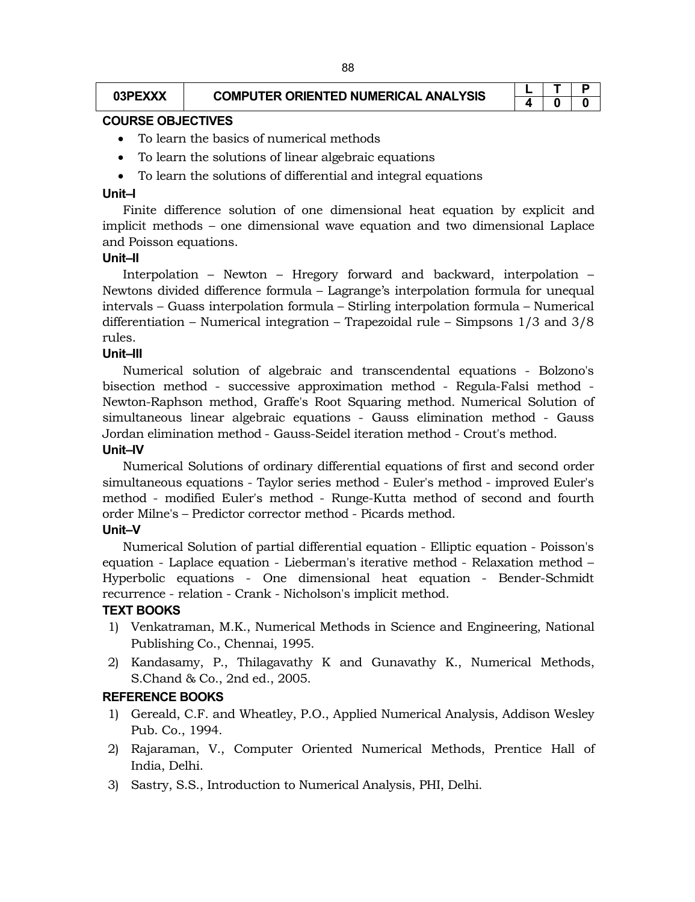| 03PEXXX | COMPUTER ORIENTED NUMERICAL ANALYSIS | L | T | P |
|---|---|---|---|---|
| | | 4 | 0 | 0 |

**COURSE OBJECTIVES**

- To learn the basics of numerical methods
- To learn the solutions of linear algebraic equations
- To learn the solutions of differential and integral equations

**Unit–I**

Finite difference solution of one dimensional heat equation by explicit and implicit methods – one dimensional wave equation and two dimensional Laplace and Poisson equations.

**Unit–II**

Interpolation – Newton – Hregory forward and backward, interpolation – Newtons divided difference formula – Lagrange's interpolation formula for unequal intervals – Guass interpolation formula – Stirling interpolation formula – Numerical differentiation – Numerical integration – Trapezoidal rule – Simpsons 1/3 and 3/8 rules.

**Unit–III**

Numerical solution of algebraic and transcendental equations - Bolzono's bisection method - successive approximation method - Regula-Falsi method - Newton-Raphson method, Graffe's Root Squaring method. Numerical Solution of simultaneous linear algebraic equations - Gauss elimination method - Gauss Jordan elimination method - Gauss-Seidel iteration method - Crout's method.

**Unit–IV**

Numerical Solutions of ordinary differential equations of first and second order simultaneous equations - Taylor series method - Euler's method - improved Euler's method - modified Euler's method - Runge-Kutta method of second and fourth order Milne's – Predictor corrector method - Picards method.

**Unit–V**

Numerical Solution of partial differential equation - Elliptic equation - Poisson's equation - Laplace equation - Lieberman's iterative method - Relaxation method – Hyperbolic equations - One dimensional heat equation - Bender-Schmidt recurrence - relation - Crank - Nicholson's implicit method.

**TEXT BOOKS**

1) Venkatraman, M.K., Numerical Methods in Science and Engineering, National Publishing Co., Chennai, 1995.
2) Kandasamy, P., Thilagavathy K and Gunavathy K., Numerical Methods, S.Chand & Co., 2nd ed., 2005.

**REFERENCE BOOKS**

1) Gereald, C.F. and Wheatley, P.O., Applied Numerical Analysis, Addison Wesley Pub. Co., 1994.
2) Rajaraman, V., Computer Oriented Numerical Methods, Prentice Hall of India, Delhi.
3) Sastry, S.S., Introduction to Numerical Analysis, PHI, Delhi.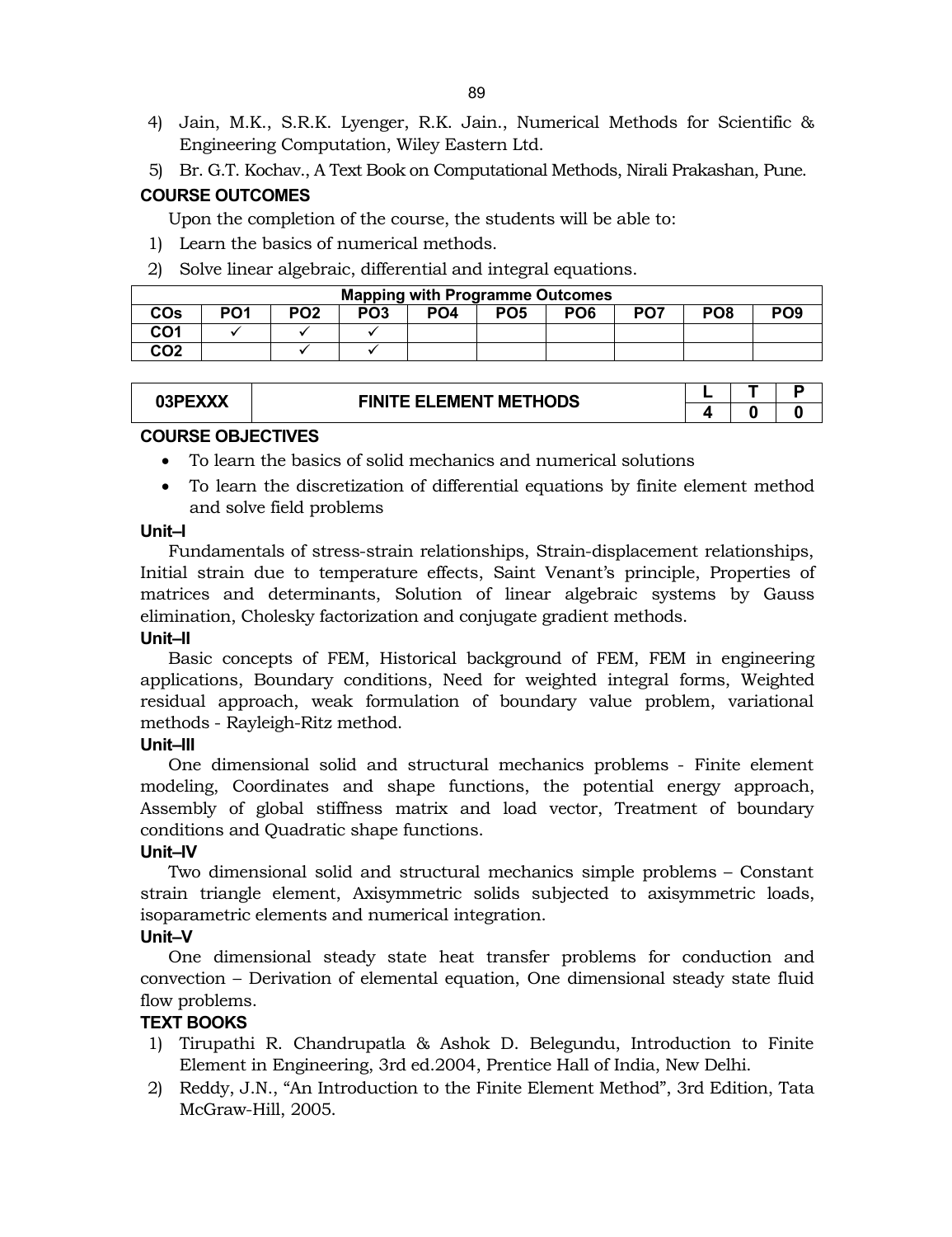4) Jain, M.K., S.R.K. Lyenger, R.K. Jain., Numerical Methods for Scientific & Engineering Computation, Wiley Eastern Ltd.
5) Br. G.T. Kochav., A Text Book on Computational Methods, Nirali Prakashan, Pune.

### COURSE OUTCOMES

Upon the completion of the course, the students will be able to:

1) Learn the basics of numerical methods.
2) Solve linear algebraic, differential and integral equations.

| Mapping with Programme Outcomes | | | | | | | | | |
|---|---|---|---|---|---|---|---|---|---|
| COs | PO1 | PO2 | PO3 | PO4 | PO5 | PO6 | PO7 | PO8 | PO9 |
| CO1 | ✓ | ✓ | ✓ | | | | | | |
| CO2 | | ✓ | ✓ | | | | | | |

| 03PEXXX | FINITE ELEMENT METHODS | L | T | P |
|---|---|---|---|---|
| | | 4 | 0 | 0 |

### COURSE OBJECTIVES

- To learn the basics of solid mechanics and numerical solutions
- To learn the discretization of differential equations by finite element method and solve field problems

**Unit–I**

Fundamentals of stress-strain relationships, Strain-displacement relationships, Initial strain due to temperature effects, Saint Venant's principle, Properties of matrices and determinants, Solution of linear algebraic systems by Gauss elimination, Cholesky factorization and conjugate gradient methods.

**Unit–II**

Basic concepts of FEM, Historical background of FEM, FEM in engineering applications, Boundary conditions, Need for weighted integral forms, Weighted residual approach, weak formulation of boundary value problem, variational methods - Rayleigh-Ritz method.

**Unit–III**

One dimensional solid and structural mechanics problems - Finite element modeling, Coordinates and shape functions, the potential energy approach, Assembly of global stiffness matrix and load vector, Treatment of boundary conditions and Quadratic shape functions.

**Unit–IV**

Two dimensional solid and structural mechanics simple problems – Constant strain triangle element, Axisymmetric solids subjected to axisymmetric loads, isoparametric elements and numerical integration.

**Unit–V**

One dimensional steady state heat transfer problems for conduction and convection – Derivation of elemental equation, One dimensional steady state fluid flow problems.

### TEXT BOOKS

1) Tirupathi R. Chandrupatla & Ashok D. Belegundu, Introduction to Finite Element in Engineering, 3rd ed.2004, Prentice Hall of India, New Delhi.
2) Reddy, J.N., "An Introduction to the Finite Element Method", 3rd Edition, Tata McGraw-Hill, 2005.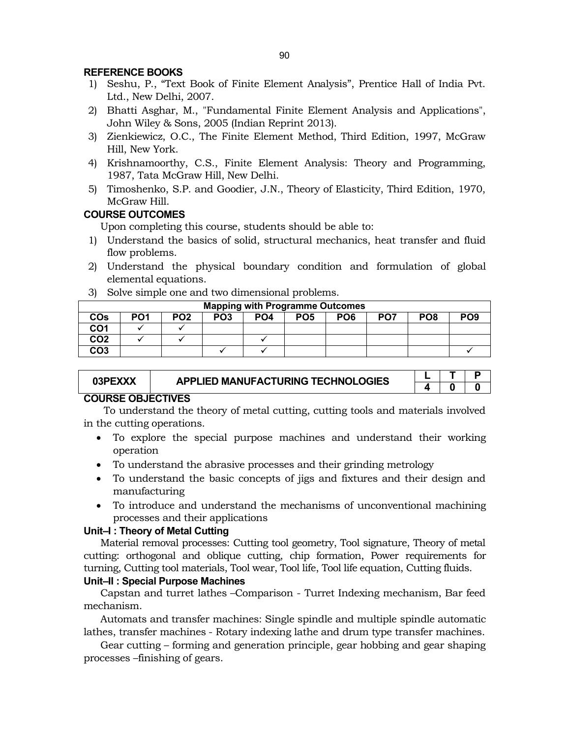### REFERENCE BOOKS

1) Seshu, P., "Text Book of Finite Element Analysis", Prentice Hall of India Pvt. Ltd., New Delhi, 2007.
2) Bhatti Asghar, M., "Fundamental Finite Element Analysis and Applications", John Wiley & Sons, 2005 (Indian Reprint 2013).
3) Zienkiewicz, O.C., The Finite Element Method, Third Edition, 1997, McGraw Hill, New York.
4) Krishnamoorthy, C.S., Finite Element Analysis: Theory and Programming, 1987, Tata McGraw Hill, New Delhi.
5) Timoshenko, S.P. and Goodier, J.N., Theory of Elasticity, Third Edition, 1970, McGraw Hill.

### COURSE OUTCOMES

Upon completing this course, students should be able to:

1) Understand the basics of solid, structural mechanics, heat transfer and fluid flow problems.
2) Understand the physical boundary condition and formulation of global elemental equations.
3) Solve simple one and two dimensional problems.

| Mapping with Programme Outcomes | | | | | | | | | |
|---|---|---|---|---|---|---|---|---|---|
| **COs** | **PO1** | **PO2** | **PO3** | **PO4** | **PO5** | **PO6** | **PO7** | **PO8** | **PO9** |
| **CO1** | ✓ | ✓ | | | | | | | |
| **CO2** | ✓ | ✓ | | ✓ | | | | | |
| **CO3** | | | ✓ | ✓ | | | | | ✓ |

| 03PEXXX | APPLIED MANUFACTURING TECHNOLOGIES | L | T | P |
|---|---|---|---|---|
| | | 4 | 0 | 0 |

### COURSE OBJECTIVES

To understand the theory of metal cutting, cutting tools and materials involved in the cutting operations.

- To explore the special purpose machines and understand their working operation
- To understand the abrasive processes and their grinding metrology
- To understand the basic concepts of jigs and fixtures and their design and manufacturing
- To introduce and understand the mechanisms of unconventional machining processes and their applications

### Unit–I : Theory of Metal Cutting

Material removal processes: Cutting tool geometry, Tool signature, Theory of metal cutting: orthogonal and oblique cutting, chip formation, Power requirements for turning, Cutting tool materials, Tool wear, Tool life, Tool life equation, Cutting fluids.

### Unit–II : Special Purpose Machines

Capstan and turret lathes –Comparison - Turret Indexing mechanism, Bar feed mechanism.

Automats and transfer machines: Single spindle and multiple spindle automatic lathes, transfer machines - Rotary indexing lathe and drum type transfer machines.

Gear cutting – forming and generation principle, gear hobbing and gear shaping processes –finishing of gears.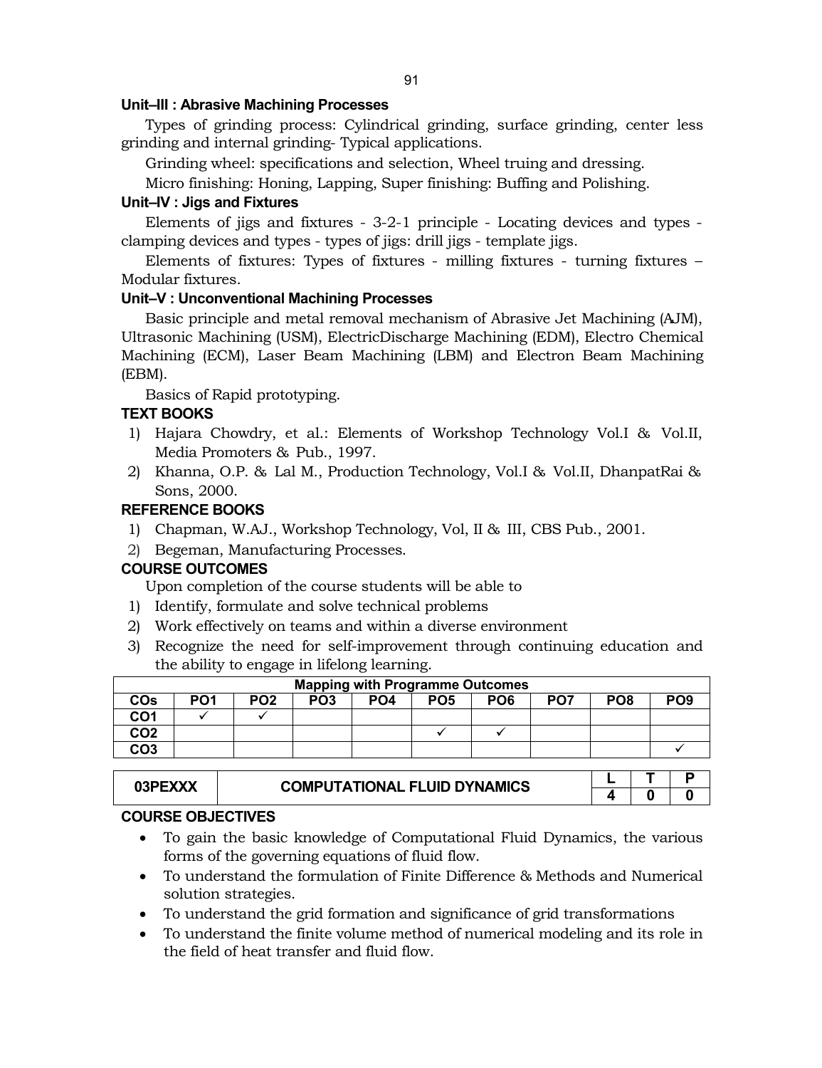### Unit–III : Abrasive Machining Processes

Types of grinding process: Cylindrical grinding, surface grinding, center less grinding and internal grinding- Typical applications.

Grinding wheel: specifications and selection, Wheel truing and dressing.

Micro finishing: Honing, Lapping, Super finishing: Buffing and Polishing.

### Unit–IV : Jigs and Fixtures

Elements of jigs and fixtures - 3-2-1 principle - Locating devices and types - clamping devices and types - types of jigs: drill jigs - template jigs.

Elements of fixtures: Types of fixtures - milling fixtures - turning fixtures – Modular fixtures.

### Unit–V : Unconventional Machining Processes

Basic principle and metal removal mechanism of Abrasive Jet Machining (AJM), Ultrasonic Machining (USM), ElectricDischarge Machining (EDM), Electro Chemical Machining (ECM), Laser Beam Machining (LBM) and Electron Beam Machining (EBM).

Basics of Rapid prototyping.

### TEXT BOOKS

1) Hajara Chowdry, et al.: Elements of Workshop Technology Vol.I & Vol.II, Media Promoters & Pub., 1997.
2) Khanna, O.P. & Lal M., Production Technology, Vol.I & Vol.II, DhanpatRai & Sons, 2000.

### REFERENCE BOOKS

1) Chapman, W.AJ., Workshop Technology, Vol, II & III, CBS Pub., 2001.
2) Begeman, Manufacturing Processes.

### COURSE OUTCOMES

Upon completion of the course students will be able to

1) Identify, formulate and solve technical problems
2) Work effectively on teams and within a diverse environment
3) Recognize the need for self-improvement through continuing education and the ability to engage in lifelong learning.

| Mapping with Programme Outcomes | | | | | | | | | |
|---|---|---|---|---|---|---|---|---|---|
| COs | PO1 | PO2 | PO3 | PO4 | PO5 | PO6 | PO7 | PO8 | PO9 |
| CO1 | ✓ | ✓ | | | | | | | |
| CO2 | | | | | ✓ | ✓ | | | |
| CO3 | | | | | | | | | ✓ |

| 03PEXXX | COMPUTATIONAL FLUID DYNAMICS | L | T | P |
|---|---|---|---|---|
| | | 4 | 0 | 0 |

### COURSE OBJECTIVES

- To gain the basic knowledge of Computational Fluid Dynamics, the various forms of the governing equations of fluid flow.
- To understand the formulation of Finite Difference & Methods and Numerical solution strategies.
- To understand the grid formation and significance of grid transformations
- To understand the finite volume method of numerical modeling and its role in the field of heat transfer and fluid flow.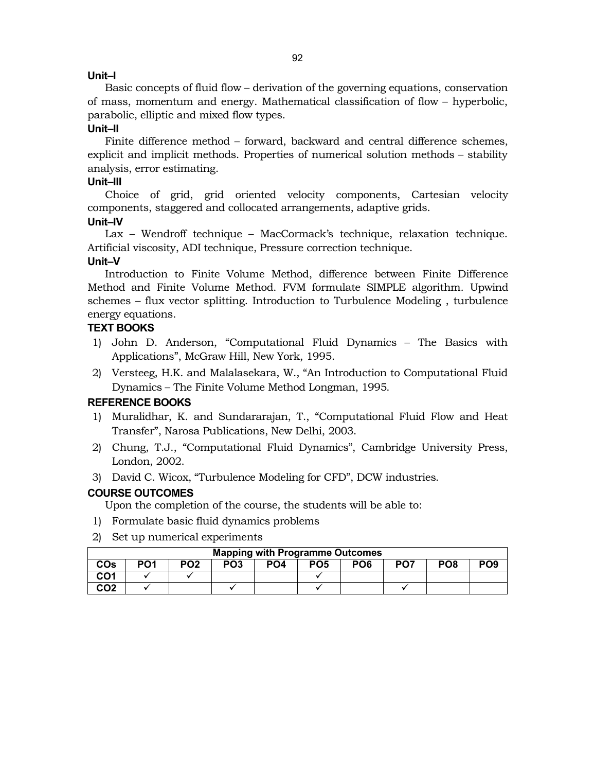**Unit–I**

Basic concepts of fluid flow – derivation of the governing equations, conservation of mass, momentum and energy. Mathematical classification of flow – hyperbolic, parabolic, elliptic and mixed flow types.

**Unit–II**

Finite difference method – forward, backward and central difference schemes, explicit and implicit methods. Properties of numerical solution methods – stability analysis, error estimating.

**Unit–III**

Choice of grid, grid oriented velocity components, Cartesian velocity components, staggered and collocated arrangements, adaptive grids.

**Unit–IV**

Lax – Wendroff technique – MacCormack's technique, relaxation technique. Artificial viscosity, ADI technique, Pressure correction technique.

**Unit–V**

Introduction to Finite Volume Method, difference between Finite Difference Method and Finite Volume Method. FVM formulate SIMPLE algorithm. Upwind schemes – flux vector splitting. Introduction to Turbulence Modeling , turbulence energy equations.

## TEXT BOOKS

1) John D. Anderson, "Computational Fluid Dynamics – The Basics with Applications", McGraw Hill, New York, 1995.
2) Versteeg, H.K. and Malalasekara, W., "An Introduction to Computational Fluid Dynamics – The Finite Volume Method Longman, 1995.

## REFERENCE BOOKS

1) Muralidhar, K. and Sundararajan, T., "Computational Fluid Flow and Heat Transfer", Narosa Publications, New Delhi, 2003.
2) Chung, T.J., "Computational Fluid Dynamics", Cambridge University Press, London, 2002.
3) David C. Wicox, "Turbulence Modeling for CFD", DCW industries.

## COURSE OUTCOMES

Upon the completion of the course, the students will be able to:

1) Formulate basic fluid dynamics problems
2) Set up numerical experiments

| Mapping with Programme Outcomes | | | | | | | | | |
|---|---|---|---|---|---|---|---|---|---|
| COs | PO1 | PO2 | PO3 | PO4 | PO5 | PO6 | PO7 | PO8 | PO9 |
| CO1 | ✓ | ✓ | | | ✓ | | | | |
| CO2 | ✓ | | ✓ | | ✓ | | ✓ | | |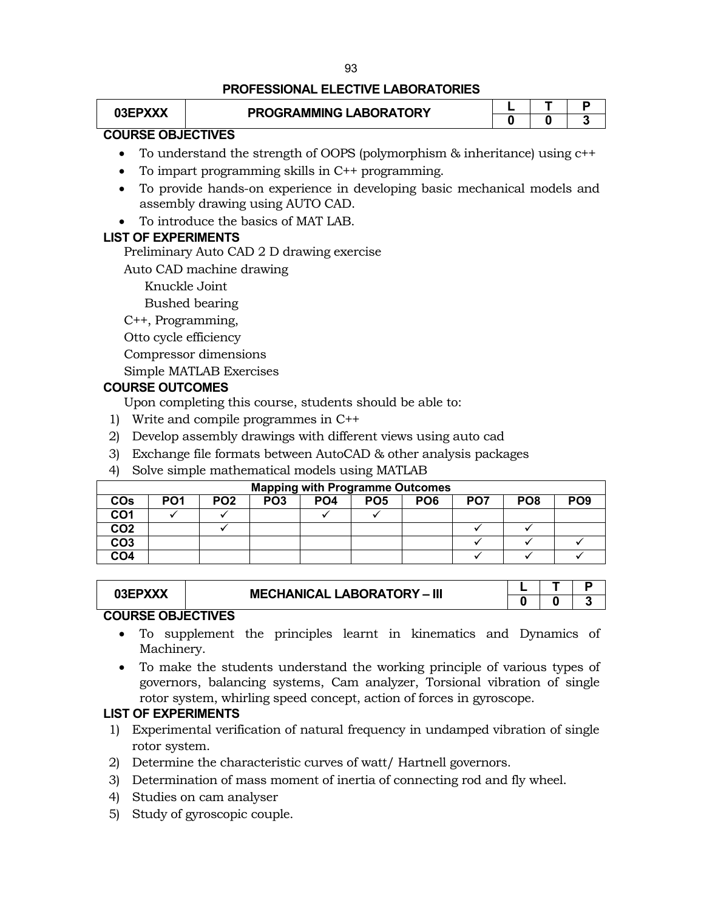## PROFESSIONAL ELECTIVE LABORATORIES

| 03EPXXX | PROGRAMMING LABORATORY | L | T | P |
|---|---|---|---|---|
| | | 0 | 0 | 3 |

**COURSE OBJECTIVES**

- To understand the strength of OOPS (polymorphism & inheritance) using c++
- To impart programming skills in C++ programming.
- To provide hands-on experience in developing basic mechanical models and assembly drawing using AUTO CAD.
- To introduce the basics of MAT LAB.

**LIST OF EXPERIMENTS**

Preliminary Auto CAD 2 D drawing exercise

Auto CAD machine drawing

Knuckle Joint

Bushed bearing

C++, Programming,

Otto cycle efficiency

Compressor dimensions

Simple MATLAB Exercises

**COURSE OUTCOMES**

Upon completing this course, students should be able to:

1) Write and compile programmes in C++
2) Develop assembly drawings with different views using auto cad
3) Exchange file formats between AutoCAD & other analysis packages
4) Solve simple mathematical models using MATLAB

| Mapping with Programme Outcomes | | | | | | | | | |
|---|---|---|---|---|---|---|---|---|---|
| COs | PO1 | PO2 | PO3 | PO4 | PO5 | PO6 | PO7 | PO8 | PO9 |
| CO1 | ✓ | ✓ | | ✓ | ✓ | | | | |
| CO2 | | ✓ | | | | | ✓ | ✓ | |
| CO3 | | | | | | | ✓ | ✓ | ✓ |
| CO4 | | | | | | | ✓ | ✓ | ✓ |

| 03EPXXX | MECHANICAL LABORATORY – III | L | T | P |
|---|---|---|---|---|
| | | 0 | 0 | 3 |

**COURSE OBJECTIVES**

- To supplement the principles learnt in kinematics and Dynamics of Machinery.
- To make the students understand the working principle of various types of governors, balancing systems, Cam analyzer, Torsional vibration of single rotor system, whirling speed concept, action of forces in gyroscope.

**LIST OF EXPERIMENTS**

1) Experimental verification of natural frequency in undamped vibration of single rotor system.
2) Determine the characteristic curves of watt/ Hartnell governors.
3) Determination of mass moment of inertia of connecting rod and fly wheel.
4) Studies on cam analyser
5) Study of gyroscopic couple.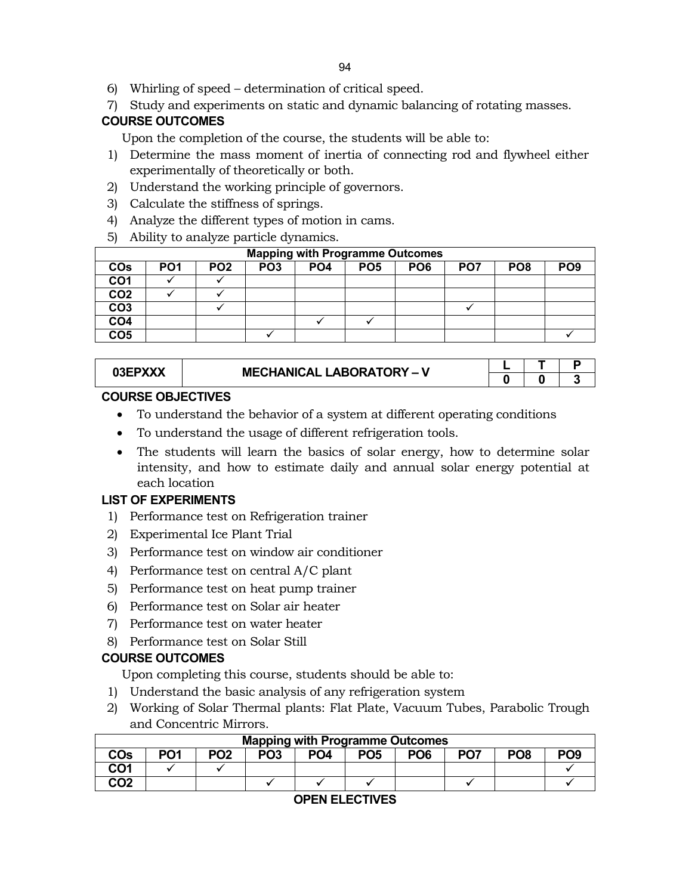6) Whirling of speed – determination of critical speed.
7) Study and experiments on static and dynamic balancing of rotating masses.

**COURSE OUTCOMES**

Upon the completion of the course, the students will be able to:

1) Determine the mass moment of inertia of connecting rod and flywheel either experimentally of theoretically or both.
2) Understand the working principle of governors.
3) Calculate the stiffness of springs.
4) Analyze the different types of motion in cams.
5) Ability to analyze particle dynamics.

| Mapping with Programme Outcomes | | | | | | | | | |
|---|---|---|---|---|---|---|---|---|---|
| **COs** | **PO1** | **PO2** | **PO3** | **PO4** | **PO5** | **PO6** | **PO7** | **PO8** | **PO9** |
| **CO1** | ✓ | ✓ | | | | | | | |
| **CO2** | ✓ | ✓ | | | | | | | |
| **CO3** | | ✓ | | | | | ✓ | | |
| **CO4** | | | | ✓ | ✓ | | | | |
| **CO5** | | | ✓ | | | | | | ✓ |

| 03EPXXX | MECHANICAL LABORATORY – V | L | T | P |
|---|---|---|---|---|
| | | 0 | 0 | 3 |

**COURSE OBJECTIVES**

- To understand the behavior of a system at different operating conditions
- To understand the usage of different refrigeration tools.
- The students will learn the basics of solar energy, how to determine solar intensity, and how to estimate daily and annual solar energy potential at each location

**LIST OF EXPERIMENTS**

1) Performance test on Refrigeration trainer
2) Experimental Ice Plant Trial
3) Performance test on window air conditioner
4) Performance test on central A/C plant
5) Performance test on heat pump trainer
6) Performance test on Solar air heater
7) Performance test on water heater
8) Performance test on Solar Still

**COURSE OUTCOMES**

Upon completing this course, students should be able to:

1) Understand the basic analysis of any refrigeration system
2) Working of Solar Thermal plants: Flat Plate, Vacuum Tubes, Parabolic Trough and Concentric Mirrors.

| Mapping with Programme Outcomes | | | | | | | | | |
|---|---|---|---|---|---|---|---|---|---|
| **COs** | **PO1** | **PO2** | **PO3** | **PO4** | **PO5** | **PO6** | **PO7** | **PO8** | **PO9** |
| **CO1** | ✓ | ✓ | | | | | | | ✓ |
| **CO2** | | | ✓ | ✓ | ✓ | | ✓ | | ✓ |

**OPEN ELECTIVES**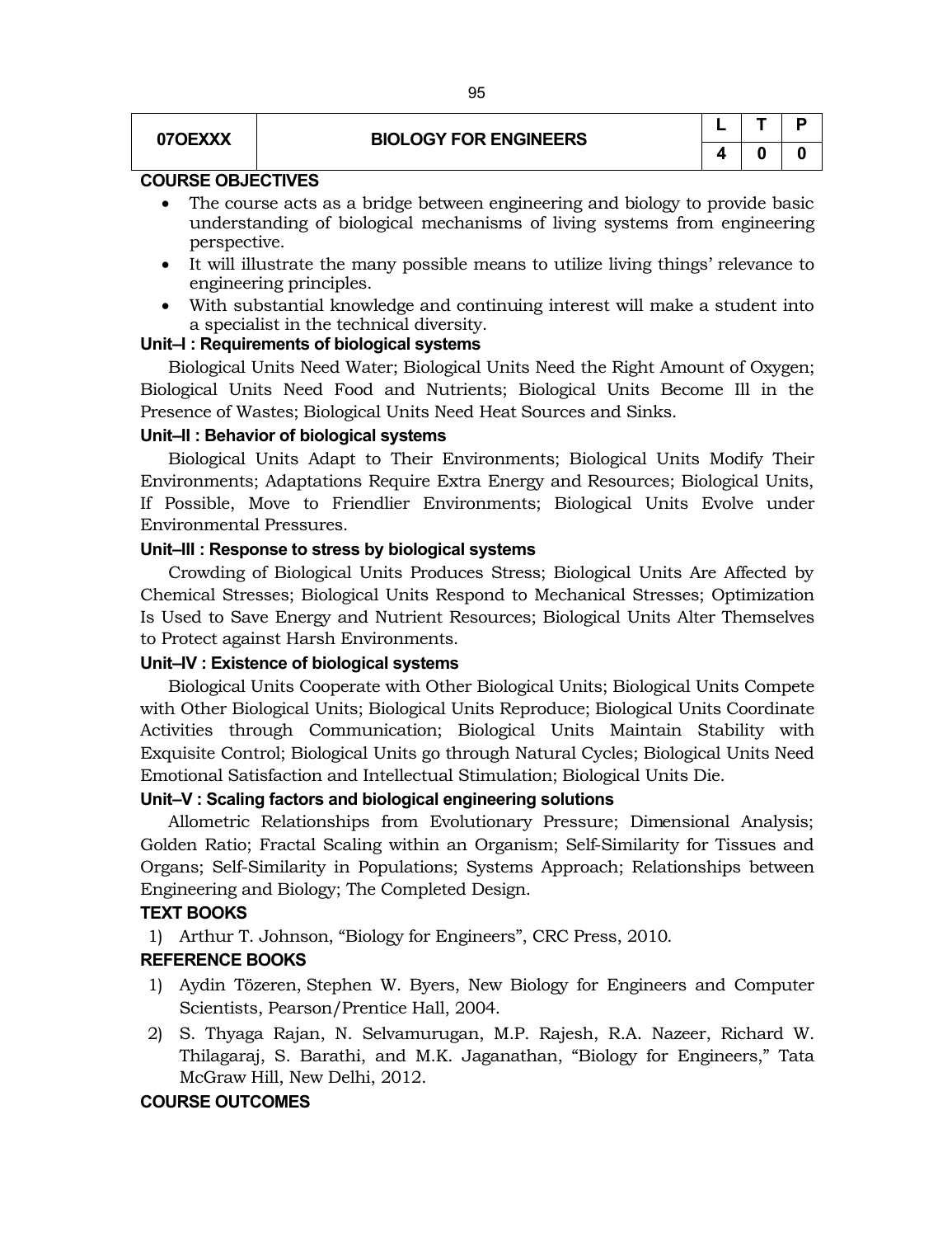| 07OEXXX | BIOLOGY FOR ENGINEERS | L | T | P |
|---|---|---|---|---|
| | | 4 | 0 | 0 |

**COURSE OBJECTIVES**

- The course acts as a bridge between engineering and biology to provide basic understanding of biological mechanisms of living systems from engineering perspective.
- It will illustrate the many possible means to utilize living things' relevance to engineering principles.
- With substantial knowledge and continuing interest will make a student into a specialist in the technical diversity.

**Unit–I : Requirements of biological systems**

Biological Units Need Water; Biological Units Need the Right Amount of Oxygen; Biological Units Need Food and Nutrients; Biological Units Become Ill in the Presence of Wastes; Biological Units Need Heat Sources and Sinks.

**Unit–II : Behavior of biological systems**

Biological Units Adapt to Their Environments; Biological Units Modify Their Environments; Adaptations Require Extra Energy and Resources; Biological Units, If Possible, Move to Friendlier Environments; Biological Units Evolve under Environmental Pressures.

**Unit–III : Response to stress by biological systems**

Crowding of Biological Units Produces Stress; Biological Units Are Affected by Chemical Stresses; Biological Units Respond to Mechanical Stresses; Optimization Is Used to Save Energy and Nutrient Resources; Biological Units Alter Themselves to Protect against Harsh Environments.

**Unit–IV : Existence of biological systems**

Biological Units Cooperate with Other Biological Units; Biological Units Compete with Other Biological Units; Biological Units Reproduce; Biological Units Coordinate Activities through Communication; Biological Units Maintain Stability with Exquisite Control; Biological Units go through Natural Cycles; Biological Units Need Emotional Satisfaction and Intellectual Stimulation; Biological Units Die.

**Unit–V : Scaling factors and biological engineering solutions**

Allometric Relationships from Evolutionary Pressure; Dimensional Analysis; Golden Ratio; Fractal Scaling within an Organism; Self-Similarity for Tissues and Organs; Self-Similarity in Populations; Systems Approach; Relationships between Engineering and Biology; The Completed Design.

**TEXT BOOKS**

1) Arthur T. Johnson, "Biology for Engineers", CRC Press, 2010.

**REFERENCE BOOKS**

1) Aydin Tözeren, Stephen W. Byers, New Biology for Engineers and Computer Scientists, Pearson/Prentice Hall, 2004.
2) S. Thyaga Rajan, N. Selvamurugan, M.P. Rajesh, R.A. Nazeer, Richard W. Thilagaraj, S. Barathi, and M.K. Jaganathan, "Biology for Engineers," Tata McGraw Hill, New Delhi, 2012.

**COURSE OUTCOMES**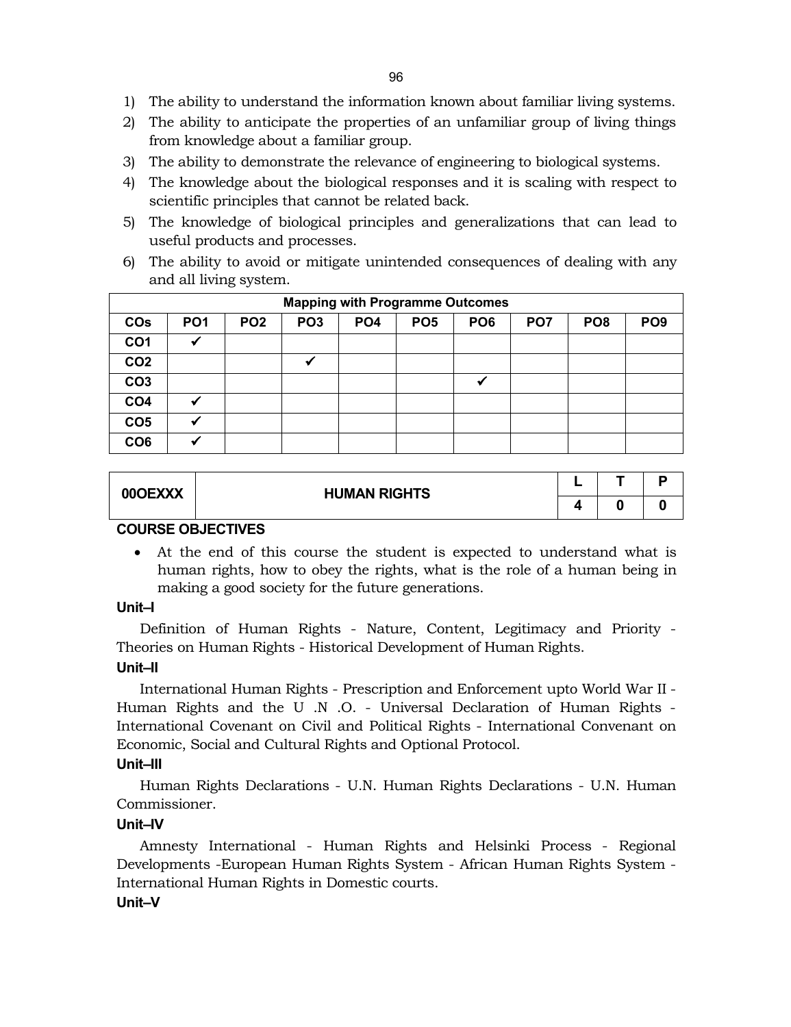1) The ability to understand the information known about familiar living systems.
2) The ability to anticipate the properties of an unfamiliar group of living things from knowledge about a familiar group.
3) The ability to demonstrate the relevance of engineering to biological systems.
4) The knowledge about the biological responses and it is scaling with respect to scientific principles that cannot be related back.
5) The knowledge of biological principles and generalizations that can lead to useful products and processes.
6) The ability to avoid or mitigate unintended consequences of dealing with any and all living system.

| Mapping with Programme Outcomes | | | | | | | | | |
|---|---|---|---|---|---|---|---|---|---|
| **COs** | **PO1** | **PO2** | **PO3** | **PO4** | **PO5** | **PO6** | **PO7** | **PO8** | **PO9** |
| **CO1** | ✔ | | | | | | | | |
| **CO2** | | | ✔ | | | | | | |
| **CO3** | | | | | | ✔ | | | |
| **CO4** | ✔ | | | | | | | | |
| **CO5** | ✔ | | | | | | | | |
| **CO6** | ✔ | | | | | | | | |

| 00OEXXX | HUMAN RIGHTS | L | T | P |
|---|---|---|---|---|
| | | 4 | 0 | 0 |

**COURSE OBJECTIVES**

- At the end of this course the student is expected to understand what is human rights, how to obey the rights, what is the role of a human being in making a good society for the future generations.

**Unit–I**

Definition of Human Rights - Nature, Content, Legitimacy and Priority - Theories on Human Rights - Historical Development of Human Rights.

**Unit–II**

International Human Rights - Prescription and Enforcement upto World War II - Human Rights and the U .N .O. - Universal Declaration of Human Rights - International Covenant on Civil and Political Rights - International Convenant on Economic, Social and Cultural Rights and Optional Protocol.

**Unit–III**

Human Rights Declarations - U.N. Human Rights Declarations - U.N. Human Commissioner.

**Unit–IV**

Amnesty International - Human Rights and Helsinki Process - Regional Developments -European Human Rights System - African Human Rights System - International Human Rights in Domestic courts.

**Unit–V**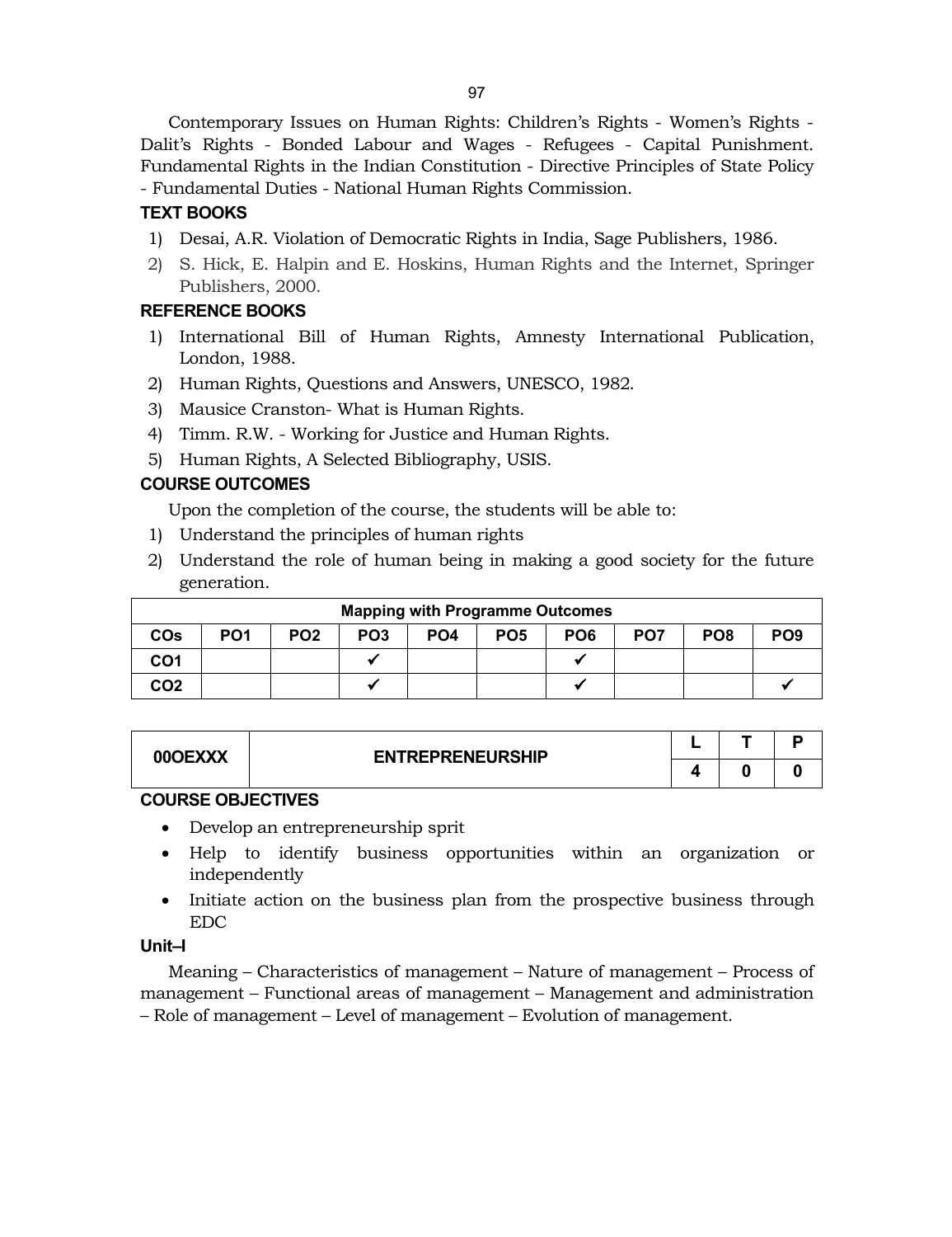Contemporary Issues on Human Rights: Children's Rights - Women's Rights - Dalit's Rights - Bonded Labour and Wages - Refugees - Capital Punishment. Fundamental Rights in the Indian Constitution - Directive Principles of State Policy - Fundamental Duties - National Human Rights Commission.

### TEXT BOOKS

1) Desai, A.R. Violation of Democratic Rights in India, Sage Publishers, 1986.
2) S. Hick, E. Halpin and E. Hoskins, Human Rights and the Internet, Springer Publishers, 2000.

### REFERENCE BOOKS

1) International Bill of Human Rights, Amnesty International Publication, London, 1988.
2) Human Rights, Questions and Answers, UNESCO, 1982.
3) Mausice Cranston- What is Human Rights.
4) Timm. R.W. - Working for Justice and Human Rights.
5) Human Rights, A Selected Bibliography, USIS.

### COURSE OUTCOMES

Upon the completion of the course, the students will be able to:

1) Understand the principles of human rights
2) Understand the role of human being in making a good society for the future generation.

| Mapping with Programme Outcomes | | | | | | | | | |
|---|---|---|---|---|---|---|---|---|---|
| **COs** | **PO1** | **PO2** | **PO3** | **PO4** | **PO5** | **PO6** | **PO7** | **PO8** | **PO9** |
| **CO1** | | | ✔ | | | ✔ | | | |
| **CO2** | | | ✔ | | | ✔ | | | ✔ |

| 00OEXXX | ENTREPRENEURSHIP | L | T | P |
|---|---|---|---|---|
| | | 4 | 0 | 0 |

### COURSE OBJECTIVES

- Develop an entrepreneurship sprit
- Help to identify business opportunities within an organization or independently
- Initiate action on the business plan from the prospective business through EDC

### Unit–I

Meaning – Characteristics of management – Nature of management – Process of management – Functional areas of management – Management and administration – Role of management – Level of management – Evolution of management.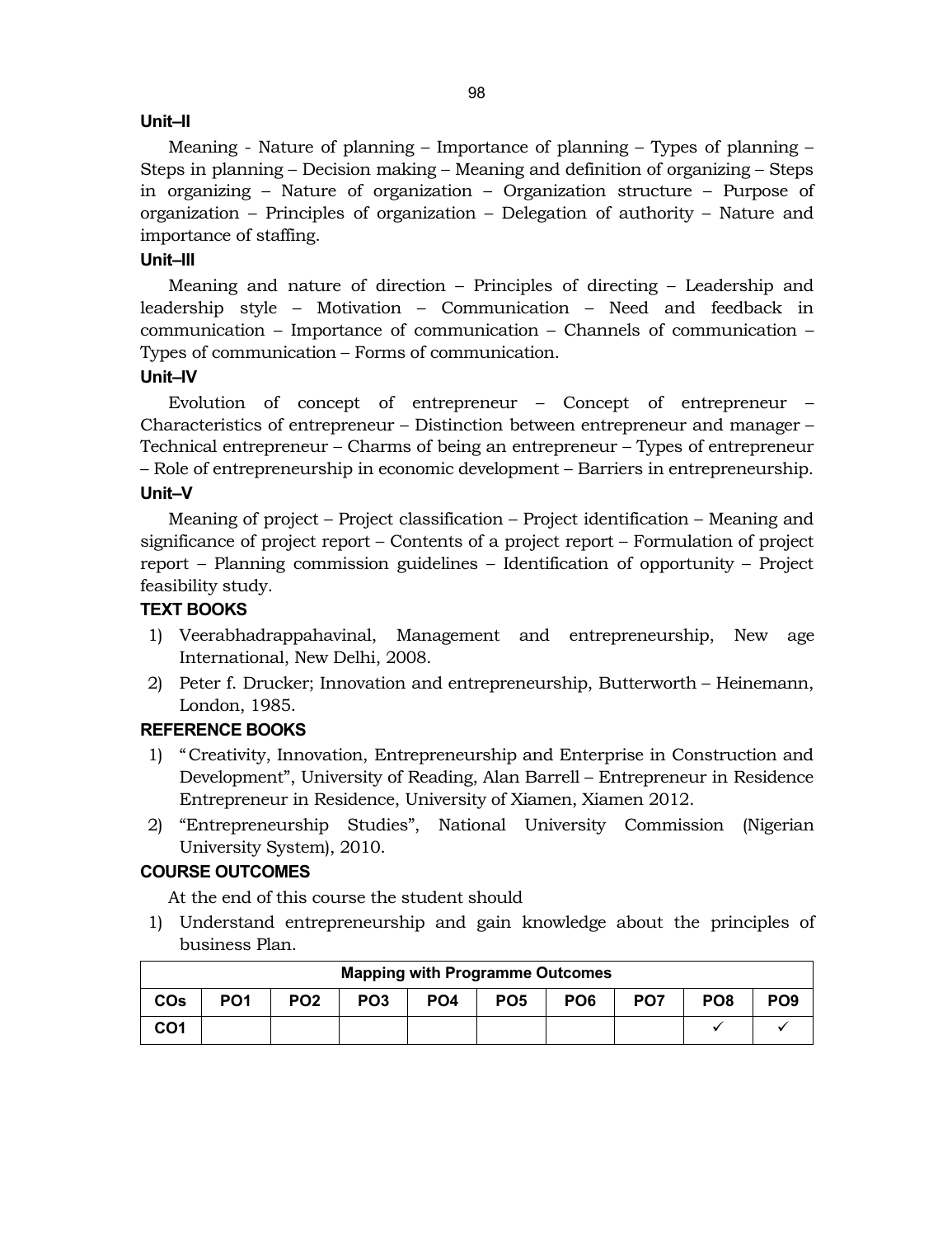### Unit–II

Meaning - Nature of planning – Importance of planning – Types of planning – Steps in planning – Decision making – Meaning and definition of organizing – Steps in organizing – Nature of organization – Organization structure – Purpose of organization – Principles of organization – Delegation of authority – Nature and importance of staffing.

### Unit–III

Meaning and nature of direction – Principles of directing – Leadership and leadership style – Motivation – Communication – Need and feedback in communication – Importance of communication – Channels of communication – Types of communication – Forms of communication.

### Unit–IV

Evolution of concept of entrepreneur – Concept of entrepreneur – Characteristics of entrepreneur – Distinction between entrepreneur and manager – Technical entrepreneur – Charms of being an entrepreneur – Types of entrepreneur – Role of entrepreneurship in economic development – Barriers in entrepreneurship.

### Unit–V

Meaning of project – Project classification – Project identification – Meaning and significance of project report – Contents of a project report – Formulation of project report – Planning commission guidelines – Identification of opportunity – Project feasibility study.

### TEXT BOOKS

1) Veerabhadrappahavinal, Management and entrepreneurship, New age International, New Delhi, 2008.
2) Peter f. Drucker; Innovation and entrepreneurship, Butterworth – Heinemann, London, 1985.

### REFERENCE BOOKS

1) " Creativity, Innovation, Entrepreneurship and Enterprise in Construction and Development", University of Reading, Alan Barrell – Entrepreneur in Residence Entrepreneur in Residence, University of Xiamen, Xiamen 2012.
2) "Entrepreneurship Studies", National University Commission (Nigerian University System), 2010.

### COURSE OUTCOMES

At the end of this course the student should

1) Understand entrepreneurship and gain knowledge about the principles of business Plan.

| Mapping with Programme Outcomes | | | | | | | | | |
|---|---|---|---|---|---|---|---|---|---|
| COs | PO1 | PO2 | PO3 | PO4 | PO5 | PO6 | PO7 | PO8 | PO9 |
| CO1 | | | | | | | | ✓ | ✓ |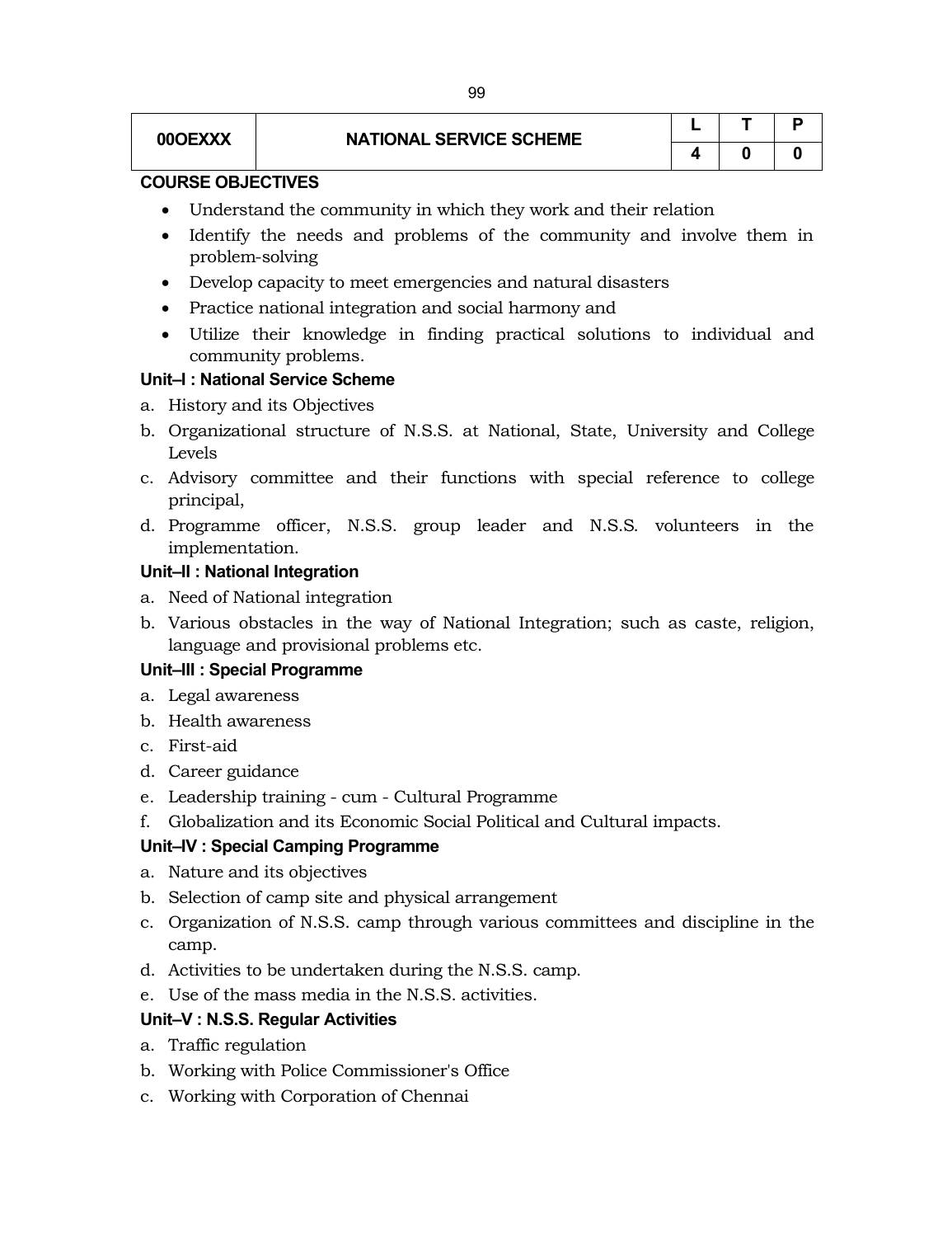| 00OEXXX | NATIONAL SERVICE SCHEME | L | T | P |
|---|---|---|---|---|
| | | 4 | 0 | 0 |

**COURSE OBJECTIVES**

- Understand the community in which they work and their relation
- Identify the needs and problems of the community and involve them in problem-solving
- Develop capacity to meet emergencies and natural disasters
- Practice national integration and social harmony and
- Utilize their knowledge in finding practical solutions to individual and community problems.

**Unit–I : National Service Scheme**

a. History and its Objectives
b. Organizational structure of N.S.S. at National, State, University and College Levels
c. Advisory committee and their functions with special reference to college principal,
d. Programme officer, N.S.S. group leader and N.S.S. volunteers in the implementation.

**Unit–II : National Integration**

a. Need of National integration
b. Various obstacles in the way of National Integration; such as caste, religion, language and provisional problems etc.

**Unit–III : Special Programme**

a. Legal awareness
b. Health awareness
c. First-aid
d. Career guidance
e. Leadership training - cum - Cultural Programme
f. Globalization and its Economic Social Political and Cultural impacts.

**Unit–IV : Special Camping Programme**

a. Nature and its objectives
b. Selection of camp site and physical arrangement
c. Organization of N.S.S. camp through various committees and discipline in the camp.
d. Activities to be undertaken during the N.S.S. camp.
e. Use of the mass media in the N.S.S. activities.

**Unit–V : N.S.S. Regular Activities**

a. Traffic regulation
b. Working with Police Commissioner's Office
c. Working with Corporation of Chennai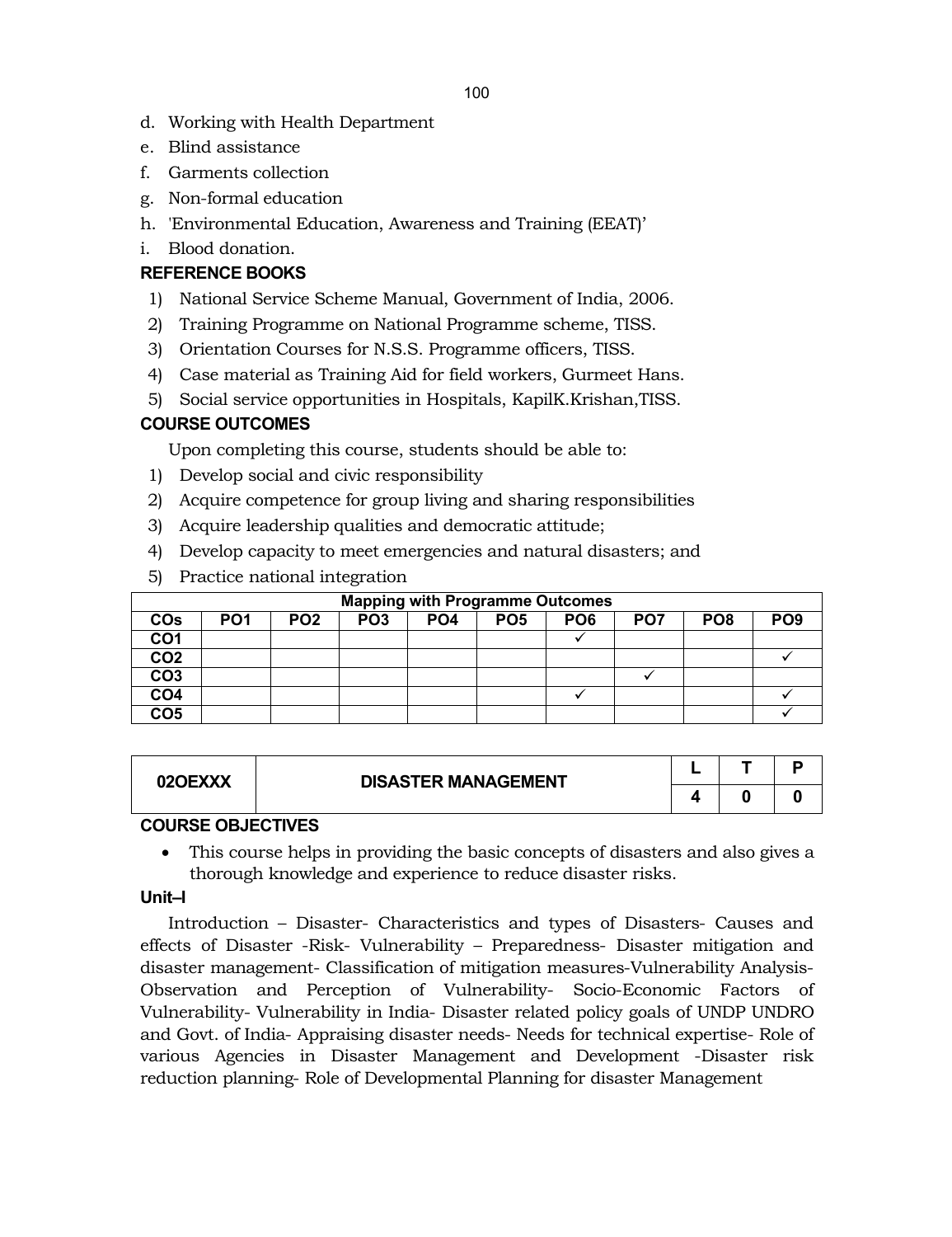d. Working with Health Department
e. Blind assistance
f. Garments collection
g. Non-formal education
h. 'Environmental Education, Awareness and Training (EEAT)'
i. Blood donation.

**REFERENCE BOOKS**

1) National Service Scheme Manual, Government of India, 2006.
2) Training Programme on National Programme scheme, TISS.
3) Orientation Courses for N.S.S. Programme officers, TISS.
4) Case material as Training Aid for field workers, Gurmeet Hans.
5) Social service opportunities in Hospitals, KapilK.Krishan,TISS.

**COURSE OUTCOMES**

Upon completing this course, students should be able to:

1) Develop social and civic responsibility
2) Acquire competence for group living and sharing responsibilities
3) Acquire leadership qualities and democratic attitude;
4) Develop capacity to meet emergencies and natural disasters; and
5) Practice national integration

| Mapping with Programme Outcomes | | | | | | | | | |
|---|---|---|---|---|---|---|---|---|---|
| COs | PO1 | PO2 | PO3 | PO4 | PO5 | PO6 | PO7 | PO8 | PO9 |
| CO1 | | | | | | ✓ | | | |
| CO2 | | | | | | | | | ✓ |
| CO3 | | | | | | | ✓ | | |
| CO4 | | | | | | ✓ | | | ✓ |
| CO5 | | | | | | | | | ✓ |

| 02OEXXX | DISASTER MANAGEMENT | L | T | P |
|---|---|---|---|---|
| | | 4 | 0 | 0 |

**COURSE OBJECTIVES**

- This course helps in providing the basic concepts of disasters and also gives a thorough knowledge and experience to reduce disaster risks.

**Unit–I**

Introduction – Disaster- Characteristics and types of Disasters- Causes and effects of Disaster -Risk- Vulnerability – Preparedness- Disaster mitigation and disaster management- Classification of mitigation measures-Vulnerability Analysis- Observation and Perception of Vulnerability- Socio-Economic Factors of Vulnerability- Vulnerability in India- Disaster related policy goals of UNDP UNDRO and Govt. of India- Appraising disaster needs- Needs for technical expertise- Role of various Agencies in Disaster Management and Development -Disaster risk reduction planning- Role of Developmental Planning for disaster Management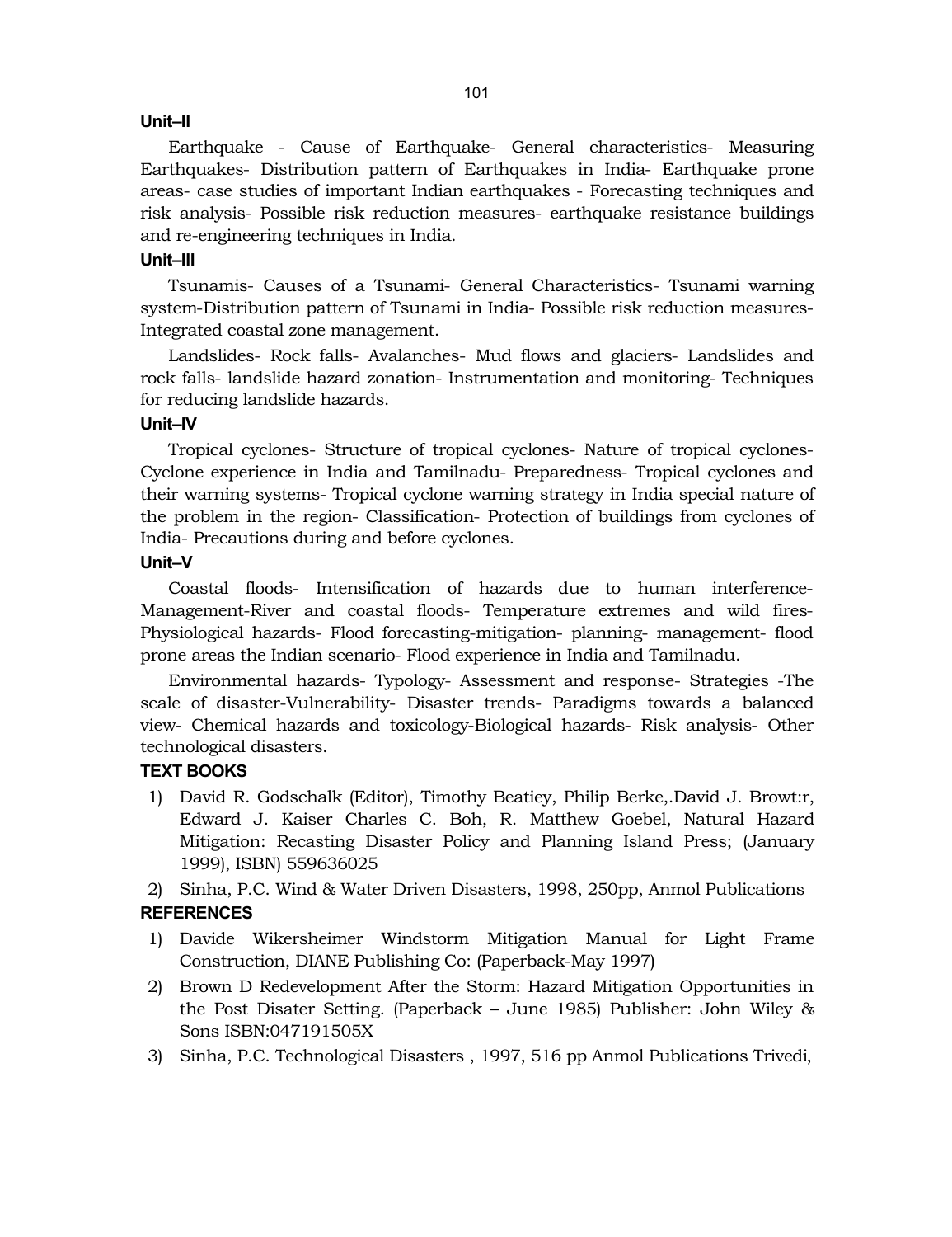**Unit–II**

Earthquake - Cause of Earthquake- General characteristics- Measuring Earthquakes- Distribution pattern of Earthquakes in India- Earthquake prone areas- case studies of important Indian earthquakes - Forecasting techniques and risk analysis- Possible risk reduction measures- earthquake resistance buildings and re-engineering techniques in India.

**Unit–III**

Tsunamis- Causes of a Tsunami- General Characteristics- Tsunami warning system-Distribution pattern of Tsunami in India- Possible risk reduction measures- Integrated coastal zone management.

Landslides- Rock falls- Avalanches- Mud flows and glaciers- Landslides and rock falls- landslide hazard zonation- Instrumentation and monitoring- Techniques for reducing landslide hazards.

**Unit–IV**

Tropical cyclones- Structure of tropical cyclones- Nature of tropical cyclones- Cyclone experience in India and Tamilnadu- Preparedness- Tropical cyclones and their warning systems- Tropical cyclone warning strategy in India special nature of the problem in the region- Classification- Protection of buildings from cyclones of India- Precautions during and before cyclones.

**Unit–V**

Coastal floods- Intensification of hazards due to human interference- Management-River and coastal floods- Temperature extremes and wild fires- Physiological hazards- Flood forecasting-mitigation- planning- management- flood prone areas the Indian scenario- Flood experience in India and Tamilnadu.

Environmental hazards- Typology- Assessment and response- Strategies -The scale of disaster-Vulnerability- Disaster trends- Paradigms towards a balanced view- Chemical hazards and toxicology-Biological hazards- Risk analysis- Other technological disasters.

**TEXT BOOKS**

1) David R. Godschalk (Editor), Timothy Beatiey, Philip Berke,.David J. Browt:r, Edward J. Kaiser Charles C. Boh, R. Matthew Goebel, Natural Hazard Mitigation: Recasting Disaster Policy and Planning Island Press; (January 1999), ISBN) 559636025
2) Sinha, P.C. Wind & Water Driven Disasters, 1998, 250pp, Anmol Publications

**REFERENCES**

1) Davide Wikersheimer Windstorm Mitigation Manual for Light Frame Construction, DIANE Publishing Co: (Paperback-May 1997)
2) Brown D Redevelopment After the Storm: Hazard Mitigation Opportunities in the Post Disater Setting. (Paperback – June 1985) Publisher: John Wiley & Sons ISBN:047191505X
3) Sinha, P.C. Technological Disasters , 1997, 516 pp Anmol Publications Trivedi,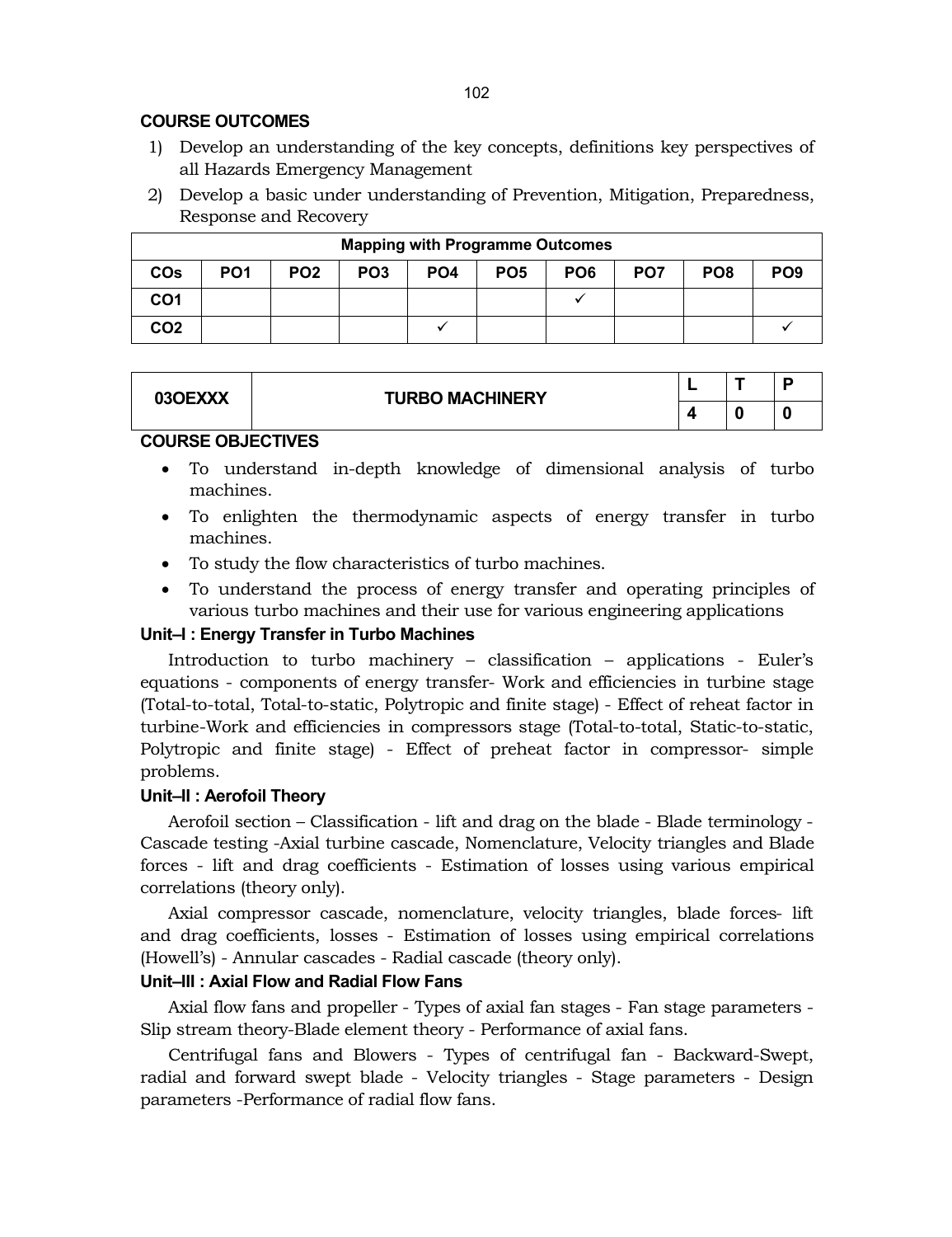**COURSE OUTCOMES**

1) Develop an understanding of the key concepts, definitions key perspectives of all Hazards Emergency Management
2) Develop a basic under understanding of Prevention, Mitigation, Preparedness, Response and Recovery

| Mapping with Programme Outcomes | | | | | | | | | |
|---|---|---|---|---|---|---|---|---|---|
| COs | PO1 | PO2 | PO3 | PO4 | PO5 | PO6 | PO7 | PO8 | PO9 |
| CO1 | | | | | | ✓ | | | |
| CO2 | | | | ✓ | | | | | ✓ |

| 03OEXXX | TURBO MACHINERY | L | T | P |
|---|---|---|---|---|
| | | 4 | 0 | 0 |

**COURSE OBJECTIVES**

- To understand in-depth knowledge of dimensional analysis of turbo machines.
- To enlighten the thermodynamic aspects of energy transfer in turbo machines.
- To study the flow characteristics of turbo machines.
- To understand the process of energy transfer and operating principles of various turbo machines and their use for various engineering applications

**Unit–I : Energy Transfer in Turbo Machines**

Introduction to turbo machinery – classification – applications - Euler's equations - components of energy transfer- Work and efficiencies in turbine stage (Total-to-total, Total-to-static, Polytropic and finite stage) - Effect of reheat factor in turbine-Work and efficiencies in compressors stage (Total-to-total, Static-to-static, Polytropic and finite stage) - Effect of preheat factor in compressor- simple problems.

**Unit–II : Aerofoil Theory**

Aerofoil section – Classification - lift and drag on the blade - Blade terminology - Cascade testing -Axial turbine cascade, Nomenclature, Velocity triangles and Blade forces - lift and drag coefficients - Estimation of losses using various empirical correlations (theory only).

Axial compressor cascade, nomenclature, velocity triangles, blade forces- lift and drag coefficients, losses - Estimation of losses using empirical correlations (Howell's) - Annular cascades - Radial cascade (theory only).

**Unit–III : Axial Flow and Radial Flow Fans**

Axial flow fans and propeller - Types of axial fan stages - Fan stage parameters - Slip stream theory-Blade element theory - Performance of axial fans.

Centrifugal fans and Blowers - Types of centrifugal fan - Backward-Swept, radial and forward swept blade - Velocity triangles - Stage parameters - Design parameters -Performance of radial flow fans.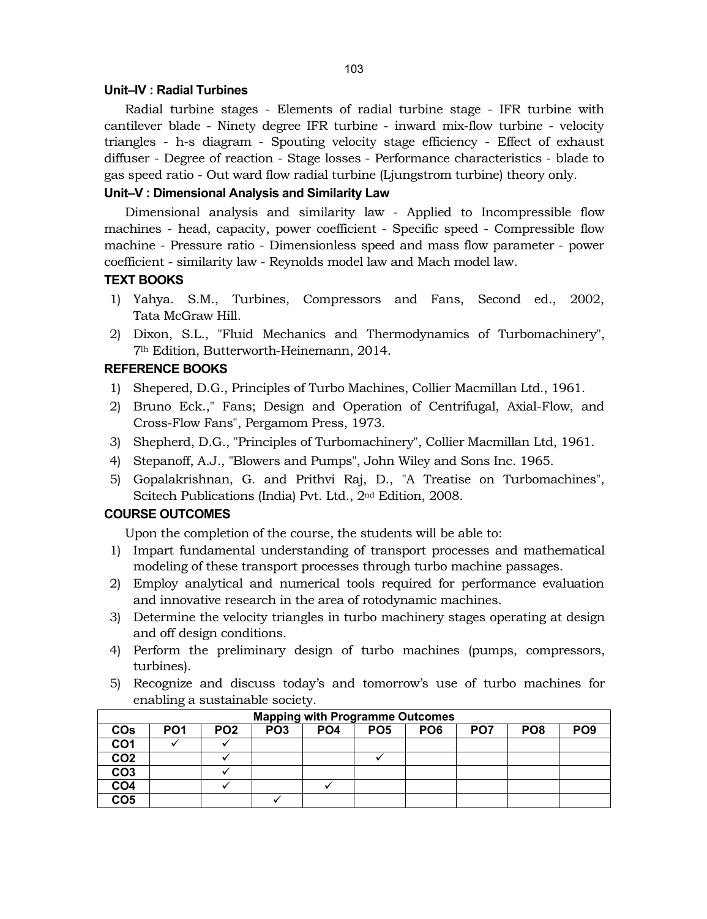### Unit–IV : Radial Turbines

Radial turbine stages - Elements of radial turbine stage - IFR turbine with cantilever blade - Ninety degree IFR turbine - inward mix-flow turbine - velocity triangles - h-s diagram - Spouting velocity stage efficiency - Effect of exhaust diffuser - Degree of reaction - Stage losses - Performance characteristics - blade to gas speed ratio - Out ward flow radial turbine (Ljungstrom turbine) theory only.

### Unit–V : Dimensional Analysis and Similarity Law

Dimensional analysis and similarity law - Applied to Incompressible flow machines - head, capacity, power coefficient - Specific speed - Compressible flow machine - Pressure ratio - Dimensionless speed and mass flow parameter - power coefficient - similarity law - Reynolds model law and Mach model law.

### TEXT BOOKS

1) Yahya. S.M., Turbines, Compressors and Fans, Second ed., 2002, Tata McGraw Hill.
2) Dixon, S.L., "Fluid Mechanics and Thermodynamics of Turbomachinery", 7th Edition, Butterworth-Heinemann, 2014.

### REFERENCE BOOKS

1) Shepered, D.G., Principles of Turbo Machines, Collier Macmillan Ltd., 1961.
2) Bruno Eck.," Fans; Design and Operation of Centrifugal, Axial-Flow, and Cross-Flow Fans", Pergamom Press, 1973.
3) Shepherd, D.G., "Principles of Turbomachinery", Collier Macmillan Ltd, 1961.
4) Stepanoff, A.J., "Blowers and Pumps", John Wiley and Sons Inc. 1965.
5) Gopalakrishnan, G. and Prithvi Raj, D., "A Treatise on Turbomachines", Scitech Publications (India) Pvt. Ltd., 2nd Edition, 2008.

### COURSE OUTCOMES

Upon the completion of the course, the students will be able to:

1) Impart fundamental understanding of transport processes and mathematical modeling of these transport processes through turbo machine passages.
2) Employ analytical and numerical tools required for performance evaluation and innovative research in the area of rotodynamic machines.
3) Determine the velocity triangles in turbo machinery stages operating at design and off design conditions.
4) Perform the preliminary design of turbo machines (pumps, compressors, turbines).
5) Recognize and discuss today's and tomorrow's use of turbo machines for enabling a sustainable society.

| Mapping with Programme Outcomes | | | | | | | | | |
|---|---|---|---|---|---|---|---|---|---|
| COs | PO1 | PO2 | PO3 | PO4 | PO5 | PO6 | PO7 | PO8 | PO9 |
| CO1 | ✓ | ✓ | | | | | | | |
| CO2 | | ✓ | | | ✓ | | | | |
| CO3 | | ✓ | | | | | | | |
| CO4 | | ✓ | | ✓ | | | | | |
| CO5 | | | ✓ | | | | | | |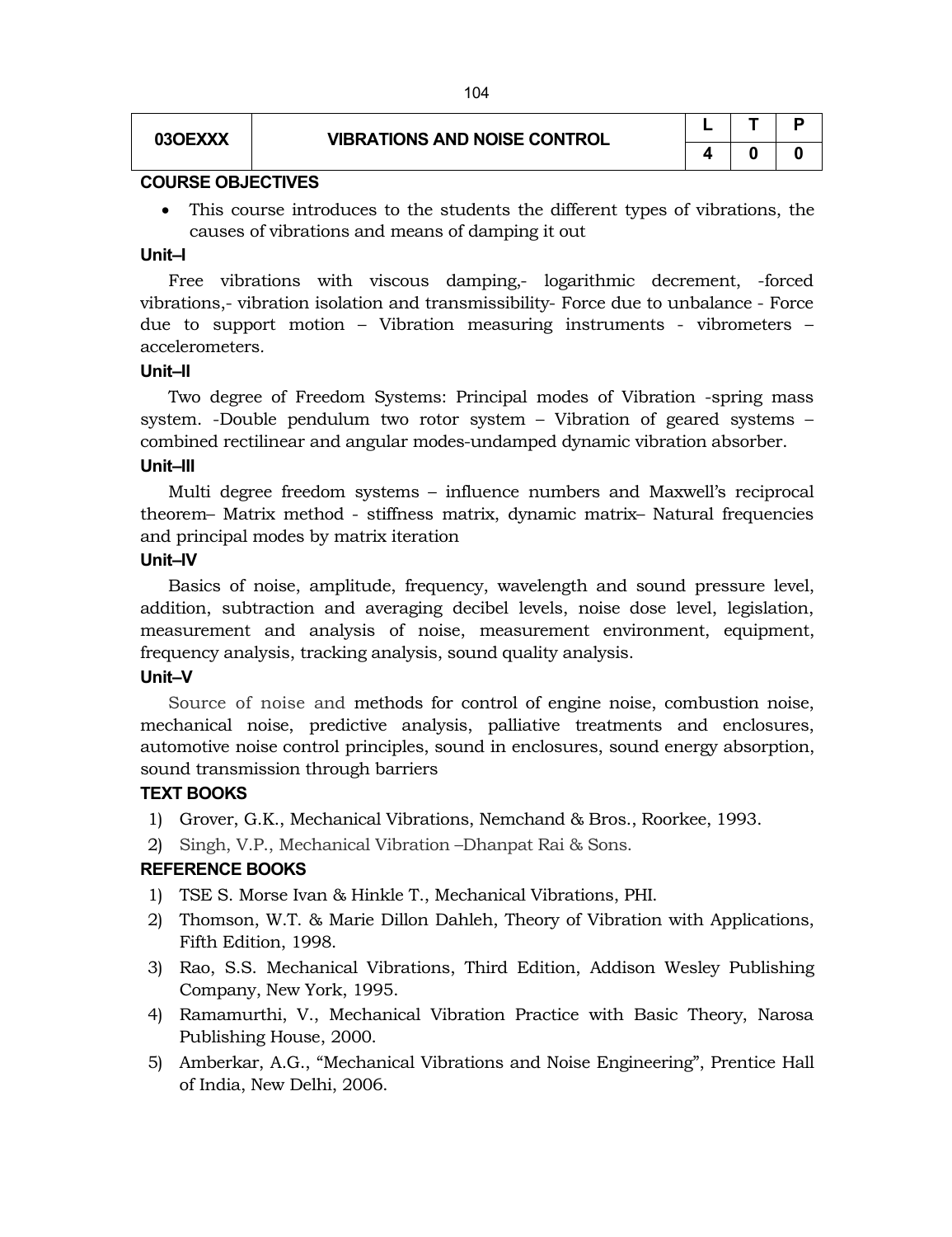| 03OEXXX | VIBRATIONS AND NOISE CONTROL | L | T | P |
|---|---|---|---|---|
| | | 4 | 0 | 0 |

**COURSE OBJECTIVES**

- This course introduces to the students the different types of vibrations, the causes of vibrations and means of damping it out

**Unit–I**

Free vibrations with viscous damping,- logarithmic decrement, -forced vibrations,- vibration isolation and transmissibility- Force due to unbalance - Force due to support motion – Vibration measuring instruments - vibrometers – accelerometers.

**Unit–II**

Two degree of Freedom Systems: Principal modes of Vibration -spring mass system. -Double pendulum two rotor system – Vibration of geared systems – combined rectilinear and angular modes-undamped dynamic vibration absorber.

**Unit–III**

Multi degree freedom systems – influence numbers and Maxwell's reciprocal theorem– Matrix method - stiffness matrix, dynamic matrix– Natural frequencies and principal modes by matrix iteration

**Unit–IV**

Basics of noise, amplitude, frequency, wavelength and sound pressure level, addition, subtraction and averaging decibel levels, noise dose level, legislation, measurement and analysis of noise, measurement environment, equipment, frequency analysis, tracking analysis, sound quality analysis.

**Unit–V**

Source of noise and methods for control of engine noise, combustion noise, mechanical noise, predictive analysis, palliative treatments and enclosures, automotive noise control principles, sound in enclosures, sound energy absorption, sound transmission through barriers

**TEXT BOOKS**

1) Grover, G.K., Mechanical Vibrations, Nemchand & Bros., Roorkee, 1993.
2) Singh, V.P., Mechanical Vibration –Dhanpat Rai & Sons.

**REFERENCE BOOKS**

1) TSE S. Morse Ivan & Hinkle T., Mechanical Vibrations, PHI.
2) Thomson, W.T. & Marie Dillon Dahleh, Theory of Vibration with Applications, Fifth Edition, 1998.
3) Rao, S.S. Mechanical Vibrations, Third Edition, Addison Wesley Publishing Company, New York, 1995.
4) Ramamurthi, V., Mechanical Vibration Practice with Basic Theory, Narosa Publishing House, 2000.
5) Amberkar, A.G., "Mechanical Vibrations and Noise Engineering", Prentice Hall of India, New Delhi, 2006.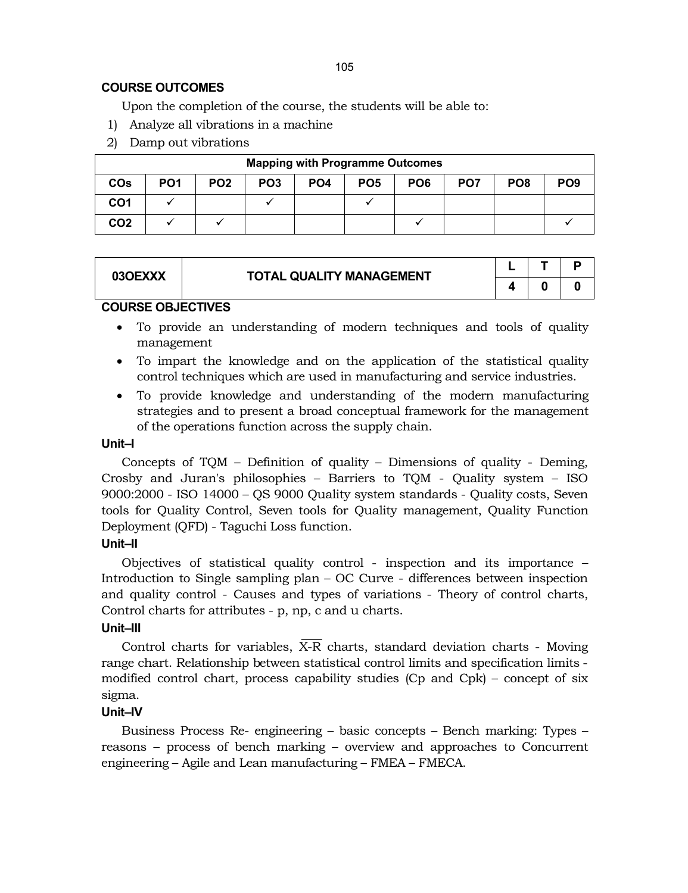### COURSE OUTCOMES

Upon the completion of the course, the students will be able to:

1) Analyze all vibrations in a machine
2) Damp out vibrations

| Mapping with Programme Outcomes | | | | | | | | | |
|---|---|---|---|---|---|---|---|---|---|
| **COs** | **PO1** | **PO2** | **PO3** | **PO4** | **PO5** | **PO6** | **PO7** | **PO8** | **PO9** |
| **CO1** | ✓ | | ✓ | | ✓ | | | | |
| **CO2** | ✓ | ✓ | | | | ✓ | | | ✓ |

| 03OEXXX | TOTAL QUALITY MANAGEMENT | L | T | P |
|---|---|---|---|---|
| | | 4 | 0 | 0 |

### COURSE OBJECTIVES

- To provide an understanding of modern techniques and tools of quality management
- To impart the knowledge and on the application of the statistical quality control techniques which are used in manufacturing and service industries.
- To provide knowledge and understanding of the modern manufacturing strategies and to present a broad conceptual framework for the management of the operations function across the supply chain.

**Unit–I**

Concepts of TQM – Definition of quality – Dimensions of quality - Deming, Crosby and Juran's philosophies – Barriers to TQM - Quality system – ISO 9000:2000 - ISO 14000 – QS 9000 Quality system standards - Quality costs, Seven tools for Quality Control, Seven tools for Quality management, Quality Function Deployment (QFD) - Taguchi Loss function.

**Unit–II**

Objectives of statistical quality control - inspection and its importance – Introduction to Single sampling plan – OC Curve - differences between inspection and quality control - Causes and types of variations - Theory of control charts, Control charts for attributes - p, np, c and u charts.

**Unit–III**

Control charts for variables, $\overline{X\text{-}R}$ charts, standard deviation charts - Moving range chart. Relationship between statistical control limits and specification limits - modified control chart, process capability studies (Cp and Cpk) – concept of six sigma.

**Unit–IV**

Business Process Re- engineering – basic concepts – Bench marking: Types – reasons – process of bench marking – overview and approaches to Concurrent engineering – Agile and Lean manufacturing – FMEA – FMECA.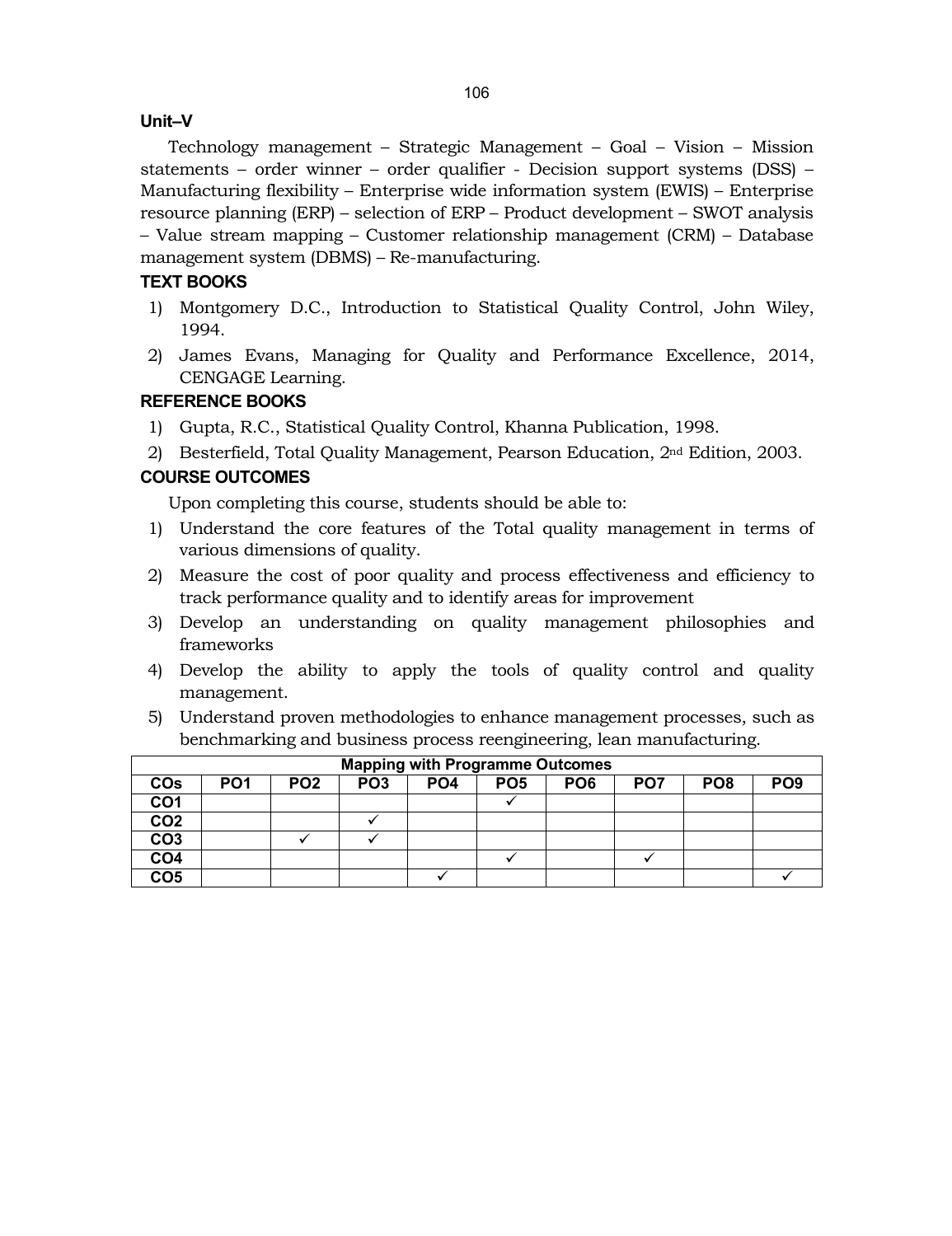**Unit–V**

Technology management – Strategic Management – Goal – Vision – Mission statements – order winner – order qualifier - Decision support systems (DSS) – Manufacturing flexibility – Enterprise wide information system (EWIS) – Enterprise resource planning (ERP) – selection of ERP – Product development – SWOT analysis – Value stream mapping – Customer relationship management (CRM) – Database management system (DBMS) – Re-manufacturing.

**TEXT BOOKS**

1) Montgomery D.C., Introduction to Statistical Quality Control, John Wiley, 1994.
2) James Evans, Managing for Quality and Performance Excellence, 2014, CENGAGE Learning.

**REFERENCE BOOKS**

1) Gupta, R.C., Statistical Quality Control, Khanna Publication, 1998.
2) Besterfield, Total Quality Management, Pearson Education, 2nd Edition, 2003.

**COURSE OUTCOMES**

Upon completing this course, students should be able to:

1) Understand the core features of the Total quality management in terms of various dimensions of quality.
2) Measure the cost of poor quality and process effectiveness and efficiency to track performance quality and to identify areas for improvement
3) Develop an understanding on quality management philosophies and frameworks
4) Develop the ability to apply the tools of quality control and quality management.
5) Understand proven methodologies to enhance management processes, such as benchmarking and business process reengineering, lean manufacturing.

| Mapping with Programme Outcomes | | | | | | | | | |
|---|---|---|---|---|---|---|---|---|---|
| **COs** | **PO1** | **PO2** | **PO3** | **PO4** | **PO5** | **PO6** | **PO7** | **PO8** | **PO9** |
| **CO1** | | | | | ✓ | | | | |
| **CO2** | | | ✓ | | | | | | |
| **CO3** | | ✓ | ✓ | | | | | | |
| **CO4** | | | | | ✓ | | ✓ | | |
| **CO5** | | | | ✓ | | | | | ✓ |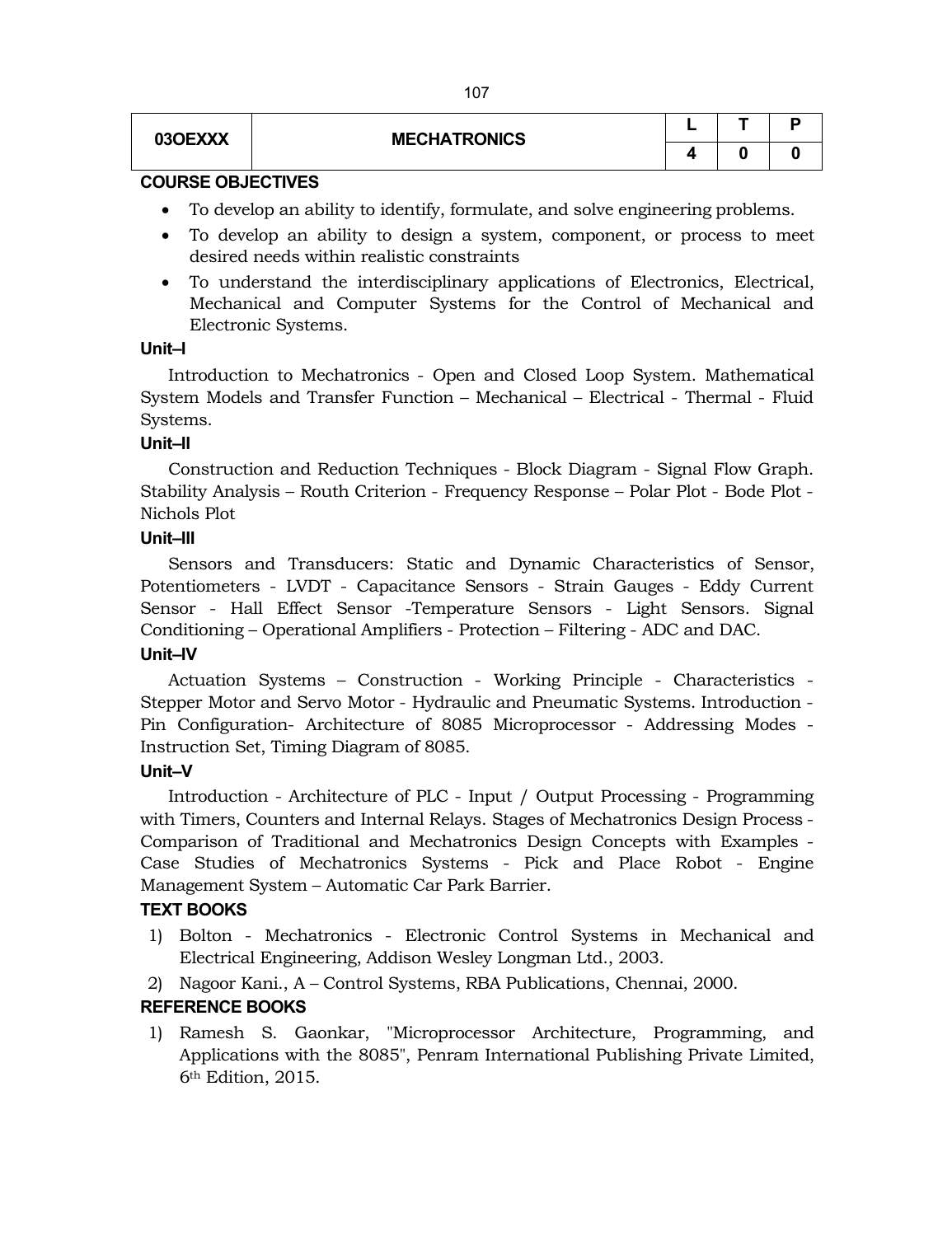| 03OEXXX | MECHATRONICS | L | T | P |
|---|---|---|---|---|
| | | 4 | 0 | 0 |

**COURSE OBJECTIVES**

- To develop an ability to identify, formulate, and solve engineering problems.
- To develop an ability to design a system, component, or process to meet desired needs within realistic constraints
- To understand the interdisciplinary applications of Electronics, Electrical, Mechanical and Computer Systems for the Control of Mechanical and Electronic Systems.

**Unit–I**

Introduction to Mechatronics - Open and Closed Loop System. Mathematical System Models and Transfer Function – Mechanical – Electrical - Thermal - Fluid Systems.

**Unit–II**

Construction and Reduction Techniques - Block Diagram - Signal Flow Graph. Stability Analysis – Routh Criterion - Frequency Response – Polar Plot - Bode Plot - Nichols Plot

**Unit–III**

Sensors and Transducers: Static and Dynamic Characteristics of Sensor, Potentiometers - LVDT - Capacitance Sensors - Strain Gauges - Eddy Current Sensor - Hall Effect Sensor -Temperature Sensors - Light Sensors. Signal Conditioning – Operational Amplifiers - Protection – Filtering - ADC and DAC.

**Unit–IV**

Actuation Systems – Construction - Working Principle - Characteristics - Stepper Motor and Servo Motor - Hydraulic and Pneumatic Systems. Introduction - Pin Configuration- Architecture of 8085 Microprocessor - Addressing Modes - Instruction Set, Timing Diagram of 8085.

**Unit–V**

Introduction - Architecture of PLC - Input / Output Processing - Programming with Timers, Counters and Internal Relays. Stages of Mechatronics Design Process - Comparison of Traditional and Mechatronics Design Concepts with Examples - Case Studies of Mechatronics Systems - Pick and Place Robot - Engine Management System – Automatic Car Park Barrier.

**TEXT BOOKS**

1) Bolton - Mechatronics - Electronic Control Systems in Mechanical and Electrical Engineering, Addison Wesley Longman Ltd., 2003.
2) Nagoor Kani., A – Control Systems, RBA Publications, Chennai, 2000.

**REFERENCE BOOKS**

1) Ramesh S. Gaonkar, "Microprocessor Architecture, Programming, and Applications with the 8085", Penram International Publishing Private Limited, 6th Edition, 2015.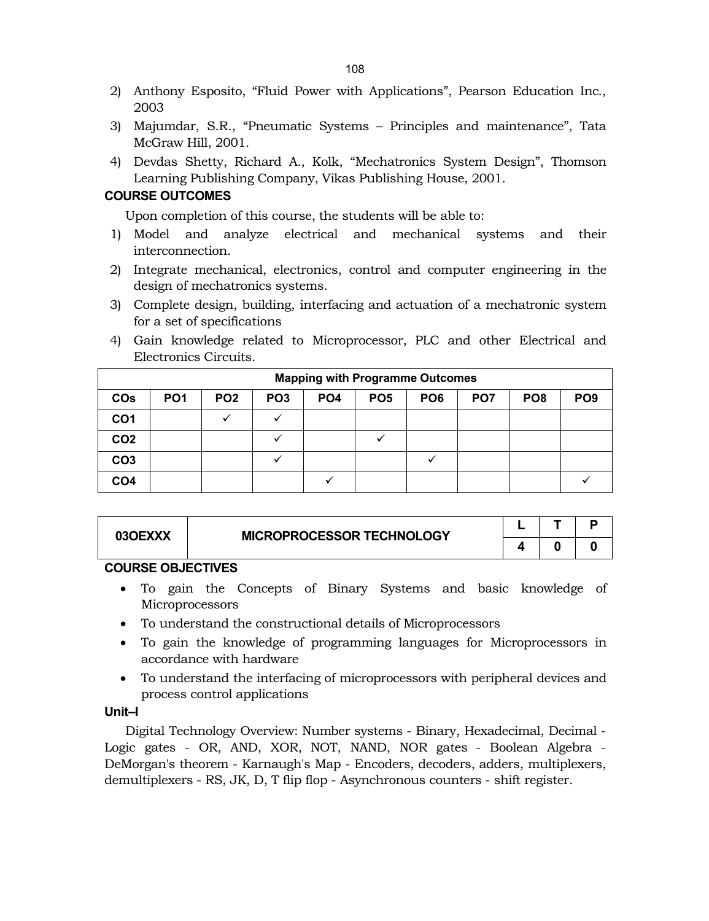2) Anthony Esposito, "Fluid Power with Applications", Pearson Education Inc., 2003
3) Majumdar, S.R., "Pneumatic Systems – Principles and maintenance", Tata McGraw Hill, 2001.
4) Devdas Shetty, Richard A., Kolk, "Mechatronics System Design", Thomson Learning Publishing Company, Vikas Publishing House, 2001.

### COURSE OUTCOMES

Upon completion of this course, the students will be able to:

1) Model and analyze electrical and mechanical systems and their interconnection.
2) Integrate mechanical, electronics, control and computer engineering in the design of mechatronics systems.
3) Complete design, building, interfacing and actuation of a mechatronic system for a set of specifications
4) Gain knowledge related to Microprocessor, PLC and other Electrical and Electronics Circuits.

| Mapping with Programme Outcomes | | | | | | | | | |
|---|---|---|---|---|---|---|---|---|---|
| **COs** | **PO1** | **PO2** | **PO3** | **PO4** | **PO5** | **PO6** | **PO7** | **PO8** | **PO9** |
| **CO1** | | ✓ | ✓ | | | | | | |
| **CO2** | | | ✓ | | ✓ | | | | |
| **CO3** | | | ✓ | | | ✓ | | | |
| **CO4** | | | | ✓ | | | | | ✓ |

| 03OEXXX | MICROPROCESSOR TECHNOLOGY | L | T | P |
|---|---|---|---|---|
| | | 4 | 0 | 0 |

### COURSE OBJECTIVES

- To gain the Concepts of Binary Systems and basic knowledge of Microprocessors
- To understand the constructional details of Microprocessors
- To gain the knowledge of programming languages for Microprocessors in accordance with hardware
- To understand the interfacing of microprocessors with peripheral devices and process control applications

### Unit–I

Digital Technology Overview: Number systems - Binary, Hexadecimal, Decimal - Logic gates - OR, AND, XOR, NOT, NAND, NOR gates - Boolean Algebra - DeMorgan's theorem - Karnaugh's Map - Encoders, decoders, adders, multiplexers, demultiplexers - RS, JK, D, T flip flop - Asynchronous counters - shift register.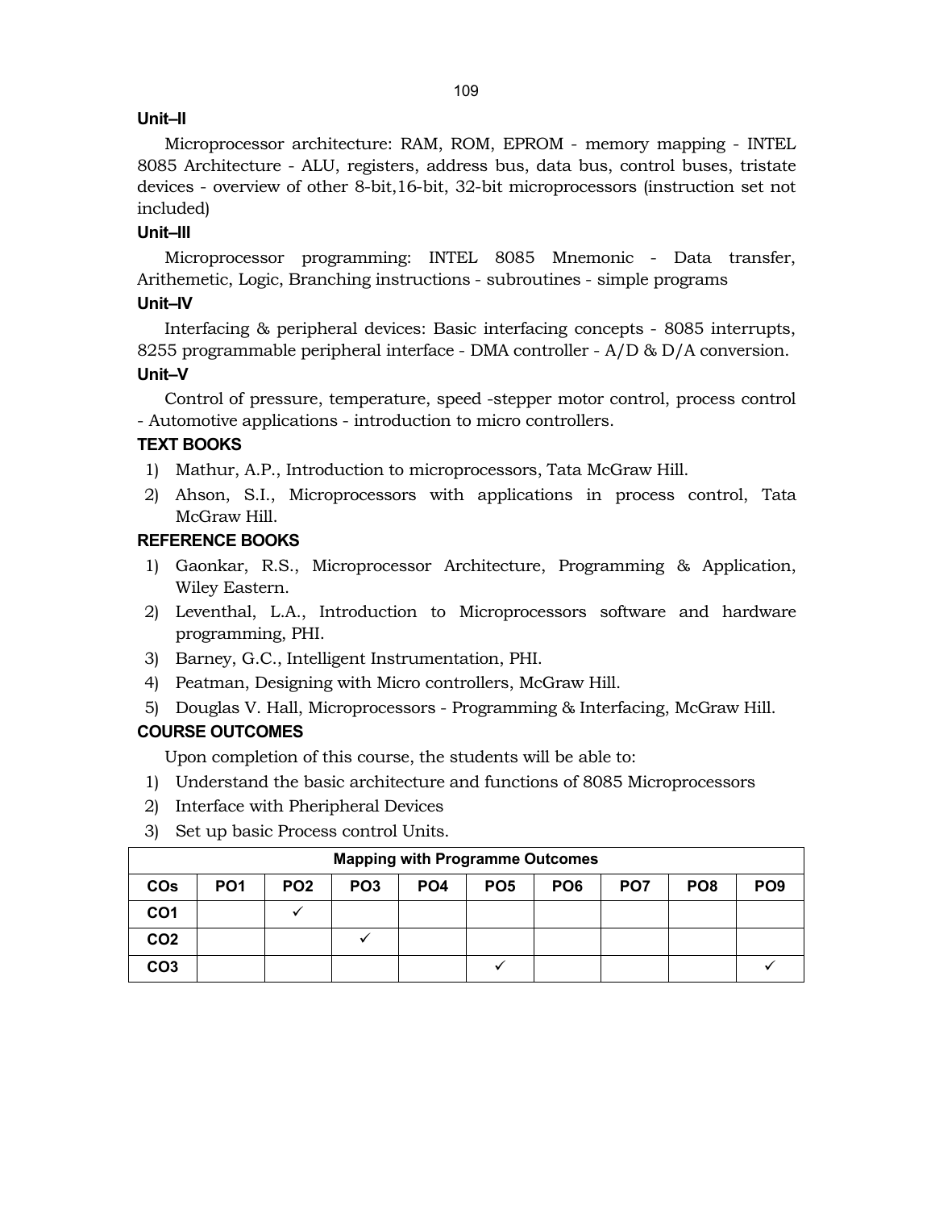**Unit–II**

Microprocessor architecture: RAM, ROM, EPROM - memory mapping - INTEL 8085 Architecture - ALU, registers, address bus, data bus, control buses, tristate devices - overview of other 8-bit,16-bit, 32-bit microprocessors (instruction set not included)

**Unit–III**

Microprocessor programming: INTEL 8085 Mnemonic - Data transfer, Arithemetic, Logic, Branching instructions - subroutines - simple programs

**Unit–IV**

Interfacing & peripheral devices: Basic interfacing concepts - 8085 interrupts, 8255 programmable peripheral interface - DMA controller - A/D & D/A conversion.

**Unit–V**

Control of pressure, temperature, speed -stepper motor control, process control - Automotive applications - introduction to micro controllers.

**TEXT BOOKS**

1) Mathur, A.P., Introduction to microprocessors, Tata McGraw Hill.
2) Ahson, S.I., Microprocessors with applications in process control, Tata McGraw Hill.

**REFERENCE BOOKS**

1) Gaonkar, R.S., Microprocessor Architecture, Programming & Application, Wiley Eastern.
2) Leventhal, L.A., Introduction to Microprocessors software and hardware programming, PHI.
3) Barney, G.C., Intelligent Instrumentation, PHI.
4) Peatman, Designing with Micro controllers, McGraw Hill.
5) Douglas V. Hall, Microprocessors - Programming & Interfacing, McGraw Hill.

**COURSE OUTCOMES**

Upon completion of this course, the students will be able to:

1) Understand the basic architecture and functions of 8085 Microprocessors
2) Interface with Pheripheral Devices
3) Set up basic Process control Units.

| Mapping with Programme Outcomes | | | | | | | | | |
|---|---|---|---|---|---|---|---|---|---|
| COs | PO1 | PO2 | PO3 | PO4 | PO5 | PO6 | PO7 | PO8 | PO9 |
| CO1 | | ✓ | | | | | | | |
| CO2 | | | ✓ | | | | | | |
| CO3 | | | | | ✓ | | | | ✓ |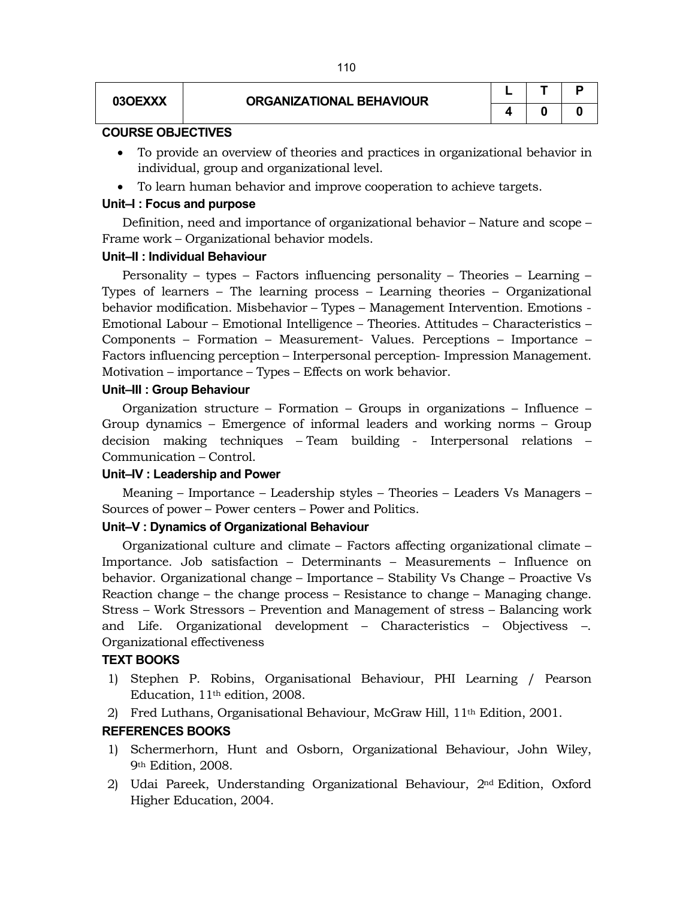| 03OEXXX | ORGANIZATIONAL BEHAVIOUR | L | T | P |
|---|---|---|---|---|
| | | 4 | 0 | 0 |

**COURSE OBJECTIVES**

- To provide an overview of theories and practices in organizational behavior in individual, group and organizational level.
- To learn human behavior and improve cooperation to achieve targets.

**Unit–I : Focus and purpose**

Definition, need and importance of organizational behavior – Nature and scope – Frame work – Organizational behavior models.

**Unit–II : Individual Behaviour**

Personality – types – Factors influencing personality – Theories – Learning – Types of learners – The learning process – Learning theories – Organizational behavior modification. Misbehavior – Types – Management Intervention. Emotions - Emotional Labour – Emotional Intelligence – Theories. Attitudes – Characteristics – Components – Formation – Measurement- Values. Perceptions – Importance – Factors influencing perception – Interpersonal perception- Impression Management. Motivation – importance – Types – Effects on work behavior.

**Unit–III : Group Behaviour**

Organization structure – Formation – Groups in organizations – Influence – Group dynamics – Emergence of informal leaders and working norms – Group decision making techniques – Team building - Interpersonal relations – Communication – Control.

**Unit–IV : Leadership and Power**

Meaning – Importance – Leadership styles – Theories – Leaders Vs Managers – Sources of power – Power centers – Power and Politics.

**Unit–V : Dynamics of Organizational Behaviour**

Organizational culture and climate – Factors affecting organizational climate – Importance. Job satisfaction – Determinants – Measurements – Influence on behavior. Organizational change – Importance – Stability Vs Change – Proactive Vs Reaction change – the change process – Resistance to change – Managing change. Stress – Work Stressors – Prevention and Management of stress – Balancing work and Life. Organizational development – Characteristics – Objectivess –. Organizational effectiveness

**TEXT BOOKS**

1) Stephen P. Robins, Organisational Behaviour, PHI Learning / Pearson Education, 11th edition, 2008.
2) Fred Luthans, Organisational Behaviour, McGraw Hill, 11th Edition, 2001.

**REFERENCES BOOKS**

1) Schermerhorn, Hunt and Osborn, Organizational Behaviour, John Wiley, 9th Edition, 2008.
2) Udai Pareek, Understanding Organizational Behaviour, 2nd Edition, Oxford Higher Education, 2004.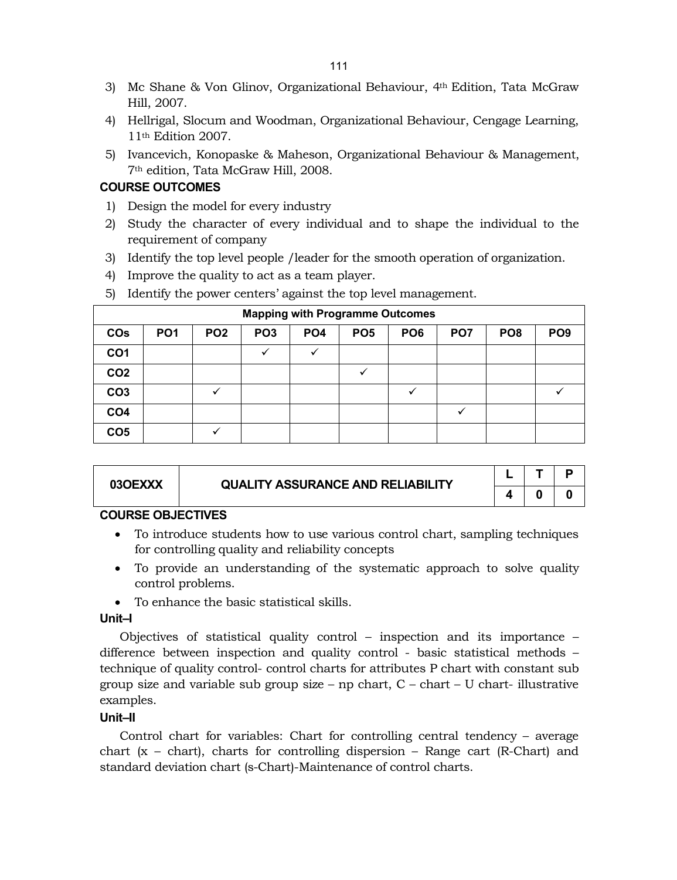3) Mc Shane & Von Glinov, Organizational Behaviour, 4th Edition, Tata McGraw Hill, 2007.
4) Hellrigal, Slocum and Woodman, Organizational Behaviour, Cengage Learning, 11th Edition 2007.
5) Ivancevich, Konopaske & Maheson, Organizational Behaviour & Management, 7th edition, Tata McGraw Hill, 2008.

**COURSE OUTCOMES**

1) Design the model for every industry
2) Study the character of every individual and to shape the individual to the requirement of company
3) Identify the top level people /leader for the smooth operation of organization.
4) Improve the quality to act as a team player.
5) Identify the power centers' against the top level management.

| Mapping with Programme Outcomes | | | | | | | | | |
|---|---|---|---|---|---|---|---|---|---|
| **COs** | **PO1** | **PO2** | **PO3** | **PO4** | **PO5** | **PO6** | **PO7** | **PO8** | **PO9** |
| **CO1** | | | ✓ | ✓ | | | | | |
| **CO2** | | | | | ✓ | | | | |
| **CO3** | | ✓ | | | | ✓ | | | ✓ |
| **CO4** | | | | | | | ✓ | | |
| **CO5** | | ✓ | | | | | | | |

| 03OEXXX | QUALITY ASSURANCE AND RELIABILITY | L | T | P |
|---|---|---|---|---|
| | | 4 | 0 | 0 |

**COURSE OBJECTIVES**

- To introduce students how to use various control chart, sampling techniques for controlling quality and reliability concepts
- To provide an understanding of the systematic approach to solve quality control problems.
- To enhance the basic statistical skills.

**Unit–I**

Objectives of statistical quality control – inspection and its importance – difference between inspection and quality control - basic statistical methods – technique of quality control- control charts for attributes P chart with constant sub group size and variable sub group size – np chart, C – chart – U chart- illustrative examples.

**Unit–II**

Control chart for variables: Chart for controlling central tendency – average chart (x – chart), charts for controlling dispersion – Range cart (R-Chart) and standard deviation chart (s-Chart)-Maintenance of control charts.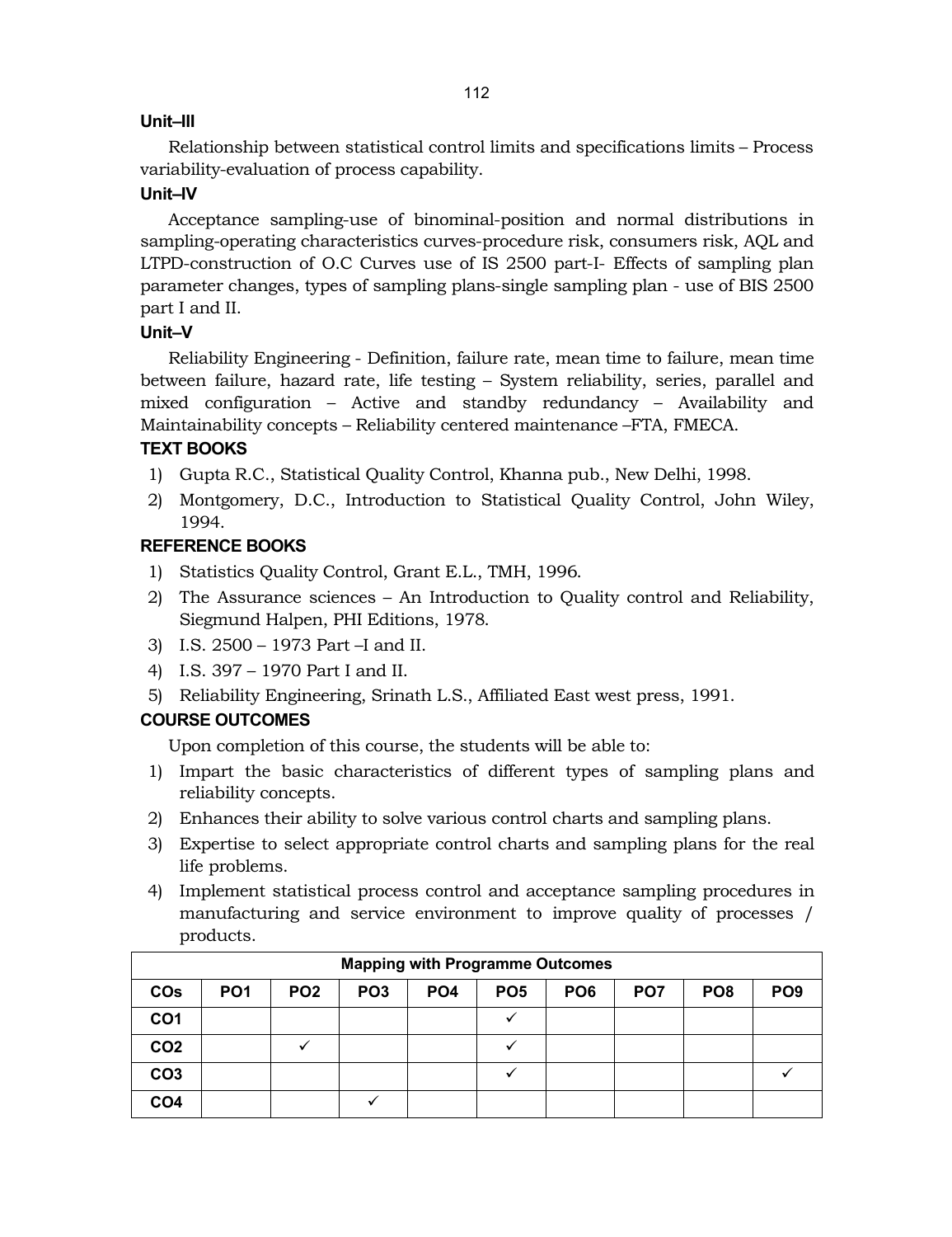**Unit–III**

Relationship between statistical control limits and specifications limits – Process variability-evaluation of process capability.

**Unit–IV**

Acceptance sampling-use of binominal-position and normal distributions in sampling-operating characteristics curves-procedure risk, consumers risk, AQL and LTPD-construction of O.C Curves use of IS 2500 part-I- Effects of sampling plan parameter changes, types of sampling plans-single sampling plan - use of BIS 2500 part I and II.

**Unit–V**

Reliability Engineering - Definition, failure rate, mean time to failure, mean time between failure, hazard rate, life testing – System reliability, series, parallel and mixed configuration – Active and standby redundancy – Availability and Maintainability concepts – Reliability centered maintenance –FTA, FMECA.

**TEXT BOOKS**

1) Gupta R.C., Statistical Quality Control, Khanna pub., New Delhi, 1998.
2) Montgomery, D.C., Introduction to Statistical Quality Control, John Wiley, 1994.

**REFERENCE BOOKS**

1) Statistics Quality Control, Grant E.L., TMH, 1996.
2) The Assurance sciences – An Introduction to Quality control and Reliability, Siegmund Halpen, PHI Editions, 1978.
3) I.S. 2500 – 1973 Part –I and II.
4) I.S. 397 – 1970 Part I and II.
5) Reliability Engineering, Srinath L.S., Affiliated East west press, 1991.

**COURSE OUTCOMES**

Upon completion of this course, the students will be able to:

1) Impart the basic characteristics of different types of sampling plans and reliability concepts.
2) Enhances their ability to solve various control charts and sampling plans.
3) Expertise to select appropriate control charts and sampling plans for the real life problems.
4) Implement statistical process control and acceptance sampling procedures in manufacturing and service environment to improve quality of processes / products.

| Mapping with Programme Outcomes | | | | | | | | | |
|---|---|---|---|---|---|---|---|---|---|
| **COs** | **PO1** | **PO2** | **PO3** | **PO4** | **PO5** | **PO6** | **PO7** | **PO8** | **PO9** |
| **CO1** | | | | | ✓ | | | | |
| **CO2** | | ✓ | | | ✓ | | | | |
| **CO3** | | | | | ✓ | | | | ✓ |
| **CO4** | | | ✓ | | | | | | |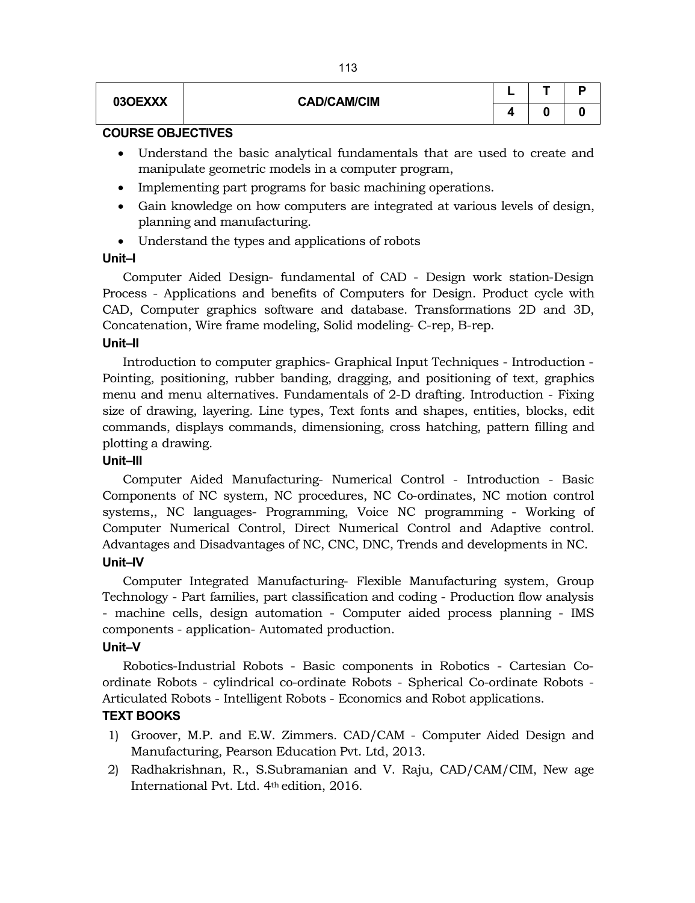| 03OEXXX | CAD/CAM/CIM | L | T | P |
|---|---|---|---|---|
| | | 4 | 0 | 0 |

**COURSE OBJECTIVES**

- Understand the basic analytical fundamentals that are used to create and manipulate geometric models in a computer program,
- Implementing part programs for basic machining operations.
- Gain knowledge on how computers are integrated at various levels of design, planning and manufacturing.
- Understand the types and applications of robots

**Unit–I**

Computer Aided Design- fundamental of CAD - Design work station-Design Process - Applications and benefits of Computers for Design. Product cycle with CAD, Computer graphics software and database. Transformations 2D and 3D, Concatenation, Wire frame modeling, Solid modeling- C-rep, B-rep.

**Unit–II**

Introduction to computer graphics- Graphical Input Techniques - Introduction - Pointing, positioning, rubber banding, dragging, and positioning of text, graphics menu and menu alternatives. Fundamentals of 2-D drafting. Introduction - Fixing size of drawing, layering. Line types, Text fonts and shapes, entities, blocks, edit commands, displays commands, dimensioning, cross hatching, pattern filling and plotting a drawing.

**Unit–III**

Computer Aided Manufacturing- Numerical Control - Introduction - Basic Components of NC system, NC procedures, NC Co-ordinates, NC motion control systems,, NC languages- Programming, Voice NC programming - Working of Computer Numerical Control, Direct Numerical Control and Adaptive control. Advantages and Disadvantages of NC, CNC, DNC, Trends and developments in NC.

**Unit–IV**

Computer Integrated Manufacturing- Flexible Manufacturing system, Group Technology - Part families, part classification and coding - Production flow analysis - machine cells, design automation - Computer aided process planning - IMS components - application- Automated production.

**Unit–V**

Robotics-Industrial Robots - Basic components in Robotics - Cartesian Co-ordinate Robots - cylindrical co-ordinate Robots - Spherical Co-ordinate Robots - Articulated Robots - Intelligent Robots - Economics and Robot applications.

**TEXT BOOKS**

1) Groover, M.P. and E.W. Zimmers. CAD/CAM - Computer Aided Design and Manufacturing, Pearson Education Pvt. Ltd, 2013.
2) Radhakrishnan, R., S.Subramanian and V. Raju, CAD/CAM/CIM, New age International Pvt. Ltd. 4th edition, 2016.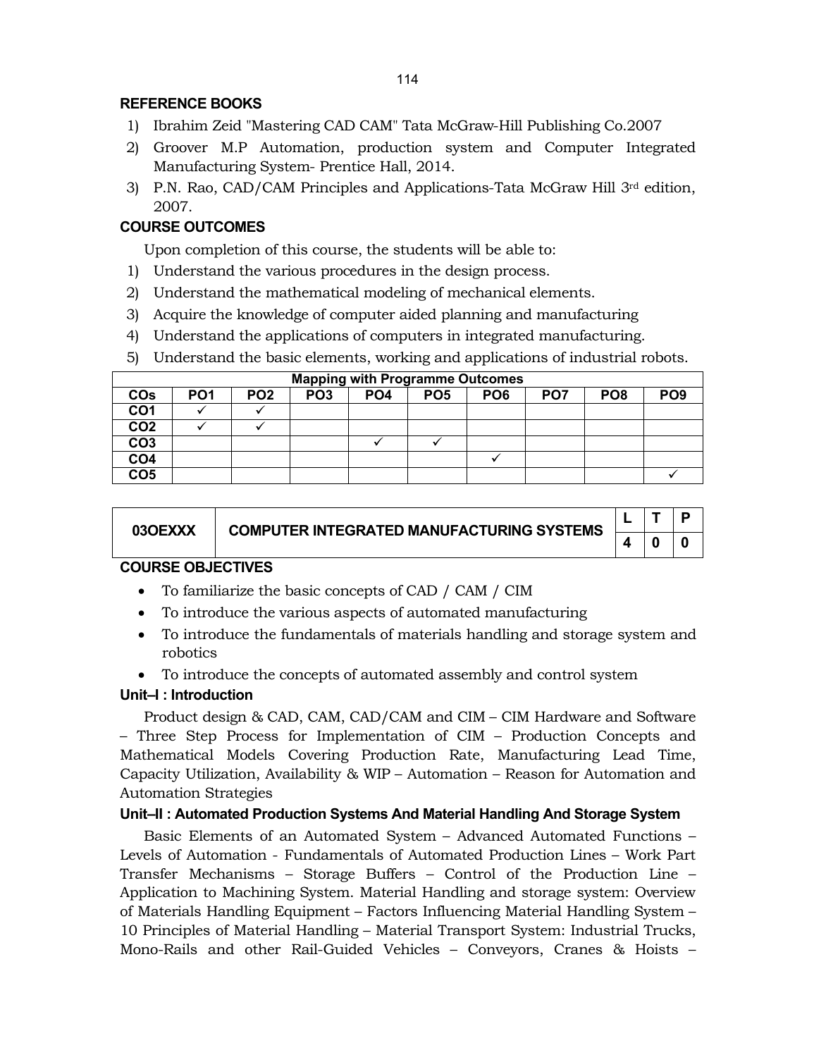## REFERENCE BOOKS

1) Ibrahim Zeid "Mastering CAD CAM" Tata McGraw-Hill Publishing Co.2007
2) Groover M.P Automation, production system and Computer Integrated Manufacturing System- Prentice Hall, 2014.
3) P.N. Rao, CAD/CAM Principles and Applications-Tata McGraw Hill 3rd edition, 2007.

## COURSE OUTCOMES

Upon completion of this course, the students will be able to:

1) Understand the various procedures in the design process.
2) Understand the mathematical modeling of mechanical elements.
3) Acquire the knowledge of computer aided planning and manufacturing
4) Understand the applications of computers in integrated manufacturing.
5) Understand the basic elements, working and applications of industrial robots.

| Mapping with Programme Outcomes | | | | | | | | | |
|---|---|---|---|---|---|---|---|---|---|
| COs | PO1 | PO2 | PO3 | PO4 | PO5 | PO6 | PO7 | PO8 | PO9 |
| CO1 | ✓ | ✓ | | | | | | | |
| CO2 | ✓ | ✓ | | | | | | | |
| CO3 | | | | ✓ | ✓ | | | | |
| CO4 | | | | | | ✓ | | | |
| CO5 | | | | | | | | | ✓ |

| 03OEXXX | COMPUTER INTEGRATED MANUFACTURING SYSTEMS | L | T | P |
|---|---|---|---|---|
| | | 4 | 0 | 0 |

## COURSE OBJECTIVES

- To familiarize the basic concepts of CAD / CAM / CIM
- To introduce the various aspects of automated manufacturing
- To introduce the fundamentals of materials handling and storage system and robotics
- To introduce the concepts of automated assembly and control system

### Unit–I : Introduction

Product design & CAD, CAM, CAD/CAM and CIM – CIM Hardware and Software – Three Step Process for Implementation of CIM – Production Concepts and Mathematical Models Covering Production Rate, Manufacturing Lead Time, Capacity Utilization, Availability & WIP – Automation – Reason for Automation and Automation Strategies

### Unit–II : Automated Production Systems And Material Handling And Storage System

Basic Elements of an Automated System – Advanced Automated Functions – Levels of Automation - Fundamentals of Automated Production Lines – Work Part Transfer Mechanisms – Storage Buffers – Control of the Production Line – Application to Machining System. Material Handling and storage system: Overview of Materials Handling Equipment – Factors Influencing Material Handling System – 10 Principles of Material Handling – Material Transport System: Industrial Trucks, Mono-Rails and other Rail-Guided Vehicles – Conveyors, Cranes & Hoists –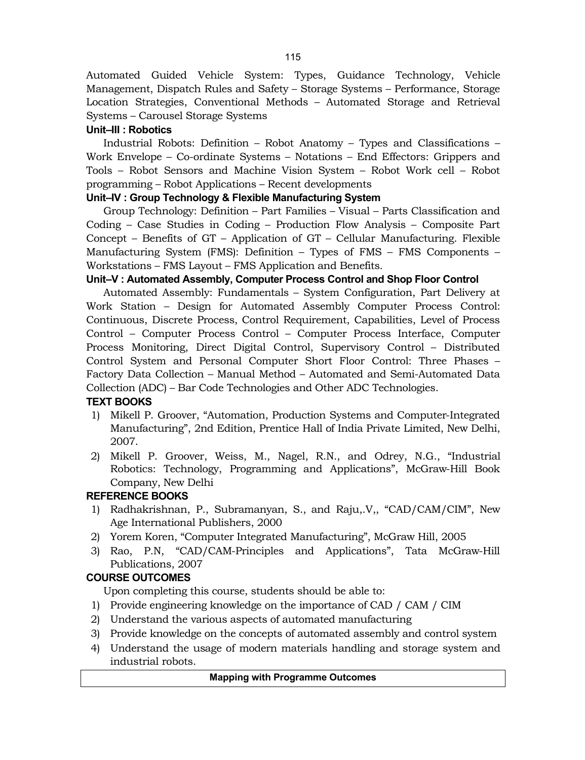Automated Guided Vehicle System: Types, Guidance Technology, Vehicle Management, Dispatch Rules and Safety – Storage Systems – Performance, Storage Location Strategies, Conventional Methods – Automated Storage and Retrieval Systems – Carousel Storage Systems

**Unit–III : Robotics**

Industrial Robots: Definition – Robot Anatomy – Types and Classifications – Work Envelope – Co-ordinate Systems – Notations – End Effectors: Grippers and Tools – Robot Sensors and Machine Vision System – Robot Work cell – Robot programming – Robot Applications – Recent developments

**Unit–IV : Group Technology & Flexible Manufacturing System**

Group Technology: Definition – Part Families – Visual – Parts Classification and Coding – Case Studies in Coding – Production Flow Analysis – Composite Part Concept – Benefits of GT – Application of GT – Cellular Manufacturing. Flexible Manufacturing System (FMS): Definition – Types of FMS – FMS Components – Workstations – FMS Layout – FMS Application and Benefits.

**Unit–V : Automated Assembly, Computer Process Control and Shop Floor Control**

Automated Assembly: Fundamentals – System Configuration, Part Delivery at Work Station – Design for Automated Assembly Computer Process Control: Continuous, Discrete Process, Control Requirement, Capabilities, Level of Process Control – Computer Process Control – Computer Process Interface, Computer Process Monitoring, Direct Digital Control, Supervisory Control – Distributed Control System and Personal Computer Short Floor Control: Three Phases – Factory Data Collection – Manual Method – Automated and Semi-Automated Data Collection (ADC) – Bar Code Technologies and Other ADC Technologies.

**TEXT BOOKS**

1) Mikell P. Groover, "Automation, Production Systems and Computer-Integrated Manufacturing", 2nd Edition, Prentice Hall of India Private Limited, New Delhi, 2007.
2) Mikell P. Groover, Weiss, M., Nagel, R.N., and Odrey, N.G., "Industrial Robotics: Technology, Programming and Applications", McGraw-Hill Book Company, New Delhi

**REFERENCE BOOKS**

1) Radhakrishnan, P., Subramanyan, S., and Raju,.V,, "CAD/CAM/CIM", New Age International Publishers, 2000
2) Yorem Koren, "Computer Integrated Manufacturing", McGraw Hill, 2005
3) Rao, P.N, "CAD/CAM-Principles and Applications", Tata McGraw-Hill Publications, 2007

**COURSE OUTCOMES**

Upon completing this course, students should be able to:

1) Provide engineering knowledge on the importance of CAD / CAM / CIM
2) Understand the various aspects of automated manufacturing
3) Provide knowledge on the concepts of automated assembly and control system
4) Understand the usage of modern materials handling and storage system and industrial robots.

| Mapping with Programme Outcomes |
| --- |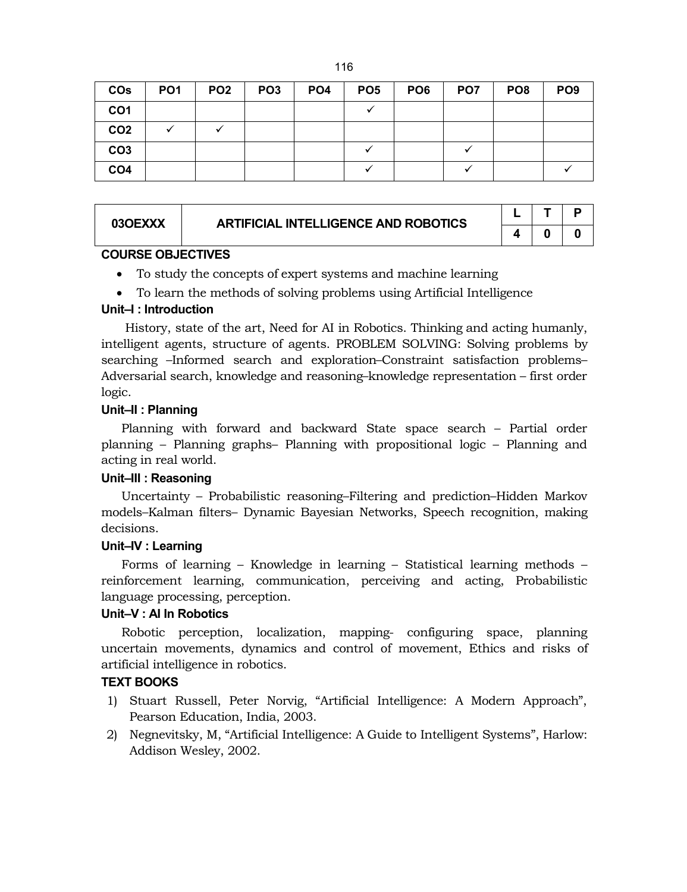| COs | PO1 | PO2 | PO3 | PO4 | PO5 | PO6 | PO7 | PO8 | PO9 |
|---|---|---|---|---|---|---|---|---|---|
| CO1 | | | | | ✓ | | | | |
| CO2 | ✓ | ✓ | | | | | | | |
| CO3 | | | | | ✓ | | ✓ | | |
| CO4 | | | | | ✓ | | ✓ | | ✓ |

| 03OEXXX | ARTIFICIAL INTELLIGENCE AND ROBOTICS | L | T | P |
|---|---|---|---|---|
| | | 4 | 0 | 0 |

**COURSE OBJECTIVES**

- To study the concepts of expert systems and machine learning
- To learn the methods of solving problems using Artificial Intelligence

**Unit–I : Introduction**

History, state of the art, Need for AI in Robotics. Thinking and acting humanly, intelligent agents, structure of agents. PROBLEM SOLVING: Solving problems by searching –Informed search and exploration–Constraint satisfaction problems–Adversarial search, knowledge and reasoning–knowledge representation – first order logic.

**Unit–II : Planning**

Planning with forward and backward State space search – Partial order planning – Planning graphs– Planning with propositional logic – Planning and acting in real world.

**Unit–III : Reasoning**

Uncertainty – Probabilistic reasoning–Filtering and prediction–Hidden Markov models–Kalman filters– Dynamic Bayesian Networks, Speech recognition, making decisions.

**Unit–IV : Learning**

Forms of learning – Knowledge in learning – Statistical learning methods – reinforcement learning, communication, perceiving and acting, Probabilistic language processing, perception.

**Unit–V : AI In Robotics**

Robotic perception, localization, mapping- configuring space, planning uncertain movements, dynamics and control of movement, Ethics and risks of artificial intelligence in robotics.

**TEXT BOOKS**

1) Stuart Russell, Peter Norvig, "Artificial Intelligence: A Modern Approach", Pearson Education, India, 2003.
2) Negnevitsky, M, "Artificial Intelligence: A Guide to Intelligent Systems", Harlow: Addison Wesley, 2002.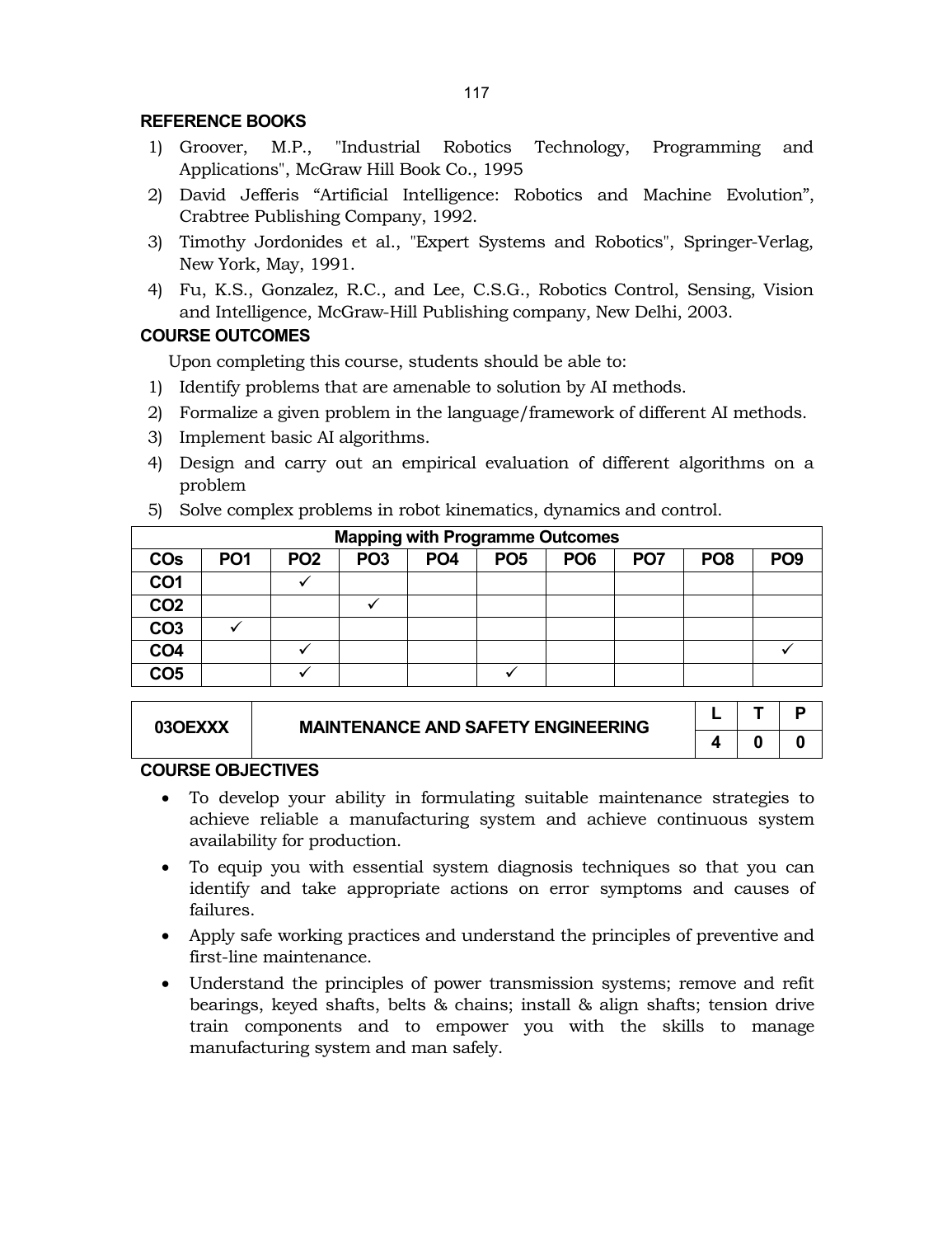## REFERENCE BOOKS

1) Groover, M.P., "Industrial Robotics Technology, Programming and Applications", McGraw Hill Book Co., 1995
2) David Jefferis "Artificial Intelligence: Robotics and Machine Evolution", Crabtree Publishing Company, 1992.
3) Timothy Jordonides et al., "Expert Systems and Robotics", Springer-Verlag, New York, May, 1991.
4) Fu, K.S., Gonzalez, R.C., and Lee, C.S.G., Robotics Control, Sensing, Vision and Intelligence, McGraw-Hill Publishing company, New Delhi, 2003.

## COURSE OUTCOMES

Upon completing this course, students should be able to:

1) Identify problems that are amenable to solution by AI methods.
2) Formalize a given problem in the language/framework of different AI methods.
3) Implement basic AI algorithms.
4) Design and carry out an empirical evaluation of different algorithms on a problem
5) Solve complex problems in robot kinematics, dynamics and control.

| Mapping with Programme Outcomes | | | | | | | | | |
|---|---|---|---|---|---|---|---|---|---|
| **COs** | **PO1** | **PO2** | **PO3** | **PO4** | **PO5** | **PO6** | **PO7** | **PO8** | **PO9** |
| **CO1** | | ✓ | | | | | | | |
| **CO2** | | | ✓ | | | | | | |
| **CO3** | ✓ | | | | | | | | |
| **CO4** | | ✓ | | | | | | | ✓ |
| **CO5** | | ✓ | | | ✓ | | | | |

| 03OEXXX | MAINTENANCE AND SAFETY ENGINEERING | L | T | P |
|---|---|---|---|---|
| | | 4 | 0 | 0 |

## COURSE OBJECTIVES

- To develop your ability in formulating suitable maintenance strategies to achieve reliable a manufacturing system and achieve continuous system availability for production.
- To equip you with essential system diagnosis techniques so that you can identify and take appropriate actions on error symptoms and causes of failures.
- Apply safe working practices and understand the principles of preventive and first-line maintenance.
- Understand the principles of power transmission systems; remove and refit bearings, keyed shafts, belts & chains; install & align shafts; tension drive train components and to empower you with the skills to manage manufacturing system and man safely.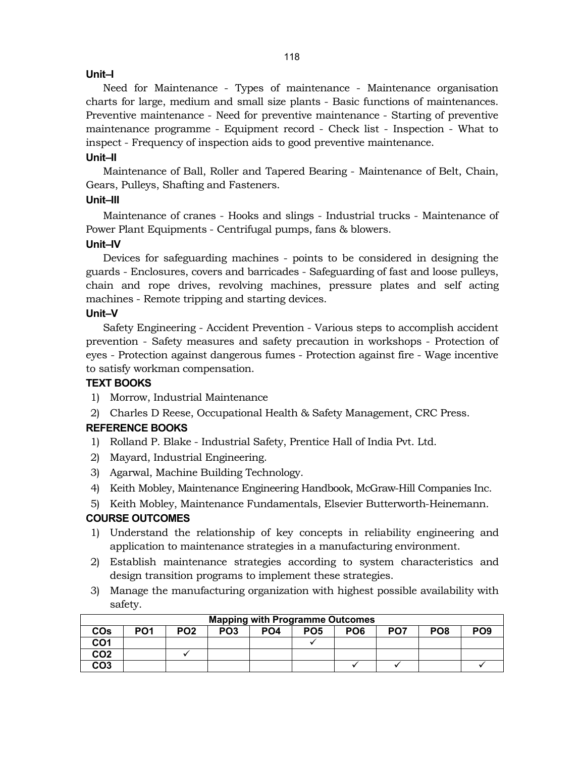### Unit–I

Need for Maintenance - Types of maintenance - Maintenance organisation charts for large, medium and small size plants - Basic functions of maintenances. Preventive maintenance - Need for preventive maintenance - Starting of preventive maintenance programme - Equipment record - Check list - Inspection - What to inspect - Frequency of inspection aids to good preventive maintenance.

### Unit–II

Maintenance of Ball, Roller and Tapered Bearing - Maintenance of Belt, Chain, Gears, Pulleys, Shafting and Fasteners.

### Unit–III

Maintenance of cranes - Hooks and slings - Industrial trucks - Maintenance of Power Plant Equipments - Centrifugal pumps, fans & blowers.

### Unit–IV

Devices for safeguarding machines - points to be considered in designing the guards - Enclosures, covers and barricades - Safeguarding of fast and loose pulleys, chain and rope drives, revolving machines, pressure plates and self acting machines - Remote tripping and starting devices.

### Unit–V

Safety Engineering - Accident Prevention - Various steps to accomplish accident prevention - Safety measures and safety precaution in workshops - Protection of eyes - Protection against dangerous fumes - Protection against fire - Wage incentive to satisfy workman compensation.

### TEXT BOOKS

1) Morrow, Industrial Maintenance
2) Charles D Reese, Occupational Health & Safety Management, CRC Press.

### REFERENCE BOOKS

1) Rolland P. Blake - Industrial Safety, Prentice Hall of India Pvt. Ltd.
2) Mayard, Industrial Engineering.
3) Agarwal, Machine Building Technology.
4) Keith Mobley, Maintenance Engineering Handbook, McGraw-Hill Companies Inc.
5) Keith Mobley, Maintenance Fundamentals, Elsevier Butterworth-Heinemann.

### COURSE OUTCOMES

1) Understand the relationship of key concepts in reliability engineering and application to maintenance strategies in a manufacturing environment.
2) Establish maintenance strategies according to system characteristics and design transition programs to implement these strategies.
3) Manage the manufacturing organization with highest possible availability with safety.

| Mapping with Programme Outcomes | | | | | | | | | |
|---|---|---|---|---|---|---|---|---|---|
| COs | PO1 | PO2 | PO3 | PO4 | PO5 | PO6 | PO7 | PO8 | PO9 |
| CO1 | | | | | ✓ | | | | |
| CO2 | | ✓ | | | | | | | |
| CO3 | | | | | | ✓ | ✓ | | ✓ |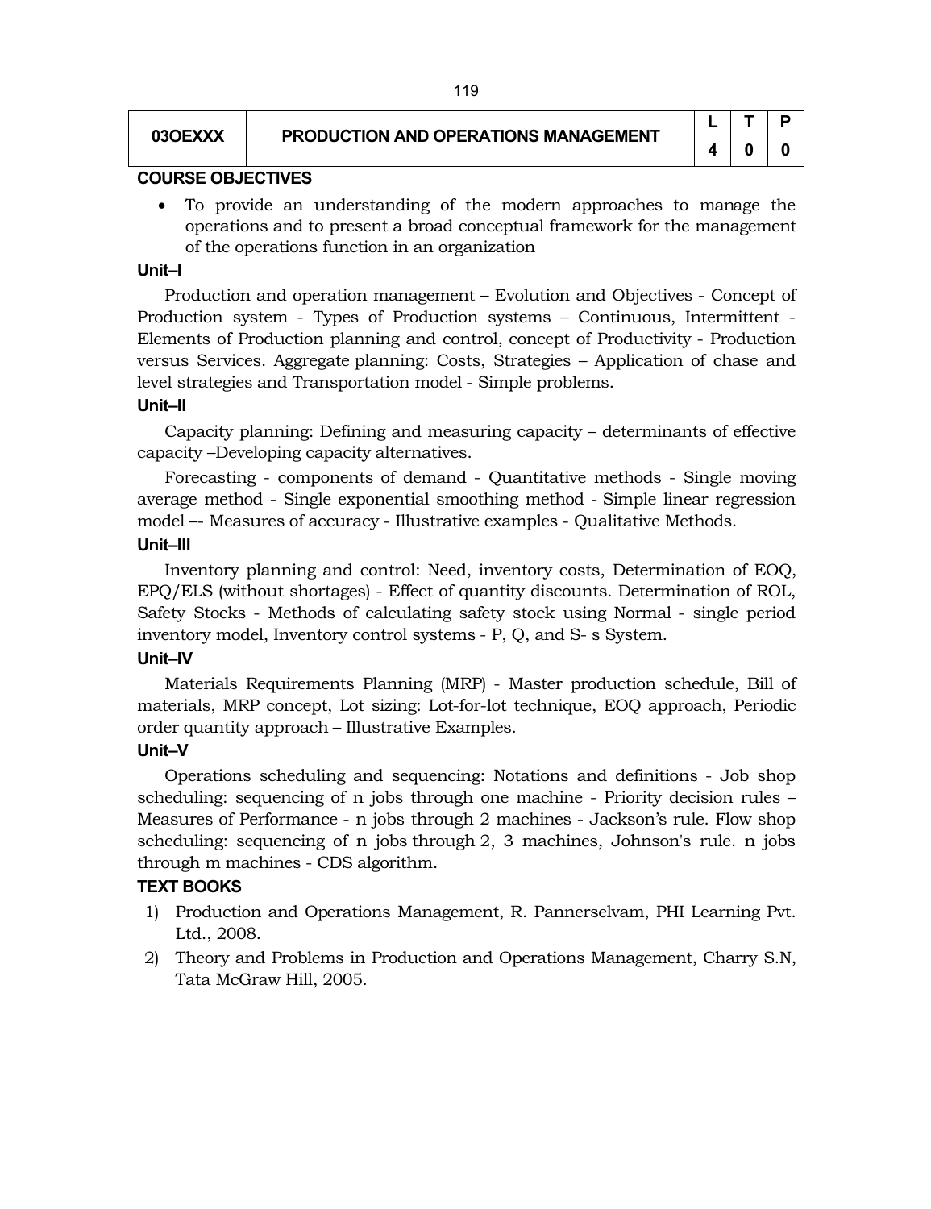| 03OEXXX | PRODUCTION AND OPERATIONS MANAGEMENT | L | T | P |
|---|---|---|---|---|
| | | 4 | 0 | 0 |

**COURSE OBJECTIVES**

- To provide an understanding of the modern approaches to manage the operations and to present a broad conceptual framework for the management of the operations function in an organization

**Unit–I**

Production and operation management – Evolution and Objectives - Concept of Production system - Types of Production systems – Continuous, Intermittent - Elements of Production planning and control, concept of Productivity - Production versus Services. Aggregate planning: Costs, Strategies – Application of chase and level strategies and Transportation model - Simple problems.

**Unit–II**

Capacity planning: Defining and measuring capacity – determinants of effective capacity –Developing capacity alternatives.

Forecasting - components of demand - Quantitative methods - Single moving average method - Single exponential smoothing method - Simple linear regression model –- Measures of accuracy - Illustrative examples - Qualitative Methods.

**Unit–III**

Inventory planning and control: Need, inventory costs, Determination of EOQ, EPQ/ELS (without shortages) - Effect of quantity discounts. Determination of ROL, Safety Stocks - Methods of calculating safety stock using Normal - single period inventory model, Inventory control systems - P, Q, and S- s System.

**Unit–IV**

Materials Requirements Planning (MRP) - Master production schedule, Bill of materials, MRP concept, Lot sizing: Lot-for-lot technique, EOQ approach, Periodic order quantity approach – Illustrative Examples.

**Unit–V**

Operations scheduling and sequencing: Notations and definitions - Job shop scheduling: sequencing of n jobs through one machine - Priority decision rules – Measures of Performance - n jobs through 2 machines - Jackson's rule. Flow shop scheduling: sequencing of n jobs through 2, 3 machines, Johnson's rule. n jobs through m machines - CDS algorithm.

**TEXT BOOKS**

1) Production and Operations Management, R. Pannerselvam, PHI Learning Pvt. Ltd., 2008.
2) Theory and Problems in Production and Operations Management, Charry S.N, Tata McGraw Hill, 2005.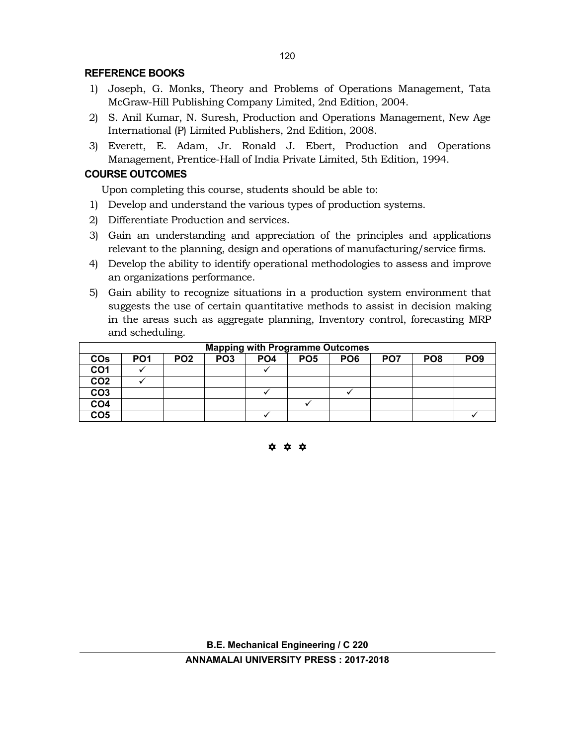## REFERENCE BOOKS

1) Joseph, G. Monks, Theory and Problems of Operations Management, Tata McGraw-Hill Publishing Company Limited, 2nd Edition, 2004.
2) S. Anil Kumar, N. Suresh, Production and Operations Management, New Age International (P) Limited Publishers, 2nd Edition, 2008.
3) Everett, E. Adam, Jr. Ronald J. Ebert, Production and Operations Management, Prentice-Hall of India Private Limited, 5th Edition, 1994.

## COURSE OUTCOMES

Upon completing this course, students should be able to:

1) Develop and understand the various types of production systems.
2) Differentiate Production and services.
3) Gain an understanding and appreciation of the principles and applications relevant to the planning, design and operations of manufacturing/service firms.
4) Develop the ability to identify operational methodologies to assess and improve an organizations performance.
5) Gain ability to recognize situations in a production system environment that suggests the use of certain quantitative methods to assist in decision making in the areas such as aggregate planning, Inventory control, forecasting MRP and scheduling.

| Mapping with Programme Outcomes | | | | | | | | | |
|---|---|---|---|---|---|---|---|---|---|
| **COs** | **PO1** | **PO2** | **PO3** | **PO4** | **PO5** | **PO6** | **PO7** | **PO8** | **PO9** |
| **CO1** | ✓ | | | ✓ | | | | | |
| **CO2** | ✓ | | | | | | | | |
| **CO3** | | | | ✓ | | ✓ | | | |
| **CO4** | | | | | ✓ | | | | |
| **CO5** | | | | ✓ | | | | | ✓ |

✡ ✡ ✡

B.E. Mechanical Engineering / C 220